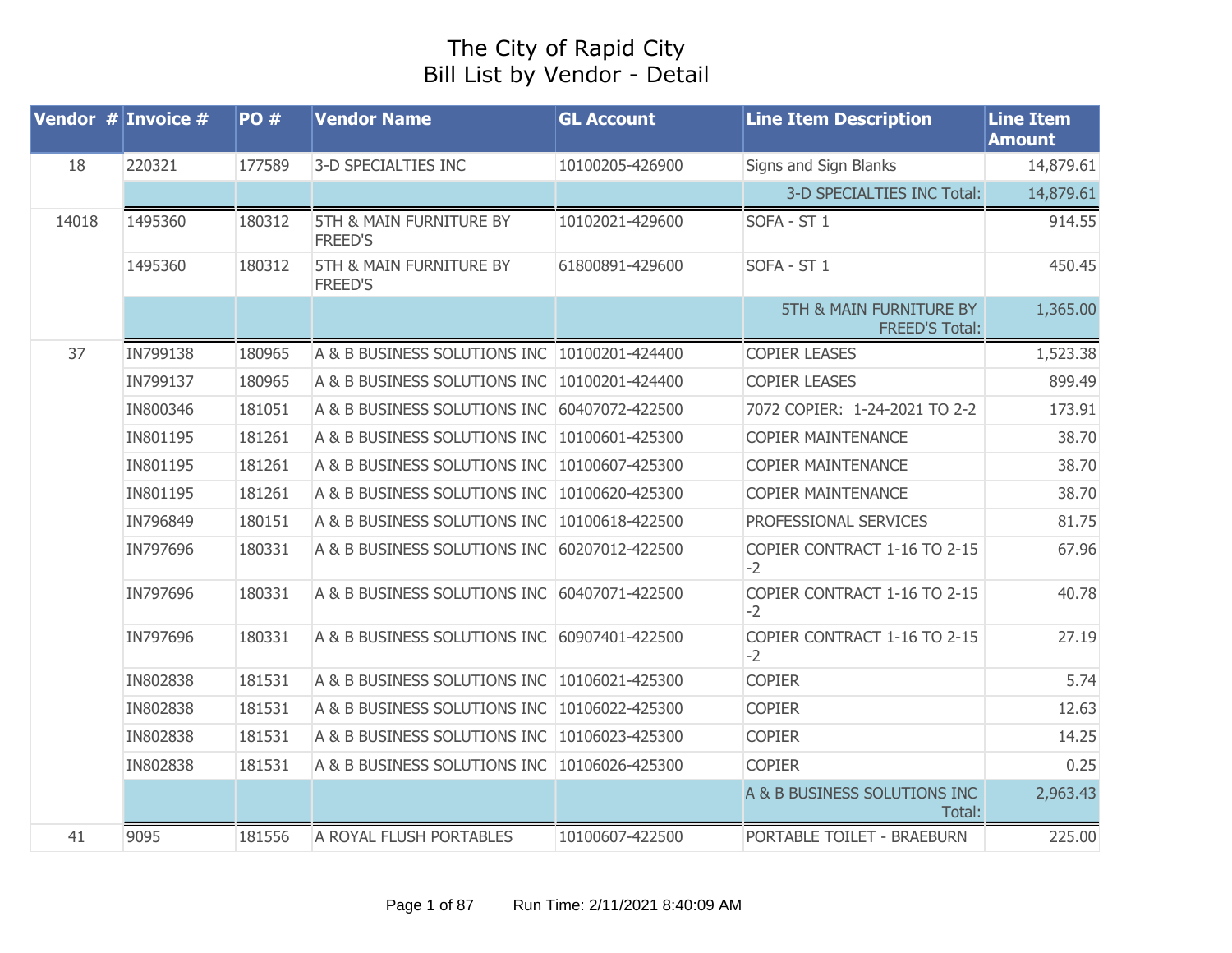# The City of Rapid City
## Bill List by Vendor - Detail

| Vendor # | Invoice # | PO # | Vendor Name | GL Account | Line Item Description | Line Item Amount |
|---|---|---|---|---|---|---|
| 18 | 220321 | 177589 | 3-D SPECIALTIES INC | 10100205-426900 | Signs and Sign Blanks | 14,879.61 |
| | | | | | 3-D SPECIALTIES INC Total: | 14,879.61 |
| 14018 | 1495360 | 180312 | 5TH & MAIN FURNITURE BY FREED'S | 10102021-429600 | SOFA - ST 1 | 914.55 |
| | 1495360 | 180312 | 5TH & MAIN FURNITURE BY FREED'S | 61800891-429600 | SOFA - ST 1 | 450.45 |
| | | | | | 5TH & MAIN FURNITURE BY FREED'S Total: | 1,365.00 |
| 37 | IN799138 | 180965 | A & B BUSINESS SOLUTIONS INC | 10100201-424400 | COPIER LEASES | 1,523.38 |
| | IN799137 | 180965 | A & B BUSINESS SOLUTIONS INC | 10100201-424400 | COPIER LEASES | 899.49 |
| | IN800346 | 181051 | A & B BUSINESS SOLUTIONS INC | 60407072-422500 | 7072 COPIER: 1-24-2021 TO 2-2 | 173.91 |
| | IN801195 | 181261 | A & B BUSINESS SOLUTIONS INC | 10100601-425300 | COPIER MAINTENANCE | 38.70 |
| | IN801195 | 181261 | A & B BUSINESS SOLUTIONS INC | 10100607-425300 | COPIER MAINTENANCE | 38.70 |
| | IN801195 | 181261 | A & B BUSINESS SOLUTIONS INC | 10100620-425300 | COPIER MAINTENANCE | 38.70 |
| | IN796849 | 180151 | A & B BUSINESS SOLUTIONS INC | 10100618-422500 | PROFESSIONAL SERVICES | 81.75 |
| | IN797696 | 180331 | A & B BUSINESS SOLUTIONS INC | 60207012-422500 | COPIER CONTRACT 1-16 TO 2-15 -2 | 67.96 |
| | IN797696 | 180331 | A & B BUSINESS SOLUTIONS INC | 60407071-422500 | COPIER CONTRACT 1-16 TO 2-15 -2 | 40.78 |
| | IN797696 | 180331 | A & B BUSINESS SOLUTIONS INC | 60907401-422500 | COPIER CONTRACT 1-16 TO 2-15 -2 | 27.19 |
| | IN802838 | 181531 | A & B BUSINESS SOLUTIONS INC | 10106021-425300 | COPIER | 5.74 |
| | IN802838 | 181531 | A & B BUSINESS SOLUTIONS INC | 10106022-425300 | COPIER | 12.63 |
| | IN802838 | 181531 | A & B BUSINESS SOLUTIONS INC | 10106023-425300 | COPIER | 14.25 |
| | IN802838 | 181531 | A & B BUSINESS SOLUTIONS INC | 10106026-425300 | COPIER | 0.25 |
| | | | | | A & B BUSINESS SOLUTIONS INC Total: | 2,963.43 |
| 41 | 9095 | 181556 | A ROYAL FLUSH PORTABLES | 10100607-422500 | PORTABLE TOILET - BRAEBURN | 225.00 |

Run Time: 2/11/2021 8:40:09 AM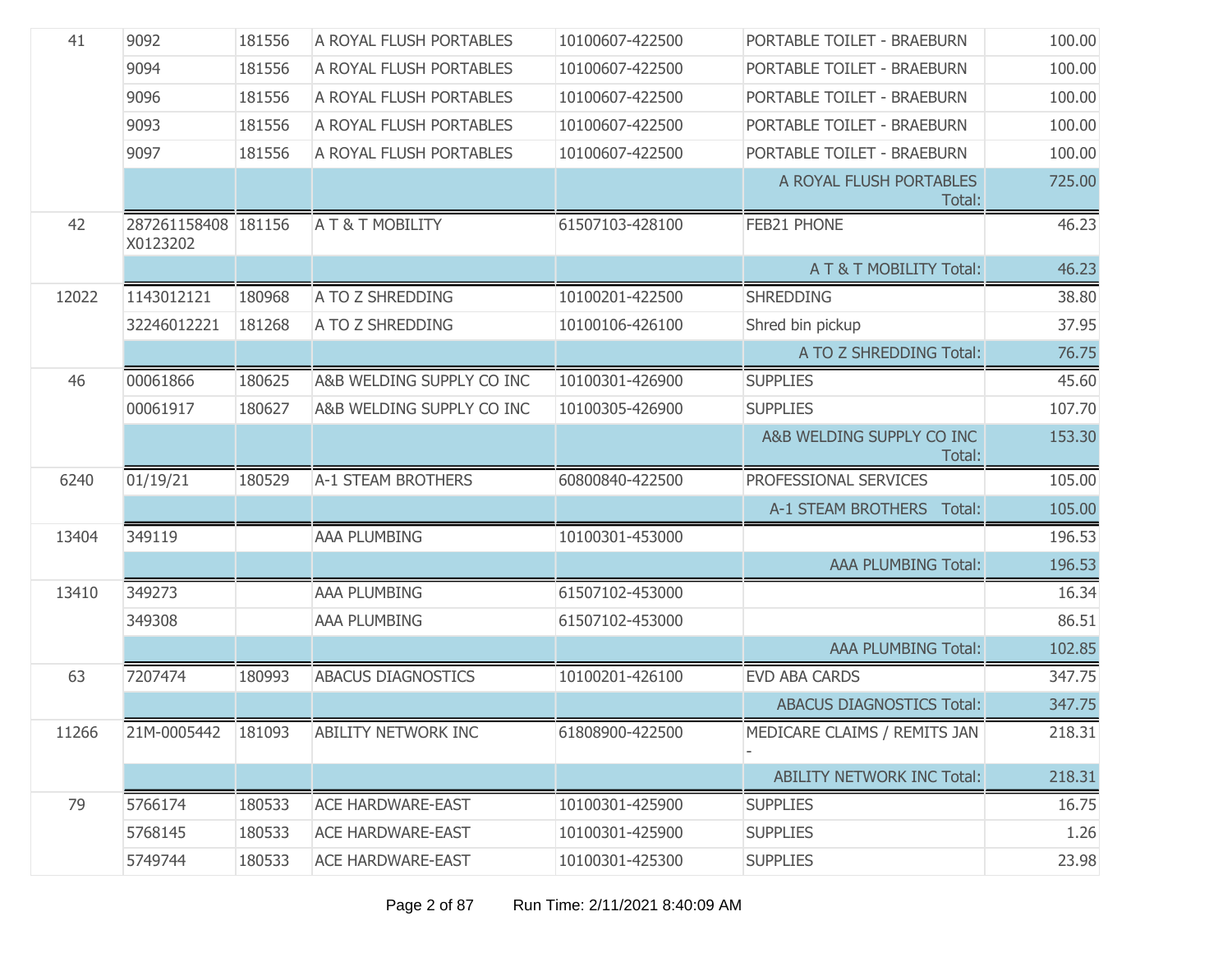| | | | | | | |
|---|---|---|---|---|---|---|
| 41 | 9092 | 181556 | A ROYAL FLUSH PORTABLES | 10100607-422500 | PORTABLE TOILET - BRAEBURN | 100.00 |
| | 9094 | 181556 | A ROYAL FLUSH PORTABLES | 10100607-422500 | PORTABLE TOILET - BRAEBURN | 100.00 |
| | 9096 | 181556 | A ROYAL FLUSH PORTABLES | 10100607-422500 | PORTABLE TOILET - BRAEBURN | 100.00 |
| | 9093 | 181556 | A ROYAL FLUSH PORTABLES | 10100607-422500 | PORTABLE TOILET - BRAEBURN | 100.00 |
| | 9097 | 181556 | A ROYAL FLUSH PORTABLES | 10100607-422500 | PORTABLE TOILET - BRAEBURN | 100.00 |
| | | | | | A ROYAL FLUSH PORTABLES Total: | 725.00 |
| 42 | 287261158408 X0123202 | 181156 | A T & T MOBILITY | 61507103-428100 | FEB21 PHONE | 46.23 |
| | | | | | A T & T MOBILITY Total: | 46.23 |
| 12022 | 1143012121 | 180968 | A TO Z SHREDDING | 10100201-422500 | SHREDDING | 38.80 |
| | 32246012221 | 181268 | A TO Z SHREDDING | 10100106-426100 | Shred bin pickup | 37.95 |
| | | | | | A TO Z SHREDDING Total: | 76.75 |
| 46 | 00061866 | 180625 | A&B WELDING SUPPLY CO INC | 10100301-426900 | SUPPLIES | 45.60 |
| | 00061917 | 180627 | A&B WELDING SUPPLY CO INC | 10100305-426900 | SUPPLIES | 107.70 |
| | | | | | A&B WELDING SUPPLY CO INC Total: | 153.30 |
| 6240 | 01/19/21 | 180529 | A-1 STEAM BROTHERS | 60800840-422500 | PROFESSIONAL SERVICES | 105.00 |
| | | | | | A-1 STEAM BROTHERS Total: | 105.00 |
| 13404 | 349119 | | AAA PLUMBING | 10100301-453000 | | 196.53 |
| | | | | | AAA PLUMBING Total: | 196.53 |
| 13410 | 349273 | | AAA PLUMBING | 61507102-453000 | | 16.34 |
| | 349308 | | AAA PLUMBING | 61507102-453000 | | 86.51 |
| | | | | | AAA PLUMBING Total: | 102.85 |
| 63 | 7207474 | 180993 | ABACUS DIAGNOSTICS | 10100201-426100 | EVD ABA CARDS | 347.75 |
| | | | | | ABACUS DIAGNOSTICS Total: | 347.75 |
| 11266 | 21M-0005442 | 181093 | ABILITY NETWORK INC | 61808900-422500 | MEDICARE CLAIMS / REMITS JAN - | 218.31 |
| | | | | | ABILITY NETWORK INC Total: | 218.31 |
| 79 | 5766174 | 180533 | ACE HARDWARE-EAST | 10100301-425900 | SUPPLIES | 16.75 |
| | 5768145 | 180533 | ACE HARDWARE-EAST | 10100301-425900 | SUPPLIES | 1.26 |
| | 5749744 | 180533 | ACE HARDWARE-EAST | 10100301-425300 | SUPPLIES | 23.98 |

Run Time: 2/11/2021 8:40:09 AM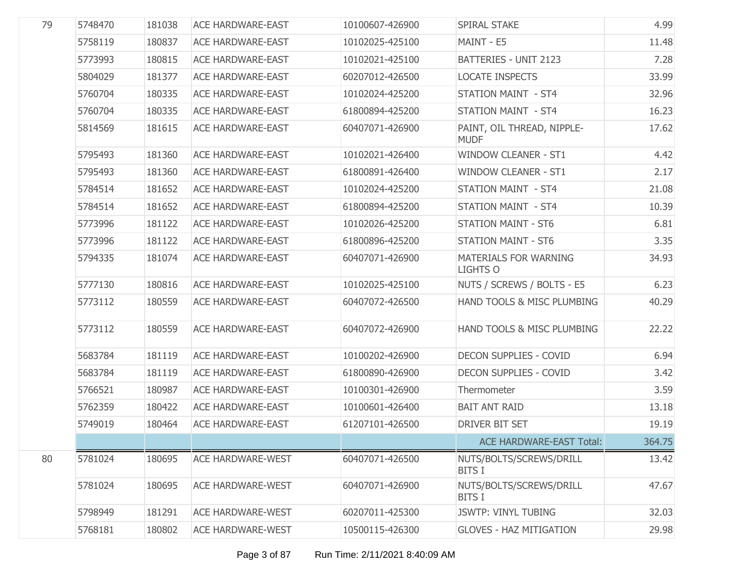| | | | | | | |
|---|---|---|---|---|---|---|
| 79 | 5748470 | 181038 | ACE HARDWARE-EAST | 10100607-426900 | SPIRAL STAKE | 4.99 |
| | 5758119 | 180837 | ACE HARDWARE-EAST | 10102025-425100 | MAINT - E5 | 11.48 |
| | 5773993 | 180815 | ACE HARDWARE-EAST | 10102021-425100 | BATTERIES - UNIT 2123 | 7.28 |
| | 5804029 | 181377 | ACE HARDWARE-EAST | 60207012-426500 | LOCATE INSPECTS | 33.99 |
| | 5760704 | 180335 | ACE HARDWARE-EAST | 10102024-425200 | STATION MAINT - ST4 | 32.96 |
| | 5760704 | 180335 | ACE HARDWARE-EAST | 61800894-425200 | STATION MAINT - ST4 | 16.23 |
| | 5814569 | 181615 | ACE HARDWARE-EAST | 60407071-426900 | PAINT, OIL THREAD, NIPPLE-MUDF | 17.62 |
| | 5795493 | 181360 | ACE HARDWARE-EAST | 10102021-426400 | WINDOW CLEANER - ST1 | 4.42 |
| | 5795493 | 181360 | ACE HARDWARE-EAST | 61800891-426400 | WINDOW CLEANER - ST1 | 2.17 |
| | 5784514 | 181652 | ACE HARDWARE-EAST | 10102024-425200 | STATION MAINT - ST4 | 21.08 |
| | 5784514 | 181652 | ACE HARDWARE-EAST | 61800894-425200 | STATION MAINT - ST4 | 10.39 |
| | 5773996 | 181122 | ACE HARDWARE-EAST | 10102026-425200 | STATION MAINT - ST6 | 6.81 |
| | 5773996 | 181122 | ACE HARDWARE-EAST | 61800896-425200 | STATION MAINT - ST6 | 3.35 |
| | 5794335 | 181074 | ACE HARDWARE-EAST | 60407071-426900 | MATERIALS FOR WARNING LIGHTS O | 34.93 |
| | 5777130 | 180816 | ACE HARDWARE-EAST | 10102025-425100 | NUTS / SCREWS / BOLTS - E5 | 6.23 |
| | 5773112 | 180559 | ACE HARDWARE-EAST | 60407072-426500 | HAND TOOLS & MISC PLUMBING | 40.29 |
| | 5773112 | 180559 | ACE HARDWARE-EAST | 60407072-426900 | HAND TOOLS & MISC PLUMBING | 22.22 |
| | 5683784 | 181119 | ACE HARDWARE-EAST | 10100202-426900 | DECON SUPPLIES - COVID | 6.94 |
| | 5683784 | 181119 | ACE HARDWARE-EAST | 61800890-426900 | DECON SUPPLIES - COVID | 3.42 |
| | 5766521 | 180987 | ACE HARDWARE-EAST | 10100301-426900 | Thermometer | 3.59 |
| | 5762359 | 180422 | ACE HARDWARE-EAST | 10100601-426400 | BAIT ANT RAID | 13.18 |
| | 5749019 | 180464 | ACE HARDWARE-EAST | 61207101-426500 | DRIVER BIT SET | 19.19 |
| | | | | | ACE HARDWARE-EAST Total: | 364.75 |
| 80 | 5781024 | 180695 | ACE HARDWARE-WEST | 60407071-426500 | NUTS/BOLTS/SCREWS/DRILL BITS I | 13.42 |
| | 5781024 | 180695 | ACE HARDWARE-WEST | 60407071-426900 | NUTS/BOLTS/SCREWS/DRILL BITS I | 47.67 |
| | 5798949 | 181291 | ACE HARDWARE-WEST | 60207011-425300 | JSWTP: VINYL TUBING | 32.03 |
| | 5768181 | 180802 | ACE HARDWARE-WEST | 10500115-426300 | GLOVES - HAZ MITIGATION | 29.98 |

Run Time: 2/11/2021 8:40:09 AM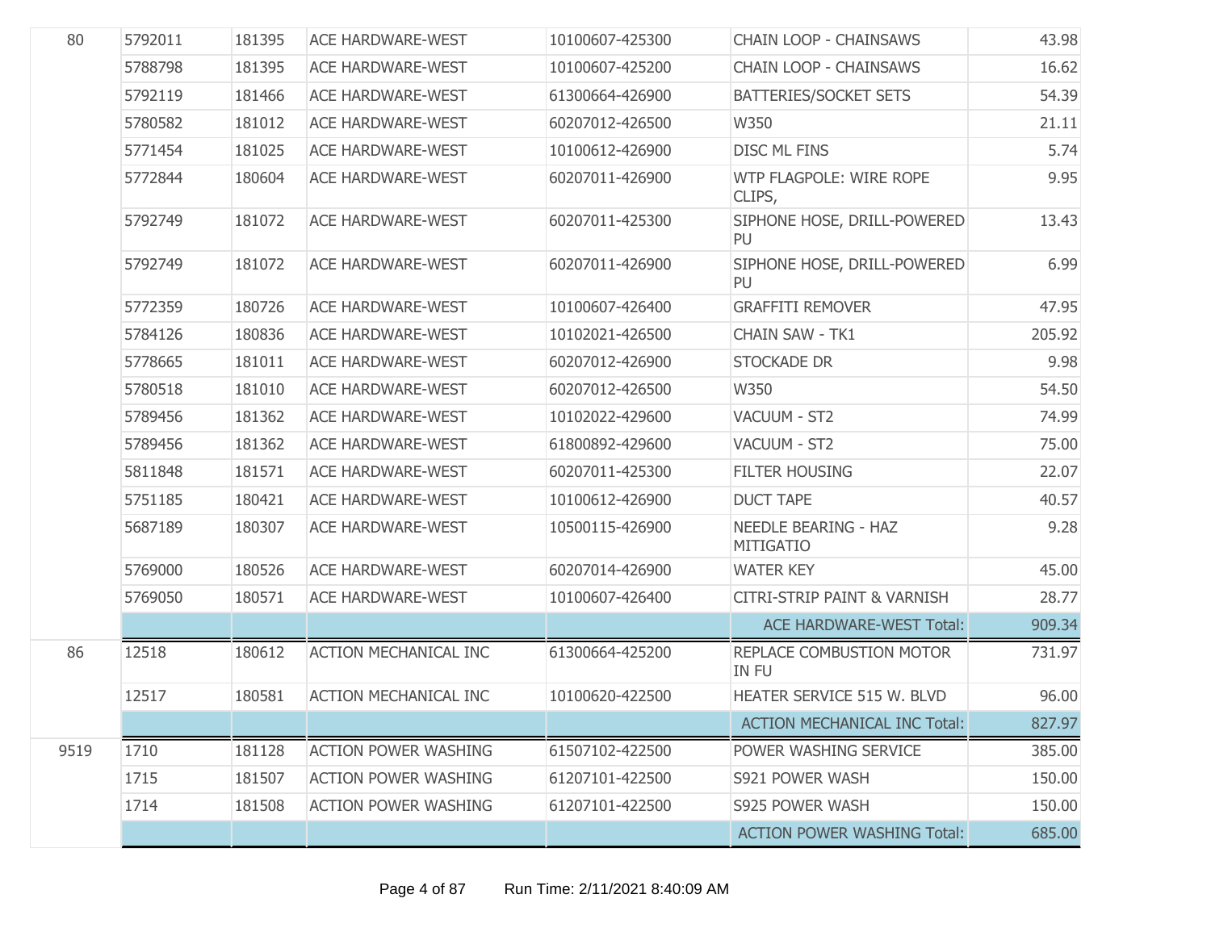| | | | | | | |
|---|---|---|---|---|---|---|
| 80 | 5792011 | 181395 | ACE HARDWARE-WEST | 10100607-425300 | CHAIN LOOP - CHAINSAWS | 43.98 |
| | 5788798 | 181395 | ACE HARDWARE-WEST | 10100607-425200 | CHAIN LOOP - CHAINSAWS | 16.62 |
| | 5792119 | 181466 | ACE HARDWARE-WEST | 61300664-426900 | BATTERIES/SOCKET SETS | 54.39 |
| | 5780582 | 181012 | ACE HARDWARE-WEST | 60207012-426500 | W350 | 21.11 |
| | 5771454 | 181025 | ACE HARDWARE-WEST | 10100612-426900 | DISC ML FINS | 5.74 |
| | 5772844 | 180604 | ACE HARDWARE-WEST | 60207011-426900 | WTP FLAGPOLE: WIRE ROPE CLIPS, | 9.95 |
| | 5792749 | 181072 | ACE HARDWARE-WEST | 60207011-425300 | SIPHONE HOSE, DRILL-POWERED PU | 13.43 |
| | 5792749 | 181072 | ACE HARDWARE-WEST | 60207011-426900 | SIPHONE HOSE, DRILL-POWERED PU | 6.99 |
| | 5772359 | 180726 | ACE HARDWARE-WEST | 10100607-426400 | GRAFFITI REMOVER | 47.95 |
| | 5784126 | 180836 | ACE HARDWARE-WEST | 10102021-426500 | CHAIN SAW - TK1 | 205.92 |
| | 5778665 | 181011 | ACE HARDWARE-WEST | 60207012-426900 | STOCKADE DR | 9.98 |
| | 5780518 | 181010 | ACE HARDWARE-WEST | 60207012-426500 | W350 | 54.50 |
| | 5789456 | 181362 | ACE HARDWARE-WEST | 10102022-429600 | VACUUM - ST2 | 74.99 |
| | 5789456 | 181362 | ACE HARDWARE-WEST | 61800892-429600 | VACUUM - ST2 | 75.00 |
| | 5811848 | 181571 | ACE HARDWARE-WEST | 60207011-425300 | FILTER HOUSING | 22.07 |
| | 5751185 | 180421 | ACE HARDWARE-WEST | 10100612-426900 | DUCT TAPE | 40.57 |
| | 5687189 | 180307 | ACE HARDWARE-WEST | 10500115-426900 | NEEDLE BEARING - HAZ MITIGATIO | 9.28 |
| | 5769000 | 180526 | ACE HARDWARE-WEST | 60207014-426900 | WATER KEY | 45.00 |
| | 5769050 | 180571 | ACE HARDWARE-WEST | 10100607-426400 | CITRI-STRIP PAINT & VARNISH | 28.77 |
| | | | | | ACE HARDWARE-WEST Total: | 909.34 |
| 86 | 12518 | 180612 | ACTION MECHANICAL INC | 61300664-425200 | REPLACE COMBUSTION MOTOR IN FU | 731.97 |
| | 12517 | 180581 | ACTION MECHANICAL INC | 10100620-422500 | HEATER SERVICE 515 W. BLVD | 96.00 |
| | | | | | ACTION MECHANICAL INC Total: | 827.97 |
| 9519 | 1710 | 181128 | ACTION POWER WASHING | 61507102-422500 | POWER WASHING SERVICE | 385.00 |
| | 1715 | 181507 | ACTION POWER WASHING | 61207101-422500 | S921 POWER WASH | 150.00 |
| | 1714 | 181508 | ACTION POWER WASHING | 61207101-422500 | S925 POWER WASH | 150.00 |
| | | | | | ACTION POWER WASHING Total: | 685.00 |

Run Time: 2/11/2021 8:40:09 AM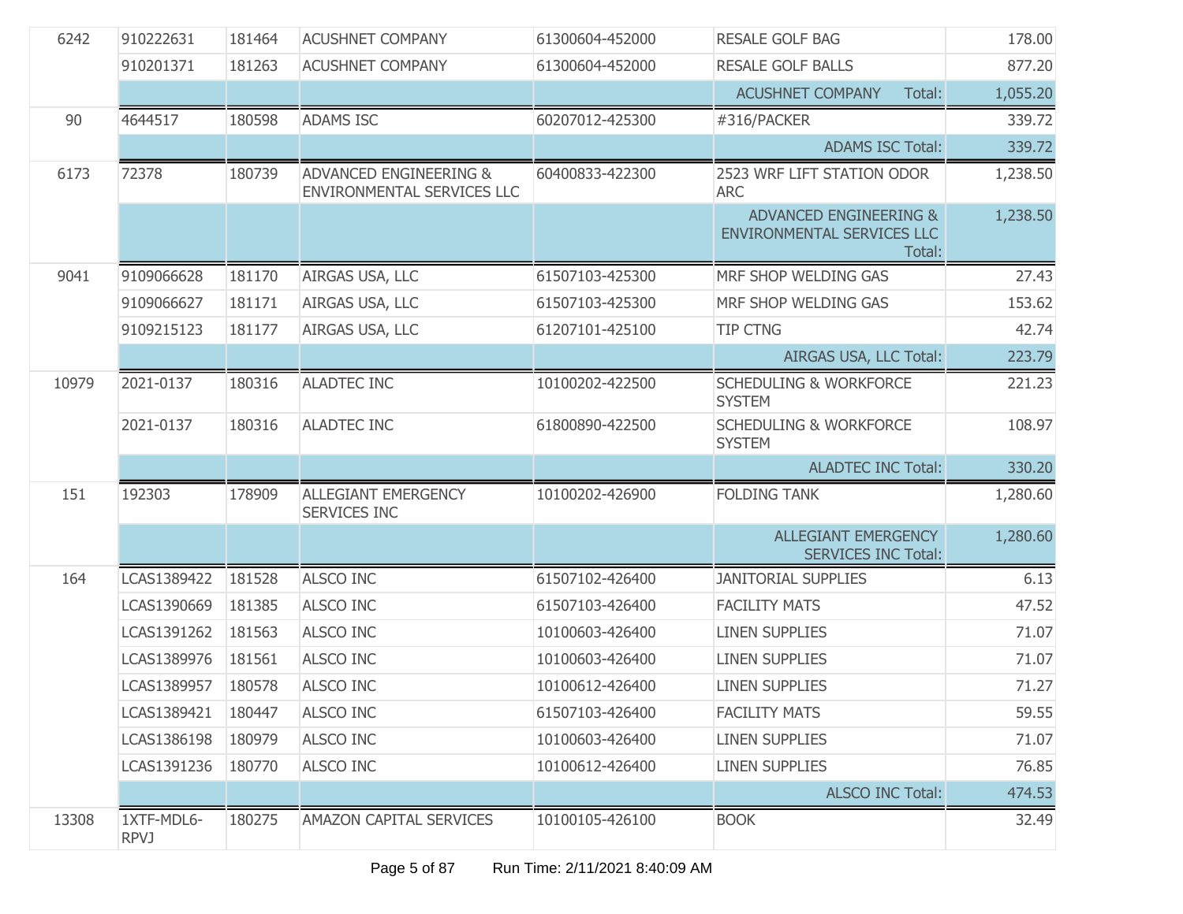| | | | | | | |
|---|---|---|---|---|---|---|
| 6242 | 910222631 | 181464 | ACUSHNET COMPANY | 61300604-452000 | RESALE GOLF BAG | 178.00 |
| | 910201371 | 181263 | ACUSHNET COMPANY | 61300604-452000 | RESALE GOLF BALLS | 877.20 |
| | | | | | ACUSHNET COMPANY Total: | 1,055.20 |
| 90 | 4644517 | 180598 | ADAMS ISC | 60207012-425300 | #316/PACKER | 339.72 |
| | | | | | ADAMS ISC Total: | 339.72 |
| 6173 | 72378 | 180739 | ADVANCED ENGINEERING & ENVIRONMENTAL SERVICES LLC | 60400833-422300 | 2523 WRF LIFT STATION ODOR ARC | 1,238.50 |
| | | | | | ADVANCED ENGINEERING & ENVIRONMENTAL SERVICES LLC Total: | 1,238.50 |
| 9041 | 9109066628 | 181170 | AIRGAS USA, LLC | 61507103-425300 | MRF SHOP WELDING GAS | 27.43 |
| | 9109066627 | 181171 | AIRGAS USA, LLC | 61507103-425300 | MRF SHOP WELDING GAS | 153.62 |
| | 9109215123 | 181177 | AIRGAS USA, LLC | 61207101-425100 | TIP CTNG | 42.74 |
| | | | | | AIRGAS USA, LLC Total: | 223.79 |
| 10979 | 2021-0137 | 180316 | ALADTEC INC | 10100202-422500 | SCHEDULING & WORKFORCE SYSTEM | 221.23 |
| | 2021-0137 | 180316 | ALADTEC INC | 61800890-422500 | SCHEDULING & WORKFORCE SYSTEM | 108.97 |
| | | | | | ALADTEC INC Total: | 330.20 |
| 151 | 192303 | 178909 | ALLEGIANT EMERGENCY SERVICES INC | 10100202-426900 | FOLDING TANK | 1,280.60 |
| | | | | | ALLEGIANT EMERGENCY SERVICES INC Total: | 1,280.60 |
| 164 | LCAS1389422 | 181528 | ALSCO INC | 61507102-426400 | JANITORIAL SUPPLIES | 6.13 |
| | LCAS1390669 | 181385 | ALSCO INC | 61507103-426400 | FACILITY MATS | 47.52 |
| | LCAS1391262 | 181563 | ALSCO INC | 10100603-426400 | LINEN SUPPLIES | 71.07 |
| | LCAS1389976 | 181561 | ALSCO INC | 10100603-426400 | LINEN SUPPLIES | 71.07 |
| | LCAS1389957 | 180578 | ALSCO INC | 10100612-426400 | LINEN SUPPLIES | 71.27 |
| | LCAS1389421 | 180447 | ALSCO INC | 61507103-426400 | FACILITY MATS | 59.55 |
| | LCAS1386198 | 180979 | ALSCO INC | 10100603-426400 | LINEN SUPPLIES | 71.07 |
| | LCAS1391236 | 180770 | ALSCO INC | 10100612-426400 | LINEN SUPPLIES | 76.85 |
| | | | | | ALSCO INC Total: | 474.53 |
| 13308 | 1XTF-MDL6-RPVJ | 180275 | AMAZON CAPITAL SERVICES | 10100105-426100 | BOOK | 32.49 |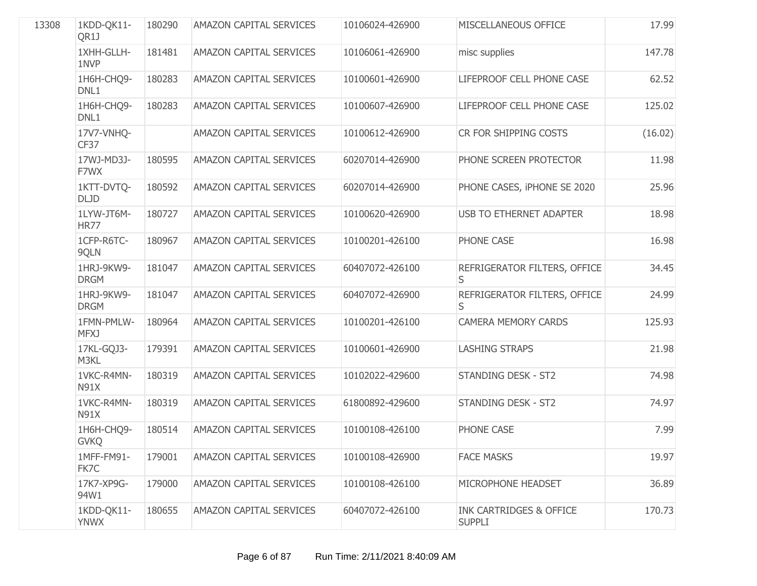| | | | | | | |
|---|---|---|---|---|---|---|
| 13308 | 1KDD-QK11-QR1J | 180290 | AMAZON CAPITAL SERVICES | 10106024-426900 | MISCELLANEOUS OFFICE | 17.99 |
| | 1XHH-GLLH-1NVP | 181481 | AMAZON CAPITAL SERVICES | 10106061-426900 | misc supplies | 147.78 |
| | 1H6H-CHQ9-DNL1 | 180283 | AMAZON CAPITAL SERVICES | 10100601-426900 | LIFEPROOF CELL PHONE CASE | 62.52 |
| | 1H6H-CHQ9-DNL1 | 180283 | AMAZON CAPITAL SERVICES | 10100607-426900 | LIFEPROOF CELL PHONE CASE | 125.02 |
| | 17V7-VNHQ-CF37 | | AMAZON CAPITAL SERVICES | 10100612-426900 | CR FOR SHIPPING COSTS | (16.02) |
| | 17WJ-MD3J-F7WX | 180595 | AMAZON CAPITAL SERVICES | 60207014-426900 | PHONE SCREEN PROTECTOR | 11.98 |
| | 1KTT-DVTQ-DLJD | 180592 | AMAZON CAPITAL SERVICES | 60207014-426900 | PHONE CASES, iPHONE SE 2020 | 25.96 |
| | 1LYW-JT6M-HR77 | 180727 | AMAZON CAPITAL SERVICES | 10100620-426900 | USB TO ETHERNET ADAPTER | 18.98 |
| | 1CFP-R6TC-9QLN | 180967 | AMAZON CAPITAL SERVICES | 10100201-426100 | PHONE CASE | 16.98 |
| | 1HRJ-9KW9-DRGM | 181047 | AMAZON CAPITAL SERVICES | 60407072-426100 | REFRIGERATOR FILTERS, OFFICE S | 34.45 |
| | 1HRJ-9KW9-DRGM | 181047 | AMAZON CAPITAL SERVICES | 60407072-426900 | REFRIGERATOR FILTERS, OFFICE S | 24.99 |
| | 1FMN-PMLW-MFXJ | 180964 | AMAZON CAPITAL SERVICES | 10100201-426100 | CAMERA MEMORY CARDS | 125.93 |
| | 17KL-GQJ3-M3KL | 179391 | AMAZON CAPITAL SERVICES | 10100601-426900 | LASHING STRAPS | 21.98 |
| | 1VKC-R4MN-N91X | 180319 | AMAZON CAPITAL SERVICES | 10102022-429600 | STANDING DESK - ST2 | 74.98 |
| | 1VKC-R4MN-N91X | 180319 | AMAZON CAPITAL SERVICES | 61800892-429600 | STANDING DESK - ST2 | 74.97 |
| | 1H6H-CHQ9-GVKQ | 180514 | AMAZON CAPITAL SERVICES | 10100108-426100 | PHONE CASE | 7.99 |
| | 1MFF-FM91-FK7C | 179001 | AMAZON CAPITAL SERVICES | 10100108-426900 | FACE MASKS | 19.97 |
| | 17K7-XP9G-94W1 | 179000 | AMAZON CAPITAL SERVICES | 10100108-426100 | MICROPHONE HEADSET | 36.89 |
| | 1KDD-QK11-YNWX | 180655 | AMAZON CAPITAL SERVICES | 60407072-426100 | INK CARTRIDGES & OFFICE SUPPLI | 170.73 |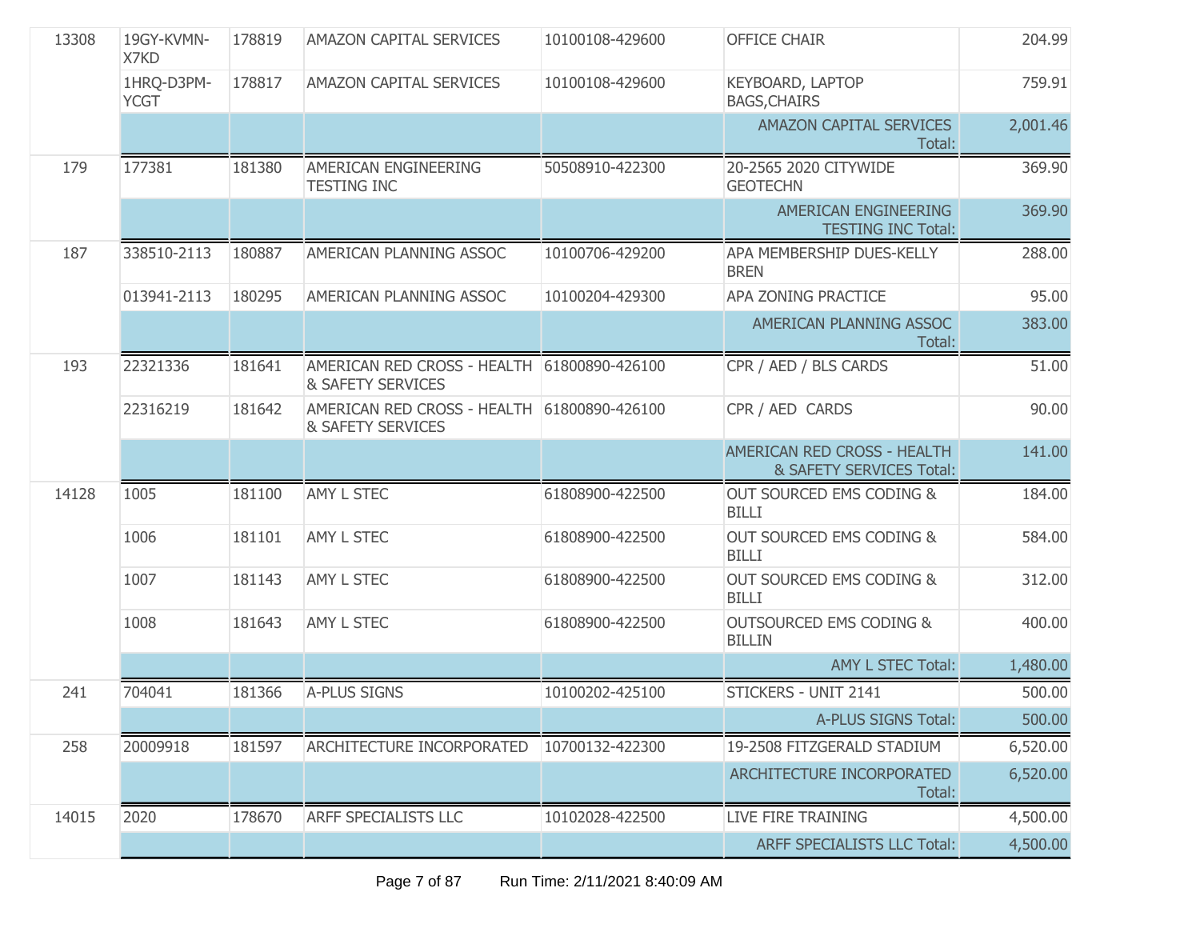| | | | | | | |
|---|---|---|---|---|---|---|
| 13308 | 19GY-KVMN-X7KD | 178819 | AMAZON CAPITAL SERVICES | 10100108-429600 | OFFICE CHAIR | 204.99 |
| | 1HRQ-D3PM-YCGT | 178817 | AMAZON CAPITAL SERVICES | 10100108-429600 | KEYBOARD, LAPTOP BAGS,CHAIRS | 759.91 |
| | | | | | AMAZON CAPITAL SERVICES Total: | 2,001.46 |
| 179 | 177381 | 181380 | AMERICAN ENGINEERING TESTING INC | 50508910-422300 | 20-2565 2020 CITYWIDE GEOTECHN | 369.90 |
| | | | | | AMERICAN ENGINEERING TESTING INC Total: | 369.90 |
| 187 | 338510-2113 | 180887 | AMERICAN PLANNING ASSOC | 10100706-429200 | APA MEMBERSHIP DUES-KELLY BREN | 288.00 |
| | 013941-2113 | 180295 | AMERICAN PLANNING ASSOC | 10100204-429300 | APA ZONING PRACTICE | 95.00 |
| | | | | | AMERICAN PLANNING ASSOC Total: | 383.00 |
| 193 | 22321336 | 181641 | AMERICAN RED CROSS - HEALTH & SAFETY SERVICES | 61800890-426100 | CPR / AED / BLS CARDS | 51.00 |
| | 22316219 | 181642 | AMERICAN RED CROSS - HEALTH & SAFETY SERVICES | 61800890-426100 | CPR / AED CARDS | 90.00 |
| | | | | | AMERICAN RED CROSS - HEALTH & SAFETY SERVICES Total: | 141.00 |
| 14128 | 1005 | 181100 | AMY L STEC | 61808900-422500 | OUT SOURCED EMS CODING & BILLI | 184.00 |
| | 1006 | 181101 | AMY L STEC | 61808900-422500 | OUT SOURCED EMS CODING & BILLI | 584.00 |
| | 1007 | 181143 | AMY L STEC | 61808900-422500 | OUT SOURCED EMS CODING & BILLI | 312.00 |
| | 1008 | 181643 | AMY L STEC | 61808900-422500 | OUTSOURCED EMS CODING & BILLIN | 400.00 |
| | | | | | AMY L STEC Total: | 1,480.00 |
| 241 | 704041 | 181366 | A-PLUS SIGNS | 10100202-425100 | STICKERS - UNIT 2141 | 500.00 |
| | | | | | A-PLUS SIGNS Total: | 500.00 |
| 258 | 20009918 | 181597 | ARCHITECTURE INCORPORATED | 10700132-422300 | 19-2508 FITZGERALD STADIUM | 6,520.00 |
| | | | | | ARCHITECTURE INCORPORATED Total: | 6,520.00 |
| 14015 | 2020 | 178670 | ARFF SPECIALISTS LLC | 10102028-422500 | LIVE FIRE TRAINING | 4,500.00 |
| | | | | | ARFF SPECIALISTS LLC Total: | 4,500.00 |

Run Time: 2/11/2021 8:40:09 AM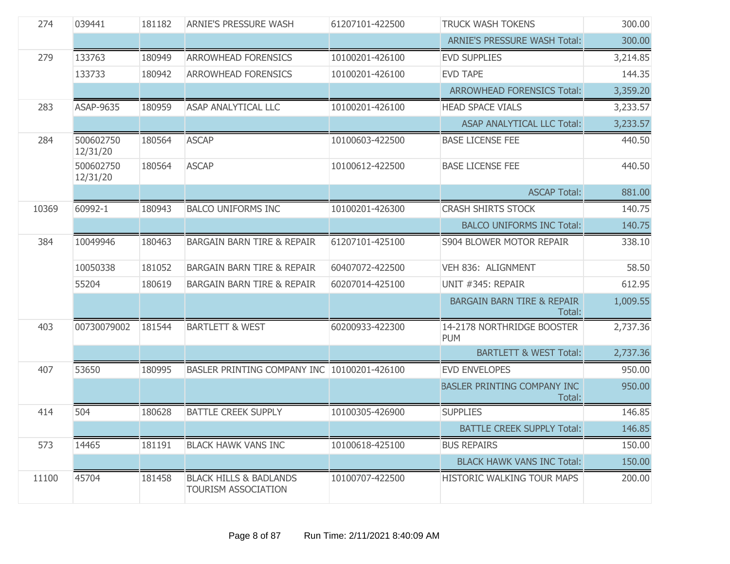| | | | | | | |
|---|---|---|---|---|---|---|
| 274 | 039441 | 181182 | ARNIE'S PRESSURE WASH | 61207101-422500 | TRUCK WASH TOKENS | 300.00 |
| | | | | | ARNIE'S PRESSURE WASH Total: | 300.00 |
| 279 | 133763 | 180949 | ARROWHEAD FORENSICS | 10100201-426100 | EVD SUPPLIES | 3,214.85 |
| | 133733 | 180942 | ARROWHEAD FORENSICS | 10100201-426100 | EVD TAPE | 144.35 |
| | | | | | ARROWHEAD FORENSICS Total: | 3,359.20 |
| 283 | ASAP-9635 | 180959 | ASAP ANALYTICAL LLC | 10100201-426100 | HEAD SPACE VIALS | 3,233.57 |
| | | | | | ASAP ANALYTICAL LLC Total: | 3,233.57 |
| 284 | 500602750 12/31/20 | 180564 | ASCAP | 10100603-422500 | BASE LICENSE FEE | 440.50 |
| | 500602750 12/31/20 | 180564 | ASCAP | 10100612-422500 | BASE LICENSE FEE | 440.50 |
| | | | | | ASCAP Total: | 881.00 |
| 10369 | 60992-1 | 180943 | BALCO UNIFORMS INC | 10100201-426300 | CRASH SHIRTS STOCK | 140.75 |
| | | | | | BALCO UNIFORMS INC Total: | 140.75 |
| 384 | 10049946 | 180463 | BARGAIN BARN TIRE & REPAIR | 61207101-425100 | S904 BLOWER MOTOR REPAIR | 338.10 |
| | 10050338 | 181052 | BARGAIN BARN TIRE & REPAIR | 60407072-422500 | VEH 836: ALIGNMENT | 58.50 |
| | 55204 | 180619 | BARGAIN BARN TIRE & REPAIR | 60207014-425100 | UNIT #345: REPAIR | 612.95 |
| | | | | | BARGAIN BARN TIRE & REPAIR Total: | 1,009.55 |
| 403 | 00730079002 | 181544 | BARTLETT & WEST | 60200933-422300 | 14-2178 NORTHRIDGE BOOSTER PUM | 2,737.36 |
| | | | | | BARTLETT & WEST Total: | 2,737.36 |
| 407 | 53650 | 180995 | BASLER PRINTING COMPANY INC | 10100201-426100 | EVD ENVELOPES | 950.00 |
| | | | | | BASLER PRINTING COMPANY INC Total: | 950.00 |
| 414 | 504 | 180628 | BATTLE CREEK SUPPLY | 10100305-426900 | SUPPLIES | 146.85 |
| | | | | | BATTLE CREEK SUPPLY Total: | 146.85 |
| 573 | 14465 | 181191 | BLACK HAWK VANS INC | 10100618-425100 | BUS REPAIRS | 150.00 |
| | | | | | BLACK HAWK VANS INC Total: | 150.00 |
| 11100 | 45704 | 181458 | BLACK HILLS & BADLANDS TOURISM ASSOCIATION | 10100707-422500 | HISTORIC WALKING TOUR MAPS | 200.00 |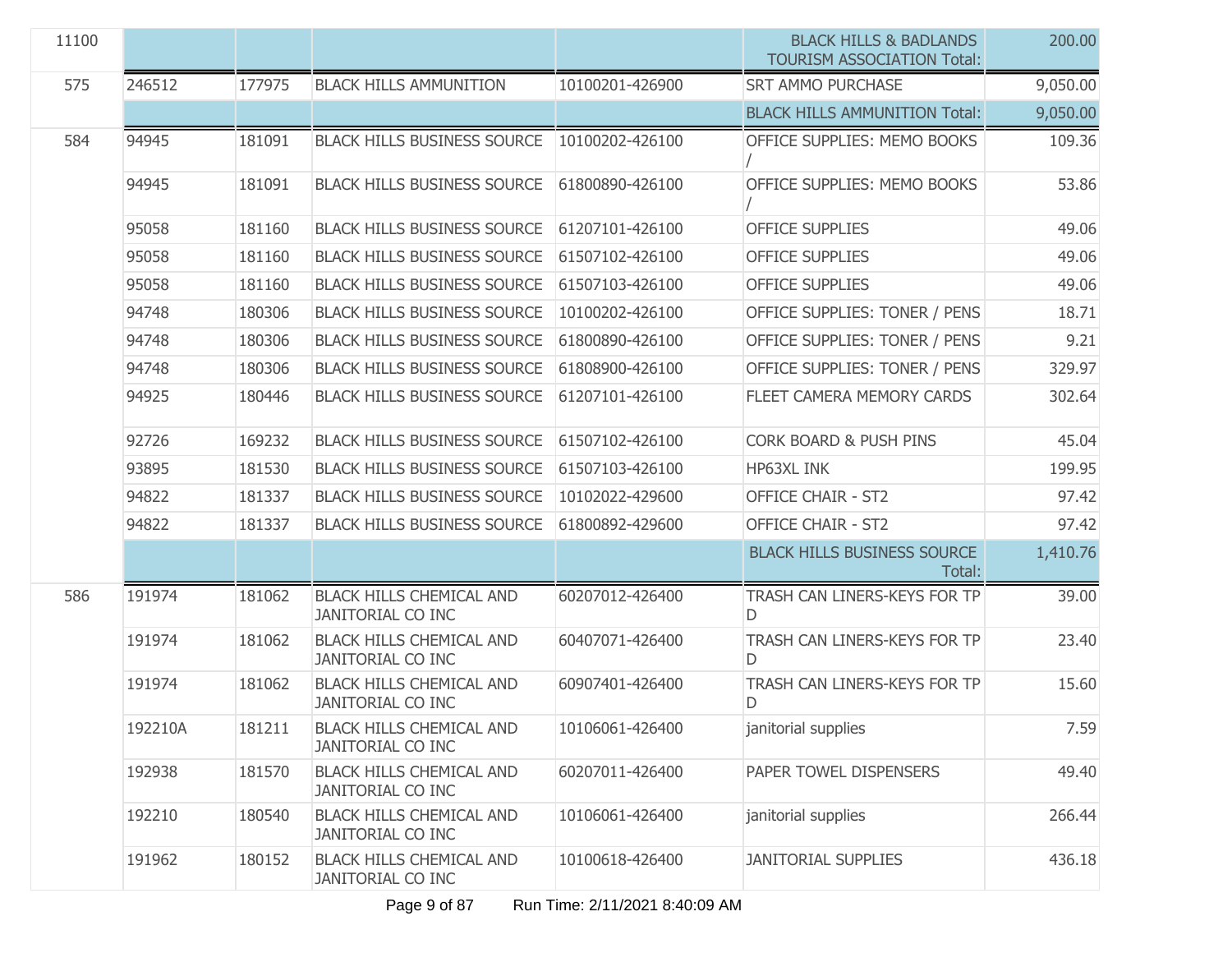| 11100 | | | | | BLACK HILLS & BADLANDS TOURISM ASSOCIATION Total: | 200.00 |
|---|---|---|---|---|---|---|
| 575 | 246512 | 177975 | BLACK HILLS AMMUNITION | 10100201-426900 | SRT AMMO PURCHASE | 9,050.00 |
| | | | | | BLACK HILLS AMMUNITION Total: | 9,050.00 |
| 584 | 94945 | 181091 | BLACK HILLS BUSINESS SOURCE | 10100202-426100 | OFFICE SUPPLIES: MEMO BOOKS / | 109.36 |
| | 94945 | 181091 | BLACK HILLS BUSINESS SOURCE | 61800890-426100 | OFFICE SUPPLIES: MEMO BOOKS / | 53.86 |
| | 95058 | 181160 | BLACK HILLS BUSINESS SOURCE | 61207101-426100 | OFFICE SUPPLIES | 49.06 |
| | 95058 | 181160 | BLACK HILLS BUSINESS SOURCE | 61507102-426100 | OFFICE SUPPLIES | 49.06 |
| | 95058 | 181160 | BLACK HILLS BUSINESS SOURCE | 61507103-426100 | OFFICE SUPPLIES | 49.06 |
| | 94748 | 180306 | BLACK HILLS BUSINESS SOURCE | 10100202-426100 | OFFICE SUPPLIES: TONER / PENS | 18.71 |
| | 94748 | 180306 | BLACK HILLS BUSINESS SOURCE | 61800890-426100 | OFFICE SUPPLIES: TONER / PENS | 9.21 |
| | 94748 | 180306 | BLACK HILLS BUSINESS SOURCE | 61808900-426100 | OFFICE SUPPLIES: TONER / PENS | 329.97 |
| | 94925 | 180446 | BLACK HILLS BUSINESS SOURCE | 61207101-426100 | FLEET CAMERA MEMORY CARDS | 302.64 |
| | 92726 | 169232 | BLACK HILLS BUSINESS SOURCE | 61507102-426100 | CORK BOARD & PUSH PINS | 45.04 |
| | 93895 | 181530 | BLACK HILLS BUSINESS SOURCE | 61507103-426100 | HP63XL INK | 199.95 |
| | 94822 | 181337 | BLACK HILLS BUSINESS SOURCE | 10102022-429600 | OFFICE CHAIR - ST2 | 97.42 |
| | 94822 | 181337 | BLACK HILLS BUSINESS SOURCE | 61800892-429600 | OFFICE CHAIR - ST2 | 97.42 |
| | | | | | BLACK HILLS BUSINESS SOURCE Total: | 1,410.76 |
| 586 | 191974 | 181062 | BLACK HILLS CHEMICAL AND JANITORIAL CO INC | 60207012-426400 | TRASH CAN LINERS-KEYS FOR TP D | 39.00 |
| | 191974 | 181062 | BLACK HILLS CHEMICAL AND JANITORIAL CO INC | 60407071-426400 | TRASH CAN LINERS-KEYS FOR TP D | 23.40 |
| | 191974 | 181062 | BLACK HILLS CHEMICAL AND JANITORIAL CO INC | 60907401-426400 | TRASH CAN LINERS-KEYS FOR TP D | 15.60 |
| | 192210A | 181211 | BLACK HILLS CHEMICAL AND JANITORIAL CO INC | 10106061-426400 | janitorial supplies | 7.59 |
| | 192938 | 181570 | BLACK HILLS CHEMICAL AND JANITORIAL CO INC | 60207011-426400 | PAPER TOWEL DISPENSERS | 49.40 |
| | 192210 | 180540 | BLACK HILLS CHEMICAL AND JANITORIAL CO INC | 10106061-426400 | janitorial supplies | 266.44 |
| | 191962 | 180152 | BLACK HILLS CHEMICAL AND JANITORIAL CO INC | 10100618-426400 | JANITORIAL SUPPLIES | 436.18 |

Run Time: 2/11/2021 8:40:09 AM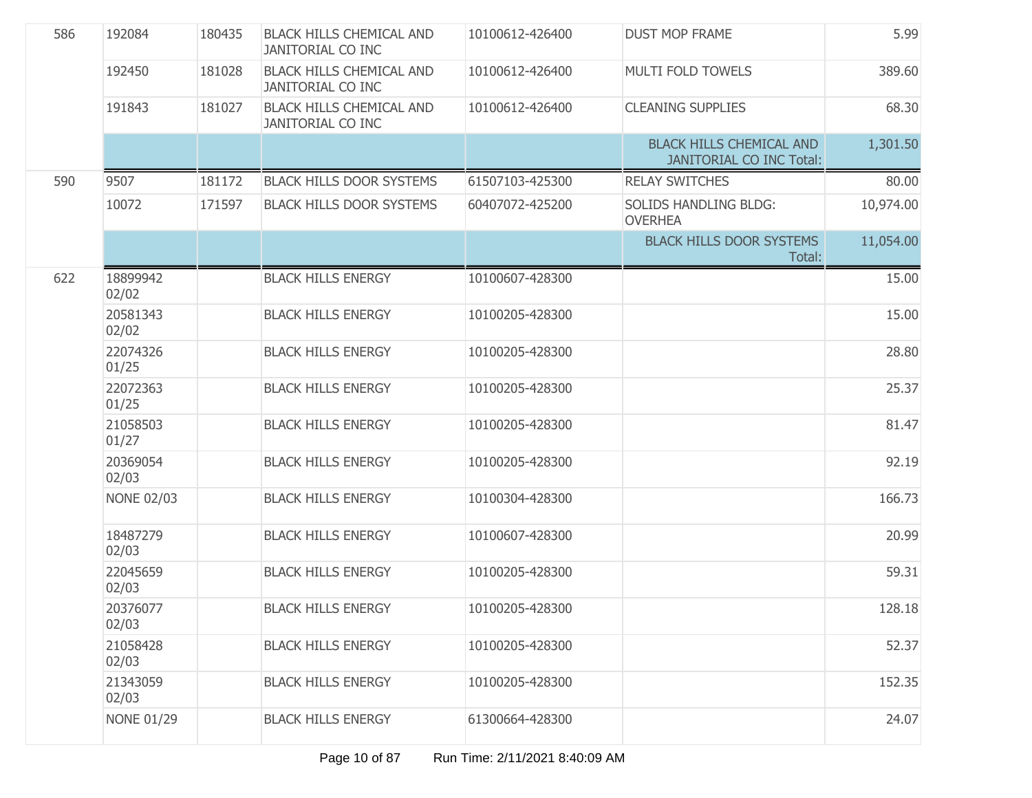| | | | | | | |
|---|---|---|---|---|---|---|
| 586 | 192084 | 180435 | BLACK HILLS CHEMICAL AND JANITORIAL CO INC | 10100612-426400 | DUST MOP FRAME | 5.99 |
| | 192450 | 181028 | BLACK HILLS CHEMICAL AND JANITORIAL CO INC | 10100612-426400 | MULTI FOLD TOWELS | 389.60 |
| | 191843 | 181027 | BLACK HILLS CHEMICAL AND JANITORIAL CO INC | 10100612-426400 | CLEANING SUPPLIES | 68.30 |
| | | | | | BLACK HILLS CHEMICAL AND JANITORIAL CO INC Total: | 1,301.50 |
| 590 | 9507 | 181172 | BLACK HILLS DOOR SYSTEMS | 61507103-425300 | RELAY SWITCHES | 80.00 |
| | 10072 | 171597 | BLACK HILLS DOOR SYSTEMS | 60407072-425200 | SOLIDS HANDLING BLDG: OVERHEA | 10,974.00 |
| | | | | | BLACK HILLS DOOR SYSTEMS Total: | 11,054.00 |
| 622 | 18899942 02/02 | | BLACK HILLS ENERGY | 10100607-428300 | | 15.00 |
| | 20581343 02/02 | | BLACK HILLS ENERGY | 10100205-428300 | | 15.00 |
| | 22074326 01/25 | | BLACK HILLS ENERGY | 10100205-428300 | | 28.80 |
| | 22072363 01/25 | | BLACK HILLS ENERGY | 10100205-428300 | | 25.37 |
| | 21058503 01/27 | | BLACK HILLS ENERGY | 10100205-428300 | | 81.47 |
| | 20369054 02/03 | | BLACK HILLS ENERGY | 10100205-428300 | | 92.19 |
| | NONE 02/03 | | BLACK HILLS ENERGY | 10100304-428300 | | 166.73 |
| | 18487279 02/03 | | BLACK HILLS ENERGY | 10100607-428300 | | 20.99 |
| | 22045659 02/03 | | BLACK HILLS ENERGY | 10100205-428300 | | 59.31 |
| | 20376077 02/03 | | BLACK HILLS ENERGY | 10100205-428300 | | 128.18 |
| | 21058428 02/03 | | BLACK HILLS ENERGY | 10100205-428300 | | 52.37 |
| | 21343059 02/03 | | BLACK HILLS ENERGY | 10100205-428300 | | 152.35 |
| | NONE 01/29 | | BLACK HILLS ENERGY | 61300664-428300 | | 24.07 |

Run Time: 2/11/2021 8:40:09 AM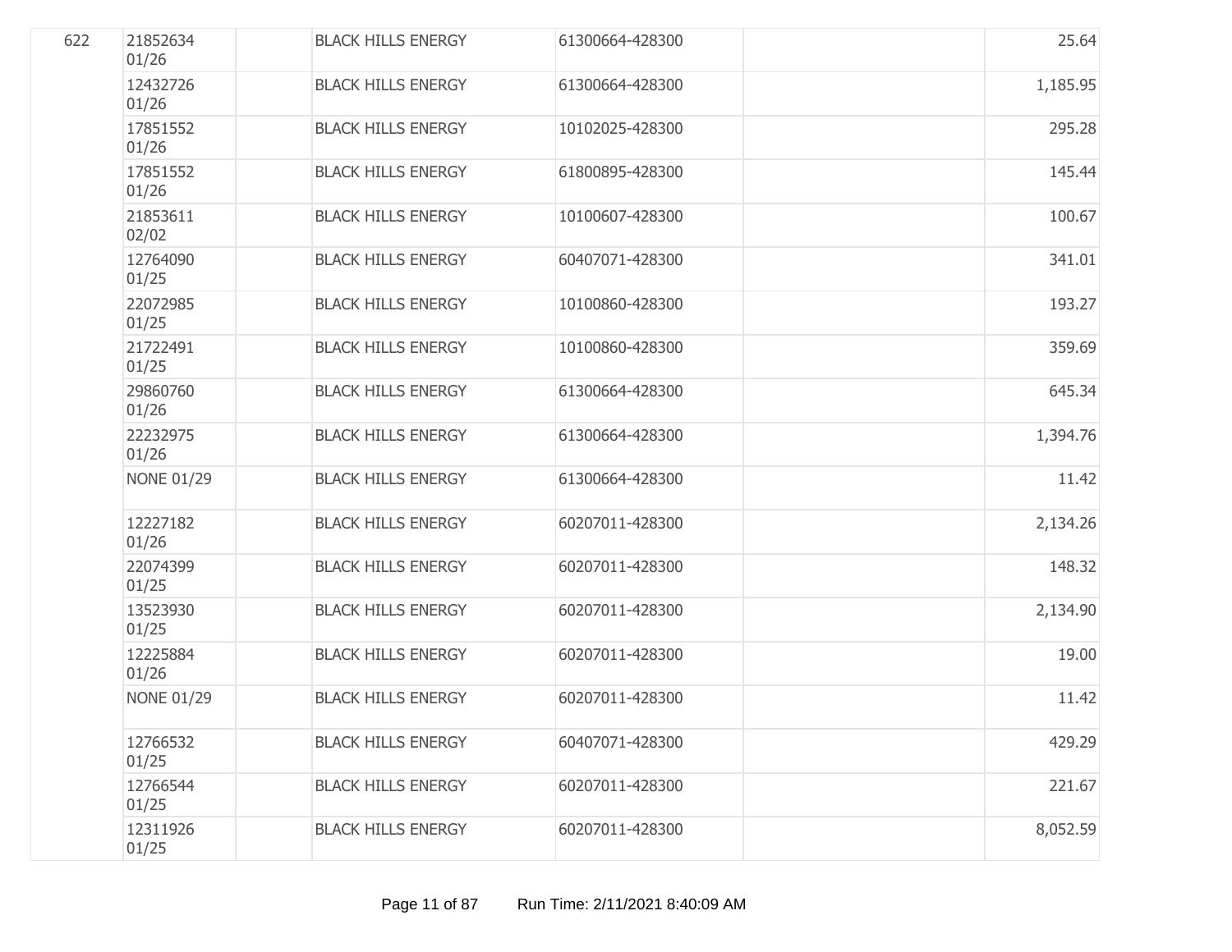| | | | | | | |
|---|---|---|---|---|---|---|
| 622 | 21852634 01/26 | | BLACK HILLS ENERGY | 61300664-428300 | | 25.64 |
| | 12432726 01/26 | | BLACK HILLS ENERGY | 61300664-428300 | | 1,185.95 |
| | 17851552 01/26 | | BLACK HILLS ENERGY | 10102025-428300 | | 295.28 |
| | 17851552 01/26 | | BLACK HILLS ENERGY | 61800895-428300 | | 145.44 |
| | 21853611 02/02 | | BLACK HILLS ENERGY | 10100607-428300 | | 100.67 |
| | 12764090 01/25 | | BLACK HILLS ENERGY | 60407071-428300 | | 341.01 |
| | 22072985 01/25 | | BLACK HILLS ENERGY | 10100860-428300 | | 193.27 |
| | 21722491 01/25 | | BLACK HILLS ENERGY | 10100860-428300 | | 359.69 |
| | 29860760 01/26 | | BLACK HILLS ENERGY | 61300664-428300 | | 645.34 |
| | 22232975 01/26 | | BLACK HILLS ENERGY | 61300664-428300 | | 1,394.76 |
| | NONE 01/29 | | BLACK HILLS ENERGY | 61300664-428300 | | 11.42 |
| | 12227182 01/26 | | BLACK HILLS ENERGY | 60207011-428300 | | 2,134.26 |
| | 22074399 01/25 | | BLACK HILLS ENERGY | 60207011-428300 | | 148.32 |
| | 13523930 01/25 | | BLACK HILLS ENERGY | 60207011-428300 | | 2,134.90 |
| | 12225884 01/26 | | BLACK HILLS ENERGY | 60207011-428300 | | 19.00 |
| | NONE 01/29 | | BLACK HILLS ENERGY | 60207011-428300 | | 11.42 |
| | 12766532 01/25 | | BLACK HILLS ENERGY | 60407071-428300 | | 429.29 |
| | 12766544 01/25 | | BLACK HILLS ENERGY | 60207011-428300 | | 221.67 |
| | 12311926 01/25 | | BLACK HILLS ENERGY | 60207011-428300 | | 8,052.59 |

Run Time: 2/11/2021 8:40:09 AM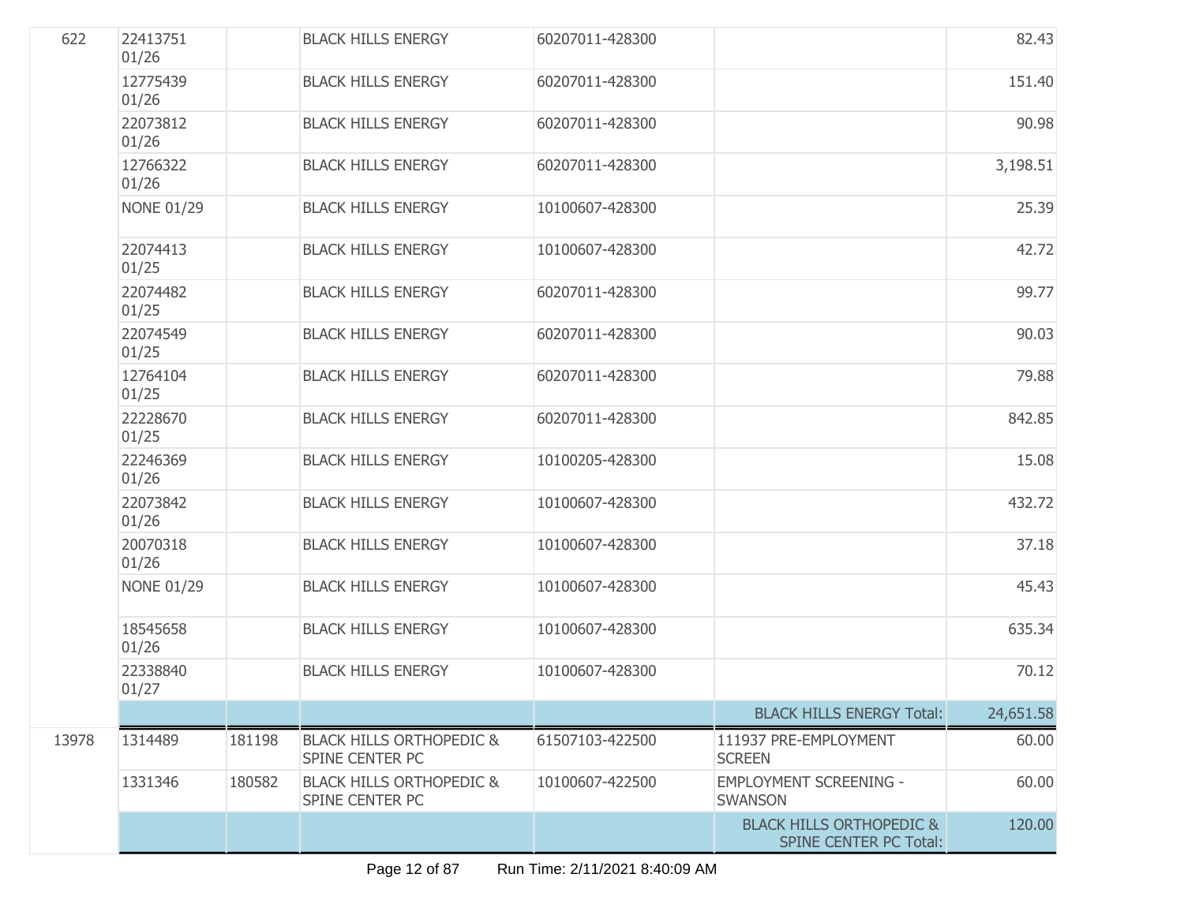| | | | | | | |
|---|---|---|---|---|---|---|
| 622 | 22413751 01/26 | | BLACK HILLS ENERGY | 60207011-428300 | | 82.43 |
| | 12775439 01/26 | | BLACK HILLS ENERGY | 60207011-428300 | | 151.40 |
| | 22073812 01/26 | | BLACK HILLS ENERGY | 60207011-428300 | | 90.98 |
| | 12766322 01/26 | | BLACK HILLS ENERGY | 60207011-428300 | | 3,198.51 |
| | NONE 01/29 | | BLACK HILLS ENERGY | 10100607-428300 | | 25.39 |
| | 22074413 01/25 | | BLACK HILLS ENERGY | 10100607-428300 | | 42.72 |
| | 22074482 01/25 | | BLACK HILLS ENERGY | 60207011-428300 | | 99.77 |
| | 22074549 01/25 | | BLACK HILLS ENERGY | 60207011-428300 | | 90.03 |
| | 12764104 01/25 | | BLACK HILLS ENERGY | 60207011-428300 | | 79.88 |
| | 22228670 01/25 | | BLACK HILLS ENERGY | 60207011-428300 | | 842.85 |
| | 22246369 01/26 | | BLACK HILLS ENERGY | 10100205-428300 | | 15.08 |
| | 22073842 01/26 | | BLACK HILLS ENERGY | 10100607-428300 | | 432.72 |
| | 20070318 01/26 | | BLACK HILLS ENERGY | 10100607-428300 | | 37.18 |
| | NONE 01/29 | | BLACK HILLS ENERGY | 10100607-428300 | | 45.43 |
| | 18545658 01/26 | | BLACK HILLS ENERGY | 10100607-428300 | | 635.34 |
| | 22338840 01/27 | | BLACK HILLS ENERGY | 10100607-428300 | | 70.12 |
| | | | | | BLACK HILLS ENERGY Total: | 24,651.58 |
| 13978 | 1314489 | 181198 | BLACK HILLS ORTHOPEDIC & SPINE CENTER PC | 61507103-422500 | 111937 PRE-EMPLOYMENT SCREEN | 60.00 |
| | 1331346 | 180582 | BLACK HILLS ORTHOPEDIC & SPINE CENTER PC | 10100607-422500 | EMPLOYMENT SCREENING - SWANSON | 60.00 |
| | | | | | BLACK HILLS ORTHOPEDIC & SPINE CENTER PC Total: | 120.00 |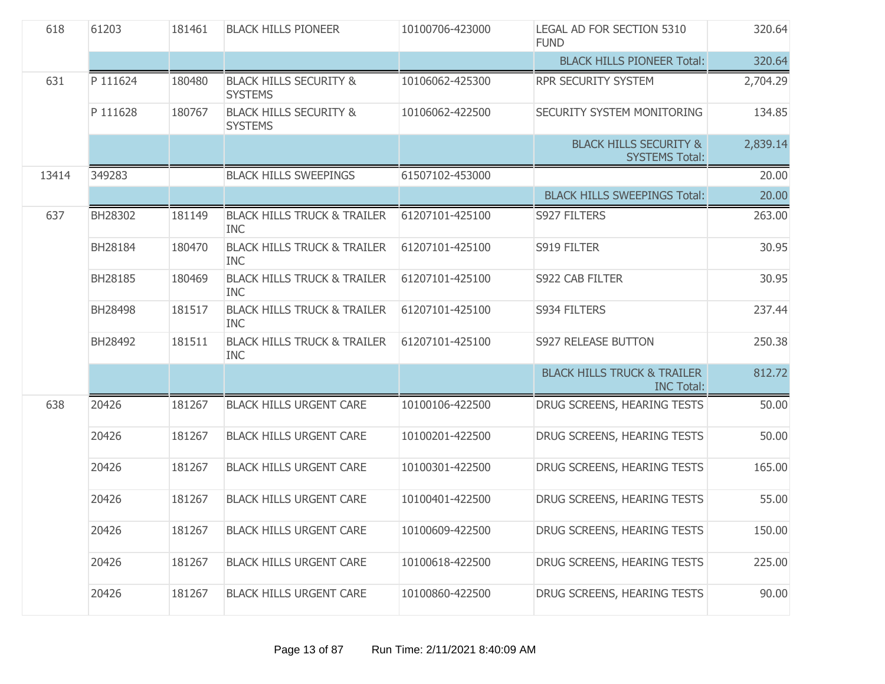| | | | | | | |
|---|---|---|---|---|---|---|
| 618 | 61203 | 181461 | BLACK HILLS PIONEER | 10100706-423000 | LEGAL AD FOR SECTION 5310 FUND | 320.64 |
| | | | | | BLACK HILLS PIONEER Total: | 320.64 |
| 631 | P 111624 | 180480 | BLACK HILLS SECURITY & SYSTEMS | 10106062-425300 | RPR SECURITY SYSTEM | 2,704.29 |
| | P 111628 | 180767 | BLACK HILLS SECURITY & SYSTEMS | 10106062-422500 | SECURITY SYSTEM MONITORING | 134.85 |
| | | | | | BLACK HILLS SECURITY & SYSTEMS Total: | 2,839.14 |
| 13414 | 349283 | | BLACK HILLS SWEEPINGS | 61507102-453000 | | 20.00 |
| | | | | | BLACK HILLS SWEEPINGS Total: | 20.00 |
| 637 | BH28302 | 181149 | BLACK HILLS TRUCK & TRAILER INC | 61207101-425100 | S927 FILTERS | 263.00 |
| | BH28184 | 180470 | BLACK HILLS TRUCK & TRAILER INC | 61207101-425100 | S919 FILTER | 30.95 |
| | BH28185 | 180469 | BLACK HILLS TRUCK & TRAILER INC | 61207101-425100 | S922 CAB FILTER | 30.95 |
| | BH28498 | 181517 | BLACK HILLS TRUCK & TRAILER INC | 61207101-425100 | S934 FILTERS | 237.44 |
| | BH28492 | 181511 | BLACK HILLS TRUCK & TRAILER INC | 61207101-425100 | S927 RELEASE BUTTON | 250.38 |
| | | | | | BLACK HILLS TRUCK & TRAILER INC Total: | 812.72 |
| 638 | 20426 | 181267 | BLACK HILLS URGENT CARE | 10100106-422500 | DRUG SCREENS, HEARING TESTS | 50.00 |
| | 20426 | 181267 | BLACK HILLS URGENT CARE | 10100201-422500 | DRUG SCREENS, HEARING TESTS | 50.00 |
| | 20426 | 181267 | BLACK HILLS URGENT CARE | 10100301-422500 | DRUG SCREENS, HEARING TESTS | 165.00 |
| | 20426 | 181267 | BLACK HILLS URGENT CARE | 10100401-422500 | DRUG SCREENS, HEARING TESTS | 55.00 |
| | 20426 | 181267 | BLACK HILLS URGENT CARE | 10100609-422500 | DRUG SCREENS, HEARING TESTS | 150.00 |
| | 20426 | 181267 | BLACK HILLS URGENT CARE | 10100618-422500 | DRUG SCREENS, HEARING TESTS | 225.00 |
| | 20426 | 181267 | BLACK HILLS URGENT CARE | 10100860-422500 | DRUG SCREENS, HEARING TESTS | 90.00 |

Run Time: 2/11/2021 8:40:09 AM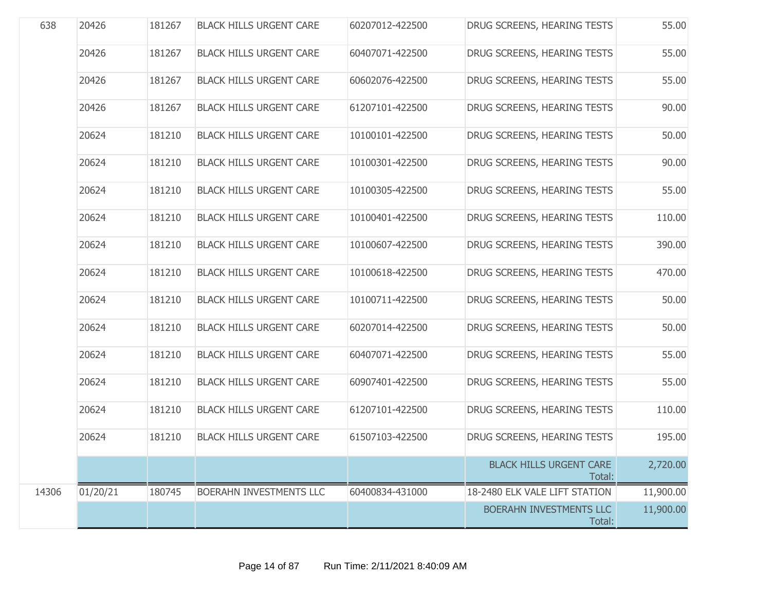| | | | | | | |
|---|---|---|---|---|---|---|
| 638 | 20426 | 181267 | BLACK HILLS URGENT CARE | 60207012-422500 | DRUG SCREENS, HEARING TESTS | 55.00 |
| | 20426 | 181267 | BLACK HILLS URGENT CARE | 60407071-422500 | DRUG SCREENS, HEARING TESTS | 55.00 |
| | 20426 | 181267 | BLACK HILLS URGENT CARE | 60602076-422500 | DRUG SCREENS, HEARING TESTS | 55.00 |
| | 20426 | 181267 | BLACK HILLS URGENT CARE | 61207101-422500 | DRUG SCREENS, HEARING TESTS | 90.00 |
| | 20624 | 181210 | BLACK HILLS URGENT CARE | 10100101-422500 | DRUG SCREENS, HEARING TESTS | 50.00 |
| | 20624 | 181210 | BLACK HILLS URGENT CARE | 10100301-422500 | DRUG SCREENS, HEARING TESTS | 90.00 |
| | 20624 | 181210 | BLACK HILLS URGENT CARE | 10100305-422500 | DRUG SCREENS, HEARING TESTS | 55.00 |
| | 20624 | 181210 | BLACK HILLS URGENT CARE | 10100401-422500 | DRUG SCREENS, HEARING TESTS | 110.00 |
| | 20624 | 181210 | BLACK HILLS URGENT CARE | 10100607-422500 | DRUG SCREENS, HEARING TESTS | 390.00 |
| | 20624 | 181210 | BLACK HILLS URGENT CARE | 10100618-422500 | DRUG SCREENS, HEARING TESTS | 470.00 |
| | 20624 | 181210 | BLACK HILLS URGENT CARE | 10100711-422500 | DRUG SCREENS, HEARING TESTS | 50.00 |
| | 20624 | 181210 | BLACK HILLS URGENT CARE | 60207014-422500 | DRUG SCREENS, HEARING TESTS | 50.00 |
| | 20624 | 181210 | BLACK HILLS URGENT CARE | 60407071-422500 | DRUG SCREENS, HEARING TESTS | 55.00 |
| | 20624 | 181210 | BLACK HILLS URGENT CARE | 60907401-422500 | DRUG SCREENS, HEARING TESTS | 55.00 |
| | 20624 | 181210 | BLACK HILLS URGENT CARE | 61207101-422500 | DRUG SCREENS, HEARING TESTS | 110.00 |
| | 20624 | 181210 | BLACK HILLS URGENT CARE | 61507103-422500 | DRUG SCREENS, HEARING TESTS | 195.00 |
| | | | | | BLACK HILLS URGENT CARE Total: | 2,720.00 |
| 14306 | 01/20/21 | 180745 | BOERAHN INVESTMENTS LLC | 60400834-431000 | 18-2480 ELK VALE LIFT STATION | 11,900.00 |
| | | | | | BOERAHN INVESTMENTS LLC Total: | 11,900.00 |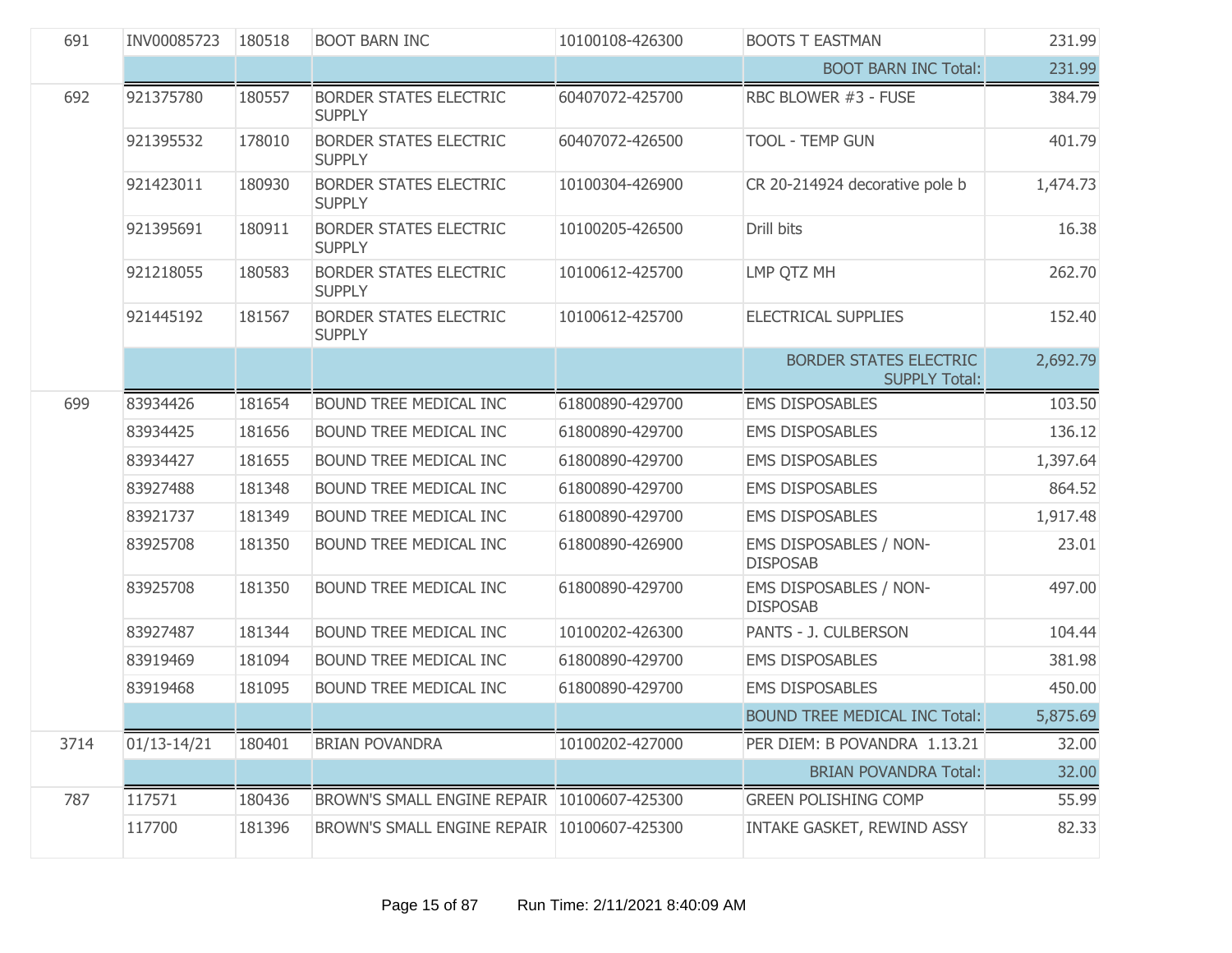| | | | | | | |
|---|---|---|---|---|---|---|
| 691 | INV00085723 | 180518 | BOOT BARN INC | 10100108-426300 | BOOTS T EASTMAN | 231.99 |
| | | | | | BOOT BARN INC Total: | 231.99 |
| 692 | 921375780 | 180557 | BORDER STATES ELECTRIC SUPPLY | 60407072-425700 | RBC BLOWER #3 - FUSE | 384.79 |
| | 921395532 | 178010 | BORDER STATES ELECTRIC SUPPLY | 60407072-426500 | TOOL - TEMP GUN | 401.79 |
| | 921423011 | 180930 | BORDER STATES ELECTRIC SUPPLY | 10100304-426900 | CR 20-214924 decorative pole b | 1,474.73 |
| | 921395691 | 180911 | BORDER STATES ELECTRIC SUPPLY | 10100205-426500 | Drill bits | 16.38 |
| | 921218055 | 180583 | BORDER STATES ELECTRIC SUPPLY | 10100612-425700 | LMP QTZ MH | 262.70 |
| | 921445192 | 181567 | BORDER STATES ELECTRIC SUPPLY | 10100612-425700 | ELECTRICAL SUPPLIES | 152.40 |
| | | | | | BORDER STATES ELECTRIC SUPPLY Total: | 2,692.79 |
| 699 | 83934426 | 181654 | BOUND TREE MEDICAL INC | 61800890-429700 | EMS DISPOSABLES | 103.50 |
| | 83934425 | 181656 | BOUND TREE MEDICAL INC | 61800890-429700 | EMS DISPOSABLES | 136.12 |
| | 83934427 | 181655 | BOUND TREE MEDICAL INC | 61800890-429700 | EMS DISPOSABLES | 1,397.64 |
| | 83927488 | 181348 | BOUND TREE MEDICAL INC | 61800890-429700 | EMS DISPOSABLES | 864.52 |
| | 83921737 | 181349 | BOUND TREE MEDICAL INC | 61800890-429700 | EMS DISPOSABLES | 1,917.48 |
| | 83925708 | 181350 | BOUND TREE MEDICAL INC | 61800890-426900 | EMS DISPOSABLES / NON-DISPOSAB | 23.01 |
| | 83925708 | 181350 | BOUND TREE MEDICAL INC | 61800890-429700 | EMS DISPOSABLES / NON-DISPOSAB | 497.00 |
| | 83927487 | 181344 | BOUND TREE MEDICAL INC | 10100202-426300 | PANTS - J. CULBERSON | 104.44 |
| | 83919469 | 181094 | BOUND TREE MEDICAL INC | 61800890-429700 | EMS DISPOSABLES | 381.98 |
| | 83919468 | 181095 | BOUND TREE MEDICAL INC | 61800890-429700 | EMS DISPOSABLES | 450.00 |
| | | | | | BOUND TREE MEDICAL INC Total: | 5,875.69 |
| 3714 | 01/13-14/21 | 180401 | BRIAN POVANDRA | 10100202-427000 | PER DIEM: B POVANDRA 1.13.21 | 32.00 |
| | | | | | BRIAN POVANDRA Total: | 32.00 |
| 787 | 117571 | 180436 | BROWN'S SMALL ENGINE REPAIR | 10100607-425300 | GREEN POLISHING COMP | 55.99 |
| | 117700 | 181396 | BROWN'S SMALL ENGINE REPAIR | 10100607-425300 | INTAKE GASKET, REWIND ASSY | 82.33 |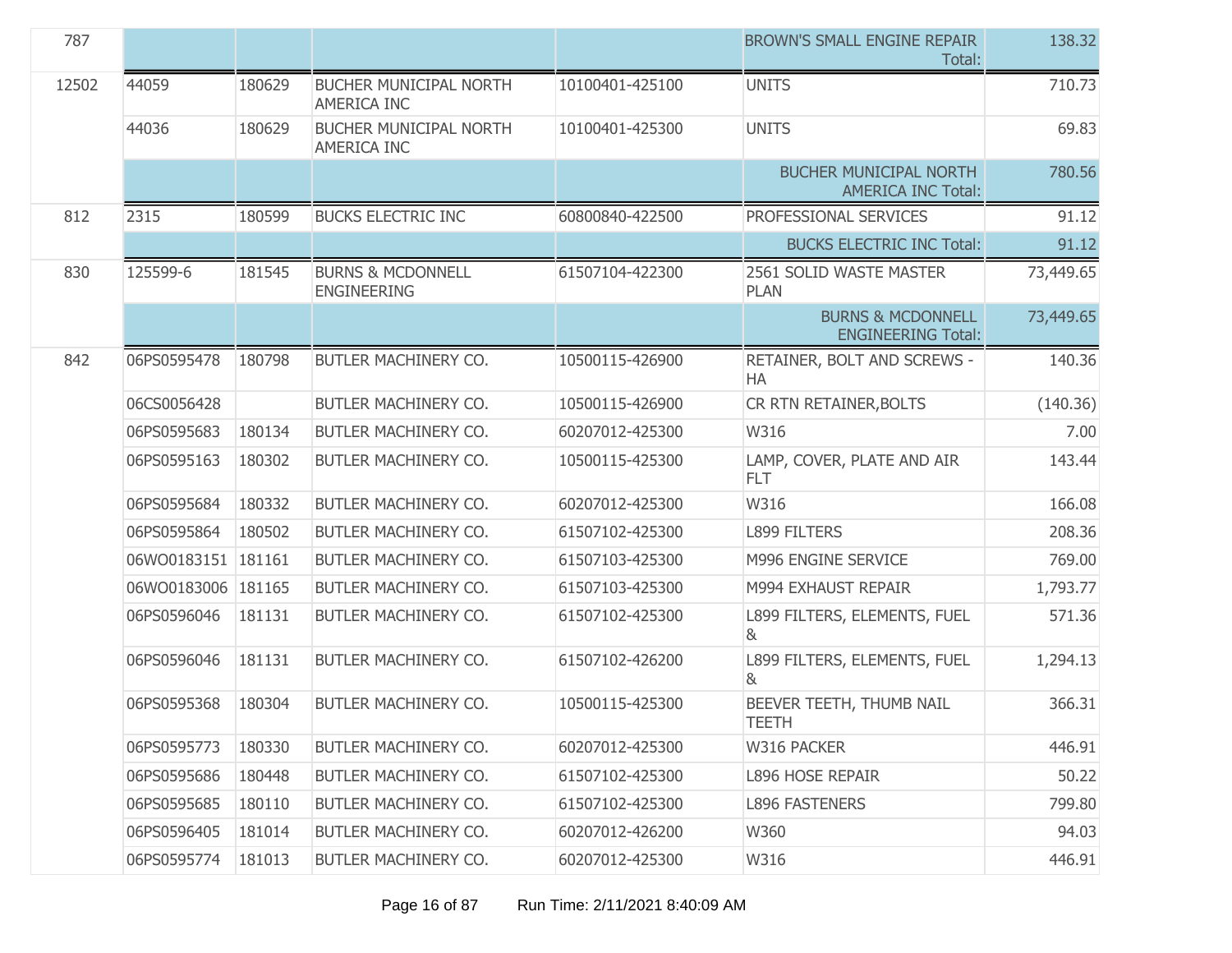| | | | | | | |
|---|---|---|---|---|---|---|
| 787 | | | | | BROWN'S SMALL ENGINE REPAIR Total: | 138.32 |
| 12502 | 44059 | 180629 | BUCHER MUNICIPAL NORTH AMERICA INC | 10100401-425100 | UNITS | 710.73 |
| | 44036 | 180629 | BUCHER MUNICIPAL NORTH AMERICA INC | 10100401-425300 | UNITS | 69.83 |
| | | | | | BUCHER MUNICIPAL NORTH AMERICA INC Total: | 780.56 |
| 812 | 2315 | 180599 | BUCKS ELECTRIC INC | 60800840-422500 | PROFESSIONAL SERVICES | 91.12 |
| | | | | | BUCKS ELECTRIC INC Total: | 91.12 |
| 830 | 125599-6 | 181545 | BURNS & MCDONNELL ENGINEERING | 61507104-422300 | 2561 SOLID WASTE MASTER PLAN | 73,449.65 |
| | | | | | BURNS & MCDONNELL ENGINEERING Total: | 73,449.65 |
| 842 | 06PS0595478 | 180798 | BUTLER MACHINERY CO. | 10500115-426900 | RETAINER, BOLT AND SCREWS - HA | 140.36 |
| | 06CS0056428 | | BUTLER MACHINERY CO. | 10500115-426900 | CR RTN RETAINER,BOLTS | (140.36) |
| | 06PS0595683 | 180134 | BUTLER MACHINERY CO. | 60207012-425300 | W316 | 7.00 |
| | 06PS0595163 | 180302 | BUTLER MACHINERY CO. | 10500115-425300 | LAMP, COVER, PLATE AND AIR FLT | 143.44 |
| | 06PS0595684 | 180332 | BUTLER MACHINERY CO. | 60207012-425300 | W316 | 166.08 |
| | 06PS0595864 | 180502 | BUTLER MACHINERY CO. | 61507102-425300 | L899 FILTERS | 208.36 |
| | 06WO0183151 | 181161 | BUTLER MACHINERY CO. | 61507103-425300 | M996 ENGINE SERVICE | 769.00 |
| | 06WO0183006 | 181165 | BUTLER MACHINERY CO. | 61507103-425300 | M994 EXHAUST REPAIR | 1,793.77 |
| | 06PS0596046 | 181131 | BUTLER MACHINERY CO. | 61507102-425300 | L899 FILTERS, ELEMENTS, FUEL & | 571.36 |
| | 06PS0596046 | 181131 | BUTLER MACHINERY CO. | 61507102-426200 | L899 FILTERS, ELEMENTS, FUEL & | 1,294.13 |
| | 06PS0595368 | 180304 | BUTLER MACHINERY CO. | 10500115-425300 | BEEVER TEETH, THUMB NAIL TEETH | 366.31 |
| | 06PS0595773 | 180330 | BUTLER MACHINERY CO. | 60207012-425300 | W316 PACKER | 446.91 |
| | 06PS0595686 | 180448 | BUTLER MACHINERY CO. | 61507102-425300 | L896 HOSE REPAIR | 50.22 |
| | 06PS0595685 | 180110 | BUTLER MACHINERY CO. | 61507102-425300 | L896 FASTENERS | 799.80 |
| | 06PS0596405 | 181014 | BUTLER MACHINERY CO. | 60207012-426200 | W360 | 94.03 |
| | 06PS0595774 | 181013 | BUTLER MACHINERY CO. | 60207012-425300 | W316 | 446.91 |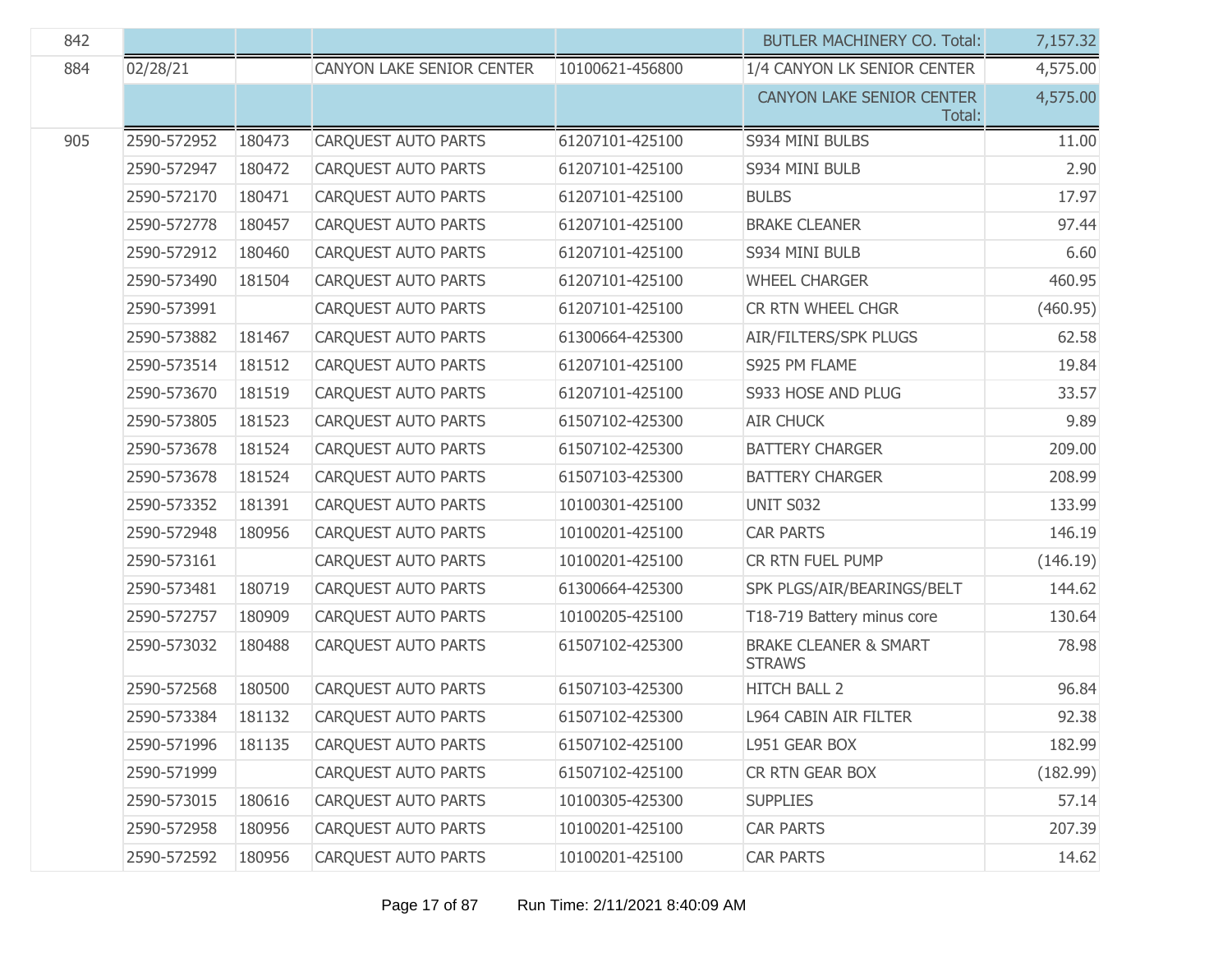| | | | | | | |
|---|---|---|---|---|---|---|
| 842 | | | | | BUTLER MACHINERY CO. Total: | 7,157.32 |
| 884 | 02/28/21 | | CANYON LAKE SENIOR CENTER | 10100621-456800 | 1/4 CANYON LK SENIOR CENTER | 4,575.00 |
| | | | | | CANYON LAKE SENIOR CENTER Total: | 4,575.00 |
| 905 | 2590-572952 | 180473 | CARQUEST AUTO PARTS | 61207101-425100 | S934 MINI BULBS | 11.00 |
| | 2590-572947 | 180472 | CARQUEST AUTO PARTS | 61207101-425100 | S934 MINI BULB | 2.90 |
| | 2590-572170 | 180471 | CARQUEST AUTO PARTS | 61207101-425100 | BULBS | 17.97 |
| | 2590-572778 | 180457 | CARQUEST AUTO PARTS | 61207101-425100 | BRAKE CLEANER | 97.44 |
| | 2590-572912 | 180460 | CARQUEST AUTO PARTS | 61207101-425100 | S934 MINI BULB | 6.60 |
| | 2590-573490 | 181504 | CARQUEST AUTO PARTS | 61207101-425100 | WHEEL CHARGER | 460.95 |
| | 2590-573991 | | CARQUEST AUTO PARTS | 61207101-425100 | CR RTN WHEEL CHGR | (460.95) |
| | 2590-573882 | 181467 | CARQUEST AUTO PARTS | 61300664-425300 | AIR/FILTERS/SPK PLUGS | 62.58 |
| | 2590-573514 | 181512 | CARQUEST AUTO PARTS | 61207101-425100 | S925 PM FLAME | 19.84 |
| | 2590-573670 | 181519 | CARQUEST AUTO PARTS | 61207101-425100 | S933 HOSE AND PLUG | 33.57 |
| | 2590-573805 | 181523 | CARQUEST AUTO PARTS | 61507102-425300 | AIR CHUCK | 9.89 |
| | 2590-573678 | 181524 | CARQUEST AUTO PARTS | 61507102-425300 | BATTERY CHARGER | 209.00 |
| | 2590-573678 | 181524 | CARQUEST AUTO PARTS | 61507103-425300 | BATTERY CHARGER | 208.99 |
| | 2590-573352 | 181391 | CARQUEST AUTO PARTS | 10100301-425100 | UNIT S032 | 133.99 |
| | 2590-572948 | 180956 | CARQUEST AUTO PARTS | 10100201-425100 | CAR PARTS | 146.19 |
| | 2590-573161 | | CARQUEST AUTO PARTS | 10100201-425100 | CR RTN FUEL PUMP | (146.19) |
| | 2590-573481 | 180719 | CARQUEST AUTO PARTS | 61300664-425300 | SPK PLGS/AIR/BEARINGS/BELT | 144.62 |
| | 2590-572757 | 180909 | CARQUEST AUTO PARTS | 10100205-425100 | T18-719 Battery minus core | 130.64 |
| | 2590-573032 | 180488 | CARQUEST AUTO PARTS | 61507102-425300 | BRAKE CLEANER & SMART STRAWS | 78.98 |
| | 2590-572568 | 180500 | CARQUEST AUTO PARTS | 61507103-425300 | HITCH BALL 2 | 96.84 |
| | 2590-573384 | 181132 | CARQUEST AUTO PARTS | 61507102-425300 | L964 CABIN AIR FILTER | 92.38 |
| | 2590-571996 | 181135 | CARQUEST AUTO PARTS | 61507102-425100 | L951 GEAR BOX | 182.99 |
| | 2590-571999 | | CARQUEST AUTO PARTS | 61507102-425100 | CR RTN GEAR BOX | (182.99) |
| | 2590-573015 | 180616 | CARQUEST AUTO PARTS | 10100305-425300 | SUPPLIES | 57.14 |
| | 2590-572958 | 180956 | CARQUEST AUTO PARTS | 10100201-425100 | CAR PARTS | 207.39 |
| | 2590-572592 | 180956 | CARQUEST AUTO PARTS | 10100201-425100 | CAR PARTS | 14.62 |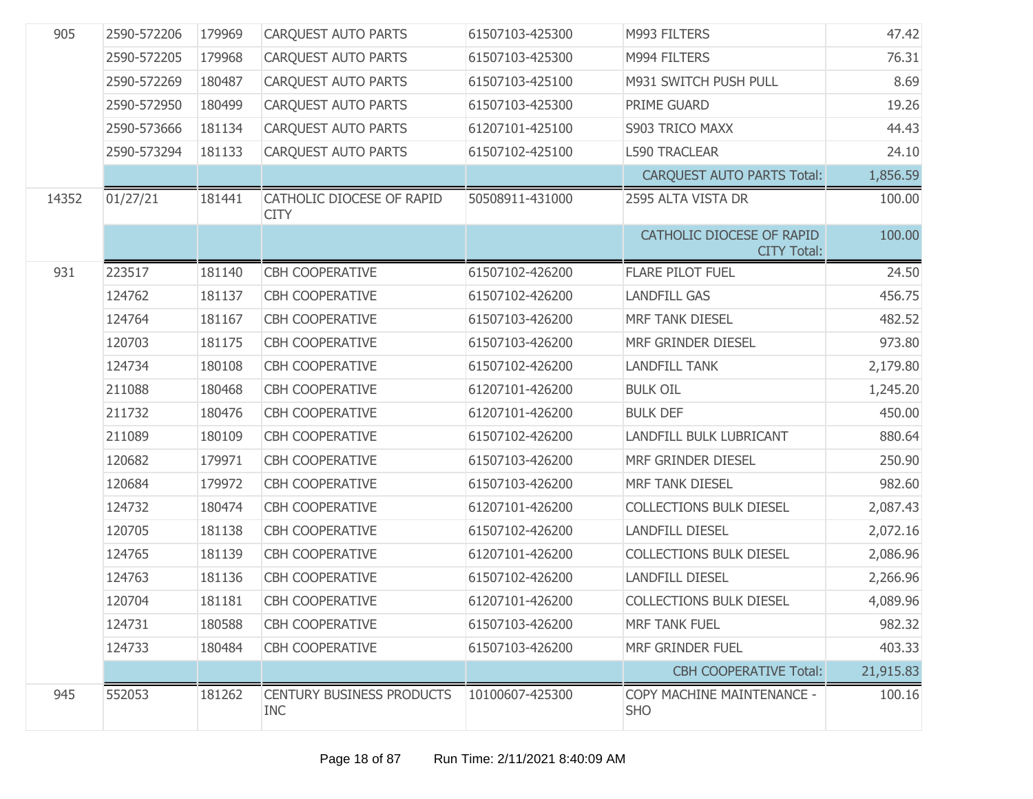| | | | | | | |
|---|---|---|---|---|---|---|
| 905 | 2590-572206 | 179969 | CARQUEST AUTO PARTS | 61507103-425300 | M993 FILTERS | 47.42 |
| | 2590-572205 | 179968 | CARQUEST AUTO PARTS | 61507103-425300 | M994 FILTERS | 76.31 |
| | 2590-572269 | 180487 | CARQUEST AUTO PARTS | 61507103-425100 | M931 SWITCH PUSH PULL | 8.69 |
| | 2590-572950 | 180499 | CARQUEST AUTO PARTS | 61507103-425300 | PRIME GUARD | 19.26 |
| | 2590-573666 | 181134 | CARQUEST AUTO PARTS | 61207101-425100 | S903 TRICO MAXX | 44.43 |
| | 2590-573294 | 181133 | CARQUEST AUTO PARTS | 61507102-425100 | L590 TRACLEAR | 24.10 |
| | | | | | CARQUEST AUTO PARTS Total: | 1,856.59 |
| 14352 | 01/27/21 | 181441 | CATHOLIC DIOCESE OF RAPID CITY | 50508911-431000 | 2595 ALTA VISTA DR | 100.00 |
| | | | | | CATHOLIC DIOCESE OF RAPID CITY Total: | 100.00 |
| 931 | 223517 | 181140 | CBH COOPERATIVE | 61507102-426200 | FLARE PILOT FUEL | 24.50 |
| | 124762 | 181137 | CBH COOPERATIVE | 61507102-426200 | LANDFILL GAS | 456.75 |
| | 124764 | 181167 | CBH COOPERATIVE | 61507103-426200 | MRF TANK DIESEL | 482.52 |
| | 120703 | 181175 | CBH COOPERATIVE | 61507103-426200 | MRF GRINDER DIESEL | 973.80 |
| | 124734 | 180108 | CBH COOPERATIVE | 61507102-426200 | LANDFILL TANK | 2,179.80 |
| | 211088 | 180468 | CBH COOPERATIVE | 61207101-426200 | BULK OIL | 1,245.20 |
| | 211732 | 180476 | CBH COOPERATIVE | 61207101-426200 | BULK DEF | 450.00 |
| | 211089 | 180109 | CBH COOPERATIVE | 61507102-426200 | LANDFILL BULK LUBRICANT | 880.64 |
| | 120682 | 179971 | CBH COOPERATIVE | 61507103-426200 | MRF GRINDER DIESEL | 250.90 |
| | 120684 | 179972 | CBH COOPERATIVE | 61507103-426200 | MRF TANK DIESEL | 982.60 |
| | 124732 | 180474 | CBH COOPERATIVE | 61207101-426200 | COLLECTIONS BULK DIESEL | 2,087.43 |
| | 120705 | 181138 | CBH COOPERATIVE | 61507102-426200 | LANDFILL DIESEL | 2,072.16 |
| | 124765 | 181139 | CBH COOPERATIVE | 61207101-426200 | COLLECTIONS BULK DIESEL | 2,086.96 |
| | 124763 | 181136 | CBH COOPERATIVE | 61507102-426200 | LANDFILL DIESEL | 2,266.96 |
| | 120704 | 181181 | CBH COOPERATIVE | 61207101-426200 | COLLECTIONS BULK DIESEL | 4,089.96 |
| | 124731 | 180588 | CBH COOPERATIVE | 61507103-426200 | MRF TANK FUEL | 982.32 |
| | 124733 | 180484 | CBH COOPERATIVE | 61507103-426200 | MRF GRINDER FUEL | 403.33 |
| | | | | | CBH COOPERATIVE Total: | 21,915.83 |
| 945 | 552053 | 181262 | CENTURY BUSINESS PRODUCTS INC | 10100607-425300 | COPY MACHINE MAINTENANCE - SHO | 100.16 |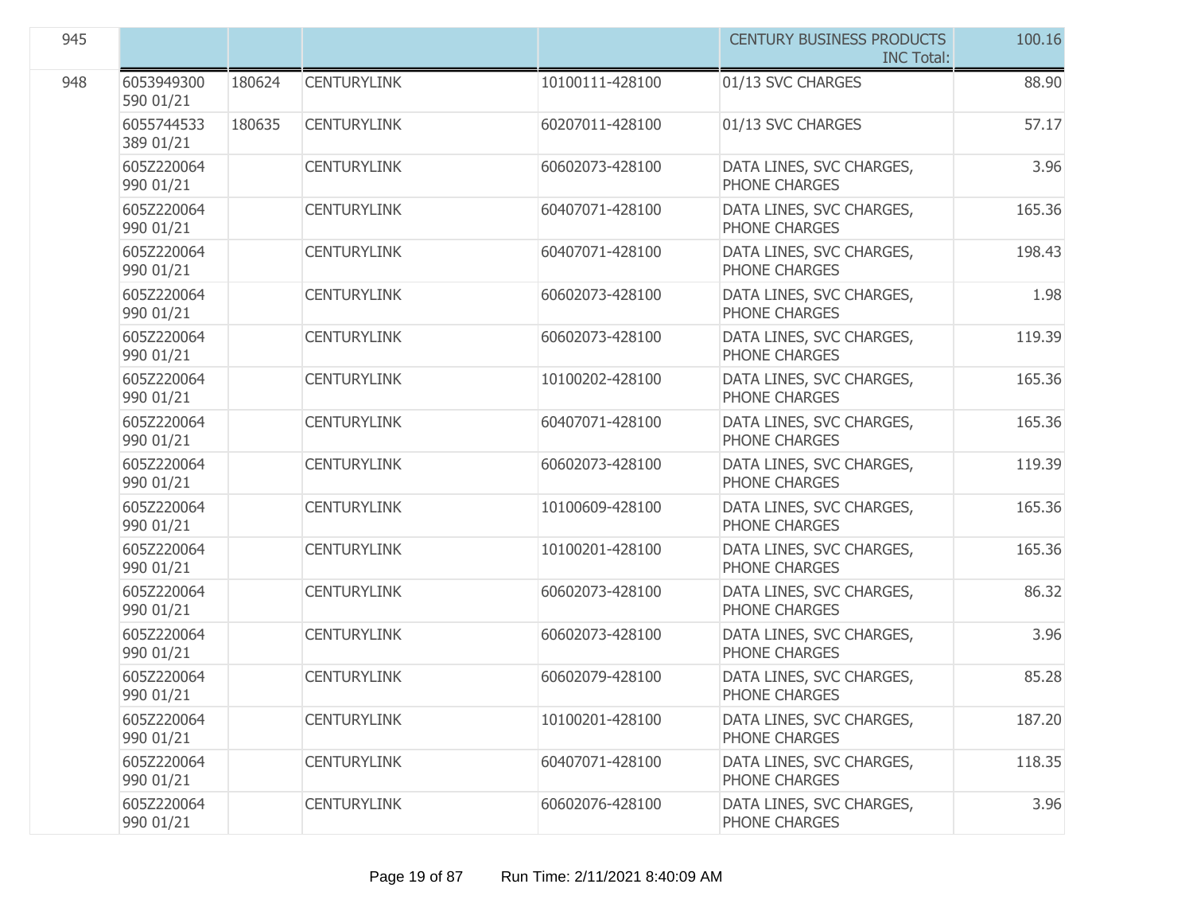| 945 | | | | | CENTURY BUSINESS PRODUCTS INC Total: | 100.16 |
|---|---|---|---|---|---|---|
| 948 | 6053949300 590 01/21 | 180624 | CENTURYLINK | 10100111-428100 | 01/13 SVC CHARGES | 88.90 |
| | 6055744533 389 01/21 | 180635 | CENTURYLINK | 60207011-428100 | 01/13 SVC CHARGES | 57.17 |
| | 605Z220064 990 01/21 | | CENTURYLINK | 60602073-428100 | DATA LINES, SVC CHARGES, PHONE CHARGES | 3.96 |
| | 605Z220064 990 01/21 | | CENTURYLINK | 60407071-428100 | DATA LINES, SVC CHARGES, PHONE CHARGES | 165.36 |
| | 605Z220064 990 01/21 | | CENTURYLINK | 60407071-428100 | DATA LINES, SVC CHARGES, PHONE CHARGES | 198.43 |
| | 605Z220064 990 01/21 | | CENTURYLINK | 60602073-428100 | DATA LINES, SVC CHARGES, PHONE CHARGES | 1.98 |
| | 605Z220064 990 01/21 | | CENTURYLINK | 60602073-428100 | DATA LINES, SVC CHARGES, PHONE CHARGES | 119.39 |
| | 605Z220064 990 01/21 | | CENTURYLINK | 10100202-428100 | DATA LINES, SVC CHARGES, PHONE CHARGES | 165.36 |
| | 605Z220064 990 01/21 | | CENTURYLINK | 60407071-428100 | DATA LINES, SVC CHARGES, PHONE CHARGES | 165.36 |
| | 605Z220064 990 01/21 | | CENTURYLINK | 60602073-428100 | DATA LINES, SVC CHARGES, PHONE CHARGES | 119.39 |
| | 605Z220064 990 01/21 | | CENTURYLINK | 10100609-428100 | DATA LINES, SVC CHARGES, PHONE CHARGES | 165.36 |
| | 605Z220064 990 01/21 | | CENTURYLINK | 10100201-428100 | DATA LINES, SVC CHARGES, PHONE CHARGES | 165.36 |
| | 605Z220064 990 01/21 | | CENTURYLINK | 60602073-428100 | DATA LINES, SVC CHARGES, PHONE CHARGES | 86.32 |
| | 605Z220064 990 01/21 | | CENTURYLINK | 60602073-428100 | DATA LINES, SVC CHARGES, PHONE CHARGES | 3.96 |
| | 605Z220064 990 01/21 | | CENTURYLINK | 60602079-428100 | DATA LINES, SVC CHARGES, PHONE CHARGES | 85.28 |
| | 605Z220064 990 01/21 | | CENTURYLINK | 10100201-428100 | DATA LINES, SVC CHARGES, PHONE CHARGES | 187.20 |
| | 605Z220064 990 01/21 | | CENTURYLINK | 60407071-428100 | DATA LINES, SVC CHARGES, PHONE CHARGES | 118.35 |
| | 605Z220064 990 01/21 | | CENTURYLINK | 60602076-428100 | DATA LINES, SVC CHARGES, PHONE CHARGES | 3.96 |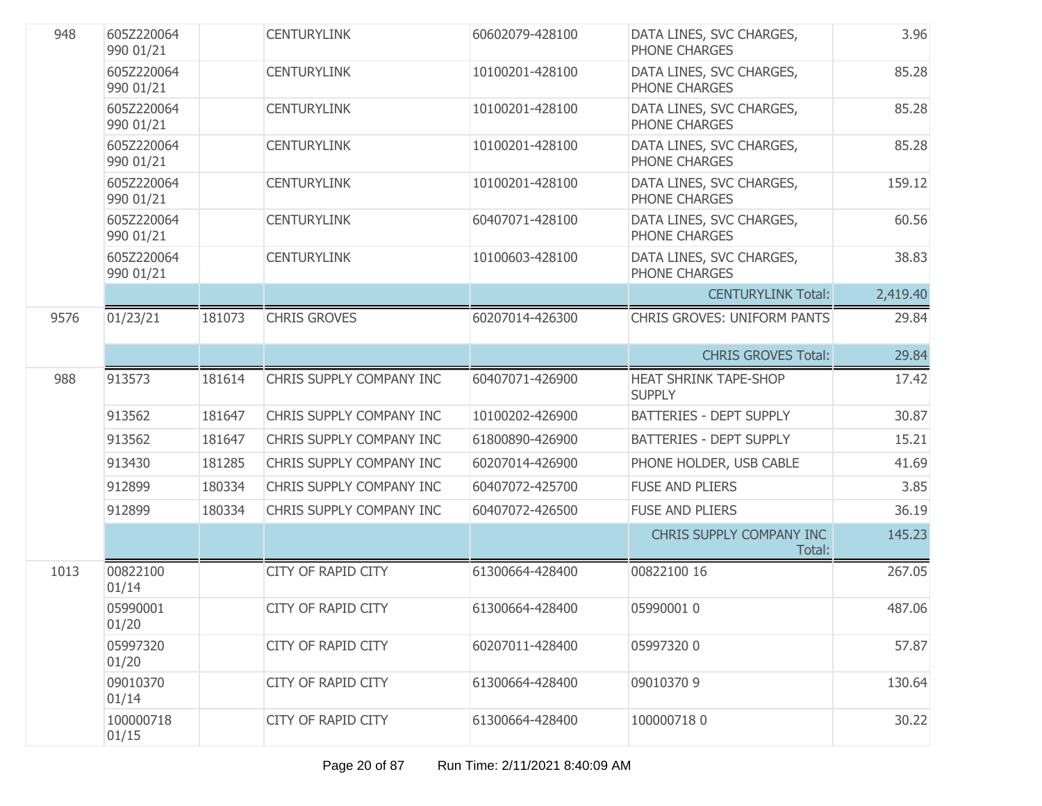| | | | | | | |
|---|---|---|---|---|---|---|
| 948 | 605Z220064 990 01/21 | | CENTURYLINK | 60602079-428100 | DATA LINES, SVC CHARGES, PHONE CHARGES | 3.96 |
| | 605Z220064 990 01/21 | | CENTURYLINK | 10100201-428100 | DATA LINES, SVC CHARGES, PHONE CHARGES | 85.28 |
| | 605Z220064 990 01/21 | | CENTURYLINK | 10100201-428100 | DATA LINES, SVC CHARGES, PHONE CHARGES | 85.28 |
| | 605Z220064 990 01/21 | | CENTURYLINK | 10100201-428100 | DATA LINES, SVC CHARGES, PHONE CHARGES | 85.28 |
| | 605Z220064 990 01/21 | | CENTURYLINK | 10100201-428100 | DATA LINES, SVC CHARGES, PHONE CHARGES | 159.12 |
| | 605Z220064 990 01/21 | | CENTURYLINK | 60407071-428100 | DATA LINES, SVC CHARGES, PHONE CHARGES | 60.56 |
| | 605Z220064 990 01/21 | | CENTURYLINK | 10100603-428100 | DATA LINES, SVC CHARGES, PHONE CHARGES | 38.83 |
| | | | | | CENTURYLINK Total: | 2,419.40 |
| 9576 | 01/23/21 | 181073 | CHRIS GROVES | 60207014-426300 | CHRIS GROVES: UNIFORM PANTS | 29.84 |
| | | | | | CHRIS GROVES Total: | 29.84 |
| 988 | 913573 | 181614 | CHRIS SUPPLY COMPANY INC | 60407071-426900 | HEAT SHRINK TAPE-SHOP SUPPLY | 17.42 |
| | 913562 | 181647 | CHRIS SUPPLY COMPANY INC | 10100202-426900 | BATTERIES - DEPT SUPPLY | 30.87 |
| | 913562 | 181647 | CHRIS SUPPLY COMPANY INC | 61800890-426900 | BATTERIES - DEPT SUPPLY | 15.21 |
| | 913430 | 181285 | CHRIS SUPPLY COMPANY INC | 60207014-426900 | PHONE HOLDER, USB CABLE | 41.69 |
| | 912899 | 180334 | CHRIS SUPPLY COMPANY INC | 60407072-425700 | FUSE AND PLIERS | 3.85 |
| | 912899 | 180334 | CHRIS SUPPLY COMPANY INC | 60407072-426500 | FUSE AND PLIERS | 36.19 |
| | | | | | CHRIS SUPPLY COMPANY INC Total: | 145.23 |
| 1013 | 00822100 01/14 | | CITY OF RAPID CITY | 61300664-428400 | 00822100 16 | 267.05 |
| | 05990001 01/20 | | CITY OF RAPID CITY | 61300664-428400 | 05990001 0 | 487.06 |
| | 05997320 01/20 | | CITY OF RAPID CITY | 60207011-428400 | 05997320 0 | 57.87 |
| | 09010370 01/14 | | CITY OF RAPID CITY | 61300664-428400 | 09010370 9 | 130.64 |
| | 100000718 01/15 | | CITY OF RAPID CITY | 61300664-428400 | 100000718 0 | 30.22 |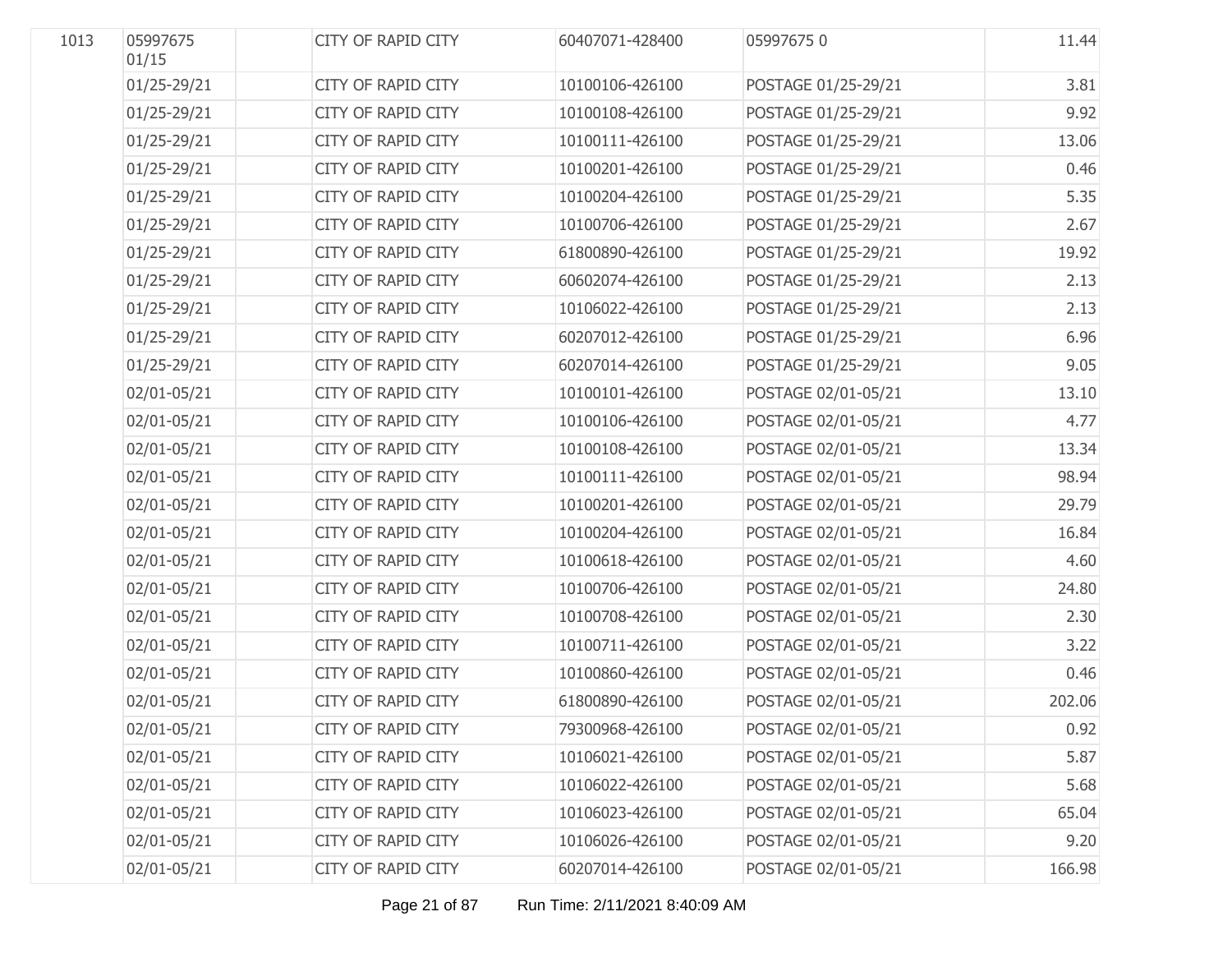| | | | | | | |
|---|---|---|---|---|---|---|
| 1013 | 05997675 01/15 | | CITY OF RAPID CITY | 60407071-428400 | 05997675 0 | 11.44 |
| | 01/25-29/21 | | CITY OF RAPID CITY | 10100106-426100 | POSTAGE 01/25-29/21 | 3.81 |
| | 01/25-29/21 | | CITY OF RAPID CITY | 10100108-426100 | POSTAGE 01/25-29/21 | 9.92 |
| | 01/25-29/21 | | CITY OF RAPID CITY | 10100111-426100 | POSTAGE 01/25-29/21 | 13.06 |
| | 01/25-29/21 | | CITY OF RAPID CITY | 10100201-426100 | POSTAGE 01/25-29/21 | 0.46 |
| | 01/25-29/21 | | CITY OF RAPID CITY | 10100204-426100 | POSTAGE 01/25-29/21 | 5.35 |
| | 01/25-29/21 | | CITY OF RAPID CITY | 10100706-426100 | POSTAGE 01/25-29/21 | 2.67 |
| | 01/25-29/21 | | CITY OF RAPID CITY | 61800890-426100 | POSTAGE 01/25-29/21 | 19.92 |
| | 01/25-29/21 | | CITY OF RAPID CITY | 60602074-426100 | POSTAGE 01/25-29/21 | 2.13 |
| | 01/25-29/21 | | CITY OF RAPID CITY | 10106022-426100 | POSTAGE 01/25-29/21 | 2.13 |
| | 01/25-29/21 | | CITY OF RAPID CITY | 60207012-426100 | POSTAGE 01/25-29/21 | 6.96 |
| | 01/25-29/21 | | CITY OF RAPID CITY | 60207014-426100 | POSTAGE 01/25-29/21 | 9.05 |
| | 02/01-05/21 | | CITY OF RAPID CITY | 10100101-426100 | POSTAGE 02/01-05/21 | 13.10 |
| | 02/01-05/21 | | CITY OF RAPID CITY | 10100106-426100 | POSTAGE 02/01-05/21 | 4.77 |
| | 02/01-05/21 | | CITY OF RAPID CITY | 10100108-426100 | POSTAGE 02/01-05/21 | 13.34 |
| | 02/01-05/21 | | CITY OF RAPID CITY | 10100111-426100 | POSTAGE 02/01-05/21 | 98.94 |
| | 02/01-05/21 | | CITY OF RAPID CITY | 10100201-426100 | POSTAGE 02/01-05/21 | 29.79 |
| | 02/01-05/21 | | CITY OF RAPID CITY | 10100204-426100 | POSTAGE 02/01-05/21 | 16.84 |
| | 02/01-05/21 | | CITY OF RAPID CITY | 10100618-426100 | POSTAGE 02/01-05/21 | 4.60 |
| | 02/01-05/21 | | CITY OF RAPID CITY | 10100706-426100 | POSTAGE 02/01-05/21 | 24.80 |
| | 02/01-05/21 | | CITY OF RAPID CITY | 10100708-426100 | POSTAGE 02/01-05/21 | 2.30 |
| | 02/01-05/21 | | CITY OF RAPID CITY | 10100711-426100 | POSTAGE 02/01-05/21 | 3.22 |
| | 02/01-05/21 | | CITY OF RAPID CITY | 10100860-426100 | POSTAGE 02/01-05/21 | 0.46 |
| | 02/01-05/21 | | CITY OF RAPID CITY | 61800890-426100 | POSTAGE 02/01-05/21 | 202.06 |
| | 02/01-05/21 | | CITY OF RAPID CITY | 79300968-426100 | POSTAGE 02/01-05/21 | 0.92 |
| | 02/01-05/21 | | CITY OF RAPID CITY | 10106021-426100 | POSTAGE 02/01-05/21 | 5.87 |
| | 02/01-05/21 | | CITY OF RAPID CITY | 10106022-426100 | POSTAGE 02/01-05/21 | 5.68 |
| | 02/01-05/21 | | CITY OF RAPID CITY | 10106023-426100 | POSTAGE 02/01-05/21 | 65.04 |
| | 02/01-05/21 | | CITY OF RAPID CITY | 10106026-426100 | POSTAGE 02/01-05/21 | 9.20 |
| | 02/01-05/21 | | CITY OF RAPID CITY | 60207014-426100 | POSTAGE 02/01-05/21 | 166.98 |

Run Time: 2/11/2021 8:40:09 AM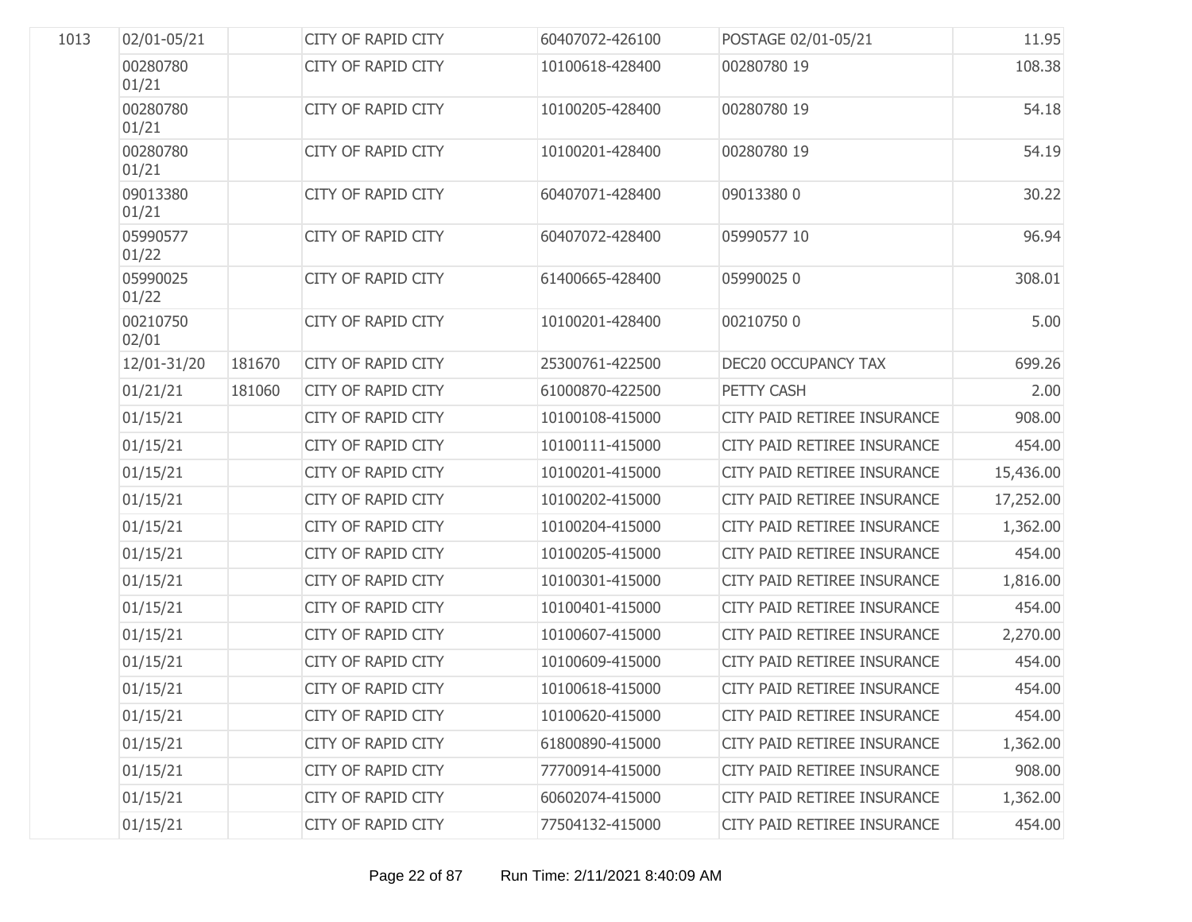| | | | | | | |
|---|---|---|---|---|---|---|
| 1013 | 02/01-05/21 | | CITY OF RAPID CITY | 60407072-426100 | POSTAGE 02/01-05/21 | 11.95 |
| | 00280780 01/21 | | CITY OF RAPID CITY | 10100618-428400 | 00280780 19 | 108.38 |
| | 00280780 01/21 | | CITY OF RAPID CITY | 10100205-428400 | 00280780 19 | 54.18 |
| | 00280780 01/21 | | CITY OF RAPID CITY | 10100201-428400 | 00280780 19 | 54.19 |
| | 09013380 01/21 | | CITY OF RAPID CITY | 60407071-428400 | 09013380 0 | 30.22 |
| | 05990577 01/22 | | CITY OF RAPID CITY | 60407072-428400 | 05990577 10 | 96.94 |
| | 05990025 01/22 | | CITY OF RAPID CITY | 61400665-428400 | 05990025 0 | 308.01 |
| | 00210750 02/01 | | CITY OF RAPID CITY | 10100201-428400 | 00210750 0 | 5.00 |
| | 12/01-31/20 | 181670 | CITY OF RAPID CITY | 25300761-422500 | DEC20 OCCUPANCY TAX | 699.26 |
| | 01/21/21 | 181060 | CITY OF RAPID CITY | 61000870-422500 | PETTY CASH | 2.00 |
| | 01/15/21 | | CITY OF RAPID CITY | 10100108-415000 | CITY PAID RETIREE INSURANCE | 908.00 |
| | 01/15/21 | | CITY OF RAPID CITY | 10100111-415000 | CITY PAID RETIREE INSURANCE | 454.00 |
| | 01/15/21 | | CITY OF RAPID CITY | 10100201-415000 | CITY PAID RETIREE INSURANCE | 15,436.00 |
| | 01/15/21 | | CITY OF RAPID CITY | 10100202-415000 | CITY PAID RETIREE INSURANCE | 17,252.00 |
| | 01/15/21 | | CITY OF RAPID CITY | 10100204-415000 | CITY PAID RETIREE INSURANCE | 1,362.00 |
| | 01/15/21 | | CITY OF RAPID CITY | 10100205-415000 | CITY PAID RETIREE INSURANCE | 454.00 |
| | 01/15/21 | | CITY OF RAPID CITY | 10100301-415000 | CITY PAID RETIREE INSURANCE | 1,816.00 |
| | 01/15/21 | | CITY OF RAPID CITY | 10100401-415000 | CITY PAID RETIREE INSURANCE | 454.00 |
| | 01/15/21 | | CITY OF RAPID CITY | 10100607-415000 | CITY PAID RETIREE INSURANCE | 2,270.00 |
| | 01/15/21 | | CITY OF RAPID CITY | 10100609-415000 | CITY PAID RETIREE INSURANCE | 454.00 |
| | 01/15/21 | | CITY OF RAPID CITY | 10100618-415000 | CITY PAID RETIREE INSURANCE | 454.00 |
| | 01/15/21 | | CITY OF RAPID CITY | 10100620-415000 | CITY PAID RETIREE INSURANCE | 454.00 |
| | 01/15/21 | | CITY OF RAPID CITY | 61800890-415000 | CITY PAID RETIREE INSURANCE | 1,362.00 |
| | 01/15/21 | | CITY OF RAPID CITY | 77700914-415000 | CITY PAID RETIREE INSURANCE | 908.00 |
| | 01/15/21 | | CITY OF RAPID CITY | 60602074-415000 | CITY PAID RETIREE INSURANCE | 1,362.00 |
| | 01/15/21 | | CITY OF RAPID CITY | 77504132-415000 | CITY PAID RETIREE INSURANCE | 454.00 |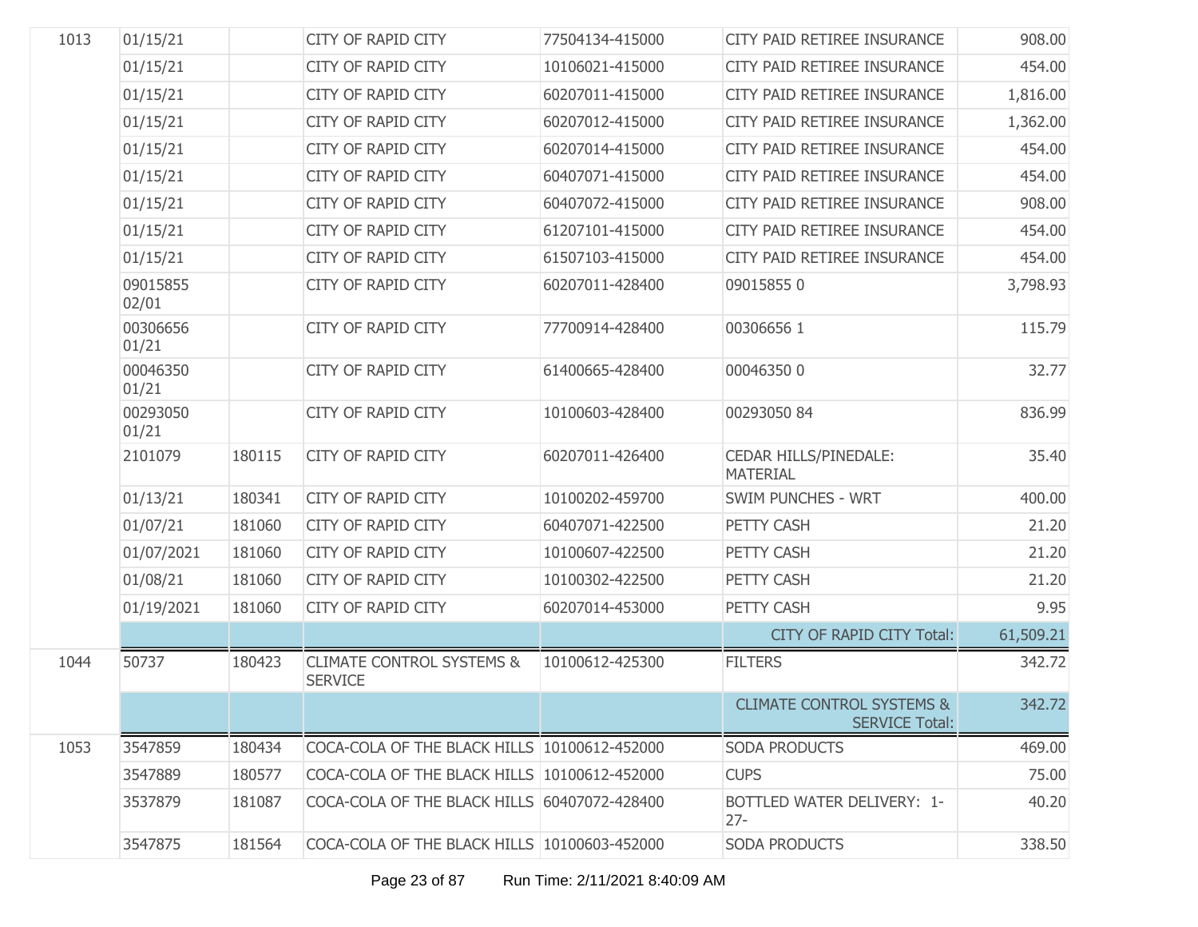| | | | | | | |
|---|---|---|---|---|---|---|
| 1013 | 01/15/21 | | CITY OF RAPID CITY | 77504134-415000 | CITY PAID RETIREE INSURANCE | 908.00 |
| | 01/15/21 | | CITY OF RAPID CITY | 10106021-415000 | CITY PAID RETIREE INSURANCE | 454.00 |
| | 01/15/21 | | CITY OF RAPID CITY | 60207011-415000 | CITY PAID RETIREE INSURANCE | 1,816.00 |
| | 01/15/21 | | CITY OF RAPID CITY | 60207012-415000 | CITY PAID RETIREE INSURANCE | 1,362.00 |
| | 01/15/21 | | CITY OF RAPID CITY | 60207014-415000 | CITY PAID RETIREE INSURANCE | 454.00 |
| | 01/15/21 | | CITY OF RAPID CITY | 60407071-415000 | CITY PAID RETIREE INSURANCE | 454.00 |
| | 01/15/21 | | CITY OF RAPID CITY | 60407072-415000 | CITY PAID RETIREE INSURANCE | 908.00 |
| | 01/15/21 | | CITY OF RAPID CITY | 61207101-415000 | CITY PAID RETIREE INSURANCE | 454.00 |
| | 01/15/21 | | CITY OF RAPID CITY | 61507103-415000 | CITY PAID RETIREE INSURANCE | 454.00 |
| | 09015855 02/01 | | CITY OF RAPID CITY | 60207011-428400 | 09015855 0 | 3,798.93 |
| | 00306656 01/21 | | CITY OF RAPID CITY | 77700914-428400 | 00306656 1 | 115.79 |
| | 00046350 01/21 | | CITY OF RAPID CITY | 61400665-428400 | 00046350 0 | 32.77 |
| | 00293050 01/21 | | CITY OF RAPID CITY | 10100603-428400 | 00293050 84 | 836.99 |
| | 2101079 | 180115 | CITY OF RAPID CITY | 60207011-426400 | CEDAR HILLS/PINEDALE: MATERIAL | 35.40 |
| | 01/13/21 | 180341 | CITY OF RAPID CITY | 10100202-459700 | SWIM PUNCHES - WRT | 400.00 |
| | 01/07/21 | 181060 | CITY OF RAPID CITY | 60407071-422500 | PETTY CASH | 21.20 |
| | 01/07/2021 | 181060 | CITY OF RAPID CITY | 10100607-422500 | PETTY CASH | 21.20 |
| | 01/08/21 | 181060 | CITY OF RAPID CITY | 10100302-422500 | PETTY CASH | 21.20 |
| | 01/19/2021 | 181060 | CITY OF RAPID CITY | 60207014-453000 | PETTY CASH | 9.95 |
| | | | | | CITY OF RAPID CITY Total: | 61,509.21 |
| 1044 | 50737 | 180423 | CLIMATE CONTROL SYSTEMS & SERVICE | 10100612-425300 | FILTERS | 342.72 |
| | | | | | CLIMATE CONTROL SYSTEMS & SERVICE Total: | 342.72 |
| 1053 | 3547859 | 180434 | COCA-COLA OF THE BLACK HILLS | 10100612-452000 | SODA PRODUCTS | 469.00 |
| | 3547889 | 180577 | COCA-COLA OF THE BLACK HILLS | 10100612-452000 | CUPS | 75.00 |
| | 3537879 | 181087 | COCA-COLA OF THE BLACK HILLS | 60407072-428400 | BOTTLED WATER DELIVERY: 1-27- | 40.20 |
| | 3547875 | 181564 | COCA-COLA OF THE BLACK HILLS | 10100603-452000 | SODA PRODUCTS | 338.50 |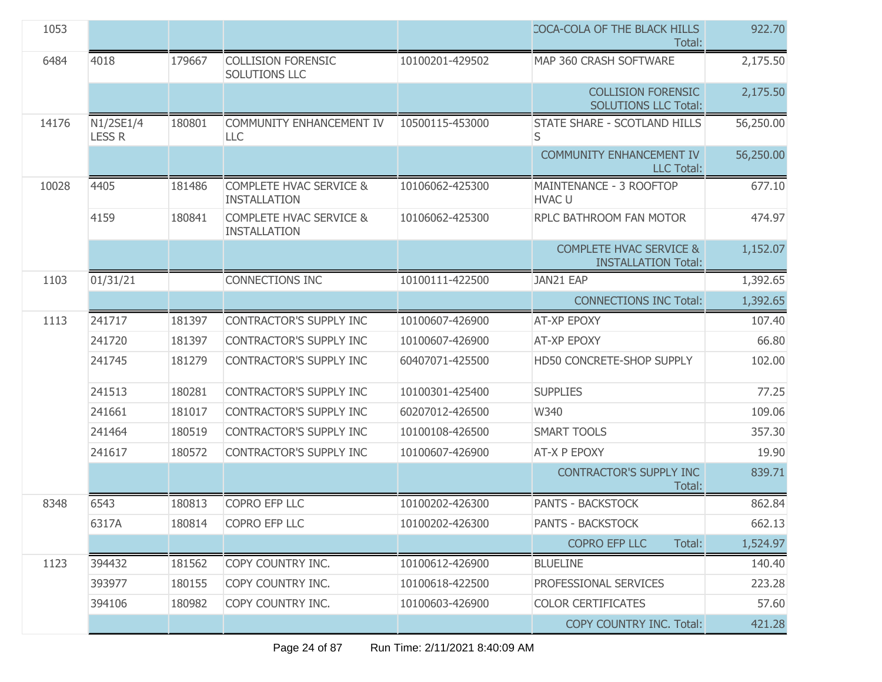| | | | | | | |
|---|---|---|---|---|---|---|
| 1053 | | | | | COCA-COLA OF THE BLACK HILLS Total: | 922.70 |
| 6484 | 4018 | 179667 | COLLISION FORENSIC SOLUTIONS LLC | 10100201-429502 | MAP 360 CRASH SOFTWARE | 2,175.50 |
| | | | | | COLLISION FORENSIC SOLUTIONS LLC Total: | 2,175.50 |
| 14176 | N1/2SE1/4 LESS R | 180801 | COMMUNITY ENHANCEMENT IV LLC | 10500115-453000 | STATE SHARE - SCOTLAND HILLS S | 56,250.00 |
| | | | | | COMMUNITY ENHANCEMENT IV LLC Total: | 56,250.00 |
| 10028 | 4405 | 181486 | COMPLETE HVAC SERVICE & INSTALLATION | 10106062-425300 | MAINTENANCE - 3 ROOFTOP HVAC U | 677.10 |
| | 4159 | 180841 | COMPLETE HVAC SERVICE & INSTALLATION | 10106062-425300 | RPLC BATHROOM FAN MOTOR | 474.97 |
| | | | | | COMPLETE HVAC SERVICE & INSTALLATION Total: | 1,152.07 |
| 1103 | 01/31/21 | | CONNECTIONS INC | 10100111-422500 | JAN21 EAP | 1,392.65 |
| | | | | | CONNECTIONS INC Total: | 1,392.65 |
| 1113 | 241717 | 181397 | CONTRACTOR'S SUPPLY INC | 10100607-426900 | AT-XP EPOXY | 107.40 |
| | 241720 | 181397 | CONTRACTOR'S SUPPLY INC | 10100607-426900 | AT-XP EPOXY | 66.80 |
| | 241745 | 181279 | CONTRACTOR'S SUPPLY INC | 60407071-425500 | HD50 CONCRETE-SHOP SUPPLY | 102.00 |
| | 241513 | 180281 | CONTRACTOR'S SUPPLY INC | 10100301-425400 | SUPPLIES | 77.25 |
| | 241661 | 181017 | CONTRACTOR'S SUPPLY INC | 60207012-426500 | W340 | 109.06 |
| | 241464 | 180519 | CONTRACTOR'S SUPPLY INC | 10100108-426500 | SMART TOOLS | 357.30 |
| | 241617 | 180572 | CONTRACTOR'S SUPPLY INC | 10100607-426900 | AT-X P EPOXY | 19.90 |
| | | | | | CONTRACTOR'S SUPPLY INC Total: | 839.71 |
| 8348 | 6543 | 180813 | COPRO EFP LLC | 10100202-426300 | PANTS - BACKSTOCK | 862.84 |
| | 6317A | 180814 | COPRO EFP LLC | 10100202-426300 | PANTS - BACKSTOCK | 662.13 |
| | | | | | COPRO EFP LLC Total: | 1,524.97 |
| 1123 | 394432 | 181562 | COPY COUNTRY INC. | 10100612-426900 | BLUELINE | 140.40 |
| | 393977 | 180155 | COPY COUNTRY INC. | 10100618-422500 | PROFESSIONAL SERVICES | 223.28 |
| | 394106 | 180982 | COPY COUNTRY INC. | 10100603-426900 | COLOR CERTIFICATES | 57.60 |
| | | | | | COPY COUNTRY INC. Total: | 421.28 |

Run Time: 2/11/2021 8:40:09 AM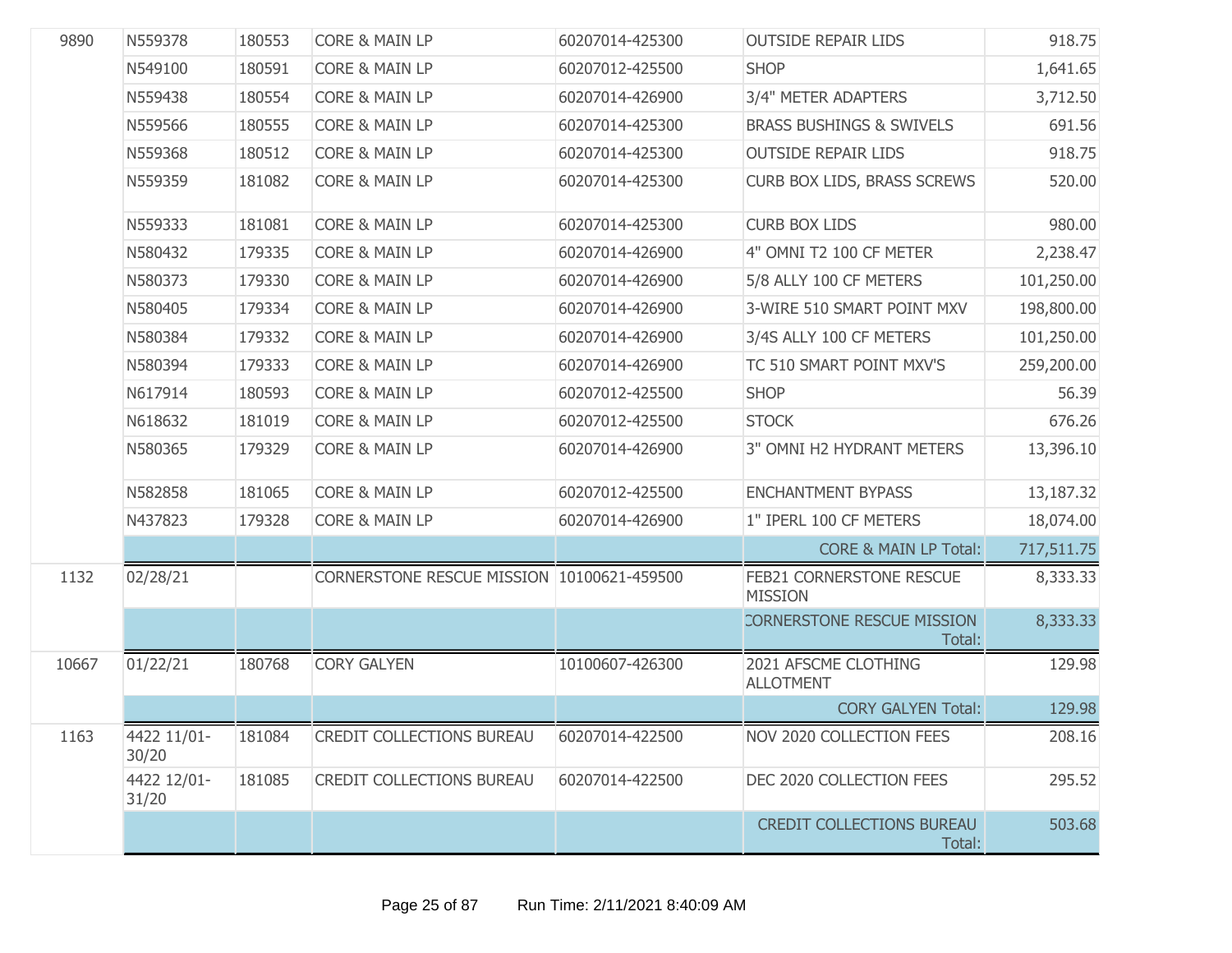| | | | | | | |
|---|---|---|---|---|---|---|
| 9890 | N559378 | 180553 | CORE & MAIN LP | 60207014-425300 | OUTSIDE REPAIR LIDS | 918.75 |
| | N549100 | 180591 | CORE & MAIN LP | 60207012-425500 | SHOP | 1,641.65 |
| | N559438 | 180554 | CORE & MAIN LP | 60207014-426900 | 3/4" METER ADAPTERS | 3,712.50 |
| | N559566 | 180555 | CORE & MAIN LP | 60207014-425300 | BRASS BUSHINGS & SWIVELS | 691.56 |
| | N559368 | 180512 | CORE & MAIN LP | 60207014-425300 | OUTSIDE REPAIR LIDS | 918.75 |
| | N559359 | 181082 | CORE & MAIN LP | 60207014-425300 | CURB BOX LIDS, BRASS SCREWS | 520.00 |
| | N559333 | 181081 | CORE & MAIN LP | 60207014-425300 | CURB BOX LIDS | 980.00 |
| | N580432 | 179335 | CORE & MAIN LP | 60207014-426900 | 4" OMNI T2 100 CF METER | 2,238.47 |
| | N580373 | 179330 | CORE & MAIN LP | 60207014-426900 | 5/8 ALLY 100 CF METERS | 101,250.00 |
| | N580405 | 179334 | CORE & MAIN LP | 60207014-426900 | 3-WIRE 510 SMART POINT MXV | 198,800.00 |
| | N580384 | 179332 | CORE & MAIN LP | 60207014-426900 | 3/4S ALLY 100 CF METERS | 101,250.00 |
| | N580394 | 179333 | CORE & MAIN LP | 60207014-426900 | TC 510 SMART POINT MXV'S | 259,200.00 |
| | N617914 | 180593 | CORE & MAIN LP | 60207012-425500 | SHOP | 56.39 |
| | N618632 | 181019 | CORE & MAIN LP | 60207012-425500 | STOCK | 676.26 |
| | N580365 | 179329 | CORE & MAIN LP | 60207014-426900 | 3" OMNI H2 HYDRANT METERS | 13,396.10 |
| | N582858 | 181065 | CORE & MAIN LP | 60207012-425500 | ENCHANTMENT BYPASS | 13,187.32 |
| | N437823 | 179328 | CORE & MAIN LP | 60207014-426900 | 1" IPERL 100 CF METERS | 18,074.00 |
| | | | | | CORE & MAIN LP Total: | 717,511.75 |
| 1132 | 02/28/21 | | CORNERSTONE RESCUE MISSION | 10100621-459500 | FEB21 CORNERSTONE RESCUE MISSION | 8,333.33 |
| | | | | | CORNERSTONE RESCUE MISSION Total: | 8,333.33 |
| 10667 | 01/22/21 | 180768 | CORY GALYEN | 10100607-426300 | 2021 AFSCME CLOTHING ALLOTMENT | 129.98 |
| | | | | | CORY GALYEN Total: | 129.98 |
| 1163 | 4422 11/01-30/20 | 181084 | CREDIT COLLECTIONS BUREAU | 60207014-422500 | NOV 2020 COLLECTION FEES | 208.16 |
| | 4422 12/01-31/20 | 181085 | CREDIT COLLECTIONS BUREAU | 60207014-422500 | DEC 2020 COLLECTION FEES | 295.52 |
| | | | | | CREDIT COLLECTIONS BUREAU Total: | 503.68 |

Run Time: 2/11/2021 8:40:09 AM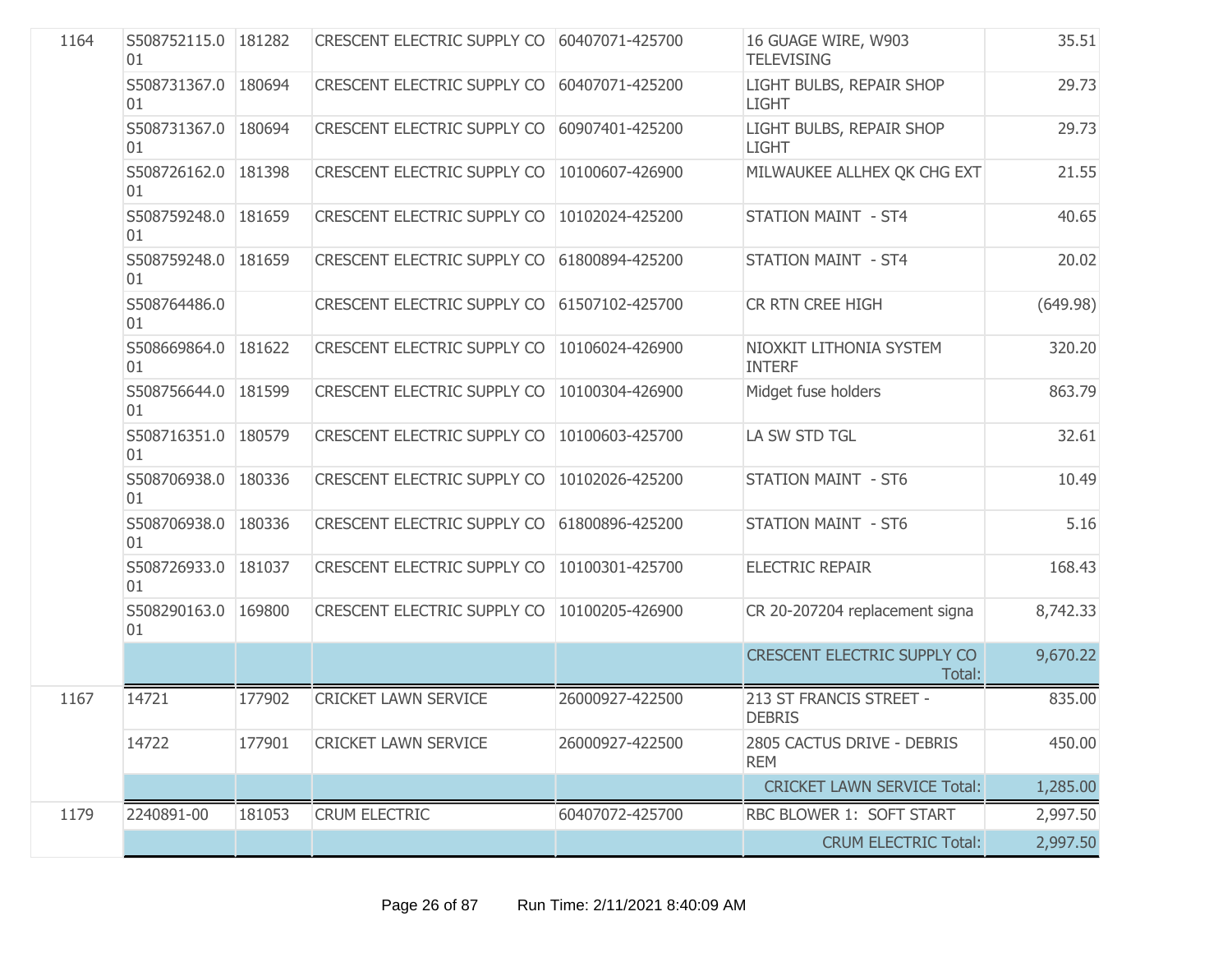| | | | | | | |
|---|---|---|---|---|---|---|
| 1164 | S508752115.001 | 181282 | CRESCENT ELECTRIC SUPPLY CO | 60407071-425700 | 16 GUAGE WIRE, W903 TELEVISING | 35.51 |
| | S508731367.001 | 180694 | CRESCENT ELECTRIC SUPPLY CO | 60407071-425200 | LIGHT BULBS, REPAIR SHOP LIGHT | 29.73 |
| | S508731367.001 | 180694 | CRESCENT ELECTRIC SUPPLY CO | 60907401-425200 | LIGHT BULBS, REPAIR SHOP LIGHT | 29.73 |
| | S508726162.001 | 181398 | CRESCENT ELECTRIC SUPPLY CO | 10100607-426900 | MILWAUKEE ALLHEX QK CHG EXT | 21.55 |
| | S508759248.001 | 181659 | CRESCENT ELECTRIC SUPPLY CO | 10102024-425200 | STATION MAINT - ST4 | 40.65 |
| | S508759248.001 | 181659 | CRESCENT ELECTRIC SUPPLY CO | 61800894-425200 | STATION MAINT - ST4 | 20.02 |
| | S508764486.001 | | CRESCENT ELECTRIC SUPPLY CO | 61507102-425700 | CR RTN CREE HIGH | (649.98) |
| | S508669864.001 | 181622 | CRESCENT ELECTRIC SUPPLY CO | 10106024-426900 | NIOXKIT LITHONIA SYSTEM INTERF | 320.20 |
| | S508756644.001 | 181599 | CRESCENT ELECTRIC SUPPLY CO | 10100304-426900 | Midget fuse holders | 863.79 |
| | S508716351.001 | 180579 | CRESCENT ELECTRIC SUPPLY CO | 10100603-425700 | LA SW STD TGL | 32.61 |
| | S508706938.001 | 180336 | CRESCENT ELECTRIC SUPPLY CO | 10102026-425200 | STATION MAINT - ST6 | 10.49 |
| | S508706938.001 | 180336 | CRESCENT ELECTRIC SUPPLY CO | 61800896-425200 | STATION MAINT - ST6 | 5.16 |
| | S508726933.001 | 181037 | CRESCENT ELECTRIC SUPPLY CO | 10100301-425700 | ELECTRIC REPAIR | 168.43 |
| | S508290163.001 | 169800 | CRESCENT ELECTRIC SUPPLY CO | 10100205-426900 | CR 20-207204 replacement signa | 8,742.33 |
| | | | | | CRESCENT ELECTRIC SUPPLY CO Total: | 9,670.22 |
| 1167 | 14721 | 177902 | CRICKET LAWN SERVICE | 26000927-422500 | 213 ST FRANCIS STREET - DEBRIS | 835.00 |
| | 14722 | 177901 | CRICKET LAWN SERVICE | 26000927-422500 | 2805 CACTUS DRIVE - DEBRIS REM | 450.00 |
| | | | | | CRICKET LAWN SERVICE Total: | 1,285.00 |
| 1179 | 2240891-00 | 181053 | CRUM ELECTRIC | 60407072-425700 | RBC BLOWER 1: SOFT START | 2,997.50 |
| | | | | | CRUM ELECTRIC Total: | 2,997.50 |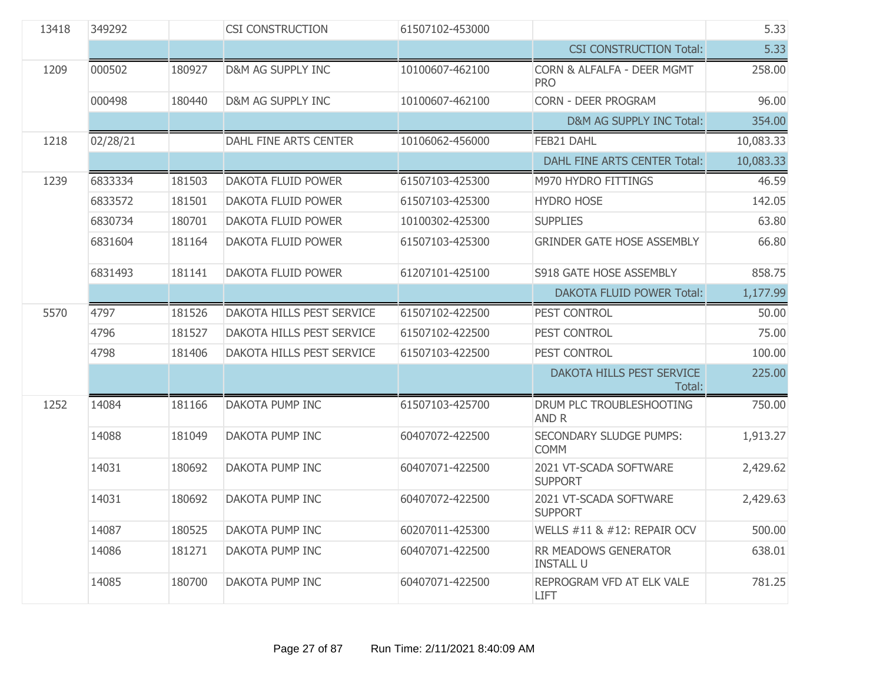| | | | | | | |
|---|---|---|---|---|---|---|
| 13418 | 349292 | | CSI CONSTRUCTION | 61507102-453000 | | 5.33 |
| | | | | | CSI CONSTRUCTION Total: | 5.33 |
| 1209 | 000502 | 180927 | D&M AG SUPPLY INC | 10100607-462100 | CORN & ALFALFA - DEER MGMT PRO | 258.00 |
| | 000498 | 180440 | D&M AG SUPPLY INC | 10100607-462100 | CORN - DEER PROGRAM | 96.00 |
| | | | | | D&M AG SUPPLY INC Total: | 354.00 |
| 1218 | 02/28/21 | | DAHL FINE ARTS CENTER | 10106062-456000 | FEB21 DAHL | 10,083.33 |
| | | | | | DAHL FINE ARTS CENTER Total: | 10,083.33 |
| 1239 | 6833334 | 181503 | DAKOTA FLUID POWER | 61507103-425300 | M970 HYDRO FITTINGS | 46.59 |
| | 6833572 | 181501 | DAKOTA FLUID POWER | 61507103-425300 | HYDRO HOSE | 142.05 |
| | 6830734 | 180701 | DAKOTA FLUID POWER | 10100302-425300 | SUPPLIES | 63.80 |
| | 6831604 | 181164 | DAKOTA FLUID POWER | 61507103-425300 | GRINDER GATE HOSE ASSEMBLY | 66.80 |
| | 6831493 | 181141 | DAKOTA FLUID POWER | 61207101-425100 | S918 GATE HOSE ASSEMBLY | 858.75 |
| | | | | | DAKOTA FLUID POWER Total: | 1,177.99 |
| 5570 | 4797 | 181526 | DAKOTA HILLS PEST SERVICE | 61507102-422500 | PEST CONTROL | 50.00 |
| | 4796 | 181527 | DAKOTA HILLS PEST SERVICE | 61507102-422500 | PEST CONTROL | 75.00 |
| | 4798 | 181406 | DAKOTA HILLS PEST SERVICE | 61507103-422500 | PEST CONTROL | 100.00 |
| | | | | | DAKOTA HILLS PEST SERVICE Total: | 225.00 |
| 1252 | 14084 | 181166 | DAKOTA PUMP INC | 61507103-425700 | DRUM PLC TROUBLESHOOTING AND R | 750.00 |
| | 14088 | 181049 | DAKOTA PUMP INC | 60407072-422500 | SECONDARY SLUDGE PUMPS: COMM | 1,913.27 |
| | 14031 | 180692 | DAKOTA PUMP INC | 60407071-422500 | 2021 VT-SCADA SOFTWARE SUPPORT | 2,429.62 |
| | 14031 | 180692 | DAKOTA PUMP INC | 60407072-422500 | 2021 VT-SCADA SOFTWARE SUPPORT | 2,429.63 |
| | 14087 | 180525 | DAKOTA PUMP INC | 60207011-425300 | WELLS #11 & #12: REPAIR OCV | 500.00 |
| | 14086 | 181271 | DAKOTA PUMP INC | 60407071-422500 | RR MEADOWS GENERATOR INSTALL U | 638.01 |
| | 14085 | 180700 | DAKOTA PUMP INC | 60407071-422500 | REPROGRAM VFD AT ELK VALE LIFT | 781.25 |

Run Time: 2/11/2021 8:40:09 AM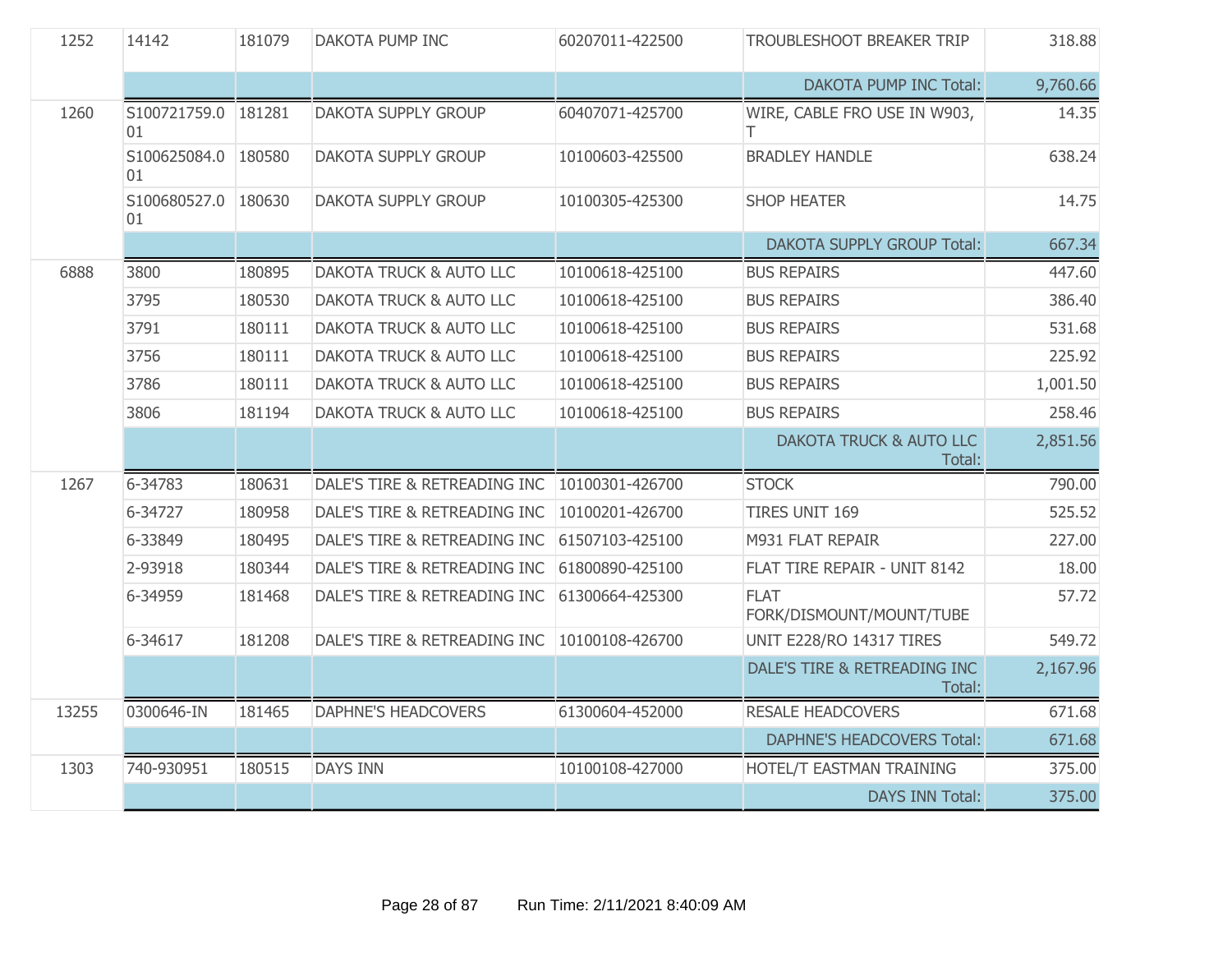| | | | | | | |
|---|---|---|---|---|---|---|
| 1252 | 14142 | 181079 | DAKOTA PUMP INC | 60207011-422500 | TROUBLESHOOT BREAKER TRIP | 318.88 |
| | | | | | DAKOTA PUMP INC Total: | 9,760.66 |
| 1260 | S100721759.001 | 181281 | DAKOTA SUPPLY GROUP | 60407071-425700 | WIRE, CABLE FRO USE IN W903, T | 14.35 |
| | S100625084.001 | 180580 | DAKOTA SUPPLY GROUP | 10100603-425500 | BRADLEY HANDLE | 638.24 |
| | S100680527.001 | 180630 | DAKOTA SUPPLY GROUP | 10100305-425300 | SHOP HEATER | 14.75 |
| | | | | | DAKOTA SUPPLY GROUP Total: | 667.34 |
| 6888 | 3800 | 180895 | DAKOTA TRUCK & AUTO LLC | 10100618-425100 | BUS REPAIRS | 447.60 |
| | 3795 | 180530 | DAKOTA TRUCK & AUTO LLC | 10100618-425100 | BUS REPAIRS | 386.40 |
| | 3791 | 180111 | DAKOTA TRUCK & AUTO LLC | 10100618-425100 | BUS REPAIRS | 531.68 |
| | 3756 | 180111 | DAKOTA TRUCK & AUTO LLC | 10100618-425100 | BUS REPAIRS | 225.92 |
| | 3786 | 180111 | DAKOTA TRUCK & AUTO LLC | 10100618-425100 | BUS REPAIRS | 1,001.50 |
| | 3806 | 181194 | DAKOTA TRUCK & AUTO LLC | 10100618-425100 | BUS REPAIRS | 258.46 |
| | | | | | DAKOTA TRUCK & AUTO LLC Total: | 2,851.56 |
| 1267 | 6-34783 | 180631 | DALE'S TIRE & RETREADING INC | 10100301-426700 | STOCK | 790.00 |
| | 6-34727 | 180958 | DALE'S TIRE & RETREADING INC | 10100201-426700 | TIRES UNIT 169 | 525.52 |
| | 6-33849 | 180495 | DALE'S TIRE & RETREADING INC | 61507103-425100 | M931 FLAT REPAIR | 227.00 |
| | 2-93918 | 180344 | DALE'S TIRE & RETREADING INC | 61800890-425100 | FLAT TIRE REPAIR - UNIT 8142 | 18.00 |
| | 6-34959 | 181468 | DALE'S TIRE & RETREADING INC | 61300664-425300 | FLAT FORK/DISMOUNT/MOUNT/TUBE | 57.72 |
| | 6-34617 | 181208 | DALE'S TIRE & RETREADING INC | 10100108-426700 | UNIT E228/RO 14317 TIRES | 549.72 |
| | | | | | DALE'S TIRE & RETREADING INC Total: | 2,167.96 |
| 13255 | 0300646-IN | 181465 | DAPHNE'S HEADCOVERS | 61300604-452000 | RESALE HEADCOVERS | 671.68 |
| | | | | | DAPHNE'S HEADCOVERS Total: | 671.68 |
| 1303 | 740-930951 | 180515 | DAYS INN | 10100108-427000 | HOTEL/T EASTMAN TRAINING | 375.00 |
| | | | | | DAYS INN Total: | 375.00 |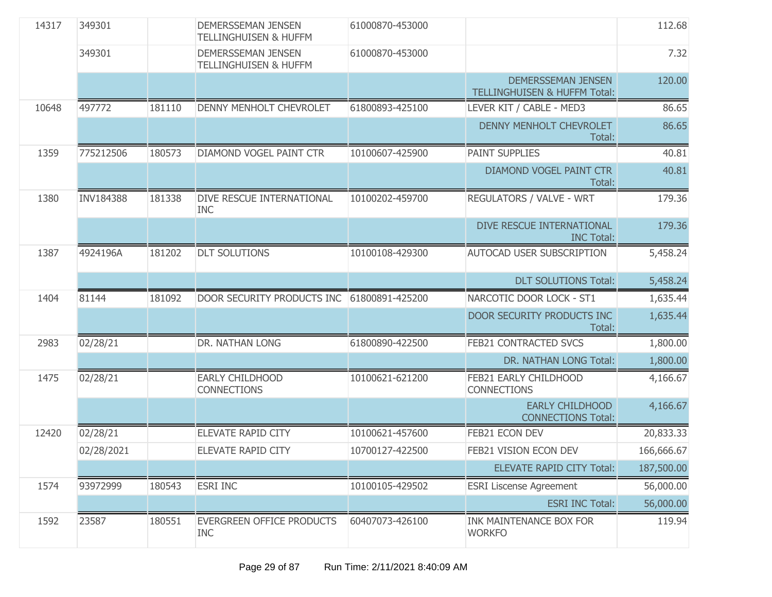| | | | | | | |
|---|---|---|---|---|---|---|
| 14317 | 349301 | | DEMERSSEMAN JENSEN TELLINGHUISEN & HUFFM | 61000870-453000 | | 112.68 |
| | 349301 | | DEMERSSEMAN JENSEN TELLINGHUISEN & HUFFM | 61000870-453000 | | 7.32 |
| | | | | | DEMERSSEMAN JENSEN TELLINGHUISEN & HUFFM Total: | 120.00 |
| 10648 | 497772 | 181110 | DENNY MENHOLT CHEVROLET | 61800893-425100 | LEVER KIT / CABLE - MED3 | 86.65 |
| | | | | | DENNY MENHOLT CHEVROLET Total: | 86.65 |
| 1359 | 775212506 | 180573 | DIAMOND VOGEL PAINT CTR | 10100607-425900 | PAINT SUPPLIES | 40.81 |
| | | | | | DIAMOND VOGEL PAINT CTR Total: | 40.81 |
| 1380 | INV184388 | 181338 | DIVE RESCUE INTERNATIONAL INC | 10100202-459700 | REGULATORS / VALVE - WRT | 179.36 |
| | | | | | DIVE RESCUE INTERNATIONAL INC Total: | 179.36 |
| 1387 | 4924196A | 181202 | DLT SOLUTIONS | 10100108-429300 | AUTOCAD USER SUBSCRIPTION | 5,458.24 |
| | | | | | DLT SOLUTIONS Total: | 5,458.24 |
| 1404 | 81144 | 181092 | DOOR SECURITY PRODUCTS INC | 61800891-425200 | NARCOTIC DOOR LOCK - ST1 | 1,635.44 |
| | | | | | DOOR SECURITY PRODUCTS INC Total: | 1,635.44 |
| 2983 | 02/28/21 | | DR. NATHAN LONG | 61800890-422500 | FEB21 CONTRACTED SVCS | 1,800.00 |
| | | | | | DR. NATHAN LONG Total: | 1,800.00 |
| 1475 | 02/28/21 | | EARLY CHILDHOOD CONNECTIONS | 10100621-621200 | FEB21 EARLY CHILDHOOD CONNECTIONS | 4,166.67 |
| | | | | | EARLY CHILDHOOD CONNECTIONS Total: | 4,166.67 |
| 12420 | 02/28/21 | | ELEVATE RAPID CITY | 10100621-457600 | FEB21 ECON DEV | 20,833.33 |
| | 02/28/2021 | | ELEVATE RAPID CITY | 10700127-422500 | FEB21 VISION ECON DEV | 166,666.67 |
| | | | | | ELEVATE RAPID CITY Total: | 187,500.00 |
| 1574 | 93972999 | 180543 | ESRI INC | 10100105-429502 | ESRI Liscense Agreement | 56,000.00 |
| | | | | | ESRI INC Total: | 56,000.00 |
| 1592 | 23587 | 180551 | EVERGREEN OFFICE PRODUCTS INC | 60407073-426100 | INK MAINTENANCE BOX FOR WORKFO | 119.94 |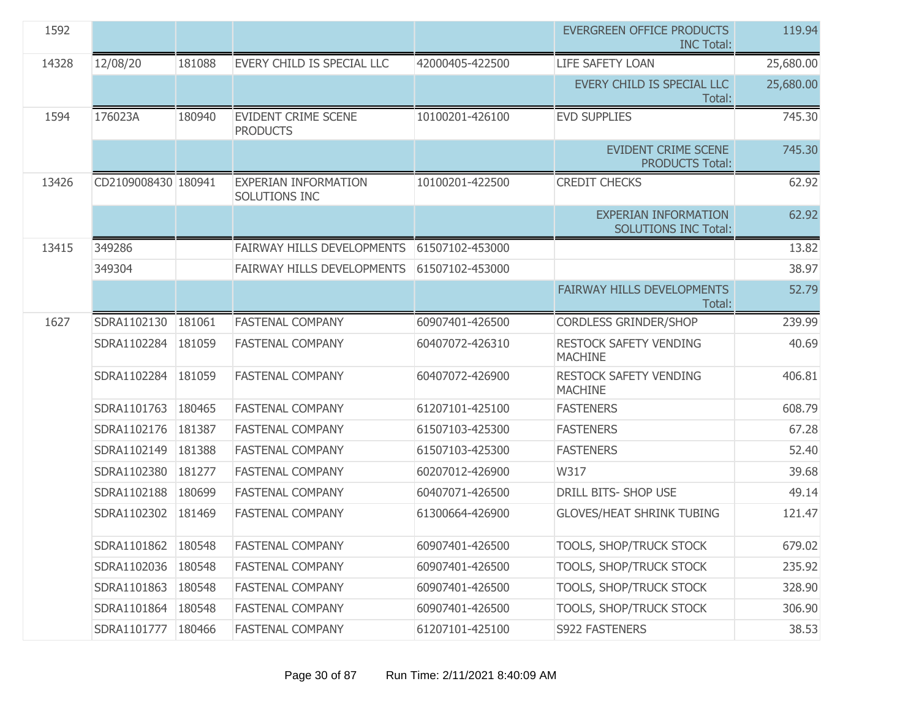| | | | | | | |
|---|---|---|---|---|---|---|
| 1592 | | | | | EVERGREEN OFFICE PRODUCTS INC Total: | 119.94 |
| 14328 | 12/08/20 | 181088 | EVERY CHILD IS SPECIAL LLC | 42000405-422500 | LIFE SAFETY LOAN | 25,680.00 |
| | | | | | EVERY CHILD IS SPECIAL LLC Total: | 25,680.00 |
| 1594 | 176023A | 180940 | EVIDENT CRIME SCENE PRODUCTS | 10100201-426100 | EVD SUPPLIES | 745.30 |
| | | | | | EVIDENT CRIME SCENE PRODUCTS Total: | 745.30 |
| 13426 | CD2109008430 | 180941 | EXPERIAN INFORMATION SOLUTIONS INC | 10100201-422500 | CREDIT CHECKS | 62.92 |
| | | | | | EXPERIAN INFORMATION SOLUTIONS INC Total: | 62.92 |
| 13415 | 349286 | | FAIRWAY HILLS DEVELOPMENTS | 61507102-453000 | | 13.82 |
| | 349304 | | FAIRWAY HILLS DEVELOPMENTS | 61507102-453000 | | 38.97 |
| | | | | | FAIRWAY HILLS DEVELOPMENTS Total: | 52.79 |
| 1627 | SDRA1102130 | 181061 | FASTENAL COMPANY | 60907401-426500 | CORDLESS GRINDER/SHOP | 239.99 |
| | SDRA1102284 | 181059 | FASTENAL COMPANY | 60407072-426310 | RESTOCK SAFETY VENDING MACHINE | 40.69 |
| | SDRA1102284 | 181059 | FASTENAL COMPANY | 60407072-426900 | RESTOCK SAFETY VENDING MACHINE | 406.81 |
| | SDRA1101763 | 180465 | FASTENAL COMPANY | 61207101-425100 | FASTENERS | 608.79 |
| | SDRA1102176 | 181387 | FASTENAL COMPANY | 61507103-425300 | FASTENERS | 67.28 |
| | SDRA1102149 | 181388 | FASTENAL COMPANY | 61507103-425300 | FASTENERS | 52.40 |
| | SDRA1102380 | 181277 | FASTENAL COMPANY | 60207012-426900 | W317 | 39.68 |
| | SDRA1102188 | 180699 | FASTENAL COMPANY | 60407071-426500 | DRILL BITS- SHOP USE | 49.14 |
| | SDRA1102302 | 181469 | FASTENAL COMPANY | 61300664-426900 | GLOVES/HEAT SHRINK TUBING | 121.47 |
| | SDRA1101862 | 180548 | FASTENAL COMPANY | 60907401-426500 | TOOLS, SHOP/TRUCK STOCK | 679.02 |
| | SDRA1102036 | 180548 | FASTENAL COMPANY | 60907401-426500 | TOOLS, SHOP/TRUCK STOCK | 235.92 |
| | SDRA1101863 | 180548 | FASTENAL COMPANY | 60907401-426500 | TOOLS, SHOP/TRUCK STOCK | 328.90 |
| | SDRA1101864 | 180548 | FASTENAL COMPANY | 60907401-426500 | TOOLS, SHOP/TRUCK STOCK | 306.90 |
| | SDRA1101777 | 180466 | FASTENAL COMPANY | 61207101-425100 | S922 FASTENERS | 38.53 |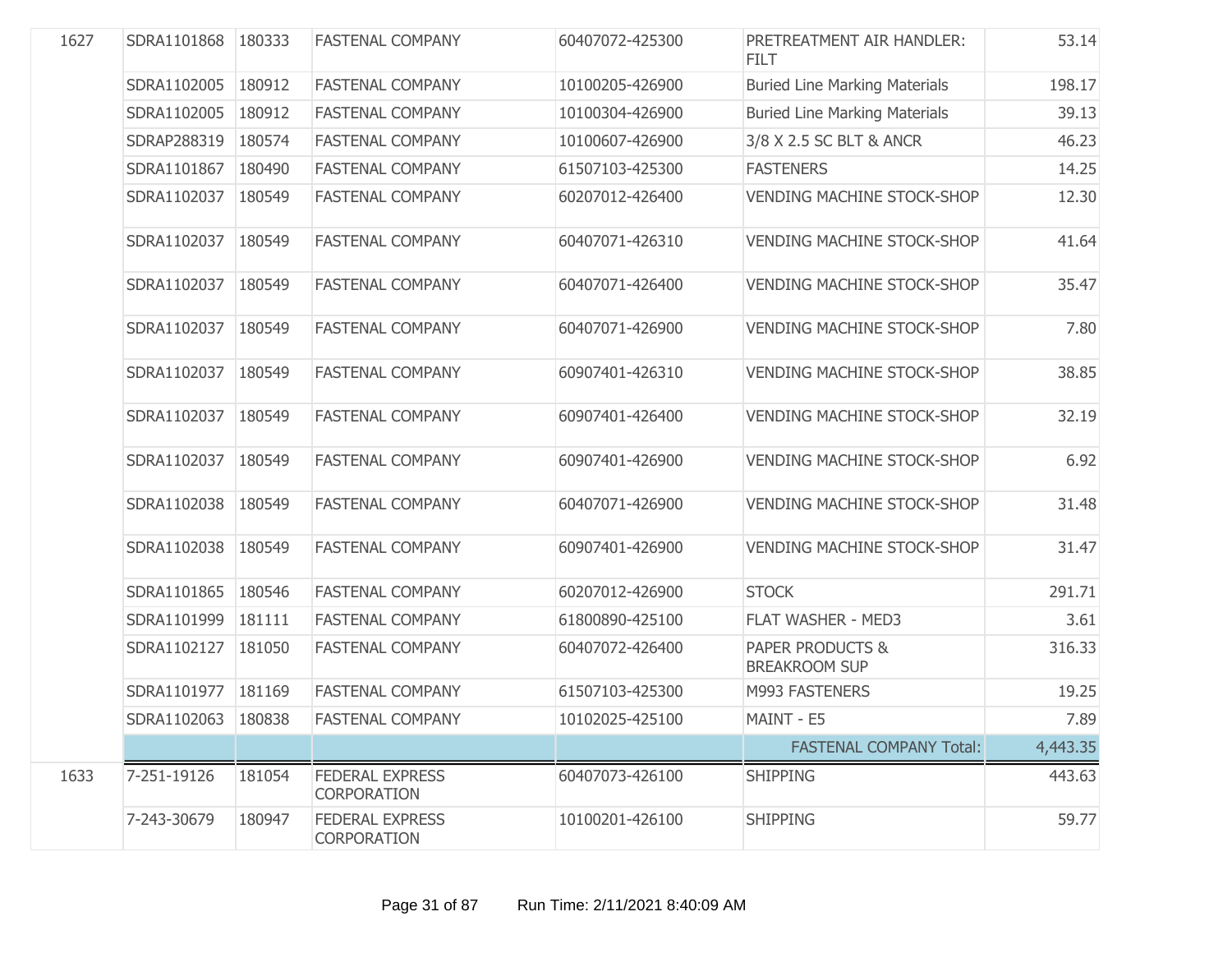| | | | | | | |
|---|---|---|---|---|---|---|
| 1627 | SDRA1101868 | 180333 | FASTENAL COMPANY | 60407072-425300 | PRETREATMENT AIR HANDLER: FILT | 53.14 |
| | SDRA1102005 | 180912 | FASTENAL COMPANY | 10100205-426900 | Buried Line Marking Materials | 198.17 |
| | SDRA1102005 | 180912 | FASTENAL COMPANY | 10100304-426900 | Buried Line Marking Materials | 39.13 |
| | SDRAP288319 | 180574 | FASTENAL COMPANY | 10100607-426900 | 3/8 X 2.5 SC BLT & ANCR | 46.23 |
| | SDRA1101867 | 180490 | FASTENAL COMPANY | 61507103-425300 | FASTENERS | 14.25 |
| | SDRA1102037 | 180549 | FASTENAL COMPANY | 60207012-426400 | VENDING MACHINE STOCK-SHOP | 12.30 |
| | SDRA1102037 | 180549 | FASTENAL COMPANY | 60407071-426310 | VENDING MACHINE STOCK-SHOP | 41.64 |
| | SDRA1102037 | 180549 | FASTENAL COMPANY | 60407071-426400 | VENDING MACHINE STOCK-SHOP | 35.47 |
| | SDRA1102037 | 180549 | FASTENAL COMPANY | 60407071-426900 | VENDING MACHINE STOCK-SHOP | 7.80 |
| | SDRA1102037 | 180549 | FASTENAL COMPANY | 60907401-426310 | VENDING MACHINE STOCK-SHOP | 38.85 |
| | SDRA1102037 | 180549 | FASTENAL COMPANY | 60907401-426400 | VENDING MACHINE STOCK-SHOP | 32.19 |
| | SDRA1102037 | 180549 | FASTENAL COMPANY | 60907401-426900 | VENDING MACHINE STOCK-SHOP | 6.92 |
| | SDRA1102038 | 180549 | FASTENAL COMPANY | 60407071-426900 | VENDING MACHINE STOCK-SHOP | 31.48 |
| | SDRA1102038 | 180549 | FASTENAL COMPANY | 60907401-426900 | VENDING MACHINE STOCK-SHOP | 31.47 |
| | SDRA1101865 | 180546 | FASTENAL COMPANY | 60207012-426900 | STOCK | 291.71 |
| | SDRA1101999 | 181111 | FASTENAL COMPANY | 61800890-425100 | FLAT WASHER - MED3 | 3.61 |
| | SDRA1102127 | 181050 | FASTENAL COMPANY | 60407072-426400 | PAPER PRODUCTS & BREAKROOM SUP | 316.33 |
| | SDRA1101977 | 181169 | FASTENAL COMPANY | 61507103-425300 | M993 FASTENERS | 19.25 |
| | SDRA1102063 | 180838 | FASTENAL COMPANY | 10102025-425100 | MAINT - E5 | 7.89 |
| | | | | | FASTENAL COMPANY Total: | 4,443.35 |
| 1633 | 7-251-19126 | 181054 | FEDERAL EXPRESS CORPORATION | 60407073-426100 | SHIPPING | 443.63 |
| | 7-243-30679 | 180947 | FEDERAL EXPRESS CORPORATION | 10100201-426100 | SHIPPING | 59.77 |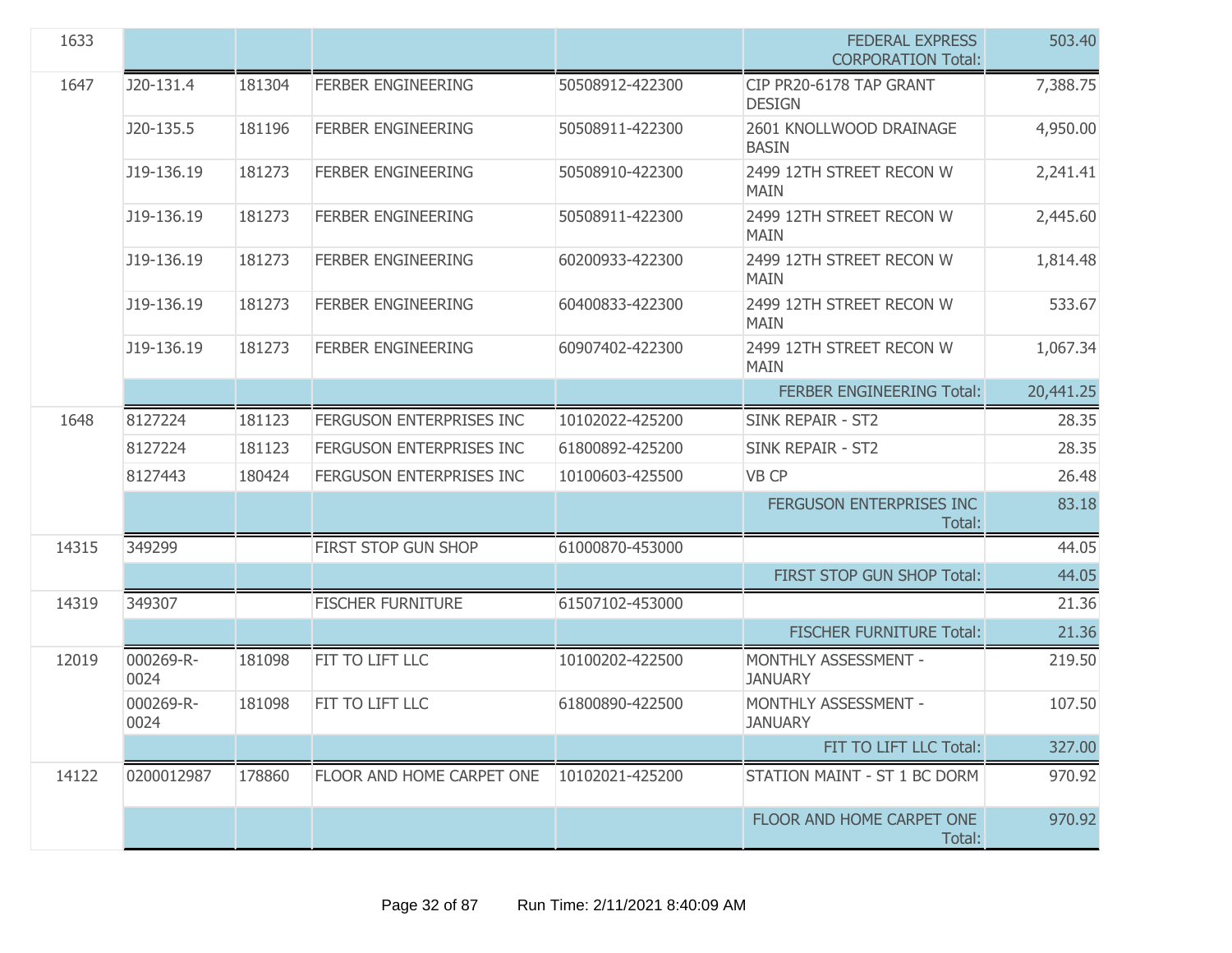| | | | | | | |
|---|---|---|---|---|---|---|
| 1633 | | | | | FEDERAL EXPRESS CORPORATION Total: | 503.40 |
| 1647 | J20-131.4 | 181304 | FERBER ENGINEERING | 50508912-422300 | CIP PR20-6178 TAP GRANT DESIGN | 7,388.75 |
| | J20-135.5 | 181196 | FERBER ENGINEERING | 50508911-422300 | 2601 KNOLLWOOD DRAINAGE BASIN | 4,950.00 |
| | J19-136.19 | 181273 | FERBER ENGINEERING | 50508910-422300 | 2499 12TH STREET RECON W MAIN | 2,241.41 |
| | J19-136.19 | 181273 | FERBER ENGINEERING | 50508911-422300 | 2499 12TH STREET RECON W MAIN | 2,445.60 |
| | J19-136.19 | 181273 | FERBER ENGINEERING | 60200933-422300 | 2499 12TH STREET RECON W MAIN | 1,814.48 |
| | J19-136.19 | 181273 | FERBER ENGINEERING | 60400833-422300 | 2499 12TH STREET RECON W MAIN | 533.67 |
| | J19-136.19 | 181273 | FERBER ENGINEERING | 60907402-422300 | 2499 12TH STREET RECON W MAIN | 1,067.34 |
| | | | | | FERBER ENGINEERING Total: | 20,441.25 |
| 1648 | 8127224 | 181123 | FERGUSON ENTERPRISES INC | 10102022-425200 | SINK REPAIR - ST2 | 28.35 |
| | 8127224 | 181123 | FERGUSON ENTERPRISES INC | 61800892-425200 | SINK REPAIR - ST2 | 28.35 |
| | 8127443 | 180424 | FERGUSON ENTERPRISES INC | 10100603-425500 | VB CP | 26.48 |
| | | | | | FERGUSON ENTERPRISES INC Total: | 83.18 |
| 14315 | 349299 | | FIRST STOP GUN SHOP | 61000870-453000 | | 44.05 |
| | | | | | FIRST STOP GUN SHOP Total: | 44.05 |
| 14319 | 349307 | | FISCHER FURNITURE | 61507102-453000 | | 21.36 |
| | | | | | FISCHER FURNITURE Total: | 21.36 |
| 12019 | 000269-R-0024 | 181098 | FIT TO LIFT LLC | 10100202-422500 | MONTHLY ASSESSMENT - JANUARY | 219.50 |
| | 000269-R-0024 | 181098 | FIT TO LIFT LLC | 61800890-422500 | MONTHLY ASSESSMENT - JANUARY | 107.50 |
| | | | | | FIT TO LIFT LLC Total: | 327.00 |
| 14122 | 0200012987 | 178860 | FLOOR AND HOME CARPET ONE | 10102021-425200 | STATION MAINT - ST 1 BC DORM | 970.92 |
| | | | | | FLOOR AND HOME CARPET ONE Total: | 970.92 |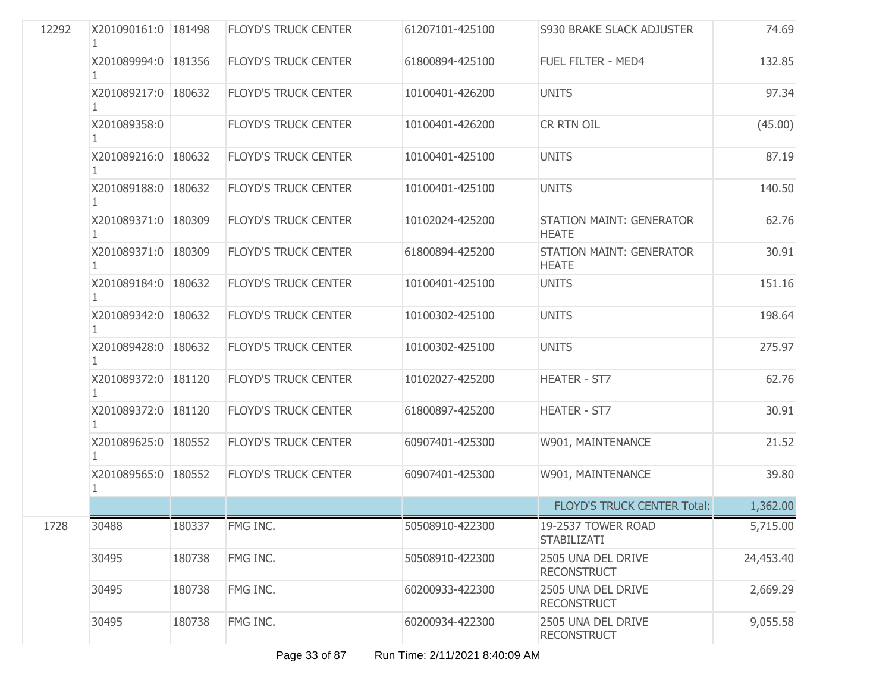| | | | | | | |
|---|---|---|---|---|---|---|
| 12292 | X201090161:01 | 181498 | FLOYD'S TRUCK CENTER | 61207101-425100 | S930 BRAKE SLACK ADJUSTER | 74.69 |
| | X201089994:01 | 181356 | FLOYD'S TRUCK CENTER | 61800894-425100 | FUEL FILTER - MED4 | 132.85 |
| | X201089217:01 | 180632 | FLOYD'S TRUCK CENTER | 10100401-426200 | UNITS | 97.34 |
| | X201089358:01 | | FLOYD'S TRUCK CENTER | 10100401-426200 | CR RTN OIL | (45.00) |
| | X201089216:01 | 180632 | FLOYD'S TRUCK CENTER | 10100401-425100 | UNITS | 87.19 |
| | X201089188:01 | 180632 | FLOYD'S TRUCK CENTER | 10100401-425100 | UNITS | 140.50 |
| | X201089371:01 | 180309 | FLOYD'S TRUCK CENTER | 10102024-425200 | STATION MAINT: GENERATOR HEATE | 62.76 |
| | X201089371:01 | 180309 | FLOYD'S TRUCK CENTER | 61800894-425200 | STATION MAINT: GENERATOR HEATE | 30.91 |
| | X201089184:01 | 180632 | FLOYD'S TRUCK CENTER | 10100401-425100 | UNITS | 151.16 |
| | X201089342:01 | 180632 | FLOYD'S TRUCK CENTER | 10100302-425100 | UNITS | 198.64 |
| | X201089428:01 | 180632 | FLOYD'S TRUCK CENTER | 10100302-425100 | UNITS | 275.97 |
| | X201089372:01 | 181120 | FLOYD'S TRUCK CENTER | 10102027-425200 | HEATER - ST7 | 62.76 |
| | X201089372:01 | 181120 | FLOYD'S TRUCK CENTER | 61800897-425200 | HEATER - ST7 | 30.91 |
| | X201089625:01 | 180552 | FLOYD'S TRUCK CENTER | 60907401-425300 | W901, MAINTENANCE | 21.52 |
| | X201089565:01 | 180552 | FLOYD'S TRUCK CENTER | 60907401-425300 | W901, MAINTENANCE | 39.80 |
| | | | | | FLOYD'S TRUCK CENTER Total: | 1,362.00 |
| 1728 | 30488 | 180337 | FMG INC. | 50508910-422300 | 19-2537 TOWER ROAD STABILIZATI | 5,715.00 |
| | 30495 | 180738 | FMG INC. | 50508910-422300 | 2505 UNA DEL DRIVE RECONSTRUCT | 24,453.40 |
| | 30495 | 180738 | FMG INC. | 60200933-422300 | 2505 UNA DEL DRIVE RECONSTRUCT | 2,669.29 |
| | 30495 | 180738 | FMG INC. | 60200934-422300 | 2505 UNA DEL DRIVE RECONSTRUCT | 9,055.58 |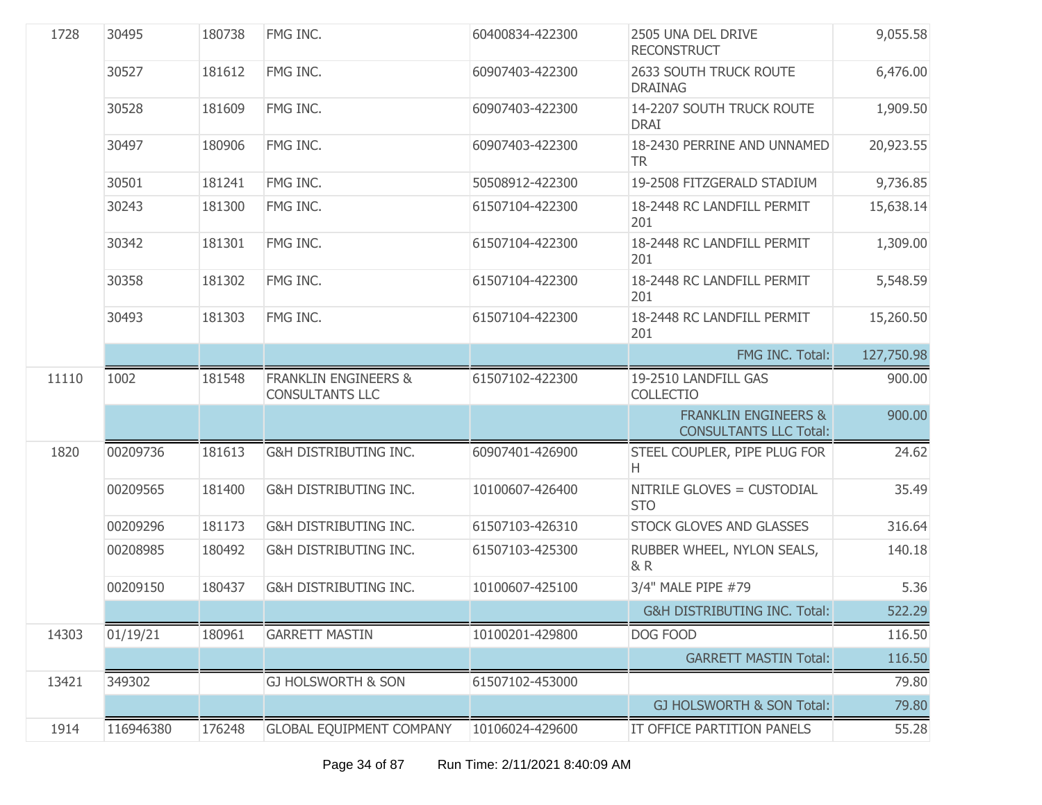| | | | | | | |
|---|---|---|---|---|---|---|
| 1728 | 30495 | 180738 | FMG INC. | 60400834-422300 | 2505 UNA DEL DRIVE RECONSTRUCT | 9,055.58 |
| | 30527 | 181612 | FMG INC. | 60907403-422300 | 2633 SOUTH TRUCK ROUTE DRAINAG | 6,476.00 |
| | 30528 | 181609 | FMG INC. | 60907403-422300 | 14-2207 SOUTH TRUCK ROUTE DRAI | 1,909.50 |
| | 30497 | 180906 | FMG INC. | 60907403-422300 | 18-2430 PERRINE AND UNNAMED TR | 20,923.55 |
| | 30501 | 181241 | FMG INC. | 50508912-422300 | 19-2508 FITZGERALD STADIUM | 9,736.85 |
| | 30243 | 181300 | FMG INC. | 61507104-422300 | 18-2448 RC LANDFILL PERMIT 201 | 15,638.14 |
| | 30342 | 181301 | FMG INC. | 61507104-422300 | 18-2448 RC LANDFILL PERMIT 201 | 1,309.00 |
| | 30358 | 181302 | FMG INC. | 61507104-422300 | 18-2448 RC LANDFILL PERMIT 201 | 5,548.59 |
| | 30493 | 181303 | FMG INC. | 61507104-422300 | 18-2448 RC LANDFILL PERMIT 201 | 15,260.50 |
| | | | | | FMG INC. Total: | 127,750.98 |
| 11110 | 1002 | 181548 | FRANKLIN ENGINEERS & CONSULTANTS LLC | 61507102-422300 | 19-2510 LANDFILL GAS COLLECTIO | 900.00 |
| | | | | | FRANKLIN ENGINEERS & CONSULTANTS LLC Total: | 900.00 |
| 1820 | 00209736 | 181613 | G&H DISTRIBUTING INC. | 60907401-426900 | STEEL COUPLER, PIPE PLUG FOR H | 24.62 |
| | 00209565 | 181400 | G&H DISTRIBUTING INC. | 10100607-426400 | NITRILE GLOVES = CUSTODIAL STO | 35.49 |
| | 00209296 | 181173 | G&H DISTRIBUTING INC. | 61507103-426310 | STOCK GLOVES AND GLASSES | 316.64 |
| | 00208985 | 180492 | G&H DISTRIBUTING INC. | 61507103-425300 | RUBBER WHEEL, NYLON SEALS, & R | 140.18 |
| | 00209150 | 180437 | G&H DISTRIBUTING INC. | 10100607-425100 | 3/4" MALE PIPE #79 | 5.36 |
| | | | | | G&H DISTRIBUTING INC. Total: | 522.29 |
| 14303 | 01/19/21 | 180961 | GARRETT MASTIN | 10100201-429800 | DOG FOOD | 116.50 |
| | | | | | GARRETT MASTIN Total: | 116.50 |
| 13421 | 349302 | | GJ HOLSWORTH & SON | 61507102-453000 | | 79.80 |
| | | | | | GJ HOLSWORTH & SON Total: | 79.80 |
| 1914 | 116946380 | 176248 | GLOBAL EQUIPMENT COMPANY | 10106024-429600 | IT OFFICE PARTITION PANELS | 55.28 |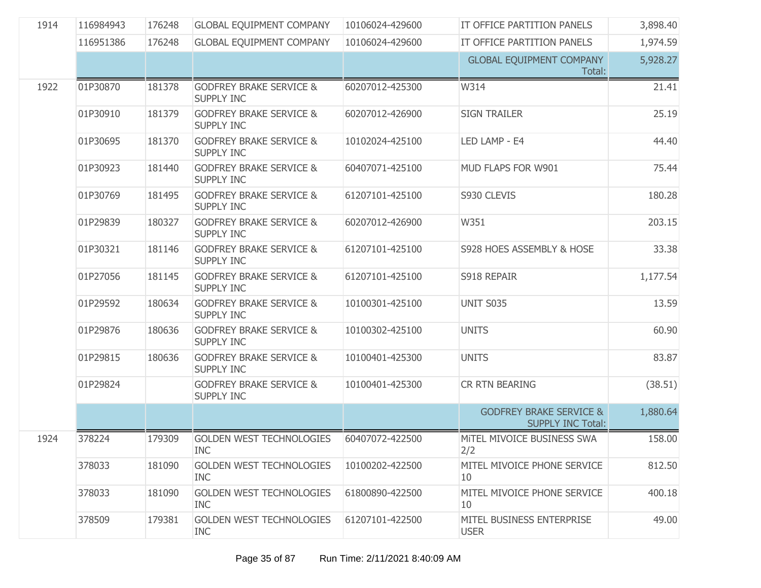| | | | | | | |
|---|---|---|---|---|---|---|
| 1914 | 116984943 | 176248 | GLOBAL EQUIPMENT COMPANY | 10106024-429600 | IT OFFICE PARTITION PANELS | 3,898.40 |
| | 116951386 | 176248 | GLOBAL EQUIPMENT COMPANY | 10106024-429600 | IT OFFICE PARTITION PANELS | 1,974.59 |
| | | | | | GLOBAL EQUIPMENT COMPANY Total: | 5,928.27 |
| 1922 | 01P30870 | 181378 | GODFREY BRAKE SERVICE & SUPPLY INC | 60207012-425300 | W314 | 21.41 |
| | 01P30910 | 181379 | GODFREY BRAKE SERVICE & SUPPLY INC | 60207012-426900 | SIGN TRAILER | 25.19 |
| | 01P30695 | 181370 | GODFREY BRAKE SERVICE & SUPPLY INC | 10102024-425100 | LED LAMP - E4 | 44.40 |
| | 01P30923 | 181440 | GODFREY BRAKE SERVICE & SUPPLY INC | 60407071-425100 | MUD FLAPS FOR W901 | 75.44 |
| | 01P30769 | 181495 | GODFREY BRAKE SERVICE & SUPPLY INC | 61207101-425100 | S930 CLEVIS | 180.28 |
| | 01P29839 | 180327 | GODFREY BRAKE SERVICE & SUPPLY INC | 60207012-426900 | W351 | 203.15 |
| | 01P30321 | 181146 | GODFREY BRAKE SERVICE & SUPPLY INC | 61207101-425100 | S928 HOES ASSEMBLY & HOSE | 33.38 |
| | 01P27056 | 181145 | GODFREY BRAKE SERVICE & SUPPLY INC | 61207101-425100 | S918 REPAIR | 1,177.54 |
| | 01P29592 | 180634 | GODFREY BRAKE SERVICE & SUPPLY INC | 10100301-425100 | UNIT S035 | 13.59 |
| | 01P29876 | 180636 | GODFREY BRAKE SERVICE & SUPPLY INC | 10100302-425100 | UNITS | 60.90 |
| | 01P29815 | 180636 | GODFREY BRAKE SERVICE & SUPPLY INC | 10100401-425300 | UNITS | 83.87 |
| | 01P29824 | | GODFREY BRAKE SERVICE & SUPPLY INC | 10100401-425300 | CR RTN BEARING | (38.51) |
| | | | | | GODFREY BRAKE SERVICE & SUPPLY INC Total: | 1,880.64 |
| 1924 | 378224 | 179309 | GOLDEN WEST TECHNOLOGIES INC | 60407072-422500 | MiTEL MIVOICE BUSINESS SWA 2/2 | 158.00 |
| | 378033 | 181090 | GOLDEN WEST TECHNOLOGIES INC | 10100202-422500 | MITEL MIVOICE PHONE SERVICE 10 | 812.50 |
| | 378033 | 181090 | GOLDEN WEST TECHNOLOGIES INC | 61800890-422500 | MITEL MIVOICE PHONE SERVICE 10 | 400.18 |
| | 378509 | 179381 | GOLDEN WEST TECHNOLOGIES INC | 61207101-422500 | MITEL BUSINESS ENTERPRISE USER | 49.00 |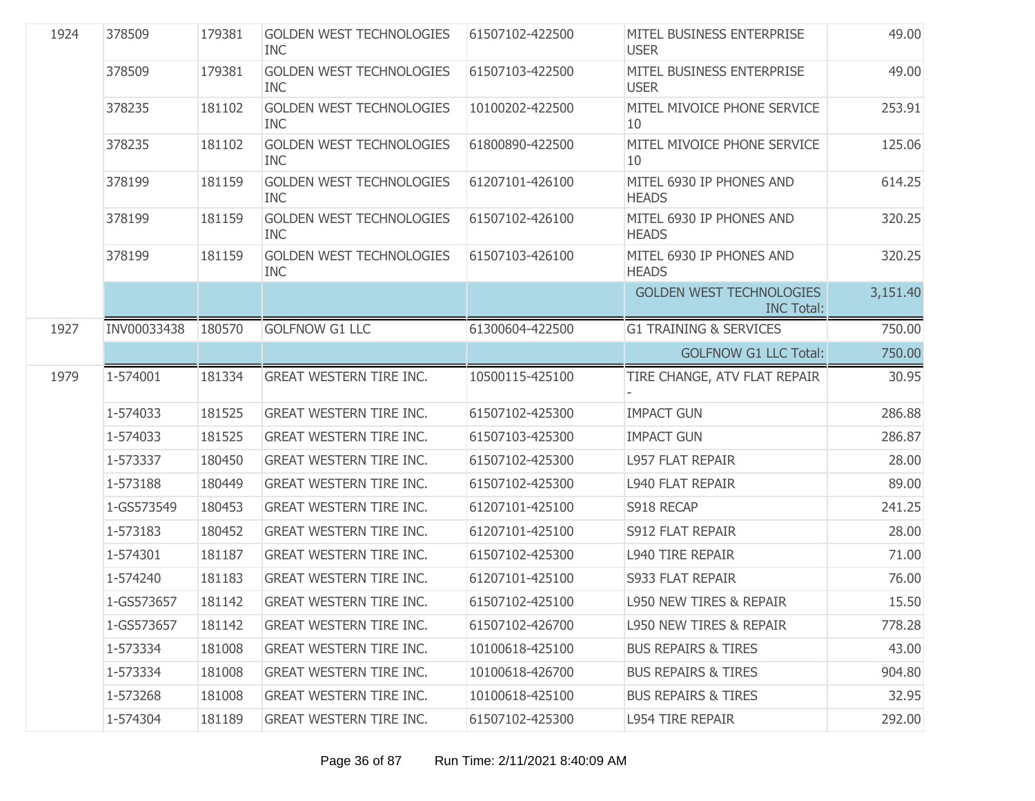| | | | | | | |
|---|---|---|---|---|---|---|
| 1924 | 378509 | 179381 | GOLDEN WEST TECHNOLOGIES INC | 61507102-422500 | MITEL BUSINESS ENTERPRISE USER | 49.00 |
| | 378509 | 179381 | GOLDEN WEST TECHNOLOGIES INC | 61507103-422500 | MITEL BUSINESS ENTERPRISE USER | 49.00 |
| | 378235 | 181102 | GOLDEN WEST TECHNOLOGIES INC | 10100202-422500 | MITEL MIVOICE PHONE SERVICE 10 | 253.91 |
| | 378235 | 181102 | GOLDEN WEST TECHNOLOGIES INC | 61800890-422500 | MITEL MIVOICE PHONE SERVICE 10 | 125.06 |
| | 378199 | 181159 | GOLDEN WEST TECHNOLOGIES INC | 61207101-426100 | MITEL 6930 IP PHONES AND HEADS | 614.25 |
| | 378199 | 181159 | GOLDEN WEST TECHNOLOGIES INC | 61507102-426100 | MITEL 6930 IP PHONES AND HEADS | 320.25 |
| | 378199 | 181159 | GOLDEN WEST TECHNOLOGIES INC | 61507103-426100 | MITEL 6930 IP PHONES AND HEADS | 320.25 |
| | | | | | GOLDEN WEST TECHNOLOGIES INC Total: | 3,151.40 |
| 1927 | INV00033438 | 180570 | GOLFNOW G1 LLC | 61300604-422500 | G1 TRAINING & SERVICES | 750.00 |
| | | | | | GOLFNOW G1 LLC Total: | 750.00 |
| 1979 | 1-574001 | 181334 | GREAT WESTERN TIRE INC. | 10500115-425100 | TIRE CHANGE, ATV FLAT REPAIR - | 30.95 |
| | 1-574033 | 181525 | GREAT WESTERN TIRE INC. | 61507102-425300 | IMPACT GUN | 286.88 |
| | 1-574033 | 181525 | GREAT WESTERN TIRE INC. | 61507103-425300 | IMPACT GUN | 286.87 |
| | 1-573337 | 180450 | GREAT WESTERN TIRE INC. | 61507102-425300 | L957 FLAT REPAIR | 28.00 |
| | 1-573188 | 180449 | GREAT WESTERN TIRE INC. | 61507102-425300 | L940 FLAT REPAIR | 89.00 |
| | 1-GS573549 | 180453 | GREAT WESTERN TIRE INC. | 61207101-425100 | S918 RECAP | 241.25 |
| | 1-573183 | 180452 | GREAT WESTERN TIRE INC. | 61207101-425100 | S912 FLAT REPAIR | 28.00 |
| | 1-574301 | 181187 | GREAT WESTERN TIRE INC. | 61507102-425300 | L940 TIRE REPAIR | 71.00 |
| | 1-574240 | 181183 | GREAT WESTERN TIRE INC. | 61207101-425100 | S933 FLAT REPAIR | 76.00 |
| | 1-GS573657 | 181142 | GREAT WESTERN TIRE INC. | 61507102-425100 | L950 NEW TIRES & REPAIR | 15.50 |
| | 1-GS573657 | 181142 | GREAT WESTERN TIRE INC. | 61507102-426700 | L950 NEW TIRES & REPAIR | 778.28 |
| | 1-573334 | 181008 | GREAT WESTERN TIRE INC. | 10100618-425100 | BUS REPAIRS & TIRES | 43.00 |
| | 1-573334 | 181008 | GREAT WESTERN TIRE INC. | 10100618-426700 | BUS REPAIRS & TIRES | 904.80 |
| | 1-573268 | 181008 | GREAT WESTERN TIRE INC. | 10100618-425100 | BUS REPAIRS & TIRES | 32.95 |
| | 1-574304 | 181189 | GREAT WESTERN TIRE INC. | 61507102-425300 | L954 TIRE REPAIR | 292.00 |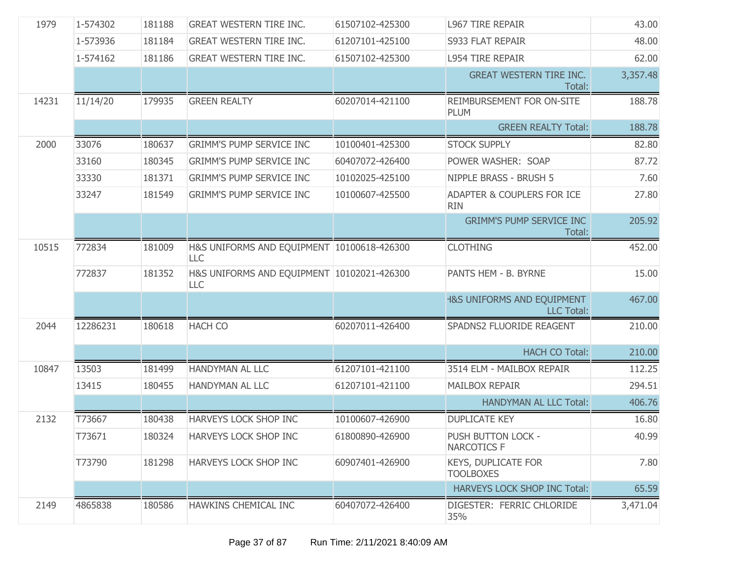| | | | | | | |
|---|---|---|---|---|---|---|
| 1979 | 1-574302 | 181188 | GREAT WESTERN TIRE INC. | 61507102-425300 | L967 TIRE REPAIR | 43.00 |
| | 1-573936 | 181184 | GREAT WESTERN TIRE INC. | 61207101-425100 | S933 FLAT REPAIR | 48.00 |
| | 1-574162 | 181186 | GREAT WESTERN TIRE INC. | 61507102-425300 | L954 TIRE REPAIR | 62.00 |
| | | | | | GREAT WESTERN TIRE INC. Total: | 3,357.48 |
| 14231 | 11/14/20 | 179935 | GREEN REALTY | 60207014-421100 | REIMBURSEMENT FOR ON-SITE PLUM | 188.78 |
| | | | | | GREEN REALTY Total: | 188.78 |
| 2000 | 33076 | 180637 | GRIMM'S PUMP SERVICE INC | 10100401-425300 | STOCK SUPPLY | 82.80 |
| | 33160 | 180345 | GRIMM'S PUMP SERVICE INC | 60407072-426400 | POWER WASHER: SOAP | 87.72 |
| | 33330 | 181371 | GRIMM'S PUMP SERVICE INC | 10102025-425100 | NIPPLE BRASS - BRUSH 5 | 7.60 |
| | 33247 | 181549 | GRIMM'S PUMP SERVICE INC | 10100607-425500 | ADAPTER & COUPLERS FOR ICE RIN | 27.80 |
| | | | | | GRIMM'S PUMP SERVICE INC Total: | 205.92 |
| 10515 | 772834 | 181009 | H&S UNIFORMS AND EQUIPMENT LLC | 10100618-426300 | CLOTHING | 452.00 |
| | 772837 | 181352 | H&S UNIFORMS AND EQUIPMENT LLC | 10102021-426300 | PANTS HEM - B. BYRNE | 15.00 |
| | | | | | H&S UNIFORMS AND EQUIPMENT LLC Total: | 467.00 |
| 2044 | 12286231 | 180618 | HACH CO | 60207011-426400 | SPADNS2 FLUORIDE REAGENT | 210.00 |
| | | | | | HACH CO Total: | 210.00 |
| 10847 | 13503 | 181499 | HANDYMAN AL LLC | 61207101-421100 | 3514 ELM - MAILBOX REPAIR | 112.25 |
| | 13415 | 180455 | HANDYMAN AL LLC | 61207101-421100 | MAILBOX REPAIR | 294.51 |
| | | | | | HANDYMAN AL LLC Total: | 406.76 |
| 2132 | T73667 | 180438 | HARVEYS LOCK SHOP INC | 10100607-426900 | DUPLICATE KEY | 16.80 |
| | T73671 | 180324 | HARVEYS LOCK SHOP INC | 61800890-426900 | PUSH BUTTON LOCK - NARCOTICS F | 40.99 |
| | T73790 | 181298 | HARVEYS LOCK SHOP INC | 60907401-426900 | KEYS, DUPLICATE FOR TOOLBOXES | 7.80 |
| | | | | | HARVEYS LOCK SHOP INC Total: | 65.59 |
| 2149 | 4865838 | 180586 | HAWKINS CHEMICAL INC | 60407072-426400 | DIGESTER: FERRIC CHLORIDE 35% | 3,471.04 |

Run Time: 2/11/2021 8:40:09 AM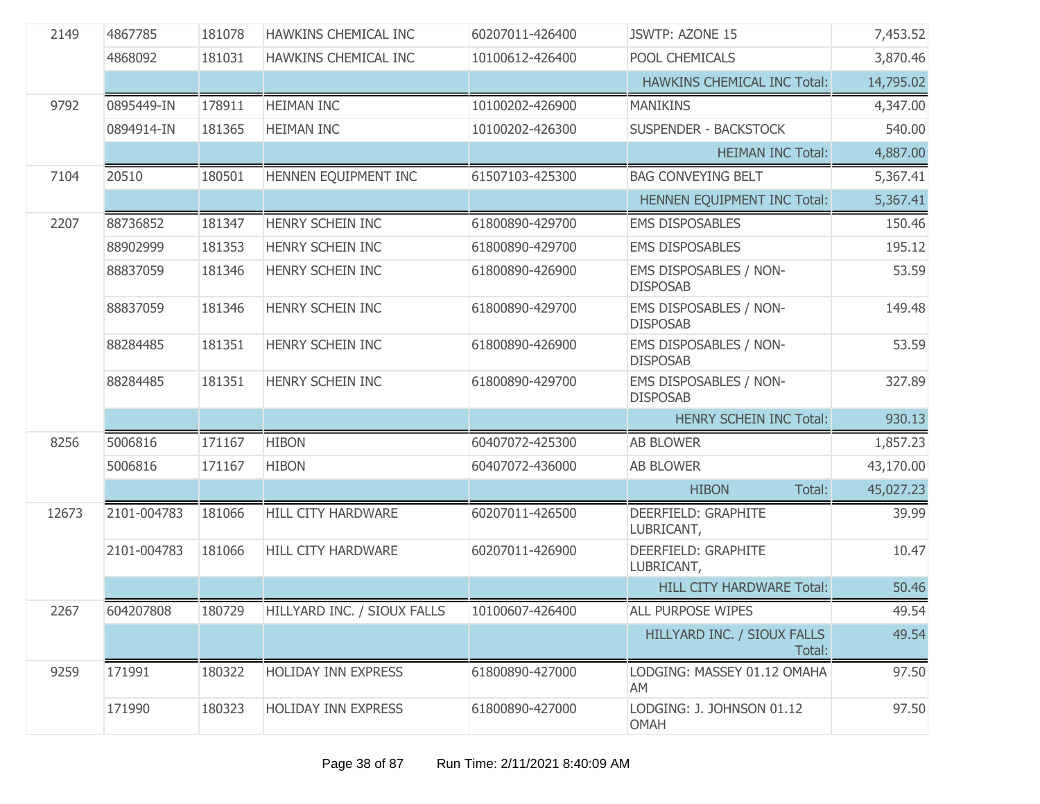| | | | | | | |
|---|---|---|---|---|---|---|
| 2149 | 4867785 | 181078 | HAWKINS CHEMICAL INC | 60207011-426400 | JSWTP: AZONE 15 | 7,453.52 |
| | 4868092 | 181031 | HAWKINS CHEMICAL INC | 10100612-426400 | POOL CHEMICALS | 3,870.46 |
| | | | | | HAWKINS CHEMICAL INC Total: | 14,795.02 |
| 9792 | 0895449-IN | 178911 | HEIMAN INC | 10100202-426900 | MANIKINS | 4,347.00 |
| | 0894914-IN | 181365 | HEIMAN INC | 10100202-426300 | SUSPENDER - BACKSTOCK | 540.00 |
| | | | | | HEIMAN INC Total: | 4,887.00 |
| 7104 | 20510 | 180501 | HENNEN EQUIPMENT INC | 61507103-425300 | BAG CONVEYING BELT | 5,367.41 |
| | | | | | HENNEN EQUIPMENT INC Total: | 5,367.41 |
| 2207 | 88736852 | 181347 | HENRY SCHEIN INC | 61800890-429700 | EMS DISPOSABLES | 150.46 |
| | 88902999 | 181353 | HENRY SCHEIN INC | 61800890-429700 | EMS DISPOSABLES | 195.12 |
| | 88837059 | 181346 | HENRY SCHEIN INC | 61800890-426900 | EMS DISPOSABLES / NON-DISPOSAB | 53.59 |
| | 88837059 | 181346 | HENRY SCHEIN INC | 61800890-429700 | EMS DISPOSABLES / NON-DISPOSAB | 149.48 |
| | 88284485 | 181351 | HENRY SCHEIN INC | 61800890-426900 | EMS DISPOSABLES / NON-DISPOSAB | 53.59 |
| | 88284485 | 181351 | HENRY SCHEIN INC | 61800890-429700 | EMS DISPOSABLES / NON-DISPOSAB | 327.89 |
| | | | | | HENRY SCHEIN INC Total: | 930.13 |
| 8256 | 5006816 | 171167 | HIBON | 60407072-425300 | AB BLOWER | 1,857.23 |
| | 5006816 | 171167 | HIBON | 60407072-436000 | AB BLOWER | 43,170.00 |
| | | | | | HIBON Total: | 45,027.23 |
| 12673 | 2101-004783 | 181066 | HILL CITY HARDWARE | 60207011-426500 | DEERFIELD: GRAPHITE LUBRICANT, | 39.99 |
| | 2101-004783 | 181066 | HILL CITY HARDWARE | 60207011-426900 | DEERFIELD: GRAPHITE LUBRICANT, | 10.47 |
| | | | | | HILL CITY HARDWARE Total: | 50.46 |
| 2267 | 604207808 | 180729 | HILLYARD INC. / SIOUX FALLS | 10100607-426400 | ALL PURPOSE WIPES | 49.54 |
| | | | | | HILLYARD INC. / SIOUX FALLS Total: | 49.54 |
| 9259 | 171991 | 180322 | HOLIDAY INN EXPRESS | 61800890-427000 | LODGING: MASSEY 01.12 OMAHA AM | 97.50 |
| | 171990 | 180323 | HOLIDAY INN EXPRESS | 61800890-427000 | LODGING: J. JOHNSON 01.12 OMAH | 97.50 |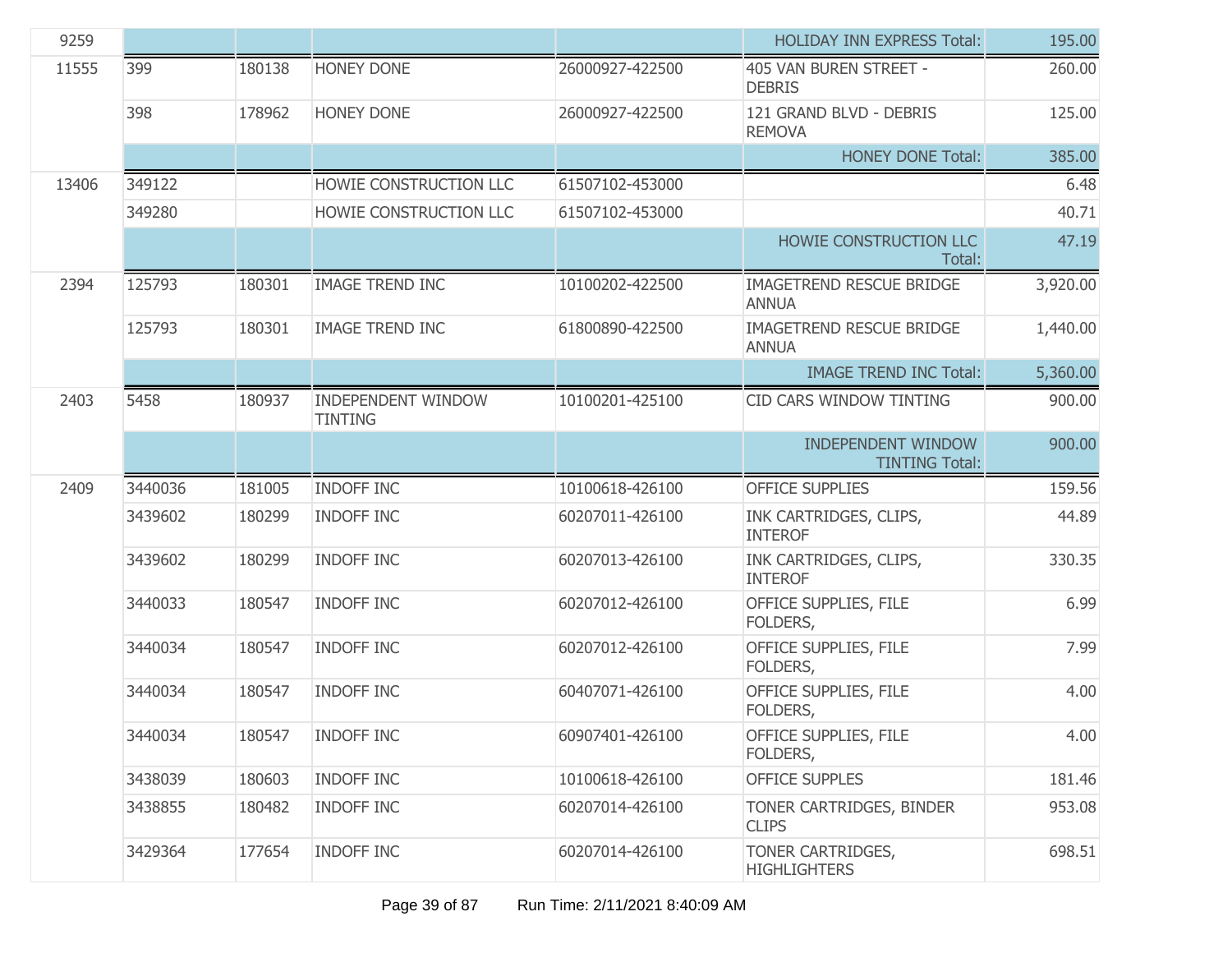| 9259 | | | | | HOLIDAY INN EXPRESS Total: | 195.00 |
|---|---|---|---|---|---|---|
| 11555 | 399 | 180138 | HONEY DONE | 26000927-422500 | 405 VAN BUREN STREET - DEBRIS | 260.00 |
| | 398 | 178962 | HONEY DONE | 26000927-422500 | 121 GRAND BLVD - DEBRIS REMOVA | 125.00 |
| | | | | | HONEY DONE Total: | 385.00 |
| 13406 | 349122 | | HOWIE CONSTRUCTION LLC | 61507102-453000 | | 6.48 |
| | 349280 | | HOWIE CONSTRUCTION LLC | 61507102-453000 | | 40.71 |
| | | | | | HOWIE CONSTRUCTION LLC Total: | 47.19 |
| 2394 | 125793 | 180301 | IMAGE TREND INC | 10100202-422500 | IMAGETREND RESCUE BRIDGE ANNUA | 3,920.00 |
| | 125793 | 180301 | IMAGE TREND INC | 61800890-422500 | IMAGETREND RESCUE BRIDGE ANNUA | 1,440.00 |
| | | | | | IMAGE TREND INC Total: | 5,360.00 |
| 2403 | 5458 | 180937 | INDEPENDENT WINDOW TINTING | 10100201-425100 | CID CARS WINDOW TINTING | 900.00 |
| | | | | | INDEPENDENT WINDOW TINTING Total: | 900.00 |
| 2409 | 3440036 | 181005 | INDOFF INC | 10100618-426100 | OFFICE SUPPLIES | 159.56 |
| | 3439602 | 180299 | INDOFF INC | 60207011-426100 | INK CARTRIDGES, CLIPS, INTEROF | 44.89 |
| | 3439602 | 180299 | INDOFF INC | 60207013-426100 | INK CARTRIDGES, CLIPS, INTEROF | 330.35 |
| | 3440033 | 180547 | INDOFF INC | 60207012-426100 | OFFICE SUPPLIES, FILE FOLDERS, | 6.99 |
| | 3440034 | 180547 | INDOFF INC | 60207012-426100 | OFFICE SUPPLIES, FILE FOLDERS, | 7.99 |
| | 3440034 | 180547 | INDOFF INC | 60407071-426100 | OFFICE SUPPLIES, FILE FOLDERS, | 4.00 |
| | 3440034 | 180547 | INDOFF INC | 60907401-426100 | OFFICE SUPPLIES, FILE FOLDERS, | 4.00 |
| | 3438039 | 180603 | INDOFF INC | 10100618-426100 | OFFICE SUPPLES | 181.46 |
| | 3438855 | 180482 | INDOFF INC | 60207014-426100 | TONER CARTRIDGES, BINDER CLIPS | 953.08 |
| | 3429364 | 177654 | INDOFF INC | 60207014-426100 | TONER CARTRIDGES, HIGHLIGHTERS | 698.51 |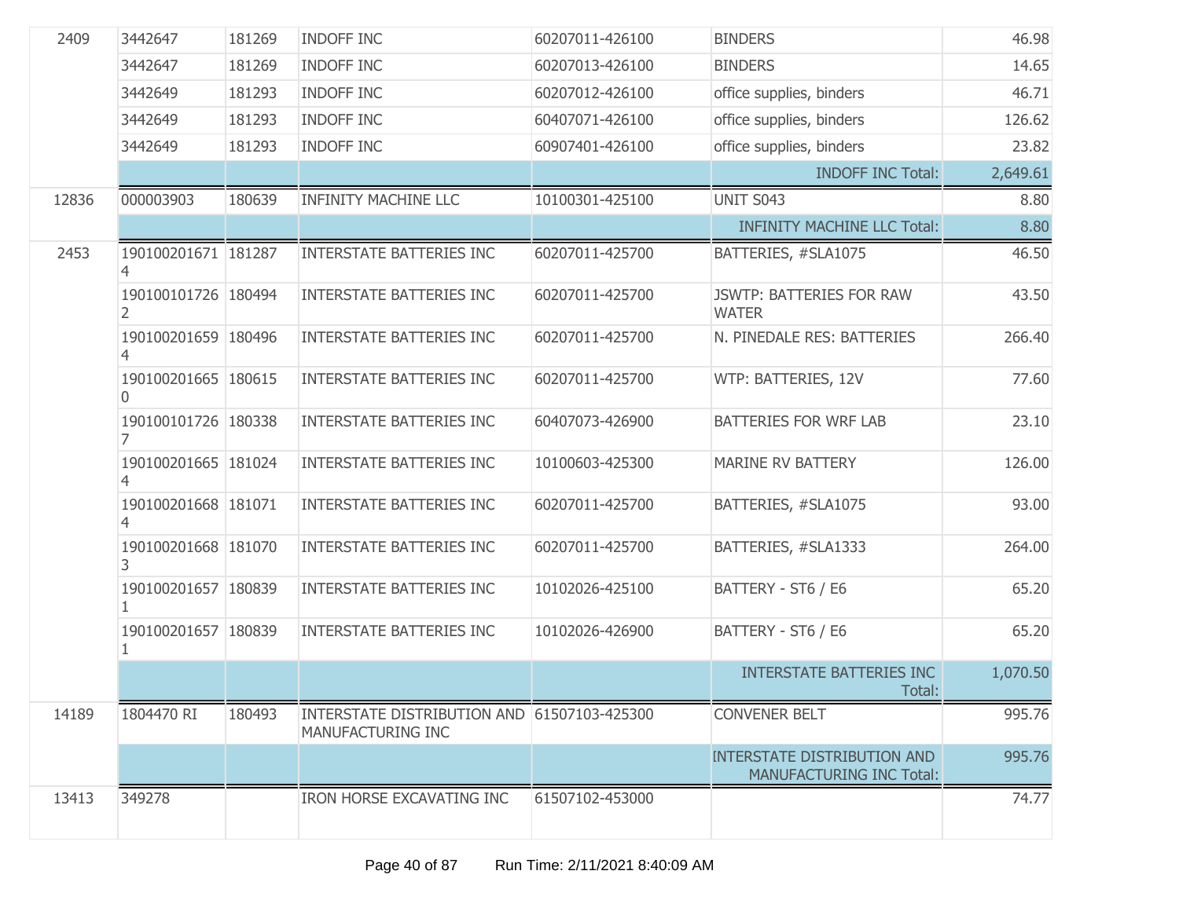| | | | | | | |
|---|---|---|---|---|---|---|
| 2409 | 3442647 | 181269 | INDOFF INC | 60207011-426100 | BINDERS | 46.98 |
| | 3442647 | 181269 | INDOFF INC | 60207013-426100 | BINDERS | 14.65 |
| | 3442649 | 181293 | INDOFF INC | 60207012-426100 | office supplies, binders | 46.71 |
| | 3442649 | 181293 | INDOFF INC | 60407071-426100 | office supplies, binders | 126.62 |
| | 3442649 | 181293 | INDOFF INC | 60907401-426100 | office supplies, binders | 23.82 |
| | | | | | INDOFF INC Total: | 2,649.61 |
| 12836 | 000003903 | 180639 | INFINITY MACHINE LLC | 10100301-425100 | UNIT S043 | 8.80 |
| | | | | | INFINITY MACHINE LLC Total: | 8.80 |
| 2453 | 1901002016714 | 181287 | INTERSTATE BATTERIES INC | 60207011-425700 | BATTERIES, #SLA1075 | 46.50 |
| | 1901001017262 | 180494 | INTERSTATE BATTERIES INC | 60207011-425700 | JSWTP: BATTERIES FOR RAW WATER | 43.50 |
| | 1901002016594 | 180496 | INTERSTATE BATTERIES INC | 60207011-425700 | N. PINEDALE RES: BATTERIES | 266.40 |
| | 1901002016650 | 180615 | INTERSTATE BATTERIES INC | 60207011-425700 | WTP: BATTERIES, 12V | 77.60 |
| | 1901001017267 | 180338 | INTERSTATE BATTERIES INC | 60407073-426900 | BATTERIES FOR WRF LAB | 23.10 |
| | 1901002016654 | 181024 | INTERSTATE BATTERIES INC | 10100603-425300 | MARINE RV BATTERY | 126.00 |
| | 1901002016684 | 181071 | INTERSTATE BATTERIES INC | 60207011-425700 | BATTERIES, #SLA1075 | 93.00 |
| | 1901002016683 | 181070 | INTERSTATE BATTERIES INC | 60207011-425700 | BATTERIES, #SLA1333 | 264.00 |
| | 1901002016571 | 180839 | INTERSTATE BATTERIES INC | 10102026-425100 | BATTERY - ST6 / E6 | 65.20 |
| | 1901002016571 | 180839 | INTERSTATE BATTERIES INC | 10102026-426900 | BATTERY - ST6 / E6 | 65.20 |
| | | | | | INTERSTATE BATTERIES INC Total: | 1,070.50 |
| 14189 | 1804470 RI | 180493 | INTERSTATE DISTRIBUTION AND MANUFACTURING INC | 61507103-425300 | CONVENER BELT | 995.76 |
| | | | | | INTERSTATE DISTRIBUTION AND MANUFACTURING INC Total: | 995.76 |
| 13413 | 349278 | | IRON HORSE EXCAVATING INC | 61507102-453000 | | 74.77 |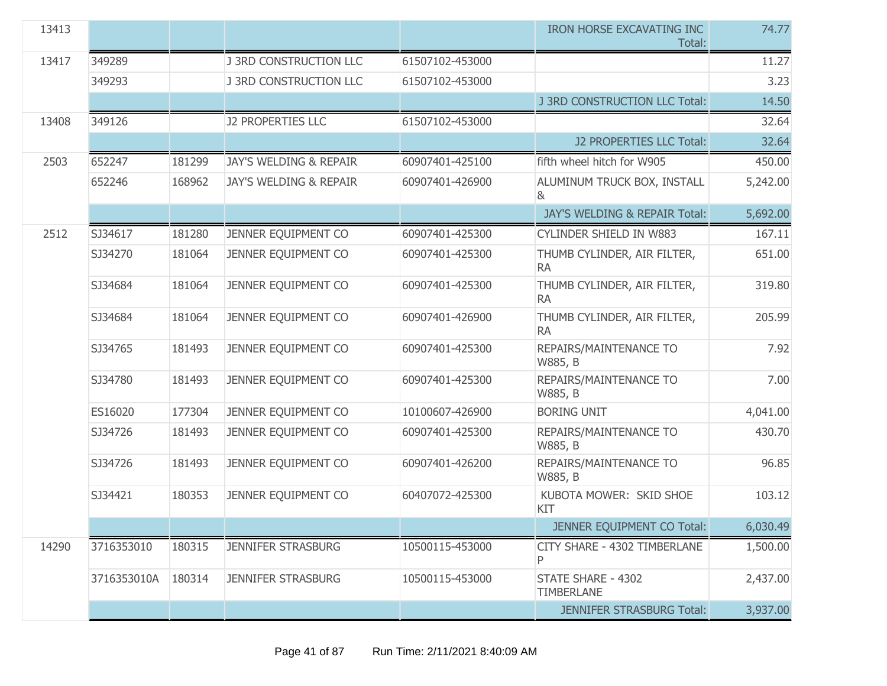| | | | | | | |
|---|---|---|---|---|---|---|
| 13413 | | | | | IRON HORSE EXCAVATING INC Total: | 74.77 |
| 13417 | 349289 | | J 3RD CONSTRUCTION LLC | 61507102-453000 | | 11.27 |
| | 349293 | | J 3RD CONSTRUCTION LLC | 61507102-453000 | | 3.23 |
| | | | | | J 3RD CONSTRUCTION LLC Total: | 14.50 |
| 13408 | 349126 | | J2 PROPERTIES LLC | 61507102-453000 | | 32.64 |
| | | | | | J2 PROPERTIES LLC Total: | 32.64 |
| 2503 | 652247 | 181299 | JAY'S WELDING & REPAIR | 60907401-425100 | fifth wheel hitch for W905 | 450.00 |
| | 652246 | 168962 | JAY'S WELDING & REPAIR | 60907401-426900 | ALUMINUM TRUCK BOX, INSTALL & | 5,242.00 |
| | | | | | JAY'S WELDING & REPAIR Total: | 5,692.00 |
| 2512 | SJ34617 | 181280 | JENNER EQUIPMENT CO | 60907401-425300 | CYLINDER SHIELD IN W883 | 167.11 |
| | SJ34270 | 181064 | JENNER EQUIPMENT CO | 60907401-425300 | THUMB CYLINDER, AIR FILTER, RA | 651.00 |
| | SJ34684 | 181064 | JENNER EQUIPMENT CO | 60907401-425300 | THUMB CYLINDER, AIR FILTER, RA | 319.80 |
| | SJ34684 | 181064 | JENNER EQUIPMENT CO | 60907401-426900 | THUMB CYLINDER, AIR FILTER, RA | 205.99 |
| | SJ34765 | 181493 | JENNER EQUIPMENT CO | 60907401-425300 | REPAIRS/MAINTENANCE TO W885, B | 7.92 |
| | SJ34780 | 181493 | JENNER EQUIPMENT CO | 60907401-425300 | REPAIRS/MAINTENANCE TO W885, B | 7.00 |
| | ES16020 | 177304 | JENNER EQUIPMENT CO | 10100607-426900 | BORING UNIT | 4,041.00 |
| | SJ34726 | 181493 | JENNER EQUIPMENT CO | 60907401-425300 | REPAIRS/MAINTENANCE TO W885, B | 430.70 |
| | SJ34726 | 181493 | JENNER EQUIPMENT CO | 60907401-426200 | REPAIRS/MAINTENANCE TO W885, B | 96.85 |
| | SJ34421 | 180353 | JENNER EQUIPMENT CO | 60407072-425300 | KUBOTA MOWER: SKID SHOE KIT | 103.12 |
| | | | | | JENNER EQUIPMENT CO Total: | 6,030.49 |
| 14290 | 3716353010 | 180315 | JENNIFER STRASBURG | 10500115-453000 | CITY SHARE - 4302 TIMBERLANE P | 1,500.00 |
| | 3716353010A | 180314 | JENNIFER STRASBURG | 10500115-453000 | STATE SHARE - 4302 TIMBERLANE | 2,437.00 |
| | | | | | JENNIFER STRASBURG Total: | 3,937.00 |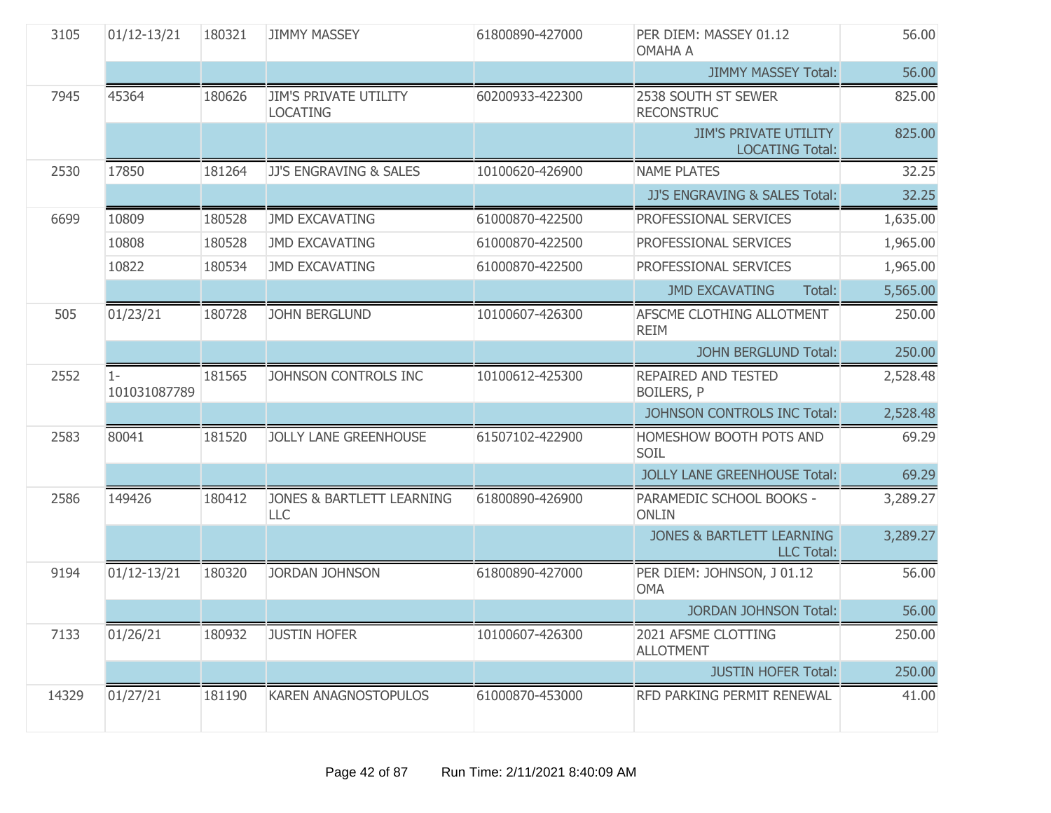| | | | | | | |
|---|---|---|---|---|---|---|
| 3105 | 01/12-13/21 | 180321 | JIMMY MASSEY | 61800890-427000 | PER DIEM: MASSEY 01.12 OMAHA A | 56.00 |
| | | | | | JIMMY MASSEY Total: | 56.00 |
| 7945 | 45364 | 180626 | JIM'S PRIVATE UTILITY LOCATING | 60200933-422300 | 2538 SOUTH ST SEWER RECONSTRUC | 825.00 |
| | | | | | JIM'S PRIVATE UTILITY LOCATING Total: | 825.00 |
| 2530 | 17850 | 181264 | JJ'S ENGRAVING & SALES | 10100620-426900 | NAME PLATES | 32.25 |
| | | | | | JJ'S ENGRAVING & SALES Total: | 32.25 |
| 6699 | 10809 | 180528 | JMD EXCAVATING | 61000870-422500 | PROFESSIONAL SERVICES | 1,635.00 |
| | 10808 | 180528 | JMD EXCAVATING | 61000870-422500 | PROFESSIONAL SERVICES | 1,965.00 |
| | 10822 | 180534 | JMD EXCAVATING | 61000870-422500 | PROFESSIONAL SERVICES | 1,965.00 |
| | | | | | JMD EXCAVATING Total: | 5,565.00 |
| 505 | 01/23/21 | 180728 | JOHN BERGLUND | 10100607-426300 | AFSCME CLOTHING ALLOTMENT REIM | 250.00 |
| | | | | | JOHN BERGLUND Total: | 250.00 |
| 2552 | 1-101031087789 | 181565 | JOHNSON CONTROLS INC | 10100612-425300 | REPAIRED AND TESTED BOILERS, P | 2,528.48 |
| | | | | | JOHNSON CONTROLS INC Total: | 2,528.48 |
| 2583 | 80041 | 181520 | JOLLY LANE GREENHOUSE | 61507102-422900 | HOMESHOW BOOTH POTS AND SOIL | 69.29 |
| | | | | | JOLLY LANE GREENHOUSE Total: | 69.29 |
| 2586 | 149426 | 180412 | JONES & BARTLETT LEARNING LLC | 61800890-426900 | PARAMEDIC SCHOOL BOOKS - ONLIN | 3,289.27 |
| | | | | | JONES & BARTLETT LEARNING LLC Total: | 3,289.27 |
| 9194 | 01/12-13/21 | 180320 | JORDAN JOHNSON | 61800890-427000 | PER DIEM: JOHNSON, J 01.12 OMA | 56.00 |
| | | | | | JORDAN JOHNSON Total: | 56.00 |
| 7133 | 01/26/21 | 180932 | JUSTIN HOFER | 10100607-426300 | 2021 AFSME CLOTTING ALLOTMENT | 250.00 |
| | | | | | JUSTIN HOFER Total: | 250.00 |
| 14329 | 01/27/21 | 181190 | KAREN ANAGNOSTOPULOS | 61000870-453000 | RFD PARKING PERMIT RENEWAL | 41.00 |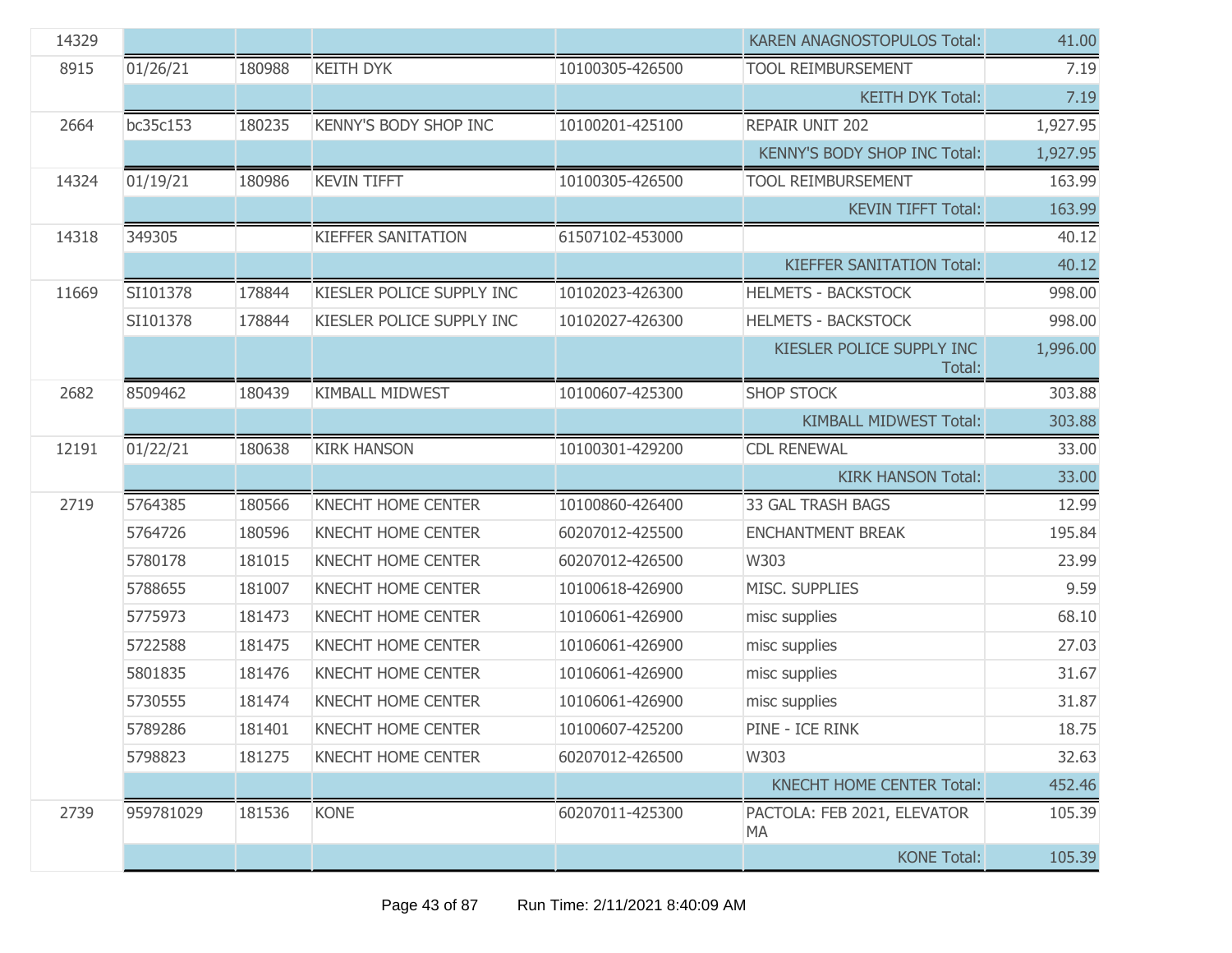| | | | | | |
|---|---|---|---|---|---|
| 14329 | | | | KAREN ANAGNOSTOPULOS Total: | 41.00 |
| 8915 | 01/26/21 | 180988 | KEITH DYK | 10100305-426500 | TOOL REIMBURSEMENT | 7.19 |
| | | | | | KEITH DYK Total: | 7.19 |
| 2664 | bc35c153 | 180235 | KENNY'S BODY SHOP INC | 10100201-425100 | REPAIR UNIT 202 | 1,927.95 |
| | | | | | KENNY'S BODY SHOP INC Total: | 1,927.95 |
| 14324 | 01/19/21 | 180986 | KEVIN TIFFT | 10100305-426500 | TOOL REIMBURSEMENT | 163.99 |
| | | | | | KEVIN TIFFT Total: | 163.99 |
| 14318 | 349305 | | KIEFFER SANITATION | 61507102-453000 | | 40.12 |
| | | | | | KIEFFER SANITATION Total: | 40.12 |
| 11669 | SI101378 | 178844 | KIESLER POLICE SUPPLY INC | 10102023-426300 | HELMETS - BACKSTOCK | 998.00 |
| | SI101378 | 178844 | KIESLER POLICE SUPPLY INC | 10102027-426300 | HELMETS - BACKSTOCK | 998.00 |
| | | | | | KIESLER POLICE SUPPLY INC Total: | 1,996.00 |
| 2682 | 8509462 | 180439 | KIMBALL MIDWEST | 10100607-425300 | SHOP STOCK | 303.88 |
| | | | | | KIMBALL MIDWEST Total: | 303.88 |
| 12191 | 01/22/21 | 180638 | KIRK HANSON | 10100301-429200 | CDL RENEWAL | 33.00 |
| | | | | | KIRK HANSON Total: | 33.00 |
| 2719 | 5764385 | 180566 | KNECHT HOME CENTER | 10100860-426400 | 33 GAL TRASH BAGS | 12.99 |
| | 5764726 | 180596 | KNECHT HOME CENTER | 60207012-425500 | ENCHANTMENT BREAK | 195.84 |
| | 5780178 | 181015 | KNECHT HOME CENTER | 60207012-426500 | W303 | 23.99 |
| | 5788655 | 181007 | KNECHT HOME CENTER | 10100618-426900 | MISC. SUPPLIES | 9.59 |
| | 5775973 | 181473 | KNECHT HOME CENTER | 10106061-426900 | misc supplies | 68.10 |
| | 5722588 | 181475 | KNECHT HOME CENTER | 10106061-426900 | misc supplies | 27.03 |
| | 5801835 | 181476 | KNECHT HOME CENTER | 10106061-426900 | misc supplies | 31.67 |
| | 5730555 | 181474 | KNECHT HOME CENTER | 10106061-426900 | misc supplies | 31.87 |
| | 5789286 | 181401 | KNECHT HOME CENTER | 10100607-425200 | PINE - ICE RINK | 18.75 |
| | 5798823 | 181275 | KNECHT HOME CENTER | 60207012-426500 | W303 | 32.63 |
| | | | | | KNECHT HOME CENTER Total: | 452.46 |
| 2739 | 959781029 | 181536 | KONE | 60207011-425300 | PACTOLA: FEB 2021, ELEVATOR MA | 105.39 |
| | | | | | KONE Total: | 105.39 |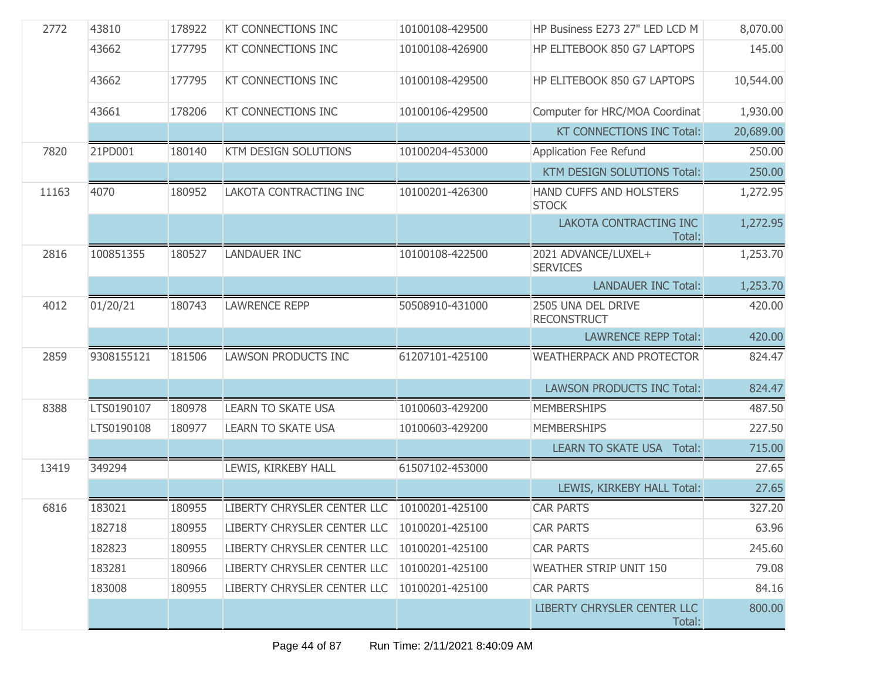| | | | | | | |
|---|---|---|---|---|---|---|
| 2772 | 43810 | 178922 | KT CONNECTIONS INC | 10100108-429500 | HP Business E273 27" LED LCD M | 8,070.00 |
| | 43662 | 177795 | KT CONNECTIONS INC | 10100108-426900 | HP ELITEBOOK 850 G7 LAPTOPS | 145.00 |
| | 43662 | 177795 | KT CONNECTIONS INC | 10100108-429500 | HP ELITEBOOK 850 G7 LAPTOPS | 10,544.00 |
| | 43661 | 178206 | KT CONNECTIONS INC | 10100106-429500 | Computer for HRC/MOA Coordinat | 1,930.00 |
| | | | | | KT CONNECTIONS INC Total: | 20,689.00 |
| 7820 | 21PD001 | 180140 | KTM DESIGN SOLUTIONS | 10100204-453000 | Application Fee Refund | 250.00 |
| | | | | | KTM DESIGN SOLUTIONS Total: | 250.00 |
| 11163 | 4070 | 180952 | LAKOTA CONTRACTING INC | 10100201-426300 | HAND CUFFS AND HOLSTERS STOCK | 1,272.95 |
| | | | | | LAKOTA CONTRACTING INC Total: | 1,272.95 |
| 2816 | 100851355 | 180527 | LANDAUER INC | 10100108-422500 | 2021 ADVANCE/LUXEL+ SERVICES | 1,253.70 |
| | | | | | LANDAUER INC Total: | 1,253.70 |
| 4012 | 01/20/21 | 180743 | LAWRENCE REPP | 50508910-431000 | 2505 UNA DEL DRIVE RECONSTRUCT | 420.00 |
| | | | | | LAWRENCE REPP Total: | 420.00 |
| 2859 | 9308155121 | 181506 | LAWSON PRODUCTS INC | 61207101-425100 | WEATHERPACK AND PROTECTOR | 824.47 |
| | | | | | LAWSON PRODUCTS INC Total: | 824.47 |
| 8388 | LTS0190107 | 180978 | LEARN TO SKATE USA | 10100603-429200 | MEMBERSHIPS | 487.50 |
| | LTS0190108 | 180977 | LEARN TO SKATE USA | 10100603-429200 | MEMBERSHIPS | 227.50 |
| | | | | | LEARN TO SKATE USA Total: | 715.00 |
| 13419 | 349294 | | LEWIS, KIRKEBY HALL | 61507102-453000 | | 27.65 |
| | | | | | LEWIS, KIRKEBY HALL Total: | 27.65 |
| 6816 | 183021 | 180955 | LIBERTY CHRYSLER CENTER LLC | 10100201-425100 | CAR PARTS | 327.20 |
| | 182718 | 180955 | LIBERTY CHRYSLER CENTER LLC | 10100201-425100 | CAR PARTS | 63.96 |
| | 182823 | 180955 | LIBERTY CHRYSLER CENTER LLC | 10100201-425100 | CAR PARTS | 245.60 |
| | 183281 | 180966 | LIBERTY CHRYSLER CENTER LLC | 10100201-425100 | WEATHER STRIP UNIT 150 | 79.08 |
| | 183008 | 180955 | LIBERTY CHRYSLER CENTER LLC | 10100201-425100 | CAR PARTS | 84.16 |
| | | | | | LIBERTY CHRYSLER CENTER LLC Total: | 800.00 |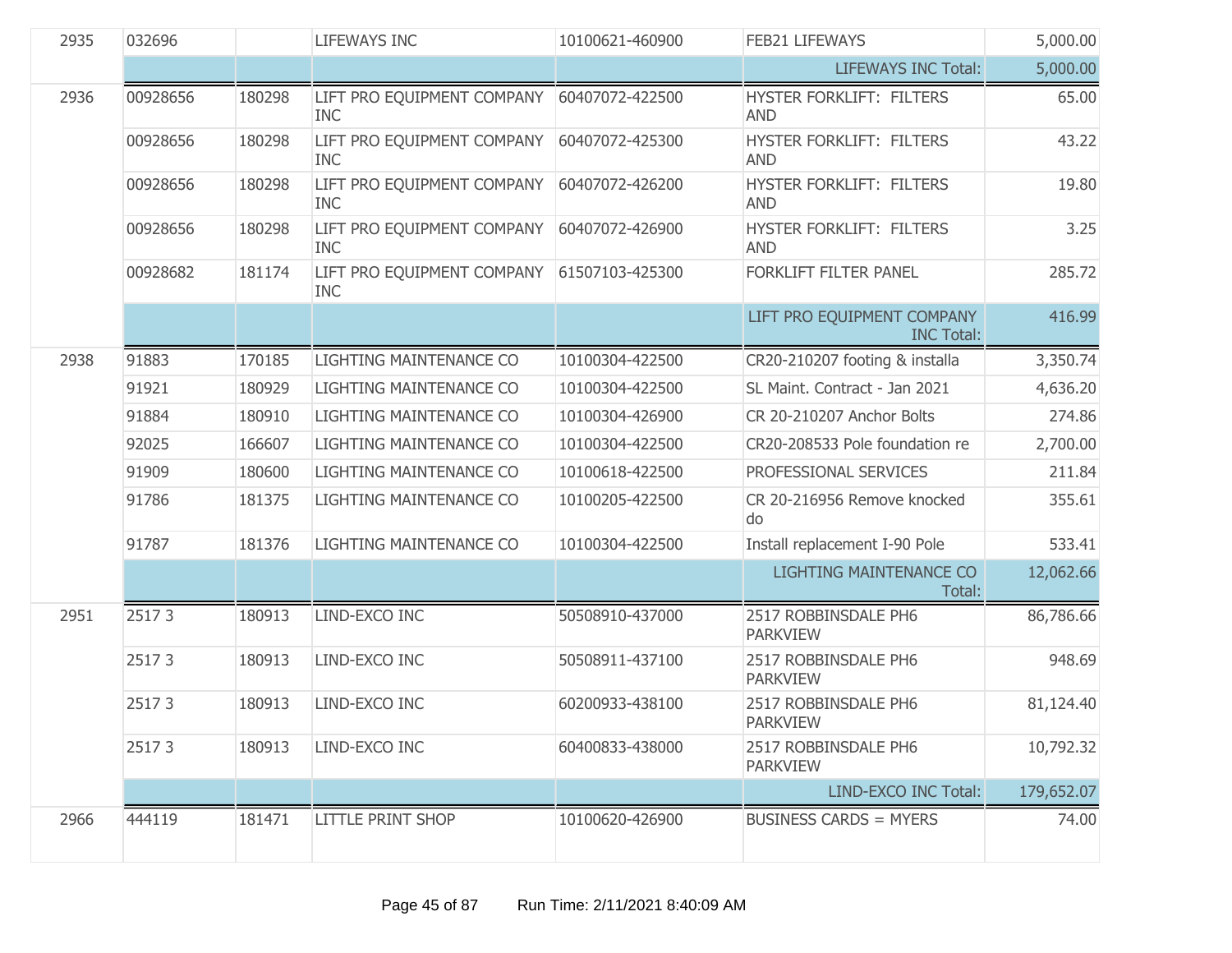| | | | | | | |
|---|---|---|---|---|---|---|
| 2935 | 032696 | | LIFEWAYS INC | 10100621-460900 | FEB21 LIFEWAYS | 5,000.00 |
| | | | | | LIFEWAYS INC Total: | 5,000.00 |
| 2936 | 00928656 | 180298 | LIFT PRO EQUIPMENT COMPANY INC | 60407072-422500 | HYSTER FORKLIFT: FILTERS AND | 65.00 |
| | 00928656 | 180298 | LIFT PRO EQUIPMENT COMPANY INC | 60407072-425300 | HYSTER FORKLIFT: FILTERS AND | 43.22 |
| | 00928656 | 180298 | LIFT PRO EQUIPMENT COMPANY INC | 60407072-426200 | HYSTER FORKLIFT: FILTERS AND | 19.80 |
| | 00928656 | 180298 | LIFT PRO EQUIPMENT COMPANY INC | 60407072-426900 | HYSTER FORKLIFT: FILTERS AND | 3.25 |
| | 00928682 | 181174 | LIFT PRO EQUIPMENT COMPANY INC | 61507103-425300 | FORKLIFT FILTER PANEL | 285.72 |
| | | | | | LIFT PRO EQUIPMENT COMPANY INC Total: | 416.99 |
| 2938 | 91883 | 170185 | LIGHTING MAINTENANCE CO | 10100304-422500 | CR20-210207 footing & installa | 3,350.74 |
| | 91921 | 180929 | LIGHTING MAINTENANCE CO | 10100304-422500 | SL Maint. Contract - Jan 2021 | 4,636.20 |
| | 91884 | 180910 | LIGHTING MAINTENANCE CO | 10100304-426900 | CR 20-210207 Anchor Bolts | 274.86 |
| | 92025 | 166607 | LIGHTING MAINTENANCE CO | 10100304-422500 | CR20-208533 Pole foundation re | 2,700.00 |
| | 91909 | 180600 | LIGHTING MAINTENANCE CO | 10100618-422500 | PROFESSIONAL SERVICES | 211.84 |
| | 91786 | 181375 | LIGHTING MAINTENANCE CO | 10100205-422500 | CR 20-216956 Remove knocked do | 355.61 |
| | 91787 | 181376 | LIGHTING MAINTENANCE CO | 10100304-422500 | Install replacement I-90 Pole | 533.41 |
| | | | | | LIGHTING MAINTENANCE CO Total: | 12,062.66 |
| 2951 | 2517 3 | 180913 | LIND-EXCO INC | 50508910-437000 | 2517 ROBBINSDALE PH6 PARKVIEW | 86,786.66 |
| | 2517 3 | 180913 | LIND-EXCO INC | 50508911-437100 | 2517 ROBBINSDALE PH6 PARKVIEW | 948.69 |
| | 2517 3 | 180913 | LIND-EXCO INC | 60200933-438100 | 2517 ROBBINSDALE PH6 PARKVIEW | 81,124.40 |
| | 2517 3 | 180913 | LIND-EXCO INC | 60400833-438000 | 2517 ROBBINSDALE PH6 PARKVIEW | 10,792.32 |
| | | | | | LIND-EXCO INC Total: | 179,652.07 |
| 2966 | 444119 | 181471 | LITTLE PRINT SHOP | 10100620-426900 | BUSINESS CARDS = MYERS | 74.00 |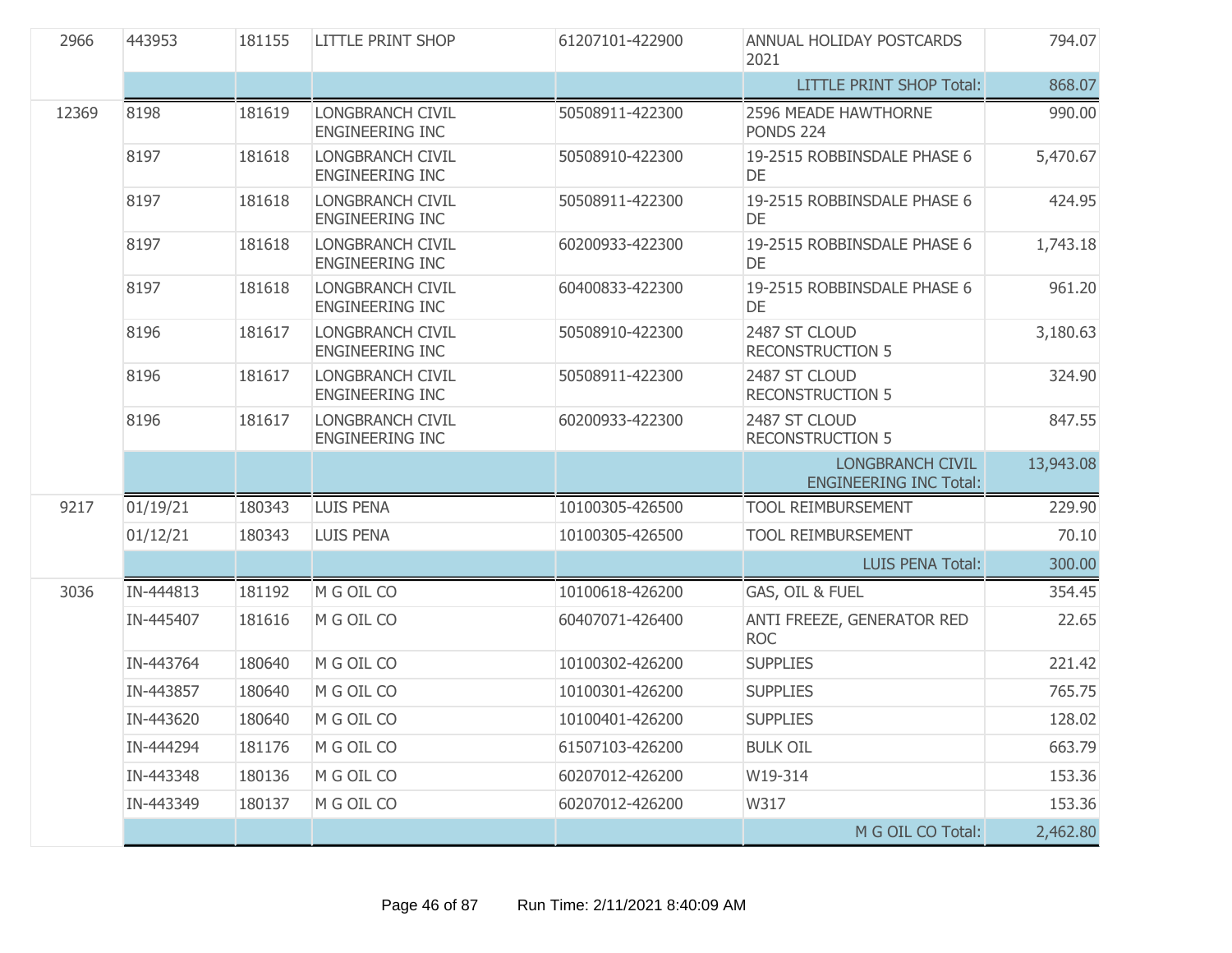| | | | | | | |
|---|---|---|---|---|---|---|
| 2966 | 443953 | 181155 | LITTLE PRINT SHOP | 61207101-422900 | ANNUAL HOLIDAY POSTCARDS 2021 | 794.07 |
| | | | | | LITTLE PRINT SHOP Total: | 868.07 |
| 12369 | 8198 | 181619 | LONGBRANCH CIVIL ENGINEERING INC | 50508911-422300 | 2596 MEADE HAWTHORNE PONDS 224 | 990.00 |
| | 8197 | 181618 | LONGBRANCH CIVIL ENGINEERING INC | 50508910-422300 | 19-2515 ROBBINSDALE PHASE 6 DE | 5,470.67 |
| | 8197 | 181618 | LONGBRANCH CIVIL ENGINEERING INC | 50508911-422300 | 19-2515 ROBBINSDALE PHASE 6 DE | 424.95 |
| | 8197 | 181618 | LONGBRANCH CIVIL ENGINEERING INC | 60200933-422300 | 19-2515 ROBBINSDALE PHASE 6 DE | 1,743.18 |
| | 8197 | 181618 | LONGBRANCH CIVIL ENGINEERING INC | 60400833-422300 | 19-2515 ROBBINSDALE PHASE 6 DE | 961.20 |
| | 8196 | 181617 | LONGBRANCH CIVIL ENGINEERING INC | 50508910-422300 | 2487 ST CLOUD RECONSTRUCTION 5 | 3,180.63 |
| | 8196 | 181617 | LONGBRANCH CIVIL ENGINEERING INC | 50508911-422300 | 2487 ST CLOUD RECONSTRUCTION 5 | 324.90 |
| | 8196 | 181617 | LONGBRANCH CIVIL ENGINEERING INC | 60200933-422300 | 2487 ST CLOUD RECONSTRUCTION 5 | 847.55 |
| | | | | | LONGBRANCH CIVIL ENGINEERING INC Total: | 13,943.08 |
| 9217 | 01/19/21 | 180343 | LUIS PENA | 10100305-426500 | TOOL REIMBURSEMENT | 229.90 |
| | 01/12/21 | 180343 | LUIS PENA | 10100305-426500 | TOOL REIMBURSEMENT | 70.10 |
| | | | | | LUIS PENA Total: | 300.00 |
| 3036 | IN-444813 | 181192 | M G OIL CO | 10100618-426200 | GAS, OIL & FUEL | 354.45 |
| | IN-445407 | 181616 | M G OIL CO | 60407071-426400 | ANTI FREEZE, GENERATOR RED ROC | 22.65 |
| | IN-443764 | 180640 | M G OIL CO | 10100302-426200 | SUPPLIES | 221.42 |
| | IN-443857 | 180640 | M G OIL CO | 10100301-426200 | SUPPLIES | 765.75 |
| | IN-443620 | 180640 | M G OIL CO | 10100401-426200 | SUPPLIES | 128.02 |
| | IN-444294 | 181176 | M G OIL CO | 61507103-426200 | BULK OIL | 663.79 |
| | IN-443348 | 180136 | M G OIL CO | 60207012-426200 | W19-314 | 153.36 |
| | IN-443349 | 180137 | M G OIL CO | 60207012-426200 | W317 | 153.36 |
| | | | | | M G OIL CO Total: | 2,462.80 |

Run Time: 2/11/2021 8:40:09 AM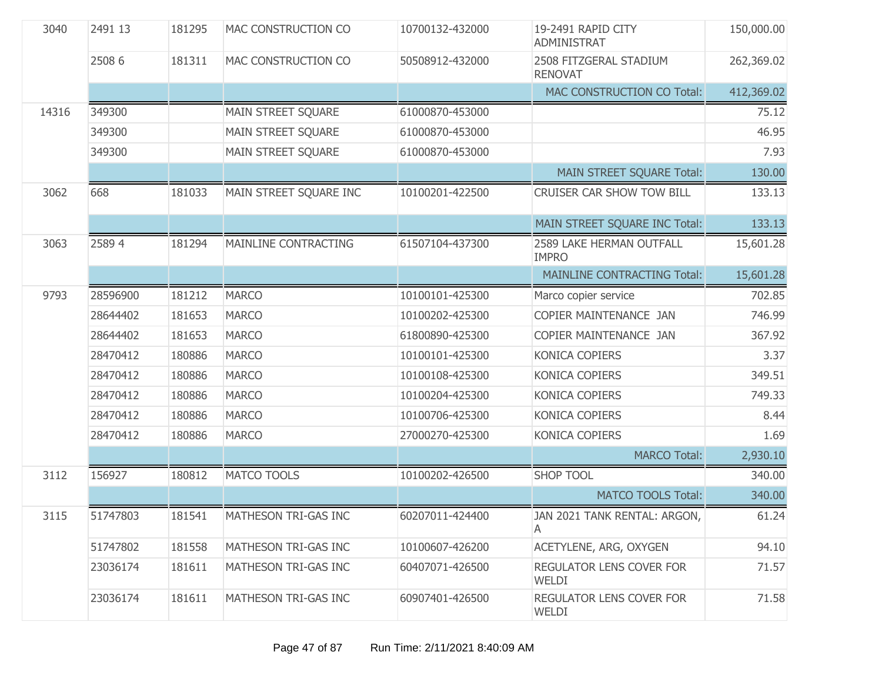| | | | | | | |
|---|---|---|---|---|---|---|
| 3040 | 2491 13 | 181295 | MAC CONSTRUCTION CO | 10700132-432000 | 19-2491 RAPID CITY ADMINISTRAT | 150,000.00 |
| | 2508 6 | 181311 | MAC CONSTRUCTION CO | 50508912-432000 | 2508 FITZGERAL STADIUM RENOVAT | 262,369.02 |
| | | | | | MAC CONSTRUCTION CO Total: | 412,369.02 |
| 14316 | 349300 | | MAIN STREET SQUARE | 61000870-453000 | | 75.12 |
| | 349300 | | MAIN STREET SQUARE | 61000870-453000 | | 46.95 |
| | 349300 | | MAIN STREET SQUARE | 61000870-453000 | | 7.93 |
| | | | | | MAIN STREET SQUARE Total: | 130.00 |
| 3062 | 668 | 181033 | MAIN STREET SQUARE INC | 10100201-422500 | CRUISER CAR SHOW TOW BILL | 133.13 |
| | | | | | MAIN STREET SQUARE INC Total: | 133.13 |
| 3063 | 2589 4 | 181294 | MAINLINE CONTRACTING | 61507104-437300 | 2589 LAKE HERMAN OUTFALL IMPRO | 15,601.28 |
| | | | | | MAINLINE CONTRACTING Total: | 15,601.28 |
| 9793 | 28596900 | 181212 | MARCO | 10100101-425300 | Marco copier service | 702.85 |
| | 28644402 | 181653 | MARCO | 10100202-425300 | COPIER MAINTENANCE JAN | 746.99 |
| | 28644402 | 181653 | MARCO | 61800890-425300 | COPIER MAINTENANCE JAN | 367.92 |
| | 28470412 | 180886 | MARCO | 10100101-425300 | KONICA COPIERS | 3.37 |
| | 28470412 | 180886 | MARCO | 10100108-425300 | KONICA COPIERS | 349.51 |
| | 28470412 | 180886 | MARCO | 10100204-425300 | KONICA COPIERS | 749.33 |
| | 28470412 | 180886 | MARCO | 10100706-425300 | KONICA COPIERS | 8.44 |
| | 28470412 | 180886 | MARCO | 27000270-425300 | KONICA COPIERS | 1.69 |
| | | | | | MARCO Total: | 2,930.10 |
| 3112 | 156927 | 180812 | MATCO TOOLS | 10100202-426500 | SHOP TOOL | 340.00 |
| | | | | | MATCO TOOLS Total: | 340.00 |
| 3115 | 51747803 | 181541 | MATHESON TRI-GAS INC | 60207011-424400 | JAN 2021 TANK RENTAL: ARGON, A | 61.24 |
| | 51747802 | 181558 | MATHESON TRI-GAS INC | 10100607-426200 | ACETYLENE, ARG, OXYGEN | 94.10 |
| | 23036174 | 181611 | MATHESON TRI-GAS INC | 60407071-426500 | REGULATOR LENS COVER FOR WELDI | 71.57 |
| | 23036174 | 181611 | MATHESON TRI-GAS INC | 60907401-426500 | REGULATOR LENS COVER FOR WELDI | 71.58 |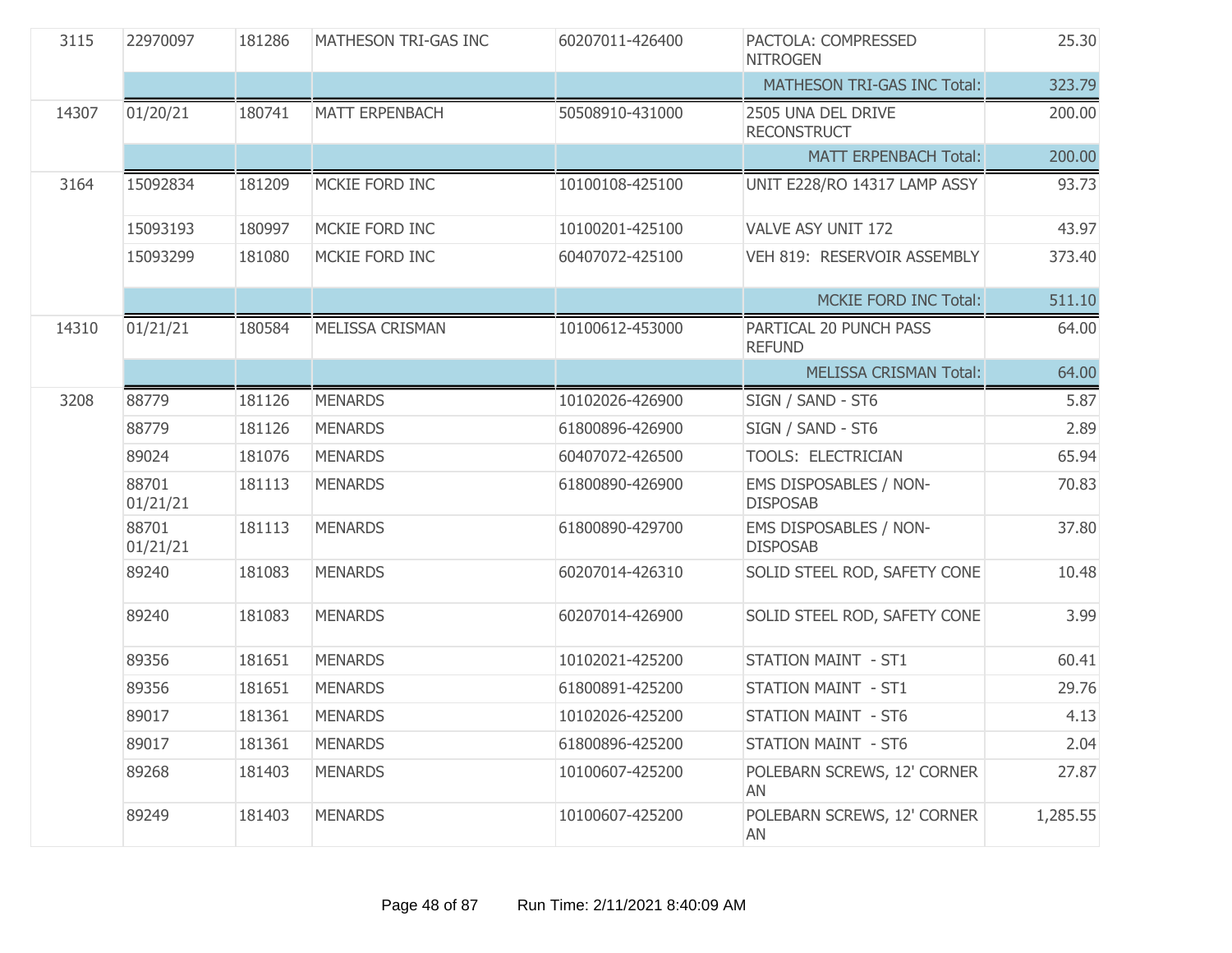| | | | | | | |
|---|---|---|---|---|---|---|
| 3115 | 22970097 | 181286 | MATHESON TRI-GAS INC | 60207011-426400 | PACTOLA: COMPRESSED NITROGEN | 25.30 |
| | | | | | MATHESON TRI-GAS INC Total: | 323.79 |
| 14307 | 01/20/21 | 180741 | MATT ERPENBACH | 50508910-431000 | 2505 UNA DEL DRIVE RECONSTRUCT | 200.00 |
| | | | | | MATT ERPENBACH Total: | 200.00 |
| 3164 | 15092834 | 181209 | MCKIE FORD INC | 10100108-425100 | UNIT E228/RO 14317 LAMP ASSY | 93.73 |
| | 15093193 | 180997 | MCKIE FORD INC | 10100201-425100 | VALVE ASY UNIT 172 | 43.97 |
| | 15093299 | 181080 | MCKIE FORD INC | 60407072-425100 | VEH 819: RESERVOIR ASSEMBLY | 373.40 |
| | | | | | MCKIE FORD INC Total: | 511.10 |
| 14310 | 01/21/21 | 180584 | MELISSA CRISMAN | 10100612-453000 | PARTICAL 20 PUNCH PASS REFUND | 64.00 |
| | | | | | MELISSA CRISMAN Total: | 64.00 |
| 3208 | 88779 | 181126 | MENARDS | 10102026-426900 | SIGN / SAND - ST6 | 5.87 |
| | 88779 | 181126 | MENARDS | 61800896-426900 | SIGN / SAND - ST6 | 2.89 |
| | 89024 | 181076 | MENARDS | 60407072-426500 | TOOLS: ELECTRICIAN | 65.94 |
| | 88701 01/21/21 | 181113 | MENARDS | 61800890-426900 | EMS DISPOSABLES / NON-DISPOSAB | 70.83 |
| | 88701 01/21/21 | 181113 | MENARDS | 61800890-429700 | EMS DISPOSABLES / NON-DISPOSAB | 37.80 |
| | 89240 | 181083 | MENARDS | 60207014-426310 | SOLID STEEL ROD, SAFETY CONE | 10.48 |
| | 89240 | 181083 | MENARDS | 60207014-426900 | SOLID STEEL ROD, SAFETY CONE | 3.99 |
| | 89356 | 181651 | MENARDS | 10102021-425200 | STATION MAINT - ST1 | 60.41 |
| | 89356 | 181651 | MENARDS | 61800891-425200 | STATION MAINT - ST1 | 29.76 |
| | 89017 | 181361 | MENARDS | 10102026-425200 | STATION MAINT - ST6 | 4.13 |
| | 89017 | 181361 | MENARDS | 61800896-425200 | STATION MAINT - ST6 | 2.04 |
| | 89268 | 181403 | MENARDS | 10100607-425200 | POLEBARN SCREWS, 12' CORNER AN | 27.87 |
| | 89249 | 181403 | MENARDS | 10100607-425200 | POLEBARN SCREWS, 12' CORNER AN | 1,285.55 |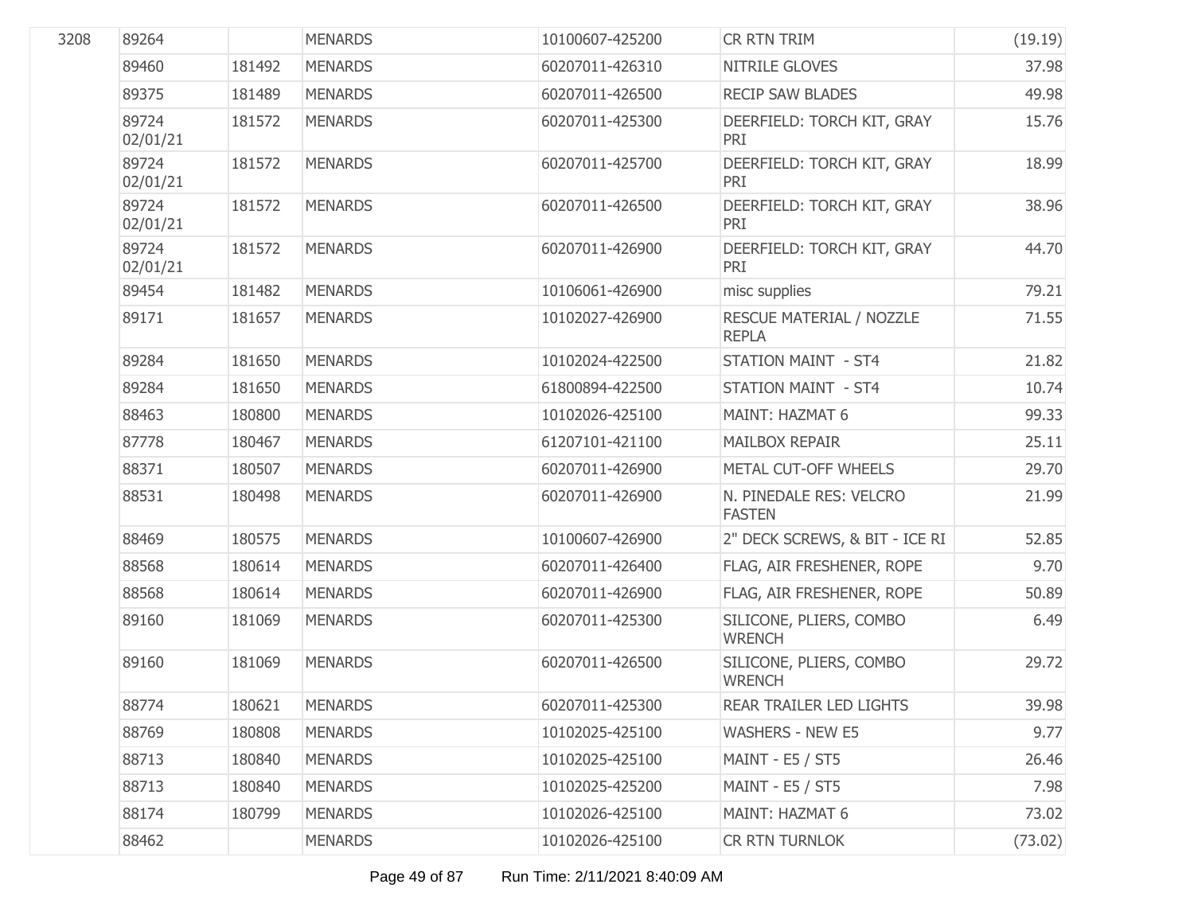| | | | | | | |
|---|---|---|---|---|---|---|
| 3208 | 89264 | | MENARDS | 10100607-425200 | CR RTN TRIM | (19.19) |
| | 89460 | 181492 | MENARDS | 60207011-426310 | NITRILE GLOVES | 37.98 |
| | 89375 | 181489 | MENARDS | 60207011-426500 | RECIP SAW BLADES | 49.98 |
| | 89724 02/01/21 | 181572 | MENARDS | 60207011-425300 | DEERFIELD: TORCH KIT, GRAY PRI | 15.76 |
| | 89724 02/01/21 | 181572 | MENARDS | 60207011-425700 | DEERFIELD: TORCH KIT, GRAY PRI | 18.99 |
| | 89724 02/01/21 | 181572 | MENARDS | 60207011-426500 | DEERFIELD: TORCH KIT, GRAY PRI | 38.96 |
| | 89724 02/01/21 | 181572 | MENARDS | 60207011-426900 | DEERFIELD: TORCH KIT, GRAY PRI | 44.70 |
| | 89454 | 181482 | MENARDS | 10106061-426900 | misc supplies | 79.21 |
| | 89171 | 181657 | MENARDS | 10102027-426900 | RESCUE MATERIAL / NOZZLE REPLA | 71.55 |
| | 89284 | 181650 | MENARDS | 10102024-422500 | STATION MAINT - ST4 | 21.82 |
| | 89284 | 181650 | MENARDS | 61800894-422500 | STATION MAINT - ST4 | 10.74 |
| | 88463 | 180800 | MENARDS | 10102026-425100 | MAINT: HAZMAT 6 | 99.33 |
| | 87778 | 180467 | MENARDS | 61207101-421100 | MAILBOX REPAIR | 25.11 |
| | 88371 | 180507 | MENARDS | 60207011-426900 | METAL CUT-OFF WHEELS | 29.70 |
| | 88531 | 180498 | MENARDS | 60207011-426900 | N. PINEDALE RES: VELCRO FASTEN | 21.99 |
| | 88469 | 180575 | MENARDS | 10100607-426900 | 2" DECK SCREWS, & BIT - ICE RI | 52.85 |
| | 88568 | 180614 | MENARDS | 60207011-426400 | FLAG, AIR FRESHENER, ROPE | 9.70 |
| | 88568 | 180614 | MENARDS | 60207011-426900 | FLAG, AIR FRESHENER, ROPE | 50.89 |
| | 89160 | 181069 | MENARDS | 60207011-425300 | SILICONE, PLIERS, COMBO WRENCH | 6.49 |
| | 89160 | 181069 | MENARDS | 60207011-426500 | SILICONE, PLIERS, COMBO WRENCH | 29.72 |
| | 88774 | 180621 | MENARDS | 60207011-425300 | REAR TRAILER LED LIGHTS | 39.98 |
| | 88769 | 180808 | MENARDS | 10102025-425100 | WASHERS - NEW E5 | 9.77 |
| | 88713 | 180840 | MENARDS | 10102025-425100 | MAINT - E5 / ST5 | 26.46 |
| | 88713 | 180840 | MENARDS | 10102025-425200 | MAINT - E5 / ST5 | 7.98 |
| | 88174 | 180799 | MENARDS | 10102026-425100 | MAINT: HAZMAT 6 | 73.02 |
| | 88462 | | MENARDS | 10102026-425100 | CR RTN TURNLOK | (73.02) |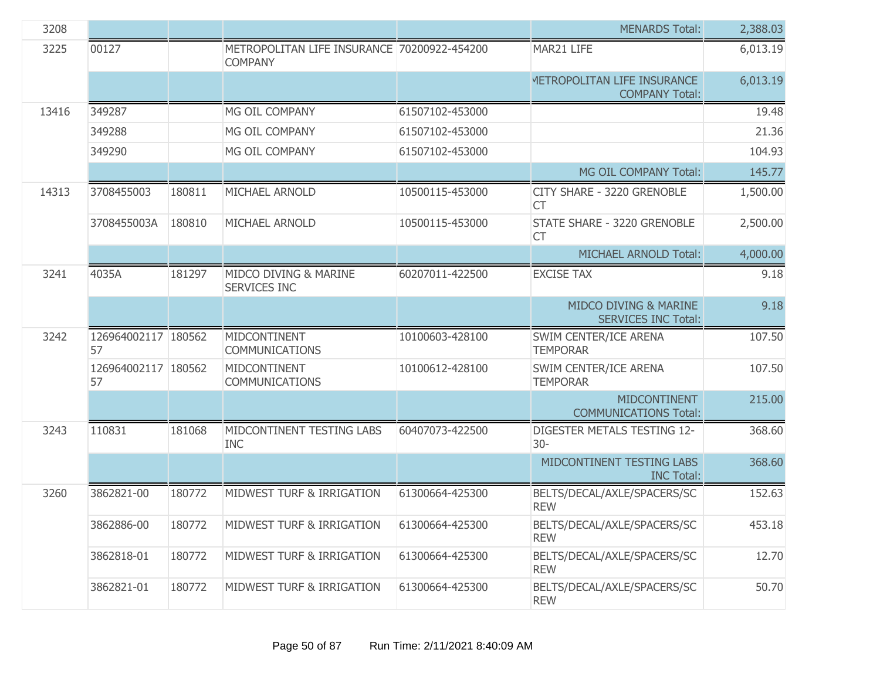| | | | | | | |
|---|---|---|---|---|---|---|
| 3208 | | | | | MENARDS Total: | 2,388.03 |
| 3225 | 00127 | | METROPOLITAN LIFE INSURANCE COMPANY | 70200922-454200 | MAR21 LIFE | 6,013.19 |
| | | | | | METROPOLITAN LIFE INSURANCE COMPANY Total: | 6,013.19 |
| 13416 | 349287 | | MG OIL COMPANY | 61507102-453000 | | 19.48 |
| | 349288 | | MG OIL COMPANY | 61507102-453000 | | 21.36 |
| | 349290 | | MG OIL COMPANY | 61507102-453000 | | 104.93 |
| | | | | | MG OIL COMPANY Total: | 145.77 |
| 14313 | 3708455003 | 180811 | MICHAEL ARNOLD | 10500115-453000 | CITY SHARE - 3220 GRENOBLE CT | 1,500.00 |
| | 3708455003A | 180810 | MICHAEL ARNOLD | 10500115-453000 | STATE SHARE - 3220 GRENOBLE CT | 2,500.00 |
| | | | | | MICHAEL ARNOLD Total: | 4,000.00 |
| 3241 | 4035A | 181297 | MIDCO DIVING & MARINE SERVICES INC | 60207011-422500 | EXCISE TAX | 9.18 |
| | | | | | MIDCO DIVING & MARINE SERVICES INC Total: | 9.18 |
| 3242 | 12696400211757 | 180562 | MIDCONTINENT COMMUNICATIONS | 10100603-428100 | SWIM CENTER/ICE ARENA TEMPORAR | 107.50 |
| | 12696400211757 | 180562 | MIDCONTINENT COMMUNICATIONS | 10100612-428100 | SWIM CENTER/ICE ARENA TEMPORAR | 107.50 |
| | | | | | MIDCONTINENT COMMUNICATIONS Total: | 215.00 |
| 3243 | 110831 | 181068 | MIDCONTINENT TESTING LABS INC | 60407073-422500 | DIGESTER METALS TESTING 12-30- | 368.60 |
| | | | | | MIDCONTINENT TESTING LABS INC Total: | 368.60 |
| 3260 | 3862821-00 | 180772 | MIDWEST TURF & IRRIGATION | 61300664-425300 | BELTS/DECAL/AXLE/SPACERS/SCREW | 152.63 |
| | 3862886-00 | 180772 | MIDWEST TURF & IRRIGATION | 61300664-425300 | BELTS/DECAL/AXLE/SPACERS/SCREW | 453.18 |
| | 3862818-01 | 180772 | MIDWEST TURF & IRRIGATION | 61300664-425300 | BELTS/DECAL/AXLE/SPACERS/SCREW | 12.70 |
| | 3862821-01 | 180772 | MIDWEST TURF & IRRIGATION | 61300664-425300 | BELTS/DECAL/AXLE/SPACERS/SCREW | 50.70 |

Run Time: 2/11/2021 8:40:09 AM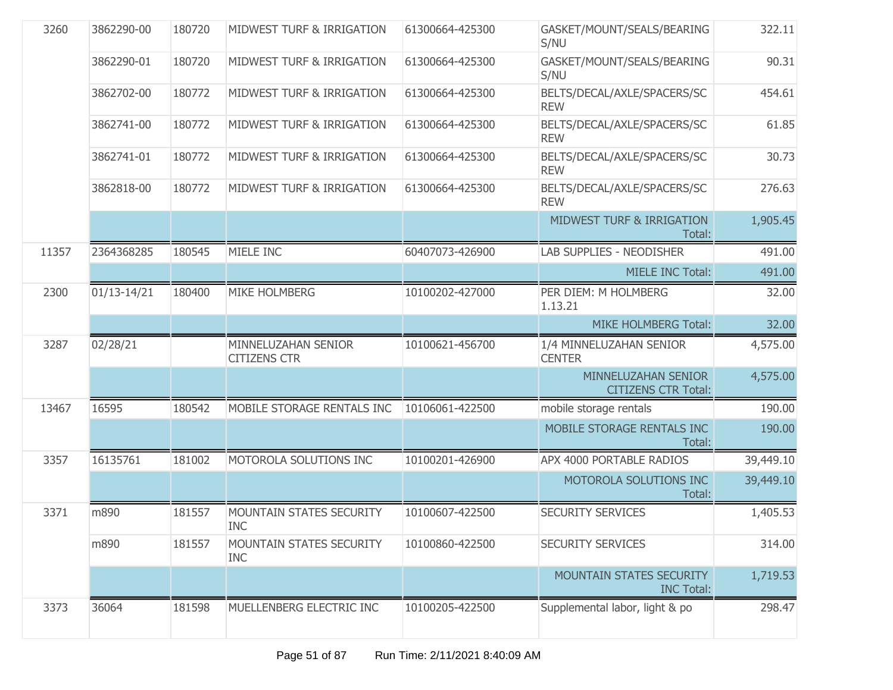| | | | | | | |
|---|---|---|---|---|---|---|
| 3260 | 3862290-00 | 180720 | MIDWEST TURF & IRRIGATION | 61300664-425300 | GASKET/MOUNT/SEALS/BEARING S/NU | 322.11 |
| | 3862290-01 | 180720 | MIDWEST TURF & IRRIGATION | 61300664-425300 | GASKET/MOUNT/SEALS/BEARING S/NU | 90.31 |
| | 3862702-00 | 180772 | MIDWEST TURF & IRRIGATION | 61300664-425300 | BELTS/DECAL/AXLE/SPACERS/SC REW | 454.61 |
| | 3862741-00 | 180772 | MIDWEST TURF & IRRIGATION | 61300664-425300 | BELTS/DECAL/AXLE/SPACERS/SC REW | 61.85 |
| | 3862741-01 | 180772 | MIDWEST TURF & IRRIGATION | 61300664-425300 | BELTS/DECAL/AXLE/SPACERS/SC REW | 30.73 |
| | 3862818-00 | 180772 | MIDWEST TURF & IRRIGATION | 61300664-425300 | BELTS/DECAL/AXLE/SPACERS/SC REW | 276.63 |
| | | | | | MIDWEST TURF & IRRIGATION Total: | 1,905.45 |
| 11357 | 2364368285 | 180545 | MIELE INC | 60407073-426900 | LAB SUPPLIES - NEODISHER | 491.00 |
| | | | | | MIELE INC Total: | 491.00 |
| 2300 | 01/13-14/21 | 180400 | MIKE HOLMBERG | 10100202-427000 | PER DIEM: M HOLMBERG 1.13.21 | 32.00 |
| | | | | | MIKE HOLMBERG Total: | 32.00 |
| 3287 | 02/28/21 | | MINNELUZAHAN SENIOR CITIZENS CTR | 10100621-456700 | 1/4 MINNELUZAHAN SENIOR CENTER | 4,575.00 |
| | | | | | MINNELUZAHAN SENIOR CITIZENS CTR Total: | 4,575.00 |
| 13467 | 16595 | 180542 | MOBILE STORAGE RENTALS INC | 10106061-422500 | mobile storage rentals | 190.00 |
| | | | | | MOBILE STORAGE RENTALS INC Total: | 190.00 |
| 3357 | 16135761 | 181002 | MOTOROLA SOLUTIONS INC | 10100201-426900 | APX 4000 PORTABLE RADIOS | 39,449.10 |
| | | | | | MOTOROLA SOLUTIONS INC Total: | 39,449.10 |
| 3371 | m890 | 181557 | MOUNTAIN STATES SECURITY INC | 10100607-422500 | SECURITY SERVICES | 1,405.53 |
| | m890 | 181557 | MOUNTAIN STATES SECURITY INC | 10100860-422500 | SECURITY SERVICES | 314.00 |
| | | | | | MOUNTAIN STATES SECURITY INC Total: | 1,719.53 |
| 3373 | 36064 | 181598 | MUELLENBERG ELECTRIC INC | 10100205-422500 | Supplemental labor, light & po | 298.47 |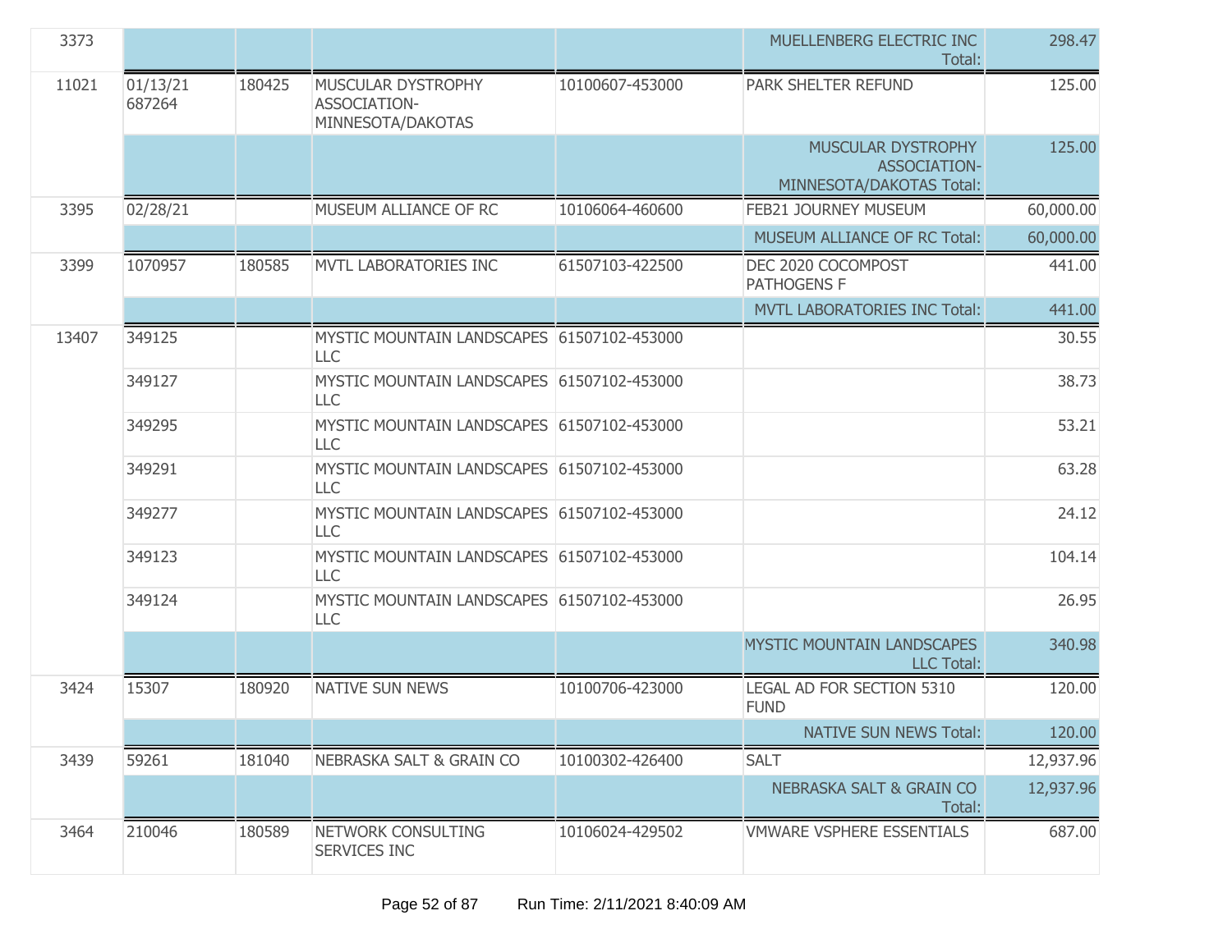| | | | | | | |
|---|---|---|---|---|---|---|
| 3373 | | | | | MUELLENBERG ELECTRIC INC Total: | 298.47 |
| 11021 | 01/13/21 687264 | 180425 | MUSCULAR DYSTROPHY ASSOCIATION-MINNESOTA/DAKOTAS | 10100607-453000 | PARK SHELTER REFUND | 125.00 |
| | | | | | MUSCULAR DYSTROPHY ASSOCIATION-MINNESOTA/DAKOTAS Total: | 125.00 |
| 3395 | 02/28/21 | | MUSEUM ALLIANCE OF RC | 10106064-460600 | FEB21 JOURNEY MUSEUM | 60,000.00 |
| | | | | | MUSEUM ALLIANCE OF RC Total: | 60,000.00 |
| 3399 | 1070957 | 180585 | MVTL LABORATORIES INC | 61507103-422500 | DEC 2020 COCOMPOST PATHOGENS F | 441.00 |
| | | | | | MVTL LABORATORIES INC Total: | 441.00 |
| 13407 | 349125 | | MYSTIC MOUNTAIN LANDSCAPES LLC | 61507102-453000 | | 30.55 |
| | 349127 | | MYSTIC MOUNTAIN LANDSCAPES LLC | 61507102-453000 | | 38.73 |
| | 349295 | | MYSTIC MOUNTAIN LANDSCAPES LLC | 61507102-453000 | | 53.21 |
| | 349291 | | MYSTIC MOUNTAIN LANDSCAPES LLC | 61507102-453000 | | 63.28 |
| | 349277 | | MYSTIC MOUNTAIN LANDSCAPES LLC | 61507102-453000 | | 24.12 |
| | 349123 | | MYSTIC MOUNTAIN LANDSCAPES LLC | 61507102-453000 | | 104.14 |
| | 349124 | | MYSTIC MOUNTAIN LANDSCAPES LLC | 61507102-453000 | | 26.95 |
| | | | | | MYSTIC MOUNTAIN LANDSCAPES LLC Total: | 340.98 |
| 3424 | 15307 | 180920 | NATIVE SUN NEWS | 10100706-423000 | LEGAL AD FOR SECTION 5310 FUND | 120.00 |
| | | | | | NATIVE SUN NEWS Total: | 120.00 |
| 3439 | 59261 | 181040 | NEBRASKA SALT & GRAIN CO | 10100302-426400 | SALT | 12,937.96 |
| | | | | | NEBRASKA SALT & GRAIN CO Total: | 12,937.96 |
| 3464 | 210046 | 180589 | NETWORK CONSULTING SERVICES INC | 10106024-429502 | VMWARE VSPHERE ESSENTIALS | 687.00 |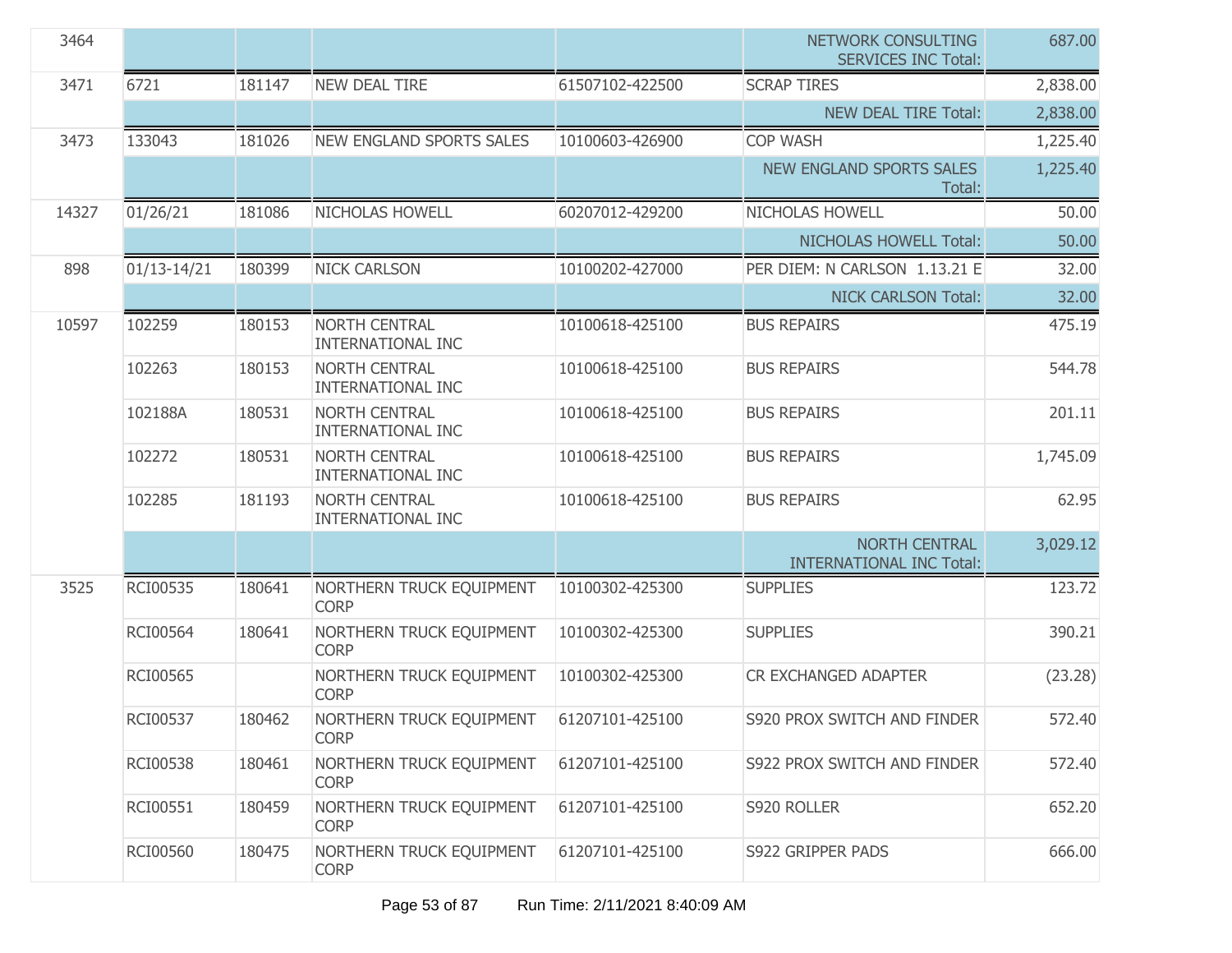| | | | | | | |
|---|---|---|---|---|---|---|
| 3464 | | | | | NETWORK CONSULTING SERVICES INC Total: | 687.00 |
| 3471 | 6721 | 181147 | NEW DEAL TIRE | 61507102-422500 | SCRAP TIRES | 2,838.00 |
| | | | | | NEW DEAL TIRE Total: | 2,838.00 |
| 3473 | 133043 | 181026 | NEW ENGLAND SPORTS SALES | 10100603-426900 | COP WASH | 1,225.40 |
| | | | | | NEW ENGLAND SPORTS SALES Total: | 1,225.40 |
| 14327 | 01/26/21 | 181086 | NICHOLAS HOWELL | 60207012-429200 | NICHOLAS HOWELL | 50.00 |
| | | | | | NICHOLAS HOWELL Total: | 50.00 |
| 898 | 01/13-14/21 | 180399 | NICK CARLSON | 10100202-427000 | PER DIEM: N CARLSON 1.13.21 E | 32.00 |
| | | | | | NICK CARLSON Total: | 32.00 |
| 10597 | 102259 | 180153 | NORTH CENTRAL INTERNATIONAL INC | 10100618-425100 | BUS REPAIRS | 475.19 |
| | 102263 | 180153 | NORTH CENTRAL INTERNATIONAL INC | 10100618-425100 | BUS REPAIRS | 544.78 |
| | 102188A | 180531 | NORTH CENTRAL INTERNATIONAL INC | 10100618-425100 | BUS REPAIRS | 201.11 |
| | 102272 | 180531 | NORTH CENTRAL INTERNATIONAL INC | 10100618-425100 | BUS REPAIRS | 1,745.09 |
| | 102285 | 181193 | NORTH CENTRAL INTERNATIONAL INC | 10100618-425100 | BUS REPAIRS | 62.95 |
| | | | | | NORTH CENTRAL INTERNATIONAL INC Total: | 3,029.12 |
| 3525 | RCI00535 | 180641 | NORTHERN TRUCK EQUIPMENT CORP | 10100302-425300 | SUPPLIES | 123.72 |
| | RCI00564 | 180641 | NORTHERN TRUCK EQUIPMENT CORP | 10100302-425300 | SUPPLIES | 390.21 |
| | RCI00565 | | NORTHERN TRUCK EQUIPMENT CORP | 10100302-425300 | CR EXCHANGED ADAPTER | (23.28) |
| | RCI00537 | 180462 | NORTHERN TRUCK EQUIPMENT CORP | 61207101-425100 | S920 PROX SWITCH AND FINDER | 572.40 |
| | RCI00538 | 180461 | NORTHERN TRUCK EQUIPMENT CORP | 61207101-425100 | S922 PROX SWITCH AND FINDER | 572.40 |
| | RCI00551 | 180459 | NORTHERN TRUCK EQUIPMENT CORP | 61207101-425100 | S920 ROLLER | 652.20 |
| | RCI00560 | 180475 | NORTHERN TRUCK EQUIPMENT CORP | 61207101-425100 | S922 GRIPPER PADS | 666.00 |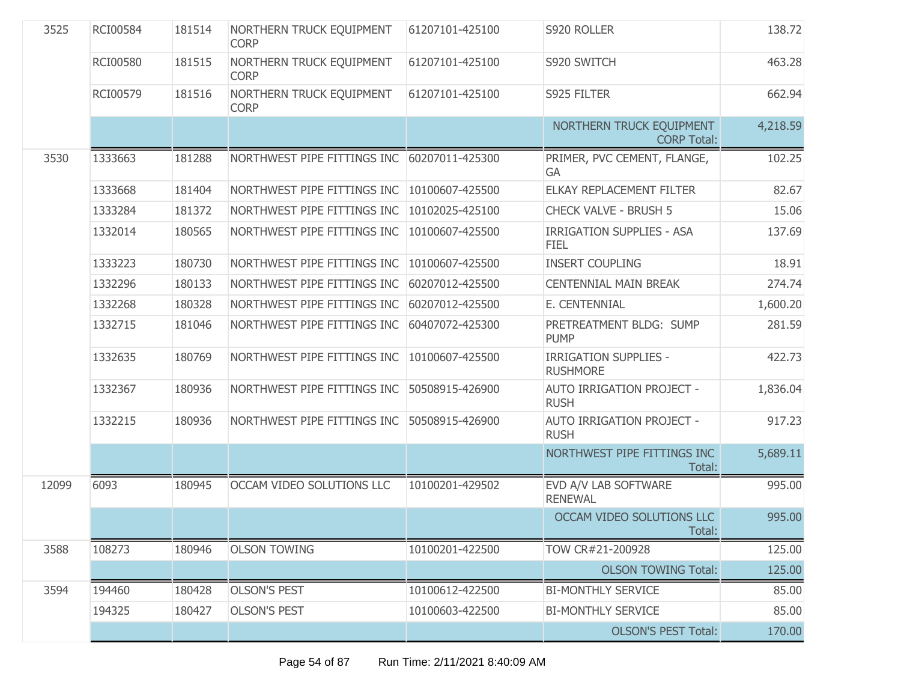| | | | | | | |
|---|---|---|---|---|---|---|
| 3525 | RCI00584 | 181514 | NORTHERN TRUCK EQUIPMENT CORP | 61207101-425100 | S920 ROLLER | 138.72 |
| | RCI00580 | 181515 | NORTHERN TRUCK EQUIPMENT CORP | 61207101-425100 | S920 SWITCH | 463.28 |
| | RCI00579 | 181516 | NORTHERN TRUCK EQUIPMENT CORP | 61207101-425100 | S925 FILTER | 662.94 |
| | | | | | NORTHERN TRUCK EQUIPMENT CORP Total: | 4,218.59 |
| 3530 | 1333663 | 181288 | NORTHWEST PIPE FITTINGS INC | 60207011-425300 | PRIMER, PVC CEMENT, FLANGE, GA | 102.25 |
| | 1333668 | 181404 | NORTHWEST PIPE FITTINGS INC | 10100607-425500 | ELKAY REPLACEMENT FILTER | 82.67 |
| | 1333284 | 181372 | NORTHWEST PIPE FITTINGS INC | 10102025-425100 | CHECK VALVE - BRUSH 5 | 15.06 |
| | 1332014 | 180565 | NORTHWEST PIPE FITTINGS INC | 10100607-425500 | IRRIGATION SUPPLIES - ASA FIEL | 137.69 |
| | 1333223 | 180730 | NORTHWEST PIPE FITTINGS INC | 10100607-425500 | INSERT COUPLING | 18.91 |
| | 1332296 | 180133 | NORTHWEST PIPE FITTINGS INC | 60207012-425500 | CENTENNIAL MAIN BREAK | 274.74 |
| | 1332268 | 180328 | NORTHWEST PIPE FITTINGS INC | 60207012-425500 | E. CENTENNIAL | 1,600.20 |
| | 1332715 | 181046 | NORTHWEST PIPE FITTINGS INC | 60407072-425300 | PRETREATMENT BLDG: SUMP PUMP | 281.59 |
| | 1332635 | 180769 | NORTHWEST PIPE FITTINGS INC | 10100607-425500 | IRRIGATION SUPPLIES - RUSHMORE | 422.73 |
| | 1332367 | 180936 | NORTHWEST PIPE FITTINGS INC | 50508915-426900 | AUTO IRRIGATION PROJECT - RUSH | 1,836.04 |
| | 1332215 | 180936 | NORTHWEST PIPE FITTINGS INC | 50508915-426900 | AUTO IRRIGATION PROJECT - RUSH | 917.23 |
| | | | | | NORTHWEST PIPE FITTINGS INC Total: | 5,689.11 |
| 12099 | 6093 | 180945 | OCCAM VIDEO SOLUTIONS LLC | 10100201-429502 | EVD A/V LAB SOFTWARE RENEWAL | 995.00 |
| | | | | | OCCAM VIDEO SOLUTIONS LLC Total: | 995.00 |
| 3588 | 108273 | 180946 | OLSON TOWING | 10100201-422500 | TOW CR#21-200928 | 125.00 |
| | | | | | OLSON TOWING Total: | 125.00 |
| 3594 | 194460 | 180428 | OLSON'S PEST | 10100612-422500 | BI-MONTHLY SERVICE | 85.00 |
| | 194325 | 180427 | OLSON'S PEST | 10100603-422500 | BI-MONTHLY SERVICE | 85.00 |
| | | | | | OLSON'S PEST Total: | 170.00 |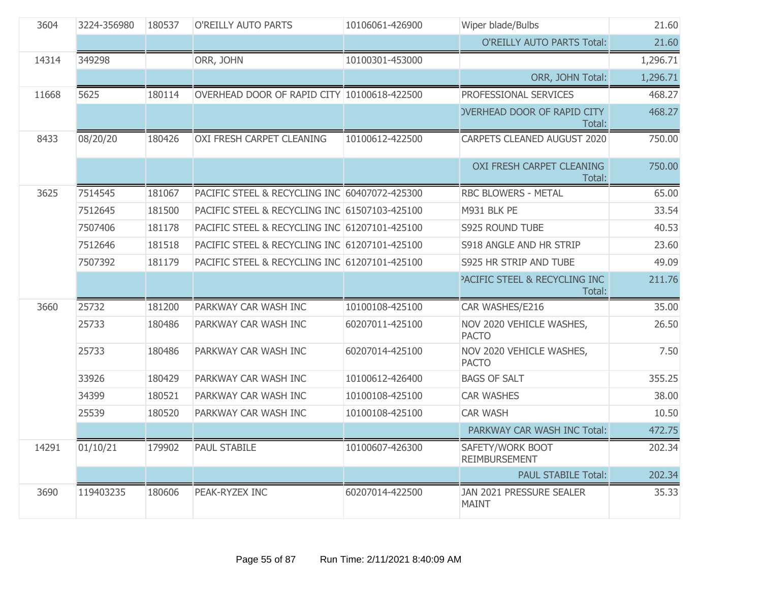| | | | | | | |
|---|---|---|---|---|---|---|
| 3604 | 3224-356980 | 180537 | O'REILLY AUTO PARTS | 10106061-426900 | Wiper blade/Bulbs | 21.60 |
| | | | | | O'REILLY AUTO PARTS Total: | 21.60 |
| 14314 | 349298 | | ORR, JOHN | 10100301-453000 | | 1,296.71 |
| | | | | | ORR, JOHN Total: | 1,296.71 |
| 11668 | 5625 | 180114 | OVERHEAD DOOR OF RAPID CITY | 10100618-422500 | PROFESSIONAL SERVICES | 468.27 |
| | | | | | OVERHEAD DOOR OF RAPID CITY Total: | 468.27 |
| 8433 | 08/20/20 | 180426 | OXI FRESH CARPET CLEANING | 10100612-422500 | CARPETS CLEANED AUGUST 2020 | 750.00 |
| | | | | | OXI FRESH CARPET CLEANING Total: | 750.00 |
| 3625 | 7514545 | 181067 | PACIFIC STEEL & RECYCLING INC | 60407072-425300 | RBC BLOWERS - METAL | 65.00 |
| | 7512645 | 181500 | PACIFIC STEEL & RECYCLING INC | 61507103-425100 | M931 BLK PE | 33.54 |
| | 7507406 | 181178 | PACIFIC STEEL & RECYCLING INC | 61207101-425100 | S925 ROUND TUBE | 40.53 |
| | 7512646 | 181518 | PACIFIC STEEL & RECYCLING INC | 61207101-425100 | S918 ANGLE AND HR STRIP | 23.60 |
| | 7507392 | 181179 | PACIFIC STEEL & RECYCLING INC | 61207101-425100 | S925 HR STRIP AND TUBE | 49.09 |
| | | | | | PACIFIC STEEL & RECYCLING INC Total: | 211.76 |
| 3660 | 25732 | 181200 | PARKWAY CAR WASH INC | 10100108-425100 | CAR WASHES/E216 | 35.00 |
| | 25733 | 180486 | PARKWAY CAR WASH INC | 60207011-425100 | NOV 2020 VEHICLE WASHES, PACTO | 26.50 |
| | 25733 | 180486 | PARKWAY CAR WASH INC | 60207014-425100 | NOV 2020 VEHICLE WASHES, PACTO | 7.50 |
| | 33926 | 180429 | PARKWAY CAR WASH INC | 10100612-426400 | BAGS OF SALT | 355.25 |
| | 34399 | 180521 | PARKWAY CAR WASH INC | 10100108-425100 | CAR WASHES | 38.00 |
| | 25539 | 180520 | PARKWAY CAR WASH INC | 10100108-425100 | CAR WASH | 10.50 |
| | | | | | PARKWAY CAR WASH INC Total: | 472.75 |
| 14291 | 01/10/21 | 179902 | PAUL STABILE | 10100607-426300 | SAFETY/WORK BOOT REIMBURSEMENT | 202.34 |
| | | | | | PAUL STABILE Total: | 202.34 |
| 3690 | 119403235 | 180606 | PEAK-RYZEX INC | 60207014-422500 | JAN 2021 PRESSURE SEALER MAINT | 35.33 |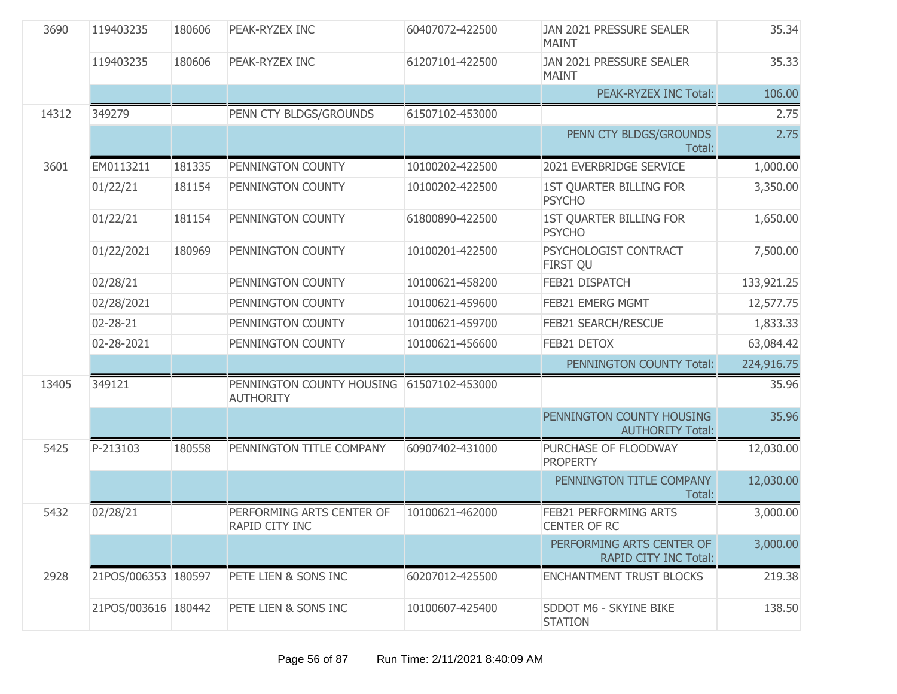| | | | | | | |
|---|---|---|---|---|---|---|
| 3690 | 119403235 | 180606 | PEAK-RYZEX INC | 60407072-422500 | JAN 2021 PRESSURE SEALER MAINT | 35.34 |
| | 119403235 | 180606 | PEAK-RYZEX INC | 61207101-422500 | JAN 2021 PRESSURE SEALER MAINT | 35.33 |
| | | | | | PEAK-RYZEX INC Total: | 106.00 |
| 14312 | 349279 | | PENN CTY BLDGS/GROUNDS | 61507102-453000 | | 2.75 |
| | | | | | PENN CTY BLDGS/GROUNDS Total: | 2.75 |
| 3601 | EM0113211 | 181335 | PENNINGTON COUNTY | 10100202-422500 | 2021 EVERBRIDGE SERVICE | 1,000.00 |
| | 01/22/21 | 181154 | PENNINGTON COUNTY | 10100202-422500 | 1ST QUARTER BILLING FOR PSYCHO | 3,350.00 |
| | 01/22/21 | 181154 | PENNINGTON COUNTY | 61800890-422500 | 1ST QUARTER BILLING FOR PSYCHO | 1,650.00 |
| | 01/22/2021 | 180969 | PENNINGTON COUNTY | 10100201-422500 | PSYCHOLOGIST CONTRACT FIRST QU | 7,500.00 |
| | 02/28/21 | | PENNINGTON COUNTY | 10100621-458200 | FEB21 DISPATCH | 133,921.25 |
| | 02/28/2021 | | PENNINGTON COUNTY | 10100621-459600 | FEB21 EMERG MGMT | 12,577.75 |
| | 02-28-21 | | PENNINGTON COUNTY | 10100621-459700 | FEB21 SEARCH/RESCUE | 1,833.33 |
| | 02-28-2021 | | PENNINGTON COUNTY | 10100621-456600 | FEB21 DETOX | 63,084.42 |
| | | | | | PENNINGTON COUNTY Total: | 224,916.75 |
| 13405 | 349121 | | PENNINGTON COUNTY HOUSING AUTHORITY | 61507102-453000 | | 35.96 |
| | | | | | PENNINGTON COUNTY HOUSING AUTHORITY Total: | 35.96 |
| 5425 | P-213103 | 180558 | PENNINGTON TITLE COMPANY | 60907402-431000 | PURCHASE OF FLOODWAY PROPERTY | 12,030.00 |
| | | | | | PENNINGTON TITLE COMPANY Total: | 12,030.00 |
| 5432 | 02/28/21 | | PERFORMING ARTS CENTER OF RAPID CITY INC | 10100621-462000 | FEB21 PERFORMING ARTS CENTER OF RC | 3,000.00 |
| | | | | | PERFORMING ARTS CENTER OF RAPID CITY INC Total: | 3,000.00 |
| 2928 | 21POS/006353 | 180597 | PETE LIEN & SONS INC | 60207012-425500 | ENCHANTMENT TRUST BLOCKS | 219.38 |
| | 21POS/003616 | 180442 | PETE LIEN & SONS INC | 10100607-425400 | SDDOT M6 - SKYINE BIKE STATION | 138.50 |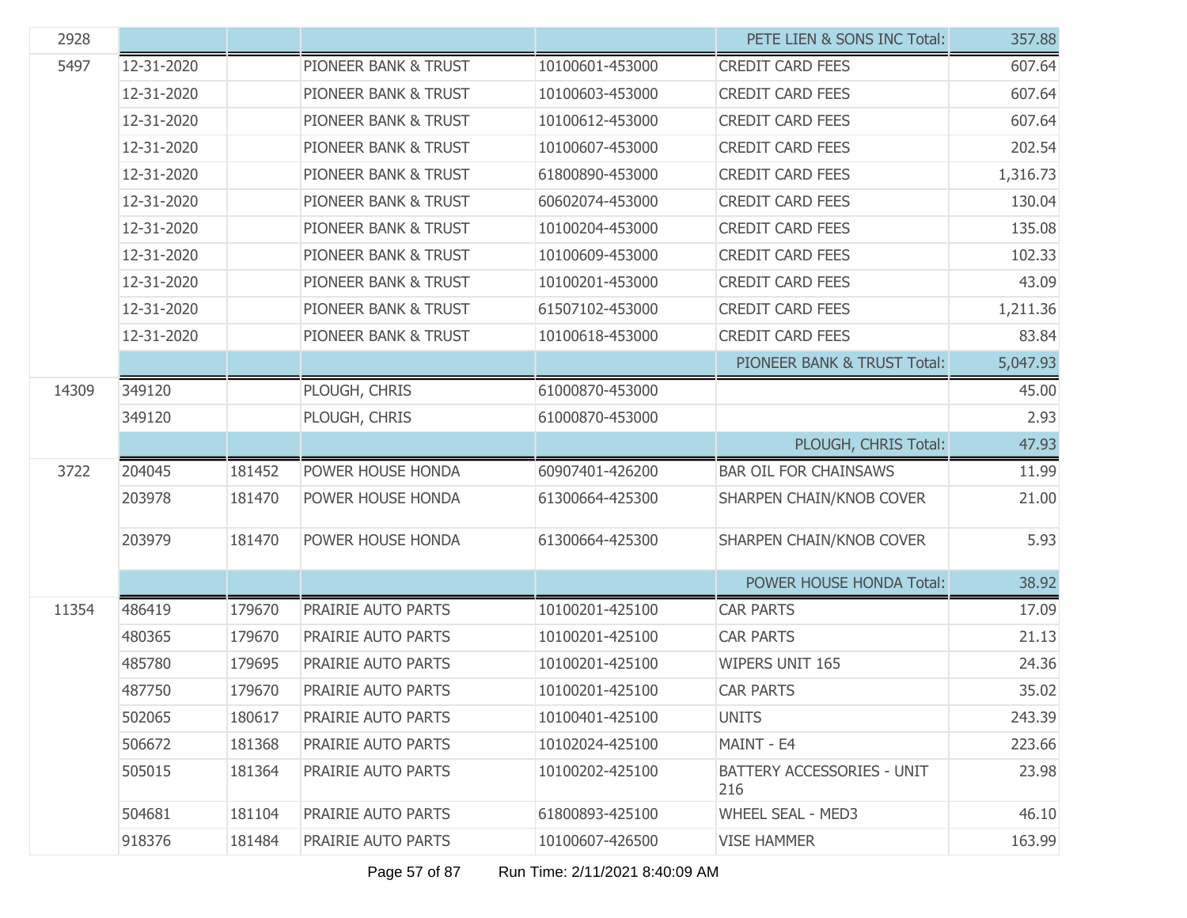| | | | | | | |
|---|---|---|---|---|---|---|
| 2928 | | | | | PETE LIEN & SONS INC Total: | 357.88 |
| 5497 | 12-31-2020 | | PIONEER BANK & TRUST | 10100601-453000 | CREDIT CARD FEES | 607.64 |
| | 12-31-2020 | | PIONEER BANK & TRUST | 10100603-453000 | CREDIT CARD FEES | 607.64 |
| | 12-31-2020 | | PIONEER BANK & TRUST | 10100612-453000 | CREDIT CARD FEES | 607.64 |
| | 12-31-2020 | | PIONEER BANK & TRUST | 10100607-453000 | CREDIT CARD FEES | 202.54 |
| | 12-31-2020 | | PIONEER BANK & TRUST | 61800890-453000 | CREDIT CARD FEES | 1,316.73 |
| | 12-31-2020 | | PIONEER BANK & TRUST | 60602074-453000 | CREDIT CARD FEES | 130.04 |
| | 12-31-2020 | | PIONEER BANK & TRUST | 10100204-453000 | CREDIT CARD FEES | 135.08 |
| | 12-31-2020 | | PIONEER BANK & TRUST | 10100609-453000 | CREDIT CARD FEES | 102.33 |
| | 12-31-2020 | | PIONEER BANK & TRUST | 10100201-453000 | CREDIT CARD FEES | 43.09 |
| | 12-31-2020 | | PIONEER BANK & TRUST | 61507102-453000 | CREDIT CARD FEES | 1,211.36 |
| | 12-31-2020 | | PIONEER BANK & TRUST | 10100618-453000 | CREDIT CARD FEES | 83.84 |
| | | | | | PIONEER BANK & TRUST Total: | 5,047.93 |
| 14309 | 349120 | | PLOUGH, CHRIS | 61000870-453000 | | 45.00 |
| | 349120 | | PLOUGH, CHRIS | 61000870-453000 | | 2.93 |
| | | | | | PLOUGH, CHRIS Total: | 47.93 |
| 3722 | 204045 | 181452 | POWER HOUSE HONDA | 60907401-426200 | BAR OIL FOR CHAINSAWS | 11.99 |
| | 203978 | 181470 | POWER HOUSE HONDA | 61300664-425300 | SHARPEN CHAIN/KNOB COVER | 21.00 |
| | 203979 | 181470 | POWER HOUSE HONDA | 61300664-425300 | SHARPEN CHAIN/KNOB COVER | 5.93 |
| | | | | | POWER HOUSE HONDA Total: | 38.92 |
| 11354 | 486419 | 179670 | PRAIRIE AUTO PARTS | 10100201-425100 | CAR PARTS | 17.09 |
| | 480365 | 179670 | PRAIRIE AUTO PARTS | 10100201-425100 | CAR PARTS | 21.13 |
| | 485780 | 179695 | PRAIRIE AUTO PARTS | 10100201-425100 | WIPERS UNIT 165 | 24.36 |
| | 487750 | 179670 | PRAIRIE AUTO PARTS | 10100201-425100 | CAR PARTS | 35.02 |
| | 502065 | 180617 | PRAIRIE AUTO PARTS | 10100401-425100 | UNITS | 243.39 |
| | 506672 | 181368 | PRAIRIE AUTO PARTS | 10102024-425100 | MAINT - E4 | 223.66 |
| | 505015 | 181364 | PRAIRIE AUTO PARTS | 10100202-425100 | BATTERY ACCESSORIES - UNIT 216 | 23.98 |
| | 504681 | 181104 | PRAIRIE AUTO PARTS | 61800893-425100 | WHEEL SEAL - MED3 | 46.10 |
| | 918376 | 181484 | PRAIRIE AUTO PARTS | 10100607-426500 | VISE HAMMER | 163.99 |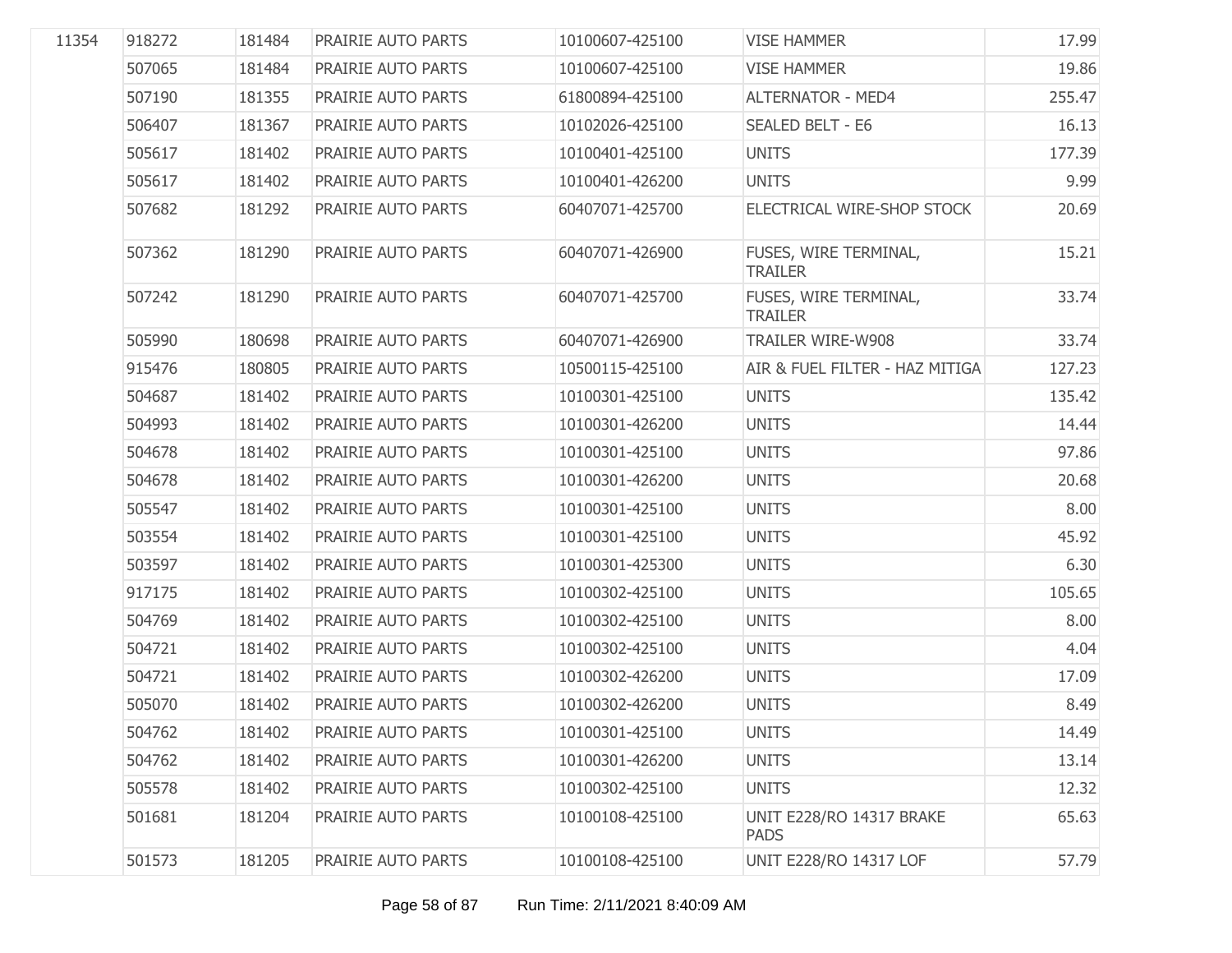| | | | | | | |
|---|---|---|---|---|---|---|
| 11354 | 918272 | 181484 | PRAIRIE AUTO PARTS | 10100607-425100 | VISE HAMMER | 17.99 |
| | 507065 | 181484 | PRAIRIE AUTO PARTS | 10100607-425100 | VISE HAMMER | 19.86 |
| | 507190 | 181355 | PRAIRIE AUTO PARTS | 61800894-425100 | ALTERNATOR - MED4 | 255.47 |
| | 506407 | 181367 | PRAIRIE AUTO PARTS | 10102026-425100 | SEALED BELT - E6 | 16.13 |
| | 505617 | 181402 | PRAIRIE AUTO PARTS | 10100401-425100 | UNITS | 177.39 |
| | 505617 | 181402 | PRAIRIE AUTO PARTS | 10100401-426200 | UNITS | 9.99 |
| | 507682 | 181292 | PRAIRIE AUTO PARTS | 60407071-425700 | ELECTRICAL WIRE-SHOP STOCK | 20.69 |
| | 507362 | 181290 | PRAIRIE AUTO PARTS | 60407071-426900 | FUSES, WIRE TERMINAL, TRAILER | 15.21 |
| | 507242 | 181290 | PRAIRIE AUTO PARTS | 60407071-425700 | FUSES, WIRE TERMINAL, TRAILER | 33.74 |
| | 505990 | 180698 | PRAIRIE AUTO PARTS | 60407071-426900 | TRAILER WIRE-W908 | 33.74 |
| | 915476 | 180805 | PRAIRIE AUTO PARTS | 10500115-425100 | AIR & FUEL FILTER - HAZ MITIGA | 127.23 |
| | 504687 | 181402 | PRAIRIE AUTO PARTS | 10100301-425100 | UNITS | 135.42 |
| | 504993 | 181402 | PRAIRIE AUTO PARTS | 10100301-426200 | UNITS | 14.44 |
| | 504678 | 181402 | PRAIRIE AUTO PARTS | 10100301-425100 | UNITS | 97.86 |
| | 504678 | 181402 | PRAIRIE AUTO PARTS | 10100301-426200 | UNITS | 20.68 |
| | 505547 | 181402 | PRAIRIE AUTO PARTS | 10100301-425100 | UNITS | 8.00 |
| | 503554 | 181402 | PRAIRIE AUTO PARTS | 10100301-425100 | UNITS | 45.92 |
| | 503597 | 181402 | PRAIRIE AUTO PARTS | 10100301-425300 | UNITS | 6.30 |
| | 917175 | 181402 | PRAIRIE AUTO PARTS | 10100302-425100 | UNITS | 105.65 |
| | 504769 | 181402 | PRAIRIE AUTO PARTS | 10100302-425100 | UNITS | 8.00 |
| | 504721 | 181402 | PRAIRIE AUTO PARTS | 10100302-425100 | UNITS | 4.04 |
| | 504721 | 181402 | PRAIRIE AUTO PARTS | 10100302-426200 | UNITS | 17.09 |
| | 505070 | 181402 | PRAIRIE AUTO PARTS | 10100302-426200 | UNITS | 8.49 |
| | 504762 | 181402 | PRAIRIE AUTO PARTS | 10100301-425100 | UNITS | 14.49 |
| | 504762 | 181402 | PRAIRIE AUTO PARTS | 10100301-426200 | UNITS | 13.14 |
| | 505578 | 181402 | PRAIRIE AUTO PARTS | 10100302-425100 | UNITS | 12.32 |
| | 501681 | 181204 | PRAIRIE AUTO PARTS | 10100108-425100 | UNIT E228/RO 14317 BRAKE PADS | 65.63 |
| | 501573 | 181205 | PRAIRIE AUTO PARTS | 10100108-425100 | UNIT E228/RO 14317 LOF | 57.79 |

Run Time: 2/11/2021 8:40:09 AM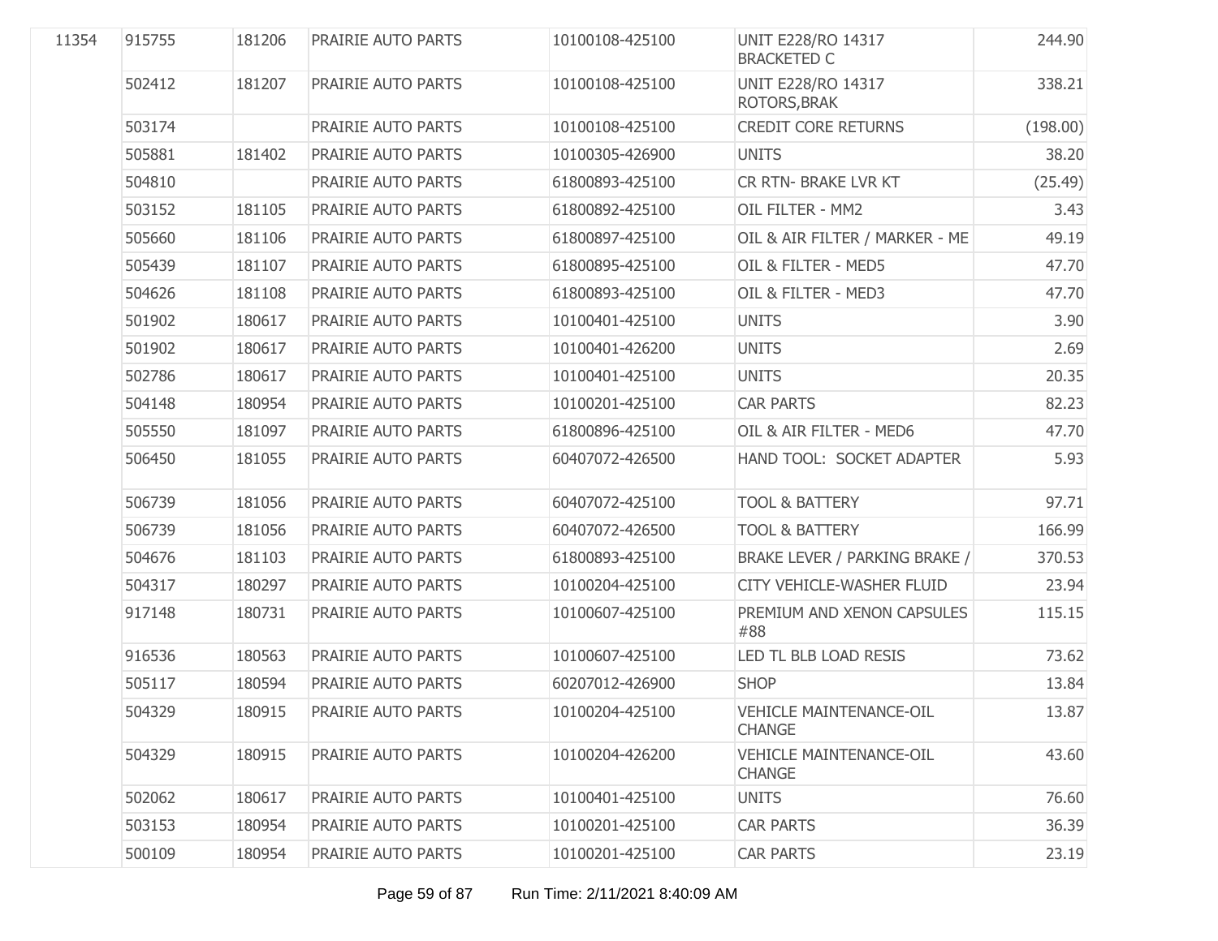| | | | | | | |
|---|---|---|---|---|---|---|
| 11354 | 915755 | 181206 | PRAIRIE AUTO PARTS | 10100108-425100 | UNIT E228/RO 14317 BRACKETED C | 244.90 |
| | 502412 | 181207 | PRAIRIE AUTO PARTS | 10100108-425100 | UNIT E228/RO 14317 ROTORS,BRAK | 338.21 |
| | 503174 | | PRAIRIE AUTO PARTS | 10100108-425100 | CREDIT CORE RETURNS | (198.00) |
| | 505881 | 181402 | PRAIRIE AUTO PARTS | 10100305-426900 | UNITS | 38.20 |
| | 504810 | | PRAIRIE AUTO PARTS | 61800893-425100 | CR RTN- BRAKE LVR KT | (25.49) |
| | 503152 | 181105 | PRAIRIE AUTO PARTS | 61800892-425100 | OIL FILTER - MM2 | 3.43 |
| | 505660 | 181106 | PRAIRIE AUTO PARTS | 61800897-425100 | OIL & AIR FILTER / MARKER - ME | 49.19 |
| | 505439 | 181107 | PRAIRIE AUTO PARTS | 61800895-425100 | OIL & FILTER - MED5 | 47.70 |
| | 504626 | 181108 | PRAIRIE AUTO PARTS | 61800893-425100 | OIL & FILTER - MED3 | 47.70 |
| | 501902 | 180617 | PRAIRIE AUTO PARTS | 10100401-425100 | UNITS | 3.90 |
| | 501902 | 180617 | PRAIRIE AUTO PARTS | 10100401-426200 | UNITS | 2.69 |
| | 502786 | 180617 | PRAIRIE AUTO PARTS | 10100401-425100 | UNITS | 20.35 |
| | 504148 | 180954 | PRAIRIE AUTO PARTS | 10100201-425100 | CAR PARTS | 82.23 |
| | 505550 | 181097 | PRAIRIE AUTO PARTS | 61800896-425100 | OIL & AIR FILTER - MED6 | 47.70 |
| | 506450 | 181055 | PRAIRIE AUTO PARTS | 60407072-426500 | HAND TOOL: SOCKET ADAPTER | 5.93 |
| | 506739 | 181056 | PRAIRIE AUTO PARTS | 60407072-425100 | TOOL & BATTERY | 97.71 |
| | 506739 | 181056 | PRAIRIE AUTO PARTS | 60407072-426500 | TOOL & BATTERY | 166.99 |
| | 504676 | 181103 | PRAIRIE AUTO PARTS | 61800893-425100 | BRAKE LEVER / PARKING BRAKE / | 370.53 |
| | 504317 | 180297 | PRAIRIE AUTO PARTS | 10100204-425100 | CITY VEHICLE-WASHER FLUID | 23.94 |
| | 917148 | 180731 | PRAIRIE AUTO PARTS | 10100607-425100 | PREMIUM AND XENON CAPSULES #88 | 115.15 |
| | 916536 | 180563 | PRAIRIE AUTO PARTS | 10100607-425100 | LED TL BLB LOAD RESIS | 73.62 |
| | 505117 | 180594 | PRAIRIE AUTO PARTS | 60207012-426900 | SHOP | 13.84 |
| | 504329 | 180915 | PRAIRIE AUTO PARTS | 10100204-425100 | VEHICLE MAINTENANCE-OIL CHANGE | 13.87 |
| | 504329 | 180915 | PRAIRIE AUTO PARTS | 10100204-426200 | VEHICLE MAINTENANCE-OIL CHANGE | 43.60 |
| | 502062 | 180617 | PRAIRIE AUTO PARTS | 10100401-425100 | UNITS | 76.60 |
| | 503153 | 180954 | PRAIRIE AUTO PARTS | 10100201-425100 | CAR PARTS | 36.39 |
| | 500109 | 180954 | PRAIRIE AUTO PARTS | 10100201-425100 | CAR PARTS | 23.19 |

Run Time: 2/11/2021 8:40:09 AM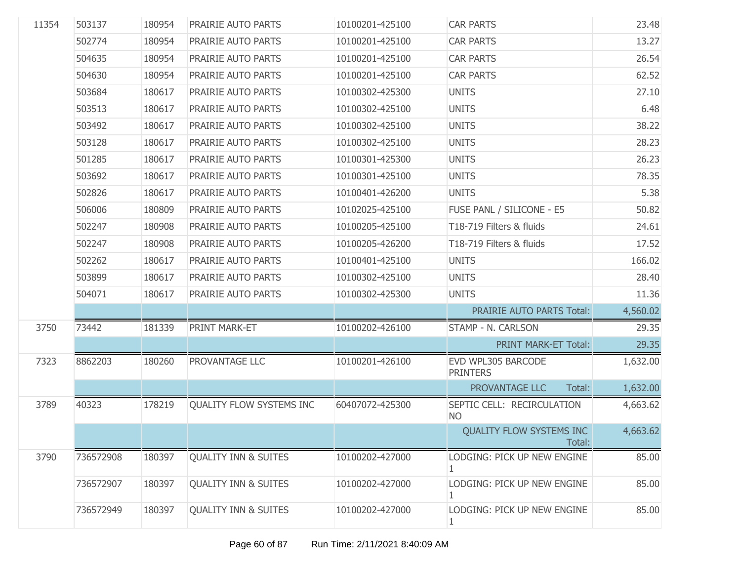| | | | | | | |
|---|---|---|---|---|---|---|
| 11354 | 503137 | 180954 | PRAIRIE AUTO PARTS | 10100201-425100 | CAR PARTS | 23.48 |
| | 502774 | 180954 | PRAIRIE AUTO PARTS | 10100201-425100 | CAR PARTS | 13.27 |
| | 504635 | 180954 | PRAIRIE AUTO PARTS | 10100201-425100 | CAR PARTS | 26.54 |
| | 504630 | 180954 | PRAIRIE AUTO PARTS | 10100201-425100 | CAR PARTS | 62.52 |
| | 503684 | 180617 | PRAIRIE AUTO PARTS | 10100302-425300 | UNITS | 27.10 |
| | 503513 | 180617 | PRAIRIE AUTO PARTS | 10100302-425100 | UNITS | 6.48 |
| | 503492 | 180617 | PRAIRIE AUTO PARTS | 10100302-425100 | UNITS | 38.22 |
| | 503128 | 180617 | PRAIRIE AUTO PARTS | 10100302-425100 | UNITS | 28.23 |
| | 501285 | 180617 | PRAIRIE AUTO PARTS | 10100301-425300 | UNITS | 26.23 |
| | 503692 | 180617 | PRAIRIE AUTO PARTS | 10100301-425100 | UNITS | 78.35 |
| | 502826 | 180617 | PRAIRIE AUTO PARTS | 10100401-426200 | UNITS | 5.38 |
| | 506006 | 180809 | PRAIRIE AUTO PARTS | 10102025-425100 | FUSE PANL / SILICONE - E5 | 50.82 |
| | 502247 | 180908 | PRAIRIE AUTO PARTS | 10100205-425100 | T18-719 Filters & fluids | 24.61 |
| | 502247 | 180908 | PRAIRIE AUTO PARTS | 10100205-426200 | T18-719 Filters & fluids | 17.52 |
| | 502262 | 180617 | PRAIRIE AUTO PARTS | 10100401-425100 | UNITS | 166.02 |
| | 503899 | 180617 | PRAIRIE AUTO PARTS | 10100302-425100 | UNITS | 28.40 |
| | 504071 | 180617 | PRAIRIE AUTO PARTS | 10100302-425300 | UNITS | 11.36 |
| | | | | | PRAIRIE AUTO PARTS Total: | 4,560.02 |
| 3750 | 73442 | 181339 | PRINT MARK-ET | 10100202-426100 | STAMP - N. CARLSON | 29.35 |
| | | | | | PRINT MARK-ET Total: | 29.35 |
| 7323 | 8862203 | 180260 | PROVANTAGE LLC | 10100201-426100 | EVD WPL305 BARCODE PRINTERS | 1,632.00 |
| | | | | | PROVANTAGE LLC Total: | 1,632.00 |
| 3789 | 40323 | 178219 | QUALITY FLOW SYSTEMS INC | 60407072-425300 | SEPTIC CELL: RECIRCULATION NO | 4,663.62 |
| | | | | | QUALITY FLOW SYSTEMS INC Total: | 4,663.62 |
| 3790 | 736572908 | 180397 | QUALITY INN & SUITES | 10100202-427000 | LODGING: PICK UP NEW ENGINE 1 | 85.00 |
| | 736572907 | 180397 | QUALITY INN & SUITES | 10100202-427000 | LODGING: PICK UP NEW ENGINE 1 | 85.00 |
| | 736572949 | 180397 | QUALITY INN & SUITES | 10100202-427000 | LODGING: PICK UP NEW ENGINE 1 | 85.00 |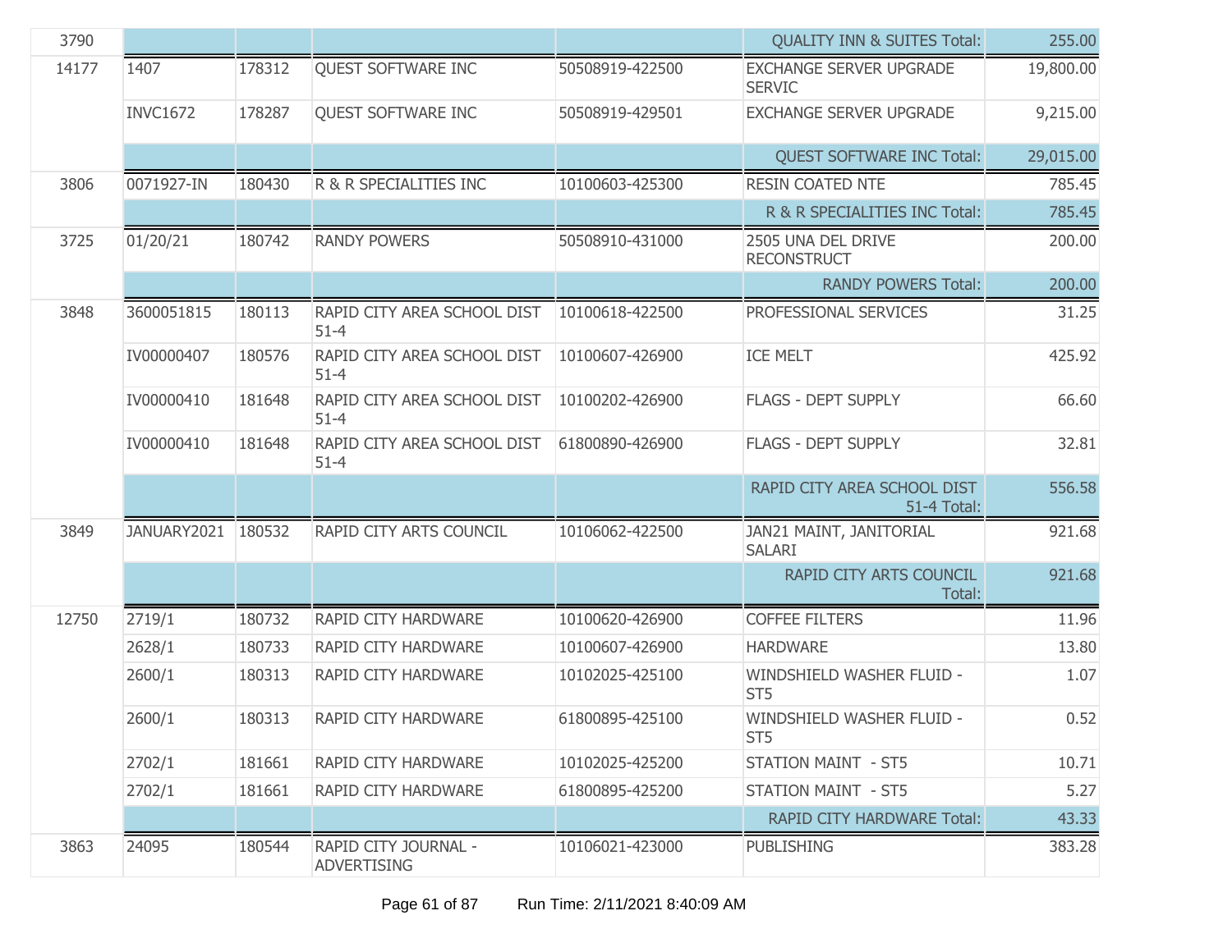| | | | | | | |
|---|---|---|---|---|---|---|
| 3790 | | | | | QUALITY INN & SUITES Total: | 255.00 |
| 14177 | 1407 | 178312 | QUEST SOFTWARE INC | 50508919-422500 | EXCHANGE SERVER UPGRADE SERVIC | 19,800.00 |
| | INVC1672 | 178287 | QUEST SOFTWARE INC | 50508919-429501 | EXCHANGE SERVER UPGRADE | 9,215.00 |
| | | | | | QUEST SOFTWARE INC Total: | 29,015.00 |
| 3806 | 0071927-IN | 180430 | R & R SPECIALITIES INC | 10100603-425300 | RESIN COATED NTE | 785.45 |
| | | | | | R & R SPECIALITIES INC Total: | 785.45 |
| 3725 | 01/20/21 | 180742 | RANDY POWERS | 50508910-431000 | 2505 UNA DEL DRIVE RECONSTRUCT | 200.00 |
| | | | | | RANDY POWERS Total: | 200.00 |
| 3848 | 3600051815 | 180113 | RAPID CITY AREA SCHOOL DIST 51-4 | 10100618-422500 | PROFESSIONAL SERVICES | 31.25 |
| | IV00000407 | 180576 | RAPID CITY AREA SCHOOL DIST 51-4 | 10100607-426900 | ICE MELT | 425.92 |
| | IV00000410 | 181648 | RAPID CITY AREA SCHOOL DIST 51-4 | 10100202-426900 | FLAGS - DEPT SUPPLY | 66.60 |
| | IV00000410 | 181648 | RAPID CITY AREA SCHOOL DIST 51-4 | 61800890-426900 | FLAGS - DEPT SUPPLY | 32.81 |
| | | | | | RAPID CITY AREA SCHOOL DIST 51-4 Total: | 556.58 |
| 3849 | JANUARY2021 | 180532 | RAPID CITY ARTS COUNCIL | 10106062-422500 | JAN21 MAINT, JANITORIAL SALARI | 921.68 |
| | | | | | RAPID CITY ARTS COUNCIL Total: | 921.68 |
| 12750 | 2719/1 | 180732 | RAPID CITY HARDWARE | 10100620-426900 | COFFEE FILTERS | 11.96 |
| | 2628/1 | 180733 | RAPID CITY HARDWARE | 10100607-426900 | HARDWARE | 13.80 |
| | 2600/1 | 180313 | RAPID CITY HARDWARE | 10102025-425100 | WINDSHIELD WASHER FLUID - ST5 | 1.07 |
| | 2600/1 | 180313 | RAPID CITY HARDWARE | 61800895-425100 | WINDSHIELD WASHER FLUID - ST5 | 0.52 |
| | 2702/1 | 181661 | RAPID CITY HARDWARE | 10102025-425200 | STATION MAINT - ST5 | 10.71 |
| | 2702/1 | 181661 | RAPID CITY HARDWARE | 61800895-425200 | STATION MAINT - ST5 | 5.27 |
| | | | | | RAPID CITY HARDWARE Total: | 43.33 |
| 3863 | 24095 | 180544 | RAPID CITY JOURNAL - ADVERTISING | 10106021-423000 | PUBLISHING | 383.28 |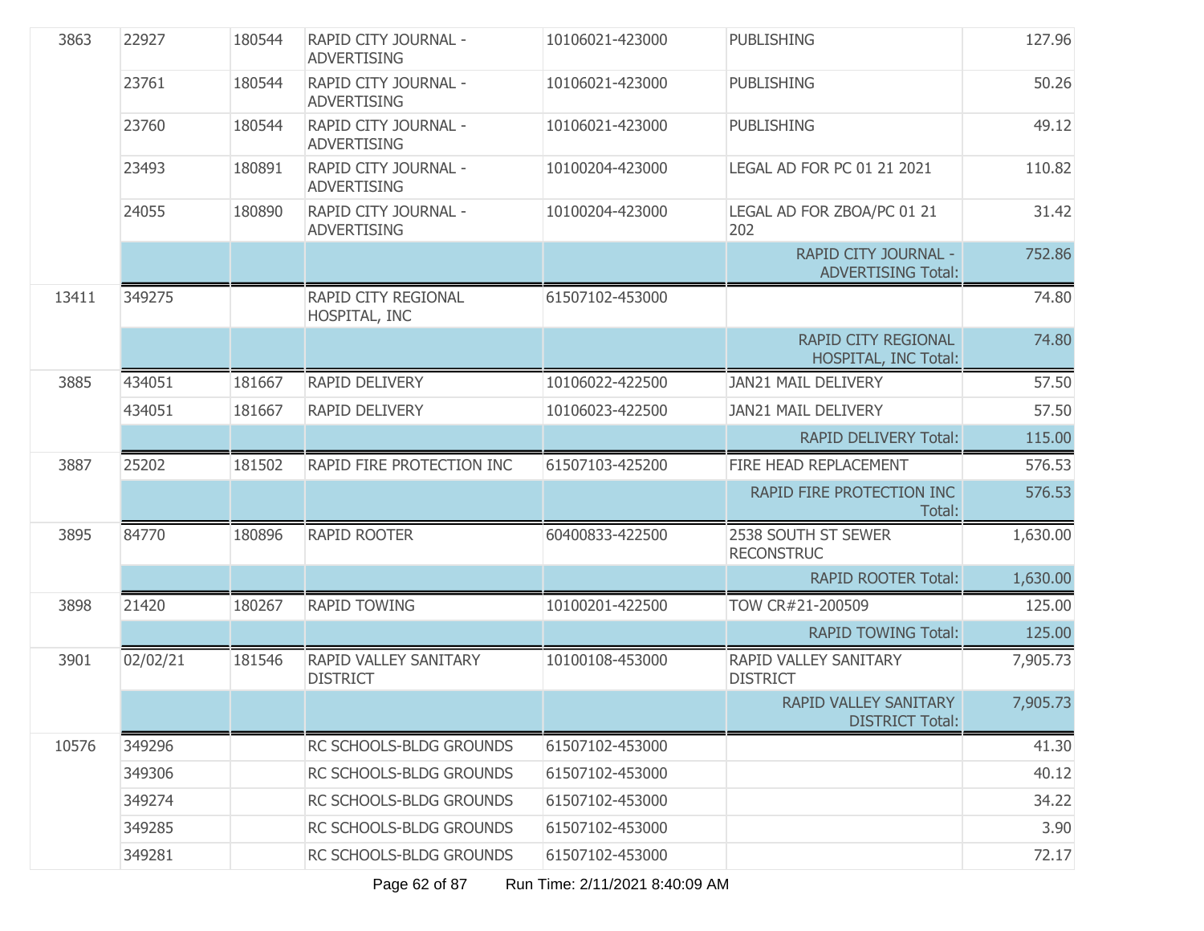| | | | | | | |
|---|---|---|---|---|---|---|
| 3863 | 22927 | 180544 | RAPID CITY JOURNAL - ADVERTISING | 10106021-423000 | PUBLISHING | 127.96 |
| | 23761 | 180544 | RAPID CITY JOURNAL - ADVERTISING | 10106021-423000 | PUBLISHING | 50.26 |
| | 23760 | 180544 | RAPID CITY JOURNAL - ADVERTISING | 10106021-423000 | PUBLISHING | 49.12 |
| | 23493 | 180891 | RAPID CITY JOURNAL - ADVERTISING | 10100204-423000 | LEGAL AD FOR PC 01 21 2021 | 110.82 |
| | 24055 | 180890 | RAPID CITY JOURNAL - ADVERTISING | 10100204-423000 | LEGAL AD FOR ZBOA/PC 01 21 202 | 31.42 |
| | | | | | RAPID CITY JOURNAL - ADVERTISING Total: | 752.86 |
| 13411 | 349275 | | RAPID CITY REGIONAL HOSPITAL, INC | 61507102-453000 | | 74.80 |
| | | | | | RAPID CITY REGIONAL HOSPITAL, INC Total: | 74.80 |
| 3885 | 434051 | 181667 | RAPID DELIVERY | 10106022-422500 | JAN21 MAIL DELIVERY | 57.50 |
| | 434051 | 181667 | RAPID DELIVERY | 10106023-422500 | JAN21 MAIL DELIVERY | 57.50 |
| | | | | | RAPID DELIVERY Total: | 115.00 |
| 3887 | 25202 | 181502 | RAPID FIRE PROTECTION INC | 61507103-425200 | FIRE HEAD REPLACEMENT | 576.53 |
| | | | | | RAPID FIRE PROTECTION INC Total: | 576.53 |
| 3895 | 84770 | 180896 | RAPID ROOTER | 60400833-422500 | 2538 SOUTH ST SEWER RECONSTRUC | 1,630.00 |
| | | | | | RAPID ROOTER Total: | 1,630.00 |
| 3898 | 21420 | 180267 | RAPID TOWING | 10100201-422500 | TOW CR#21-200509 | 125.00 |
| | | | | | RAPID TOWING Total: | 125.00 |
| 3901 | 02/02/21 | 181546 | RAPID VALLEY SANITARY DISTRICT | 10100108-453000 | RAPID VALLEY SANITARY DISTRICT | 7,905.73 |
| | | | | | RAPID VALLEY SANITARY DISTRICT Total: | 7,905.73 |
| 10576 | 349296 | | RC SCHOOLS-BLDG GROUNDS | 61507102-453000 | | 41.30 |
| | 349306 | | RC SCHOOLS-BLDG GROUNDS | 61507102-453000 | | 40.12 |
| | 349274 | | RC SCHOOLS-BLDG GROUNDS | 61507102-453000 | | 34.22 |
| | 349285 | | RC SCHOOLS-BLDG GROUNDS | 61507102-453000 | | 3.90 |
| | 349281 | | RC SCHOOLS-BLDG GROUNDS | 61507102-453000 | | 72.17 |

Run Time: 2/11/2021 8:40:09 AM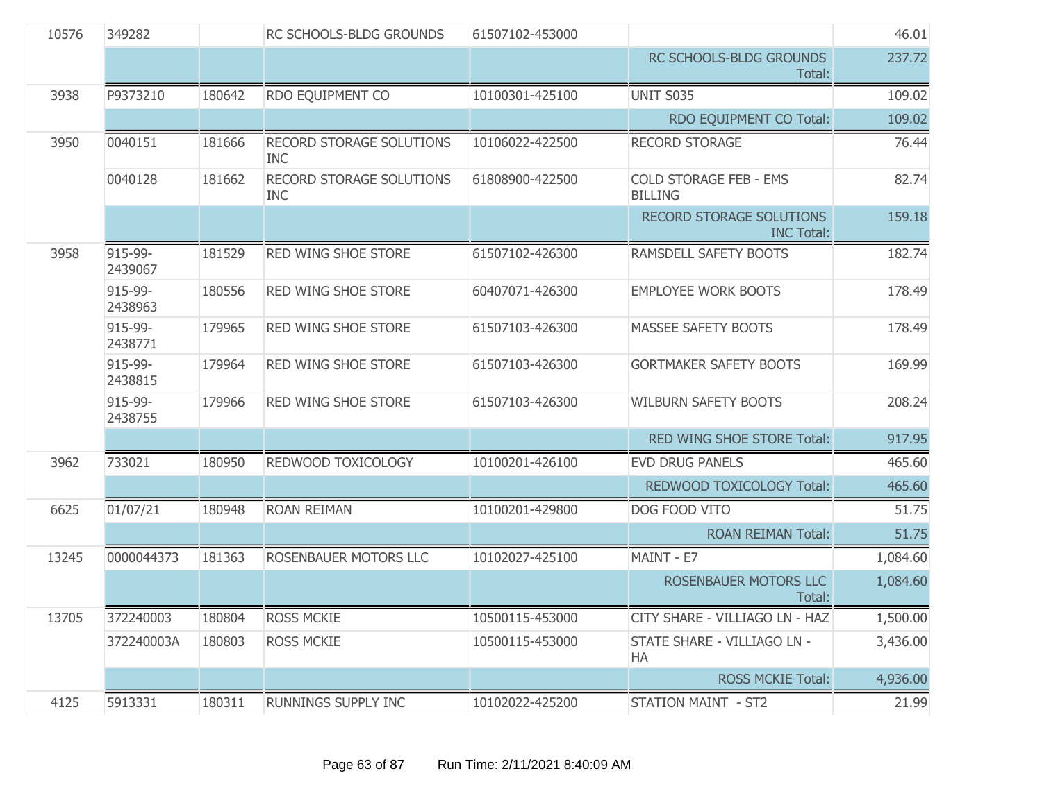| | | | | | | |
|---|---|---|---|---|---|---|
| 10576 | 349282 | | RC SCHOOLS-BLDG GROUNDS | 61507102-453000 | | 46.01 |
| | | | | | RC SCHOOLS-BLDG GROUNDS Total: | 237.72 |
| 3938 | P9373210 | 180642 | RDO EQUIPMENT CO | 10100301-425100 | UNIT S035 | 109.02 |
| | | | | | RDO EQUIPMENT CO Total: | 109.02 |
| 3950 | 0040151 | 181666 | RECORD STORAGE SOLUTIONS INC | 10106022-422500 | RECORD STORAGE | 76.44 |
| | 0040128 | 181662 | RECORD STORAGE SOLUTIONS INC | 61808900-422500 | COLD STORAGE FEB - EMS BILLING | 82.74 |
| | | | | | RECORD STORAGE SOLUTIONS INC Total: | 159.18 |
| 3958 | 915-99-2439067 | 181529 | RED WING SHOE STORE | 61507102-426300 | RAMSDELL SAFETY BOOTS | 182.74 |
| | 915-99-2438963 | 180556 | RED WING SHOE STORE | 60407071-426300 | EMPLOYEE WORK BOOTS | 178.49 |
| | 915-99-2438771 | 179965 | RED WING SHOE STORE | 61507103-426300 | MASSEE SAFETY BOOTS | 178.49 |
| | 915-99-2438815 | 179964 | RED WING SHOE STORE | 61507103-426300 | GORTMAKER SAFETY BOOTS | 169.99 |
| | 915-99-2438755 | 179966 | RED WING SHOE STORE | 61507103-426300 | WILBURN SAFETY BOOTS | 208.24 |
| | | | | | RED WING SHOE STORE Total: | 917.95 |
| 3962 | 733021 | 180950 | REDWOOD TOXICOLOGY | 10100201-426100 | EVD DRUG PANELS | 465.60 |
| | | | | | REDWOOD TOXICOLOGY Total: | 465.60 |
| 6625 | 01/07/21 | 180948 | ROAN REIMAN | 10100201-429800 | DOG FOOD VITO | 51.75 |
| | | | | | ROAN REIMAN Total: | 51.75 |
| 13245 | 0000044373 | 181363 | ROSENBAUER MOTORS LLC | 10102027-425100 | MAINT - E7 | 1,084.60 |
| | | | | | ROSENBAUER MOTORS LLC Total: | 1,084.60 |
| 13705 | 372240003 | 180804 | ROSS MCKIE | 10500115-453000 | CITY SHARE - VILLIAGO LN - HAZ | 1,500.00 |
| | 372240003A | 180803 | ROSS MCKIE | 10500115-453000 | STATE SHARE - VILLIAGO LN - HA | 3,436.00 |
| | | | | | ROSS MCKIE Total: | 4,936.00 |
| 4125 | 5913331 | 180311 | RUNNINGS SUPPLY INC | 10102022-425200 | STATION MAINT - ST2 | 21.99 |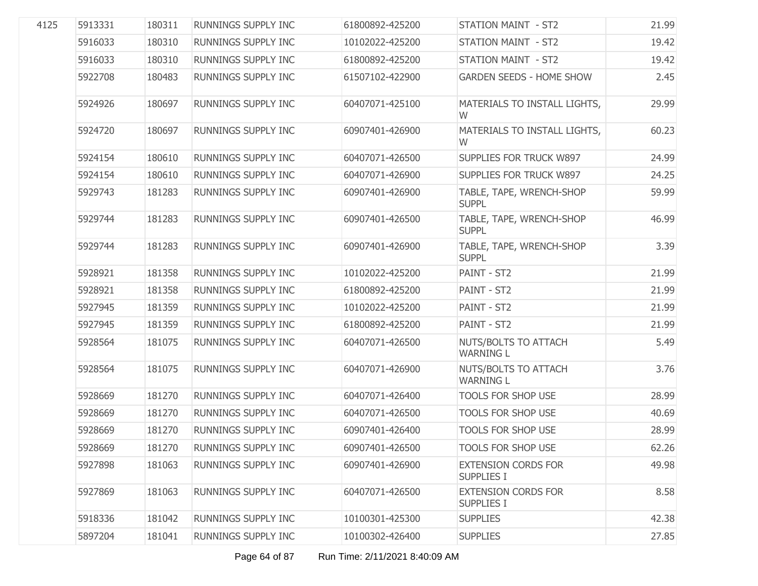| | | | | | | |
|---|---|---|---|---|---|---|
| 4125 | 5913331 | 180311 | RUNNINGS SUPPLY INC | 61800892-425200 | STATION MAINT - ST2 | 21.99 |
| | 5916033 | 180310 | RUNNINGS SUPPLY INC | 10102022-425200 | STATION MAINT - ST2 | 19.42 |
| | 5916033 | 180310 | RUNNINGS SUPPLY INC | 61800892-425200 | STATION MAINT - ST2 | 19.42 |
| | 5922708 | 180483 | RUNNINGS SUPPLY INC | 61507102-422900 | GARDEN SEEDS - HOME SHOW | 2.45 |
| | 5924926 | 180697 | RUNNINGS SUPPLY INC | 60407071-425100 | MATERIALS TO INSTALL LIGHTS, W | 29.99 |
| | 5924720 | 180697 | RUNNINGS SUPPLY INC | 60907401-426900 | MATERIALS TO INSTALL LIGHTS, W | 60.23 |
| | 5924154 | 180610 | RUNNINGS SUPPLY INC | 60407071-426500 | SUPPLIES FOR TRUCK W897 | 24.99 |
| | 5924154 | 180610 | RUNNINGS SUPPLY INC | 60407071-426900 | SUPPLIES FOR TRUCK W897 | 24.25 |
| | 5929743 | 181283 | RUNNINGS SUPPLY INC | 60907401-426900 | TABLE, TAPE, WRENCH-SHOP SUPPL | 59.99 |
| | 5929744 | 181283 | RUNNINGS SUPPLY INC | 60907401-426500 | TABLE, TAPE, WRENCH-SHOP SUPPL | 46.99 |
| | 5929744 | 181283 | RUNNINGS SUPPLY INC | 60907401-426900 | TABLE, TAPE, WRENCH-SHOP SUPPL | 3.39 |
| | 5928921 | 181358 | RUNNINGS SUPPLY INC | 10102022-425200 | PAINT - ST2 | 21.99 |
| | 5928921 | 181358 | RUNNINGS SUPPLY INC | 61800892-425200 | PAINT - ST2 | 21.99 |
| | 5927945 | 181359 | RUNNINGS SUPPLY INC | 10102022-425200 | PAINT - ST2 | 21.99 |
| | 5927945 | 181359 | RUNNINGS SUPPLY INC | 61800892-425200 | PAINT - ST2 | 21.99 |
| | 5928564 | 181075 | RUNNINGS SUPPLY INC | 60407071-426500 | NUTS/BOLTS TO ATTACH WARNING L | 5.49 |
| | 5928564 | 181075 | RUNNINGS SUPPLY INC | 60407071-426900 | NUTS/BOLTS TO ATTACH WARNING L | 3.76 |
| | 5928669 | 181270 | RUNNINGS SUPPLY INC | 60407071-426400 | TOOLS FOR SHOP USE | 28.99 |
| | 5928669 | 181270 | RUNNINGS SUPPLY INC | 60407071-426500 | TOOLS FOR SHOP USE | 40.69 |
| | 5928669 | 181270 | RUNNINGS SUPPLY INC | 60907401-426400 | TOOLS FOR SHOP USE | 28.99 |
| | 5928669 | 181270 | RUNNINGS SUPPLY INC | 60907401-426500 | TOOLS FOR SHOP USE | 62.26 |
| | 5927898 | 181063 | RUNNINGS SUPPLY INC | 60907401-426900 | EXTENSION CORDS FOR SUPPLIES I | 49.98 |
| | 5927869 | 181063 | RUNNINGS SUPPLY INC | 60407071-426500 | EXTENSION CORDS FOR SUPPLIES I | 8.58 |
| | 5918336 | 181042 | RUNNINGS SUPPLY INC | 10100301-425300 | SUPPLIES | 42.38 |
| | 5897204 | 181041 | RUNNINGS SUPPLY INC | 10100302-426400 | SUPPLIES | 27.85 |

Run Time: 2/11/2021 8:40:09 AM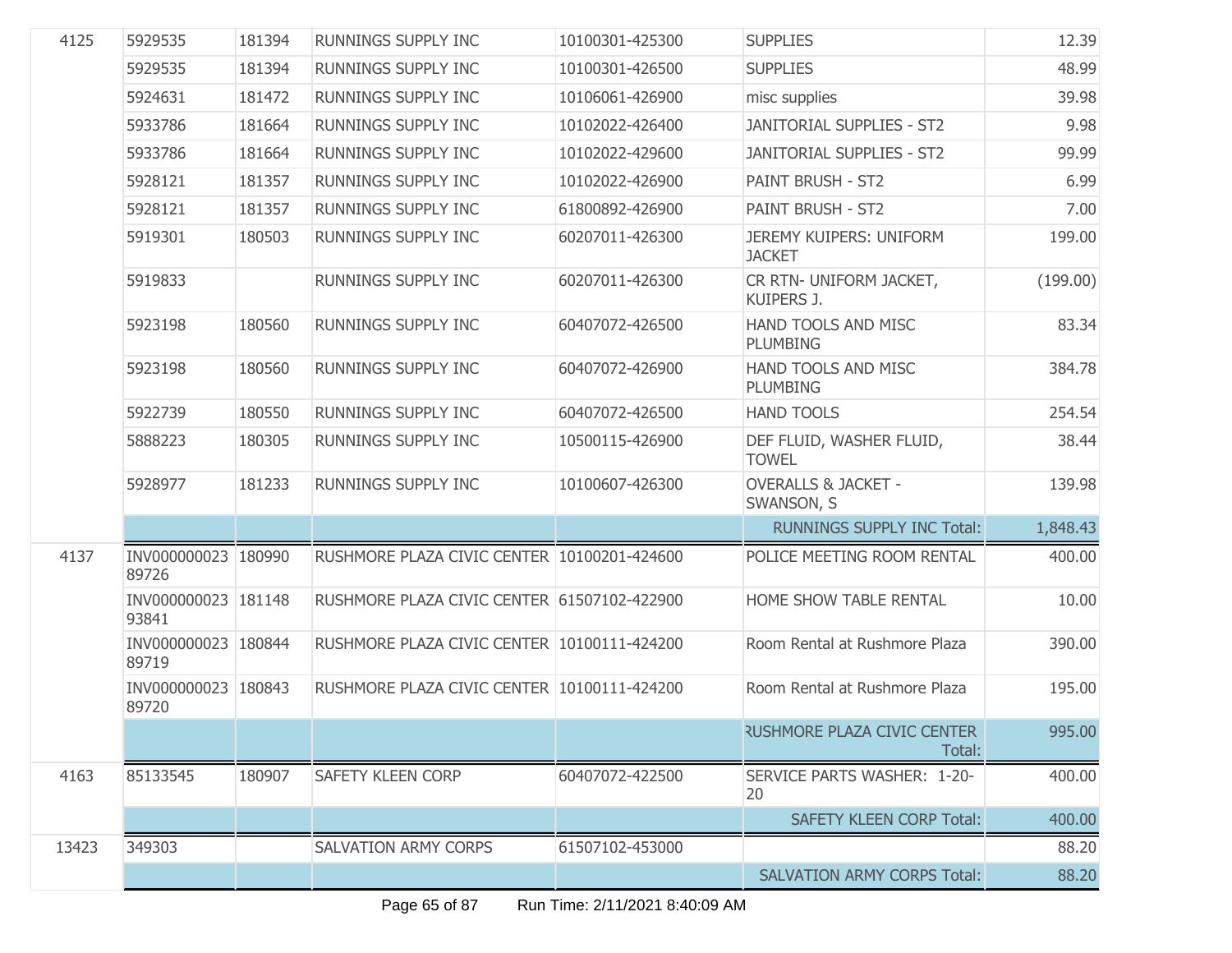| | | | | | | |
|---|---|---|---|---|---|---|
| 4125 | 5929535 | 181394 | RUNNINGS SUPPLY INC | 10100301-425300 | SUPPLIES | 12.39 |
| | 5929535 | 181394 | RUNNINGS SUPPLY INC | 10100301-426500 | SUPPLIES | 48.99 |
| | 5924631 | 181472 | RUNNINGS SUPPLY INC | 10106061-426900 | misc supplies | 39.98 |
| | 5933786 | 181664 | RUNNINGS SUPPLY INC | 10102022-426400 | JANITORIAL SUPPLIES - ST2 | 9.98 |
| | 5933786 | 181664 | RUNNINGS SUPPLY INC | 10102022-429600 | JANITORIAL SUPPLIES - ST2 | 99.99 |
| | 5928121 | 181357 | RUNNINGS SUPPLY INC | 10102022-426900 | PAINT BRUSH - ST2 | 6.99 |
| | 5928121 | 181357 | RUNNINGS SUPPLY INC | 61800892-426900 | PAINT BRUSH - ST2 | 7.00 |
| | 5919301 | 180503 | RUNNINGS SUPPLY INC | 60207011-426300 | JEREMY KUIPERS: UNIFORM JACKET | 199.00 |
| | 5919833 | | RUNNINGS SUPPLY INC | 60207011-426300 | CR RTN- UNIFORM JACKET, KUIPERS J. | (199.00) |
| | 5923198 | 180560 | RUNNINGS SUPPLY INC | 60407072-426500 | HAND TOOLS AND MISC PLUMBING | 83.34 |
| | 5923198 | 180560 | RUNNINGS SUPPLY INC | 60407072-426900 | HAND TOOLS AND MISC PLUMBING | 384.78 |
| | 5922739 | 180550 | RUNNINGS SUPPLY INC | 60407072-426500 | HAND TOOLS | 254.54 |
| | 5888223 | 180305 | RUNNINGS SUPPLY INC | 10500115-426900 | DEF FLUID, WASHER FLUID, TOWEL | 38.44 |
| | 5928977 | 181233 | RUNNINGS SUPPLY INC | 10100607-426300 | OVERALLS & JACKET - SWANSON, S | 139.98 |
| | | | | | RUNNINGS SUPPLY INC Total: | 1,848.43 |
| 4137 | INV00000002389726 | 180990 | RUSHMORE PLAZA CIVIC CENTER | 10100201-424600 | POLICE MEETING ROOM RENTAL | 400.00 |
| | INV00000002393841 | 181148 | RUSHMORE PLAZA CIVIC CENTER | 61507102-422900 | HOME SHOW TABLE RENTAL | 10.00 |
| | INV00000002389719 | 180844 | RUSHMORE PLAZA CIVIC CENTER | 10100111-424200 | Room Rental at Rushmore Plaza | 390.00 |
| | INV00000002389720 | 180843 | RUSHMORE PLAZA CIVIC CENTER | 10100111-424200 | Room Rental at Rushmore Plaza | 195.00 |
| | | | | | RUSHMORE PLAZA CIVIC CENTER Total: | 995.00 |
| 4163 | 85133545 | 180907 | SAFETY KLEEN CORP | 60407072-422500 | SERVICE PARTS WASHER: 1-20-20 | 400.00 |
| | | | | | SAFETY KLEEN CORP Total: | 400.00 |
| 13423 | 349303 | | SALVATION ARMY CORPS | 61507102-453000 | | 88.20 |
| | | | | | SALVATION ARMY CORPS Total: | 88.20 |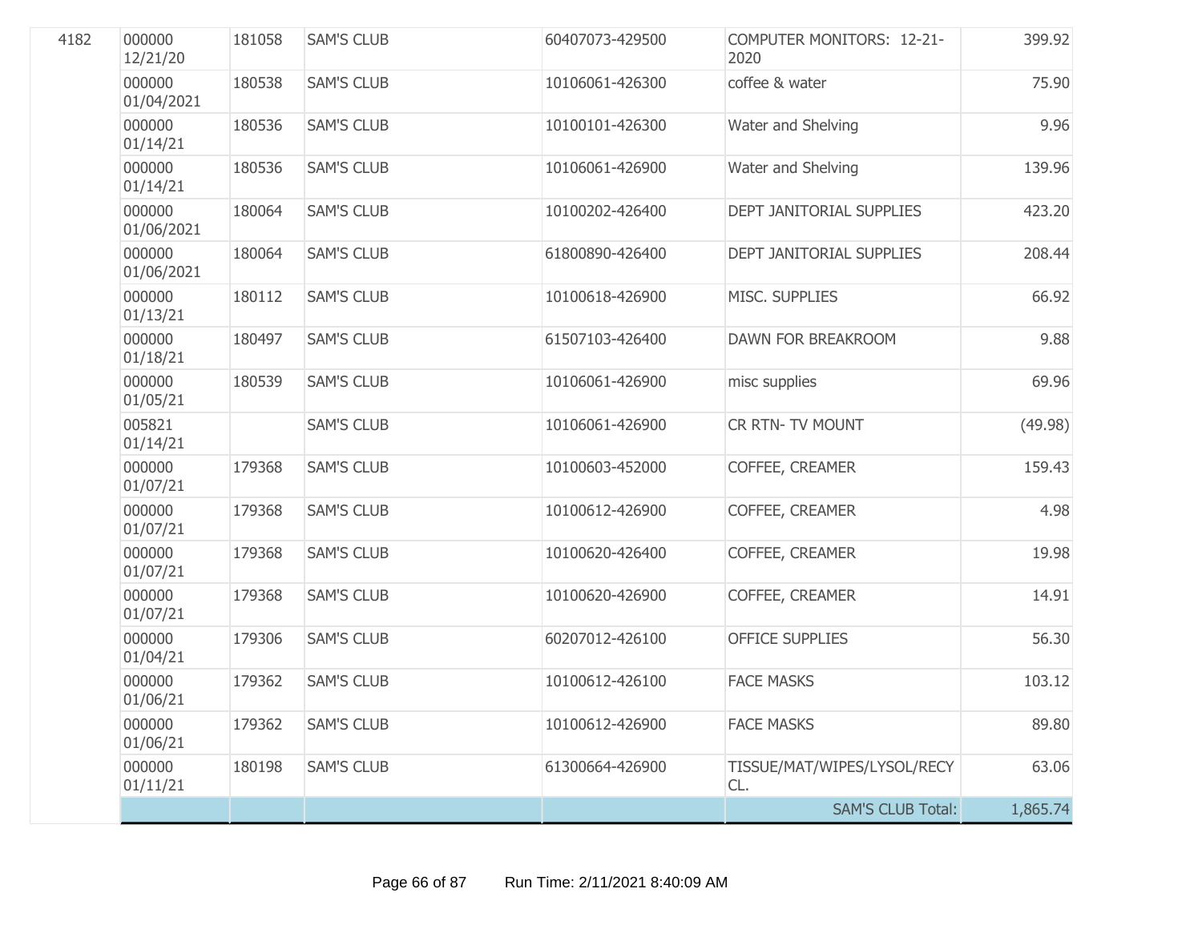| | | | | | | |
|---|---|---|---|---|---|---|
| 4182 | 000000 12/21/20 | 181058 | SAM'S CLUB | 60407073-429500 | COMPUTER MONITORS: 12-21-2020 | 399.92 |
| | 000000 01/04/2021 | 180538 | SAM'S CLUB | 10106061-426300 | coffee & water | 75.90 |
| | 000000 01/14/21 | 180536 | SAM'S CLUB | 10100101-426300 | Water and Shelving | 9.96 |
| | 000000 01/14/21 | 180536 | SAM'S CLUB | 10106061-426900 | Water and Shelving | 139.96 |
| | 000000 01/06/2021 | 180064 | SAM'S CLUB | 10100202-426400 | DEPT JANITORIAL SUPPLIES | 423.20 |
| | 000000 01/06/2021 | 180064 | SAM'S CLUB | 61800890-426400 | DEPT JANITORIAL SUPPLIES | 208.44 |
| | 000000 01/13/21 | 180112 | SAM'S CLUB | 10100618-426900 | MISC. SUPPLIES | 66.92 |
| | 000000 01/18/21 | 180497 | SAM'S CLUB | 61507103-426400 | DAWN FOR BREAKROOM | 9.88 |
| | 000000 01/05/21 | 180539 | SAM'S CLUB | 10106061-426900 | misc supplies | 69.96 |
| | 005821 01/14/21 | | SAM'S CLUB | 10106061-426900 | CR RTN- TV MOUNT | (49.98) |
| | 000000 01/07/21 | 179368 | SAM'S CLUB | 10100603-452000 | COFFEE, CREAMER | 159.43 |
| | 000000 01/07/21 | 179368 | SAM'S CLUB | 10100612-426900 | COFFEE, CREAMER | 4.98 |
| | 000000 01/07/21 | 179368 | SAM'S CLUB | 10100620-426400 | COFFEE, CREAMER | 19.98 |
| | 000000 01/07/21 | 179368 | SAM'S CLUB | 10100620-426900 | COFFEE, CREAMER | 14.91 |
| | 000000 01/04/21 | 179306 | SAM'S CLUB | 60207012-426100 | OFFICE SUPPLIES | 56.30 |
| | 000000 01/06/21 | 179362 | SAM'S CLUB | 10100612-426100 | FACE MASKS | 103.12 |
| | 000000 01/06/21 | 179362 | SAM'S CLUB | 10100612-426900 | FACE MASKS | 89.80 |
| | 000000 01/11/21 | 180198 | SAM'S CLUB | 61300664-426900 | TISSUE/MAT/WIPES/LYSOL/RECY CL. | 63.06 |
| | | | | | SAM'S CLUB Total: | 1,865.74 |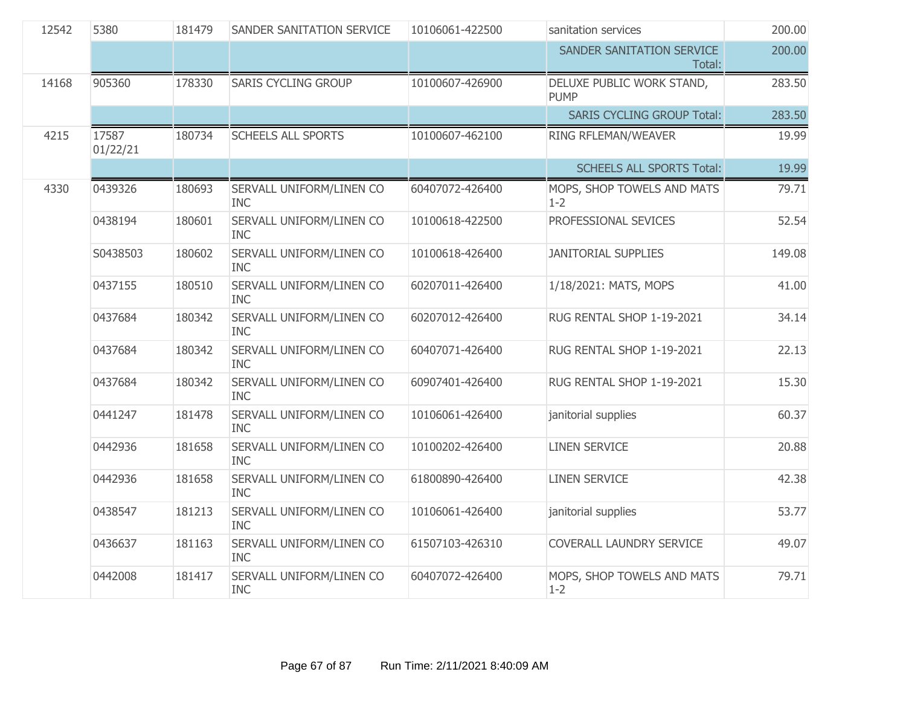| | | | | | | |
|---|---|---|---|---|---|---|
| 12542 | 5380 | 181479 | SANDER SANITATION SERVICE | 10106061-422500 | sanitation services | 200.00 |
| | | | | | SANDER SANITATION SERVICE Total: | 200.00 |
| 14168 | 905360 | 178330 | SARIS CYCLING GROUP | 10100607-426900 | DELUXE PUBLIC WORK STAND, PUMP | 283.50 |
| | | | | | SARIS CYCLING GROUP Total: | 283.50 |
| 4215 | 17587 01/22/21 | 180734 | SCHEELS ALL SPORTS | 10100607-462100 | RING RFLEMAN/WEAVER | 19.99 |
| | | | | | SCHEELS ALL SPORTS Total: | 19.99 |
| 4330 | 0439326 | 180693 | SERVALL UNIFORM/LINEN CO INC | 60407072-426400 | MOPS, SHOP TOWELS AND MATS 1-2 | 79.71 |
| | 0438194 | 180601 | SERVALL UNIFORM/LINEN CO INC | 10100618-422500 | PROFESSIONAL SEVICES | 52.54 |
| | S0438503 | 180602 | SERVALL UNIFORM/LINEN CO INC | 10100618-426400 | JANITORIAL SUPPLIES | 149.08 |
| | 0437155 | 180510 | SERVALL UNIFORM/LINEN CO INC | 60207011-426400 | 1/18/2021: MATS, MOPS | 41.00 |
| | 0437684 | 180342 | SERVALL UNIFORM/LINEN CO INC | 60207012-426400 | RUG RENTAL SHOP 1-19-2021 | 34.14 |
| | 0437684 | 180342 | SERVALL UNIFORM/LINEN CO INC | 60407071-426400 | RUG RENTAL SHOP 1-19-2021 | 22.13 |
| | 0437684 | 180342 | SERVALL UNIFORM/LINEN CO INC | 60907401-426400 | RUG RENTAL SHOP 1-19-2021 | 15.30 |
| | 0441247 | 181478 | SERVALL UNIFORM/LINEN CO INC | 10106061-426400 | janitorial supplies | 60.37 |
| | 0442936 | 181658 | SERVALL UNIFORM/LINEN CO INC | 10100202-426400 | LINEN SERVICE | 20.88 |
| | 0442936 | 181658 | SERVALL UNIFORM/LINEN CO INC | 61800890-426400 | LINEN SERVICE | 42.38 |
| | 0438547 | 181213 | SERVALL UNIFORM/LINEN CO INC | 10106061-426400 | janitorial supplies | 53.77 |
| | 0436637 | 181163 | SERVALL UNIFORM/LINEN CO INC | 61507103-426310 | COVERALL LAUNDRY SERVICE | 49.07 |
| | 0442008 | 181417 | SERVALL UNIFORM/LINEN CO INC | 60407072-426400 | MOPS, SHOP TOWELS AND MATS 1-2 | 79.71 |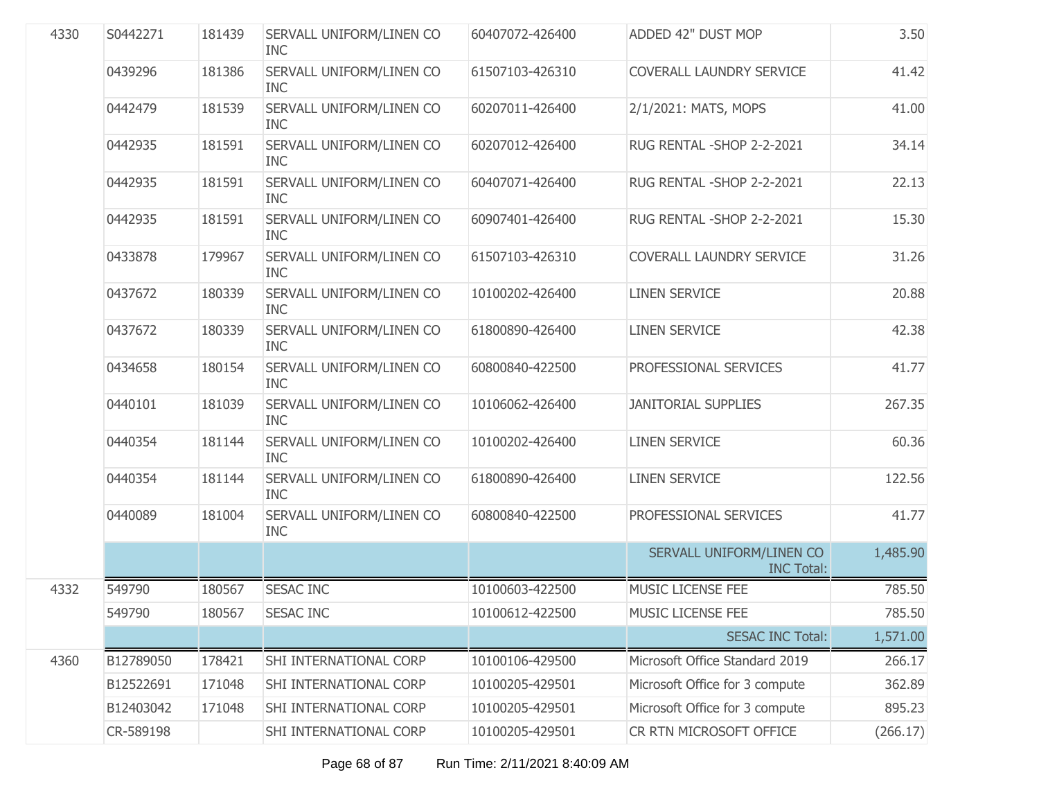| | | | | | | |
|---|---|---|---|---|---|---|
| 4330 | S0442271 | 181439 | SERVALL UNIFORM/LINEN CO INC | 60407072-426400 | ADDED 42" DUST MOP | 3.50 |
| | 0439296 | 181386 | SERVALL UNIFORM/LINEN CO INC | 61507103-426310 | COVERALL LAUNDRY SERVICE | 41.42 |
| | 0442479 | 181539 | SERVALL UNIFORM/LINEN CO INC | 60207011-426400 | 2/1/2021: MATS, MOPS | 41.00 |
| | 0442935 | 181591 | SERVALL UNIFORM/LINEN CO INC | 60207012-426400 | RUG RENTAL -SHOP 2-2-2021 | 34.14 |
| | 0442935 | 181591 | SERVALL UNIFORM/LINEN CO INC | 60407071-426400 | RUG RENTAL -SHOP 2-2-2021 | 22.13 |
| | 0442935 | 181591 | SERVALL UNIFORM/LINEN CO INC | 60907401-426400 | RUG RENTAL -SHOP 2-2-2021 | 15.30 |
| | 0433878 | 179967 | SERVALL UNIFORM/LINEN CO INC | 61507103-426310 | COVERALL LAUNDRY SERVICE | 31.26 |
| | 0437672 | 180339 | SERVALL UNIFORM/LINEN CO INC | 10100202-426400 | LINEN SERVICE | 20.88 |
| | 0437672 | 180339 | SERVALL UNIFORM/LINEN CO INC | 61800890-426400 | LINEN SERVICE | 42.38 |
| | 0434658 | 180154 | SERVALL UNIFORM/LINEN CO INC | 60800840-422500 | PROFESSIONAL SERVICES | 41.77 |
| | 0440101 | 181039 | SERVALL UNIFORM/LINEN CO INC | 10106062-426400 | JANITORIAL SUPPLIES | 267.35 |
| | 0440354 | 181144 | SERVALL UNIFORM/LINEN CO INC | 10100202-426400 | LINEN SERVICE | 60.36 |
| | 0440354 | 181144 | SERVALL UNIFORM/LINEN CO INC | 61800890-426400 | LINEN SERVICE | 122.56 |
| | 0440089 | 181004 | SERVALL UNIFORM/LINEN CO INC | 60800840-422500 | PROFESSIONAL SERVICES | 41.77 |
| | | | | | SERVALL UNIFORM/LINEN CO INC Total: | 1,485.90 |
| 4332 | 549790 | 180567 | SESAC INC | 10100603-422500 | MUSIC LICENSE FEE | 785.50 |
| | 549790 | 180567 | SESAC INC | 10100612-422500 | MUSIC LICENSE FEE | 785.50 |
| | | | | | SESAC INC Total: | 1,571.00 |
| 4360 | B12789050 | 178421 | SHI INTERNATIONAL CORP | 10100106-429500 | Microsoft Office Standard 2019 | 266.17 |
| | B12522691 | 171048 | SHI INTERNATIONAL CORP | 10100205-429501 | Microsoft Office for 3 compute | 362.89 |
| | B12403042 | 171048 | SHI INTERNATIONAL CORP | 10100205-429501 | Microsoft Office for 3 compute | 895.23 |
| | CR-589198 | | SHI INTERNATIONAL CORP | 10100205-429501 | CR RTN MICROSOFT OFFICE | (266.17) |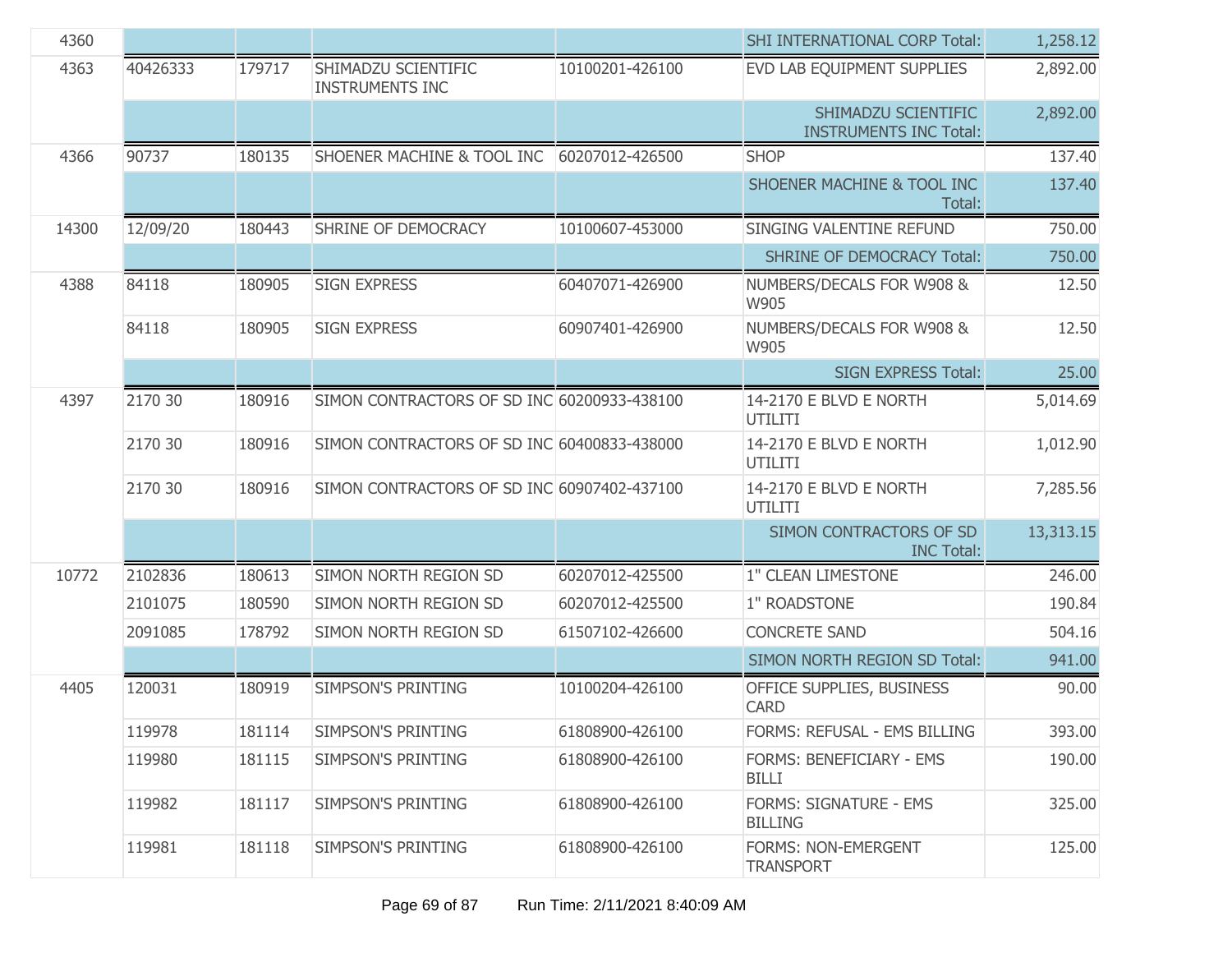| | | | | | | |
|---|---|---|---|---|---|---|
| 4360 | | | | | SHI INTERNATIONAL CORP Total: | 1,258.12 |
| 4363 | 40426333 | 179717 | SHIMADZU SCIENTIFIC INSTRUMENTS INC | 10100201-426100 | EVD LAB EQUIPMENT SUPPLIES | 2,892.00 |
| | | | | | SHIMADZU SCIENTIFIC INSTRUMENTS INC Total: | 2,892.00 |
| 4366 | 90737 | 180135 | SHOENER MACHINE & TOOL INC | 60207012-426500 | SHOP | 137.40 |
| | | | | | SHOENER MACHINE & TOOL INC Total: | 137.40 |
| 14300 | 12/09/20 | 180443 | SHRINE OF DEMOCRACY | 10100607-453000 | SINGING VALENTINE REFUND | 750.00 |
| | | | | | SHRINE OF DEMOCRACY Total: | 750.00 |
| 4388 | 84118 | 180905 | SIGN EXPRESS | 60407071-426900 | NUMBERS/DECALS FOR W908 & W905 | 12.50 |
| | 84118 | 180905 | SIGN EXPRESS | 60907401-426900 | NUMBERS/DECALS FOR W908 & W905 | 12.50 |
| | | | | | SIGN EXPRESS Total: | 25.00 |
| 4397 | 2170 30 | 180916 | SIMON CONTRACTORS OF SD INC | 60200933-438100 | 14-2170 E BLVD E NORTH UTILITI | 5,014.69 |
| | 2170 30 | 180916 | SIMON CONTRACTORS OF SD INC | 60400833-438000 | 14-2170 E BLVD E NORTH UTILITI | 1,012.90 |
| | 2170 30 | 180916 | SIMON CONTRACTORS OF SD INC | 60907402-437100 | 14-2170 E BLVD E NORTH UTILITI | 7,285.56 |
| | | | | | SIMON CONTRACTORS OF SD INC Total: | 13,313.15 |
| 10772 | 2102836 | 180613 | SIMON NORTH REGION SD | 60207012-425500 | 1" CLEAN LIMESTONE | 246.00 |
| | 2101075 | 180590 | SIMON NORTH REGION SD | 60207012-425500 | 1" ROADSTONE | 190.84 |
| | 2091085 | 178792 | SIMON NORTH REGION SD | 61507102-426600 | CONCRETE SAND | 504.16 |
| | | | | | SIMON NORTH REGION SD Total: | 941.00 |
| 4405 | 120031 | 180919 | SIMPSON'S PRINTING | 10100204-426100 | OFFICE SUPPLIES, BUSINESS CARD | 90.00 |
| | 119978 | 181114 | SIMPSON'S PRINTING | 61808900-426100 | FORMS: REFUSAL - EMS BILLING | 393.00 |
| | 119980 | 181115 | SIMPSON'S PRINTING | 61808900-426100 | FORMS: BENEFICIARY - EMS BILLI | 190.00 |
| | 119982 | 181117 | SIMPSON'S PRINTING | 61808900-426100 | FORMS: SIGNATURE - EMS BILLING | 325.00 |
| | 119981 | 181118 | SIMPSON'S PRINTING | 61808900-426100 | FORMS: NON-EMERGENT TRANSPORT | 125.00 |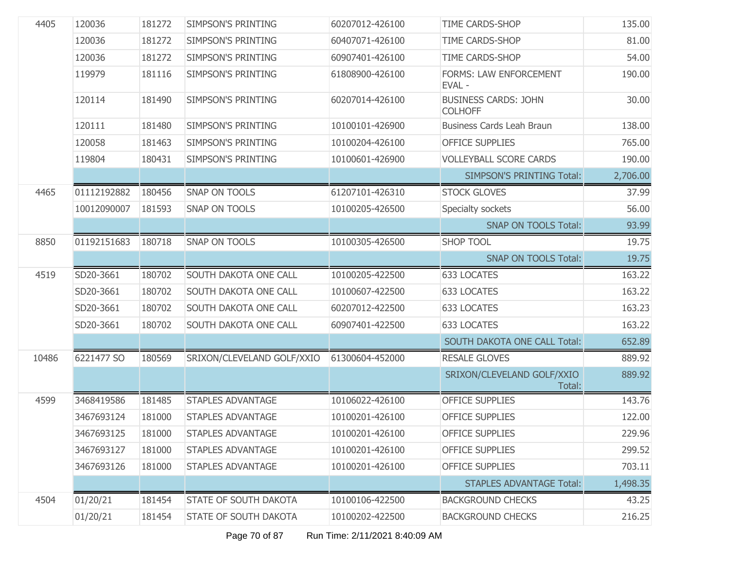| | | | | | | |
|---|---|---|---|---|---|---|
| 4405 | 120036 | 181272 | SIMPSON'S PRINTING | 60207012-426100 | TIME CARDS-SHOP | 135.00 |
| | 120036 | 181272 | SIMPSON'S PRINTING | 60407071-426100 | TIME CARDS-SHOP | 81.00 |
| | 120036 | 181272 | SIMPSON'S PRINTING | 60907401-426100 | TIME CARDS-SHOP | 54.00 |
| | 119979 | 181116 | SIMPSON'S PRINTING | 61808900-426100 | FORMS: LAW ENFORCEMENT EVAL - | 190.00 |
| | 120114 | 181490 | SIMPSON'S PRINTING | 60207014-426100 | BUSINESS CARDS: JOHN COLHOFF | 30.00 |
| | 120111 | 181480 | SIMPSON'S PRINTING | 10100101-426900 | Business Cards Leah Braun | 138.00 |
| | 120058 | 181463 | SIMPSON'S PRINTING | 10100204-426100 | OFFICE SUPPLIES | 765.00 |
| | 119804 | 180431 | SIMPSON'S PRINTING | 10100601-426900 | VOLLEYBALL SCORE CARDS | 190.00 |
| | | | | | SIMPSON'S PRINTING Total: | 2,706.00 |
| 4465 | 01112192882 | 180456 | SNAP ON TOOLS | 61207101-426310 | STOCK GLOVES | 37.99 |
| | 10012090007 | 181593 | SNAP ON TOOLS | 10100205-426500 | Specialty sockets | 56.00 |
| | | | | | SNAP ON TOOLS Total: | 93.99 |
| 8850 | 01192151683 | 180718 | SNAP ON TOOLS | 10100305-426500 | SHOP TOOL | 19.75 |
| | | | | | SNAP ON TOOLS Total: | 19.75 |
| 4519 | SD20-3661 | 180702 | SOUTH DAKOTA ONE CALL | 10100205-422500 | 633 LOCATES | 163.22 |
| | SD20-3661 | 180702 | SOUTH DAKOTA ONE CALL | 10100607-422500 | 633 LOCATES | 163.22 |
| | SD20-3661 | 180702 | SOUTH DAKOTA ONE CALL | 60207012-422500 | 633 LOCATES | 163.23 |
| | SD20-3661 | 180702 | SOUTH DAKOTA ONE CALL | 60907401-422500 | 633 LOCATES | 163.22 |
| | | | | | SOUTH DAKOTA ONE CALL Total: | 652.89 |
| 10486 | 6221477 SO | 180569 | SRIXON/CLEVELAND GOLF/XXIO | 61300604-452000 | RESALE GLOVES | 889.92 |
| | | | | | SRIXON/CLEVELAND GOLF/XXIO Total: | 889.92 |
| 4599 | 3468419586 | 181485 | STAPLES ADVANTAGE | 10106022-426100 | OFFICE SUPPLIES | 143.76 |
| | 3467693124 | 181000 | STAPLES ADVANTAGE | 10100201-426100 | OFFICE SUPPLIES | 122.00 |
| | 3467693125 | 181000 | STAPLES ADVANTAGE | 10100201-426100 | OFFICE SUPPLIES | 229.96 |
| | 3467693127 | 181000 | STAPLES ADVANTAGE | 10100201-426100 | OFFICE SUPPLIES | 299.52 |
| | 3467693126 | 181000 | STAPLES ADVANTAGE | 10100201-426100 | OFFICE SUPPLIES | 703.11 |
| | | | | | STAPLES ADVANTAGE Total: | 1,498.35 |
| 4504 | 01/20/21 | 181454 | STATE OF SOUTH DAKOTA | 10100106-422500 | BACKGROUND CHECKS | 43.25 |
| | 01/20/21 | 181454 | STATE OF SOUTH DAKOTA | 10100202-422500 | BACKGROUND CHECKS | 216.25 |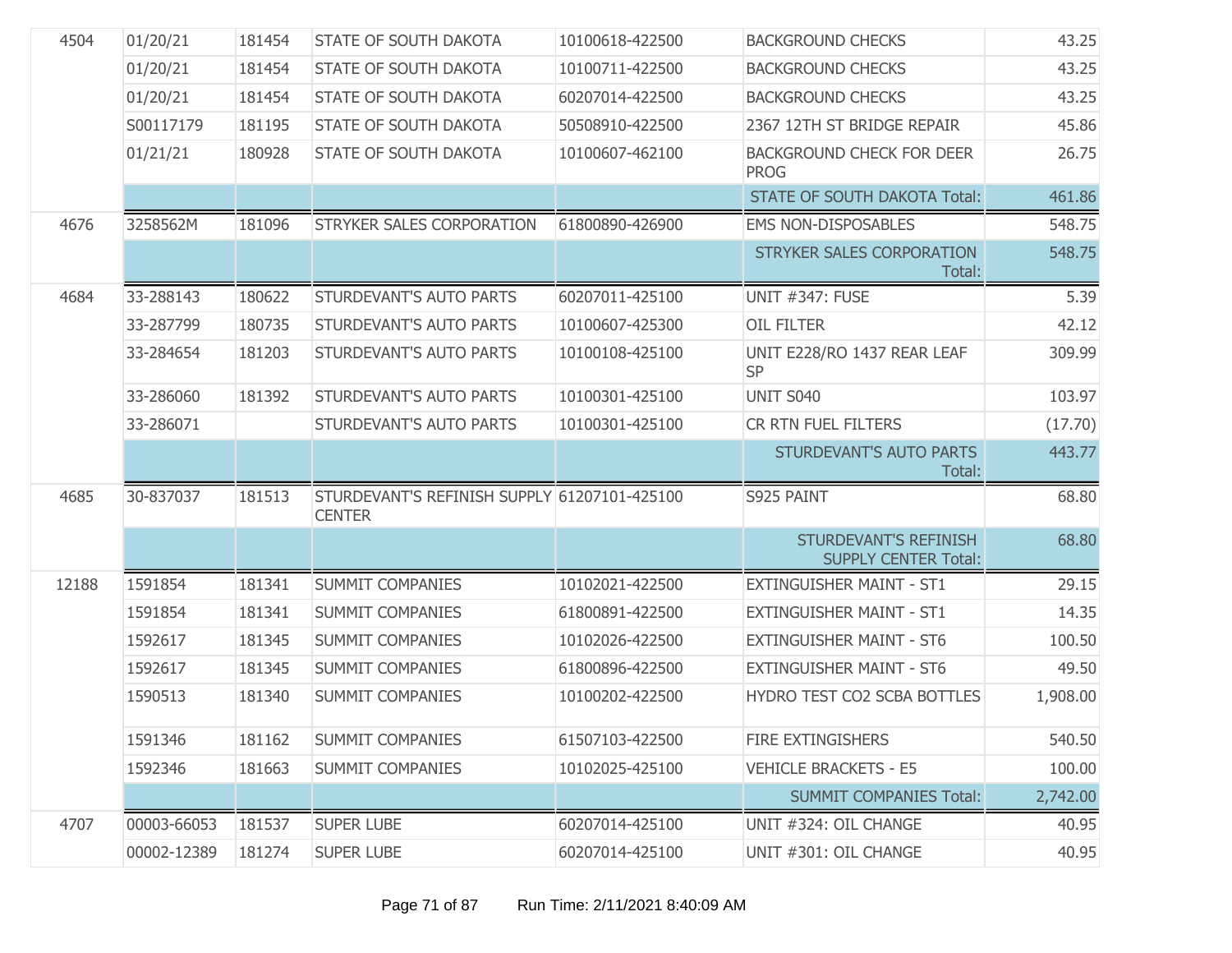| | | | | | | |
|---|---|---|---|---|---|---|
| 4504 | 01/20/21 | 181454 | STATE OF SOUTH DAKOTA | 10100618-422500 | BACKGROUND CHECKS | 43.25 |
| | 01/20/21 | 181454 | STATE OF SOUTH DAKOTA | 10100711-422500 | BACKGROUND CHECKS | 43.25 |
| | 01/20/21 | 181454 | STATE OF SOUTH DAKOTA | 60207014-422500 | BACKGROUND CHECKS | 43.25 |
| | S00117179 | 181195 | STATE OF SOUTH DAKOTA | 50508910-422500 | 2367 12TH ST BRIDGE REPAIR | 45.86 |
| | 01/21/21 | 180928 | STATE OF SOUTH DAKOTA | 10100607-462100 | BACKGROUND CHECK FOR DEER PROG | 26.75 |
| | | | | | STATE OF SOUTH DAKOTA Total: | 461.86 |
| 4676 | 3258562M | 181096 | STRYKER SALES CORPORATION | 61800890-426900 | EMS NON-DISPOSABLES | 548.75 |
| | | | | | STRYKER SALES CORPORATION Total: | 548.75 |
| 4684 | 33-288143 | 180622 | STURDEVANT'S AUTO PARTS | 60207011-425100 | UNIT #347: FUSE | 5.39 |
| | 33-287799 | 180735 | STURDEVANT'S AUTO PARTS | 10100607-425300 | OIL FILTER | 42.12 |
| | 33-284654 | 181203 | STURDEVANT'S AUTO PARTS | 10100108-425100 | UNIT E228/RO 1437 REAR LEAF SP | 309.99 |
| | 33-286060 | 181392 | STURDEVANT'S AUTO PARTS | 10100301-425100 | UNIT S040 | 103.97 |
| | 33-286071 | | STURDEVANT'S AUTO PARTS | 10100301-425100 | CR RTN FUEL FILTERS | (17.70) |
| | | | | | STURDEVANT'S AUTO PARTS Total: | 443.77 |
| 4685 | 30-837037 | 181513 | STURDEVANT'S REFINISH SUPPLY CENTER | 61207101-425100 | S925 PAINT | 68.80 |
| | | | | | STURDEVANT'S REFINISH SUPPLY CENTER Total: | 68.80 |
| 12188 | 1591854 | 181341 | SUMMIT COMPANIES | 10102021-422500 | EXTINGUISHER MAINT - ST1 | 29.15 |
| | 1591854 | 181341 | SUMMIT COMPANIES | 61800891-422500 | EXTINGUISHER MAINT - ST1 | 14.35 |
| | 1592617 | 181345 | SUMMIT COMPANIES | 10102026-422500 | EXTINGUISHER MAINT - ST6 | 100.50 |
| | 1592617 | 181345 | SUMMIT COMPANIES | 61800896-422500 | EXTINGUISHER MAINT - ST6 | 49.50 |
| | 1590513 | 181340 | SUMMIT COMPANIES | 10100202-422500 | HYDRO TEST CO2 SCBA BOTTLES | 1,908.00 |
| | 1591346 | 181162 | SUMMIT COMPANIES | 61507103-422500 | FIRE EXTINGISHERS | 540.50 |
| | 1592346 | 181663 | SUMMIT COMPANIES | 10102025-425100 | VEHICLE BRACKETS - E5 | 100.00 |
| | | | | | SUMMIT COMPANIES Total: | 2,742.00 |
| 4707 | 00003-66053 | 181537 | SUPER LUBE | 60207014-425100 | UNIT #324: OIL CHANGE | 40.95 |
| | 00002-12389 | 181274 | SUPER LUBE | 60207014-425100 | UNIT #301: OIL CHANGE | 40.95 |

Run Time: 2/11/2021 8:40:09 AM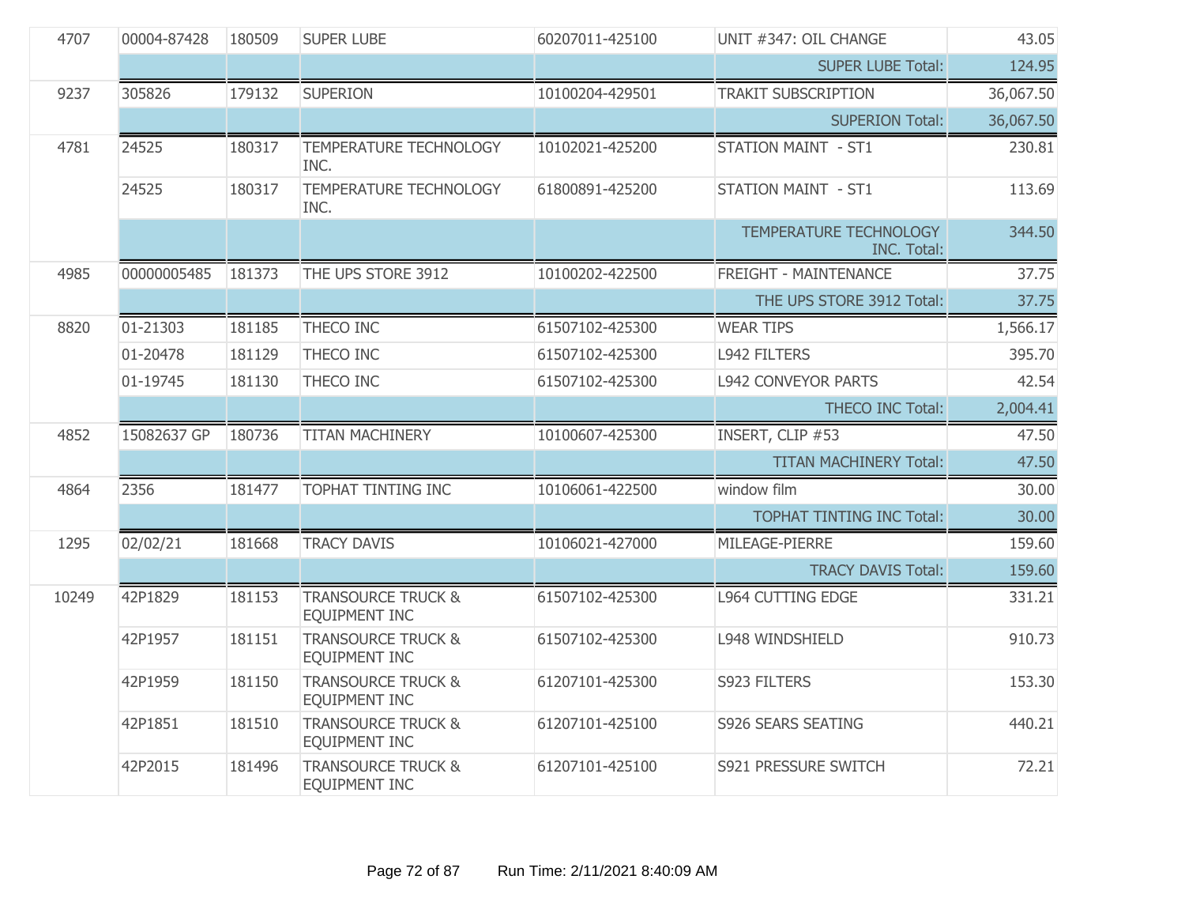| | | | | | | |
|---|---|---|---|---|---|---|
| 4707 | 00004-87428 | 180509 | SUPER LUBE | 60207011-425100 | UNIT #347: OIL CHANGE | 43.05 |
| | | | | | SUPER LUBE Total: | 124.95 |
| 9237 | 305826 | 179132 | SUPERION | 10100204-429501 | TRAKIT SUBSCRIPTION | 36,067.50 |
| | | | | | SUPERION Total: | 36,067.50 |
| 4781 | 24525 | 180317 | TEMPERATURE TECHNOLOGY INC. | 10102021-425200 | STATION MAINT - ST1 | 230.81 |
| | 24525 | 180317 | TEMPERATURE TECHNOLOGY INC. | 61800891-425200 | STATION MAINT - ST1 | 113.69 |
| | | | | | TEMPERATURE TECHNOLOGY INC. Total: | 344.50 |
| 4985 | 00000005485 | 181373 | THE UPS STORE 3912 | 10100202-422500 | FREIGHT - MAINTENANCE | 37.75 |
| | | | | | THE UPS STORE 3912 Total: | 37.75 |
| 8820 | 01-21303 | 181185 | THECO INC | 61507102-425300 | WEAR TIPS | 1,566.17 |
| | 01-20478 | 181129 | THECO INC | 61507102-425300 | L942 FILTERS | 395.70 |
| | 01-19745 | 181130 | THECO INC | 61507102-425300 | L942 CONVEYOR PARTS | 42.54 |
| | | | | | THECO INC Total: | 2,004.41 |
| 4852 | 15082637 GP | 180736 | TITAN MACHINERY | 10100607-425300 | INSERT, CLIP #53 | 47.50 |
| | | | | | TITAN MACHINERY Total: | 47.50 |
| 4864 | 2356 | 181477 | TOPHAT TINTING INC | 10106061-422500 | window film | 30.00 |
| | | | | | TOPHAT TINTING INC Total: | 30.00 |
| 1295 | 02/02/21 | 181668 | TRACY DAVIS | 10106021-427000 | MILEAGE-PIERRE | 159.60 |
| | | | | | TRACY DAVIS Total: | 159.60 |
| 10249 | 42P1829 | 181153 | TRANSOURCE TRUCK & EQUIPMENT INC | 61507102-425300 | L964 CUTTING EDGE | 331.21 |
| | 42P1957 | 181151 | TRANSOURCE TRUCK & EQUIPMENT INC | 61507102-425300 | L948 WINDSHIELD | 910.73 |
| | 42P1959 | 181150 | TRANSOURCE TRUCK & EQUIPMENT INC | 61207101-425300 | S923 FILTERS | 153.30 |
| | 42P1851 | 181510 | TRANSOURCE TRUCK & EQUIPMENT INC | 61207101-425100 | S926 SEARS SEATING | 440.21 |
| | 42P2015 | 181496 | TRANSOURCE TRUCK & EQUIPMENT INC | 61207101-425100 | S921 PRESSURE SWITCH | 72.21 |

Run Time: 2/11/2021 8:40:09 AM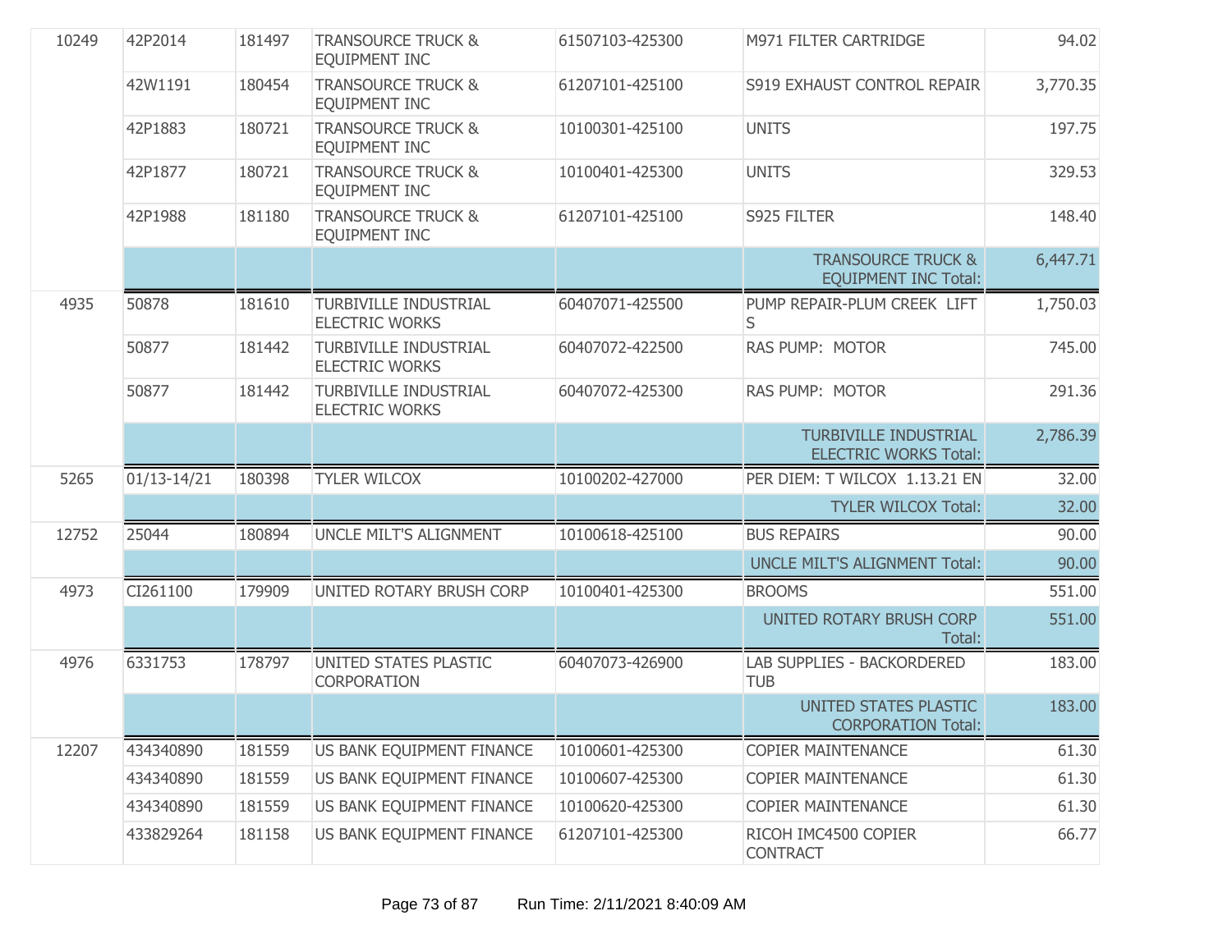| | | | | | | |
|---|---|---|---|---|---|---|
| 10249 | 42P2014 | 181497 | TRANSOURCE TRUCK & EQUIPMENT INC | 61507103-425300 | M971 FILTER CARTRIDGE | 94.02 |
| | 42W1191 | 180454 | TRANSOURCE TRUCK & EQUIPMENT INC | 61207101-425100 | S919 EXHAUST CONTROL REPAIR | 3,770.35 |
| | 42P1883 | 180721 | TRANSOURCE TRUCK & EQUIPMENT INC | 10100301-425100 | UNITS | 197.75 |
| | 42P1877 | 180721 | TRANSOURCE TRUCK & EQUIPMENT INC | 10100401-425300 | UNITS | 329.53 |
| | 42P1988 | 181180 | TRANSOURCE TRUCK & EQUIPMENT INC | 61207101-425100 | S925 FILTER | 148.40 |
| | | | | | TRANSOURCE TRUCK & EQUIPMENT INC Total: | 6,447.71 |
| 4935 | 50878 | 181610 | TURBIVILLE INDUSTRIAL ELECTRIC WORKS | 60407071-425500 | PUMP REPAIR-PLUM CREEK LIFT S | 1,750.03 |
| | 50877 | 181442 | TURBIVILLE INDUSTRIAL ELECTRIC WORKS | 60407072-422500 | RAS PUMP: MOTOR | 745.00 |
| | 50877 | 181442 | TURBIVILLE INDUSTRIAL ELECTRIC WORKS | 60407072-425300 | RAS PUMP: MOTOR | 291.36 |
| | | | | | TURBIVILLE INDUSTRIAL ELECTRIC WORKS Total: | 2,786.39 |
| 5265 | 01/13-14/21 | 180398 | TYLER WILCOX | 10100202-427000 | PER DIEM: T WILCOX 1.13.21 EN | 32.00 |
| | | | | | TYLER WILCOX Total: | 32.00 |
| 12752 | 25044 | 180894 | UNCLE MILT'S ALIGNMENT | 10100618-425100 | BUS REPAIRS | 90.00 |
| | | | | | UNCLE MILT'S ALIGNMENT Total: | 90.00 |
| 4973 | CI261100 | 179909 | UNITED ROTARY BRUSH CORP | 10100401-425300 | BROOMS | 551.00 |
| | | | | | UNITED ROTARY BRUSH CORP Total: | 551.00 |
| 4976 | 6331753 | 178797 | UNITED STATES PLASTIC CORPORATION | 60407073-426900 | LAB SUPPLIES - BACKORDERED TUB | 183.00 |
| | | | | | UNITED STATES PLASTIC CORPORATION Total: | 183.00 |
| 12207 | 434340890 | 181559 | US BANK EQUIPMENT FINANCE | 10100601-425300 | COPIER MAINTENANCE | 61.30 |
| | 434340890 | 181559 | US BANK EQUIPMENT FINANCE | 10100607-425300 | COPIER MAINTENANCE | 61.30 |
| | 434340890 | 181559 | US BANK EQUIPMENT FINANCE | 10100620-425300 | COPIER MAINTENANCE | 61.30 |
| | 433829264 | 181158 | US BANK EQUIPMENT FINANCE | 61207101-425300 | RICOH IMC4500 COPIER CONTRACT | 66.77 |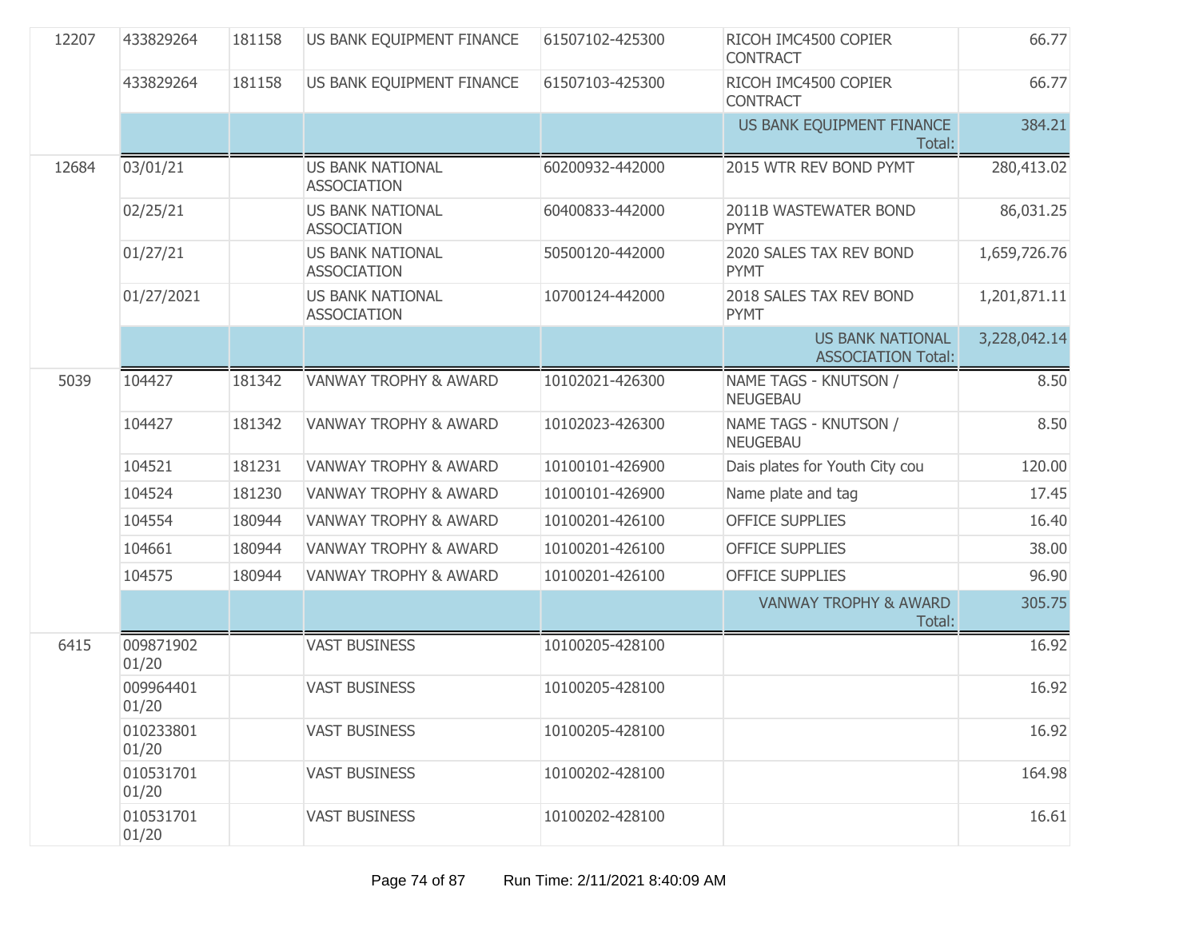| | | | | | | |
|---|---|---|---|---|---|---|
| 12207 | 433829264 | 181158 | US BANK EQUIPMENT FINANCE | 61507102-425300 | RICOH IMC4500 COPIER CONTRACT | 66.77 |
| | 433829264 | 181158 | US BANK EQUIPMENT FINANCE | 61507103-425300 | RICOH IMC4500 COPIER CONTRACT | 66.77 |
| | | | | | US BANK EQUIPMENT FINANCE Total: | 384.21 |
| 12684 | 03/01/21 | | US BANK NATIONAL ASSOCIATION | 60200932-442000 | 2015 WTR REV BOND PYMT | 280,413.02 |
| | 02/25/21 | | US BANK NATIONAL ASSOCIATION | 60400833-442000 | 2011B WASTEWATER BOND PYMT | 86,031.25 |
| | 01/27/21 | | US BANK NATIONAL ASSOCIATION | 50500120-442000 | 2020 SALES TAX REV BOND PYMT | 1,659,726.76 |
| | 01/27/2021 | | US BANK NATIONAL ASSOCIATION | 10700124-442000 | 2018 SALES TAX REV BOND PYMT | 1,201,871.11 |
| | | | | | US BANK NATIONAL ASSOCIATION Total: | 3,228,042.14 |
| 5039 | 104427 | 181342 | VANWAY TROPHY & AWARD | 10102021-426300 | NAME TAGS - KNUTSON / NEUGEBAU | 8.50 |
| | 104427 | 181342 | VANWAY TROPHY & AWARD | 10102023-426300 | NAME TAGS - KNUTSON / NEUGEBAU | 8.50 |
| | 104521 | 181231 | VANWAY TROPHY & AWARD | 10100101-426900 | Dais plates for Youth City cou | 120.00 |
| | 104524 | 181230 | VANWAY TROPHY & AWARD | 10100101-426900 | Name plate and tag | 17.45 |
| | 104554 | 180944 | VANWAY TROPHY & AWARD | 10100201-426100 | OFFICE SUPPLIES | 16.40 |
| | 104661 | 180944 | VANWAY TROPHY & AWARD | 10100201-426100 | OFFICE SUPPLIES | 38.00 |
| | 104575 | 180944 | VANWAY TROPHY & AWARD | 10100201-426100 | OFFICE SUPPLIES | 96.90 |
| | | | | | VANWAY TROPHY & AWARD Total: | 305.75 |
| 6415 | 009871902 01/20 | | VAST BUSINESS | 10100205-428100 | | 16.92 |
| | 009964401 01/20 | | VAST BUSINESS | 10100205-428100 | | 16.92 |
| | 010233801 01/20 | | VAST BUSINESS | 10100205-428100 | | 16.92 |
| | 010531701 01/20 | | VAST BUSINESS | 10100202-428100 | | 164.98 |
| | 010531701 01/20 | | VAST BUSINESS | 10100202-428100 | | 16.61 |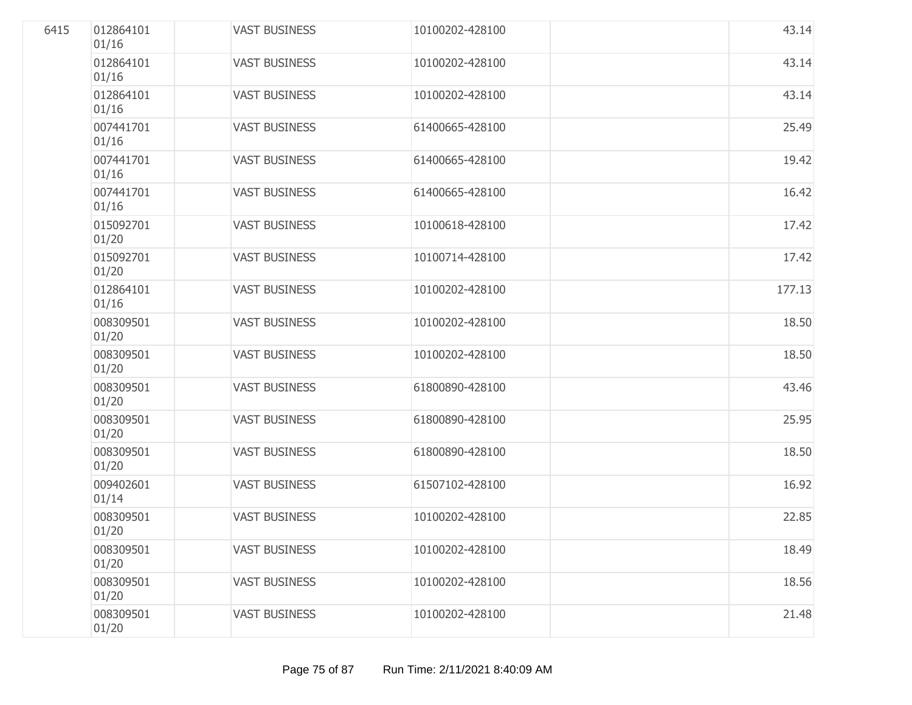| | | | | | | |
|---|---|---|---|---|---|---|
| 6415 | 012864101 01/16 | | VAST BUSINESS | 10100202-428100 | | 43.14 |
| | 012864101 01/16 | | VAST BUSINESS | 10100202-428100 | | 43.14 |
| | 012864101 01/16 | | VAST BUSINESS | 10100202-428100 | | 43.14 |
| | 007441701 01/16 | | VAST BUSINESS | 61400665-428100 | | 25.49 |
| | 007441701 01/16 | | VAST BUSINESS | 61400665-428100 | | 19.42 |
| | 007441701 01/16 | | VAST BUSINESS | 61400665-428100 | | 16.42 |
| | 015092701 01/20 | | VAST BUSINESS | 10100618-428100 | | 17.42 |
| | 015092701 01/20 | | VAST BUSINESS | 10100714-428100 | | 17.42 |
| | 012864101 01/16 | | VAST BUSINESS | 10100202-428100 | | 177.13 |
| | 008309501 01/20 | | VAST BUSINESS | 10100202-428100 | | 18.50 |
| | 008309501 01/20 | | VAST BUSINESS | 10100202-428100 | | 18.50 |
| | 008309501 01/20 | | VAST BUSINESS | 61800890-428100 | | 43.46 |
| | 008309501 01/20 | | VAST BUSINESS | 61800890-428100 | | 25.95 |
| | 008309501 01/20 | | VAST BUSINESS | 61800890-428100 | | 18.50 |
| | 009402601 01/14 | | VAST BUSINESS | 61507102-428100 | | 16.92 |
| | 008309501 01/20 | | VAST BUSINESS | 10100202-428100 | | 22.85 |
| | 008309501 01/20 | | VAST BUSINESS | 10100202-428100 | | 18.49 |
| | 008309501 01/20 | | VAST BUSINESS | 10100202-428100 | | 18.56 |
| | 008309501 01/20 | | VAST BUSINESS | 10100202-428100 | | 21.48 |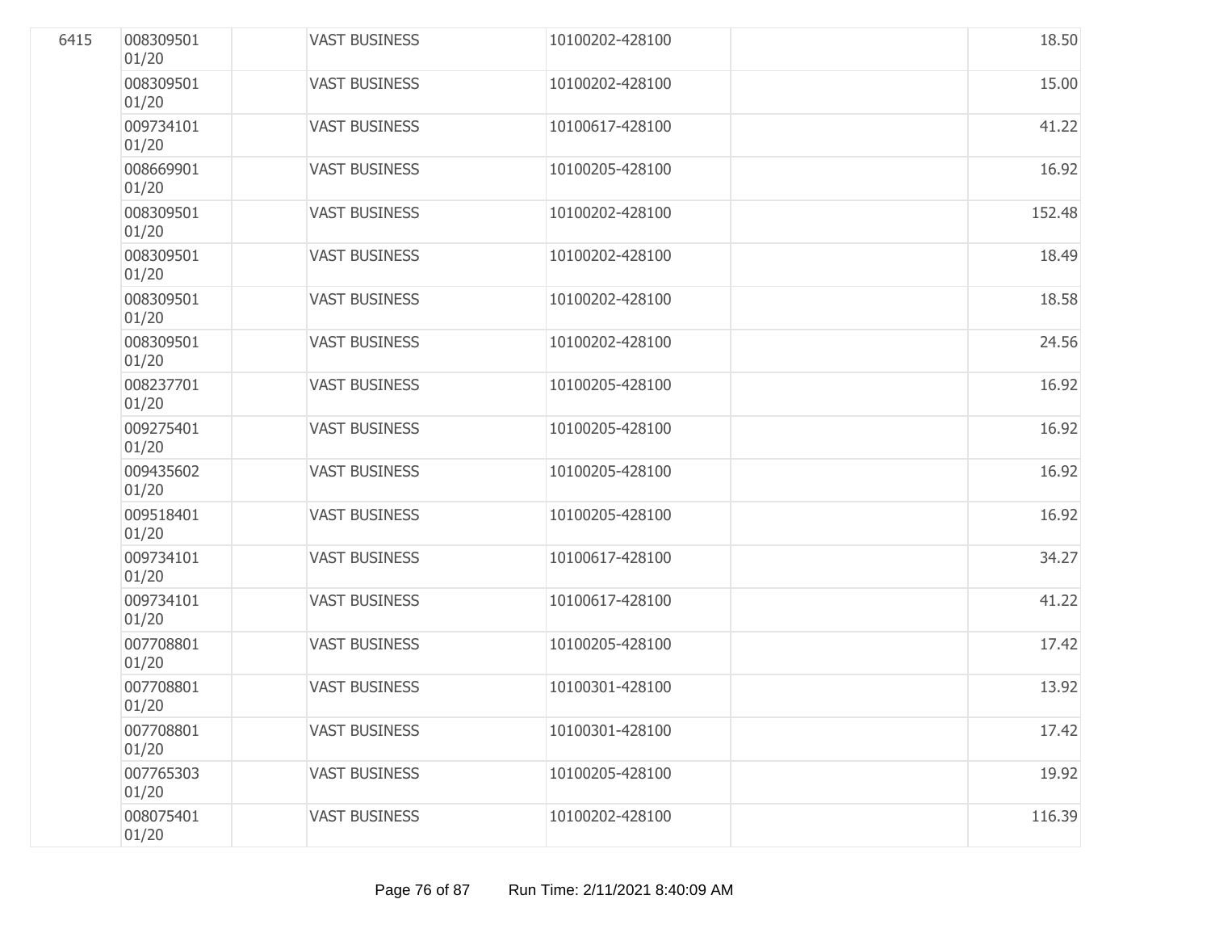| | | | | | | |
|---|---|---|---|---|---|---|
| 6415 | 008309501 01/20 | | VAST BUSINESS | 10100202-428100 | | 18.50 |
| | 008309501 01/20 | | VAST BUSINESS | 10100202-428100 | | 15.00 |
| | 009734101 01/20 | | VAST BUSINESS | 10100617-428100 | | 41.22 |
| | 008669901 01/20 | | VAST BUSINESS | 10100205-428100 | | 16.92 |
| | 008309501 01/20 | | VAST BUSINESS | 10100202-428100 | | 152.48 |
| | 008309501 01/20 | | VAST BUSINESS | 10100202-428100 | | 18.49 |
| | 008309501 01/20 | | VAST BUSINESS | 10100202-428100 | | 18.58 |
| | 008309501 01/20 | | VAST BUSINESS | 10100202-428100 | | 24.56 |
| | 008237701 01/20 | | VAST BUSINESS | 10100205-428100 | | 16.92 |
| | 009275401 01/20 | | VAST BUSINESS | 10100205-428100 | | 16.92 |
| | 009435602 01/20 | | VAST BUSINESS | 10100205-428100 | | 16.92 |
| | 009518401 01/20 | | VAST BUSINESS | 10100205-428100 | | 16.92 |
| | 009734101 01/20 | | VAST BUSINESS | 10100617-428100 | | 34.27 |
| | 009734101 01/20 | | VAST BUSINESS | 10100617-428100 | | 41.22 |
| | 007708801 01/20 | | VAST BUSINESS | 10100205-428100 | | 17.42 |
| | 007708801 01/20 | | VAST BUSINESS | 10100301-428100 | | 13.92 |
| | 007708801 01/20 | | VAST BUSINESS | 10100301-428100 | | 17.42 |
| | 007765303 01/20 | | VAST BUSINESS | 10100205-428100 | | 19.92 |
| | 008075401 01/20 | | VAST BUSINESS | 10100202-428100 | | 116.39 |

Run Time: 2/11/2021 8:40:09 AM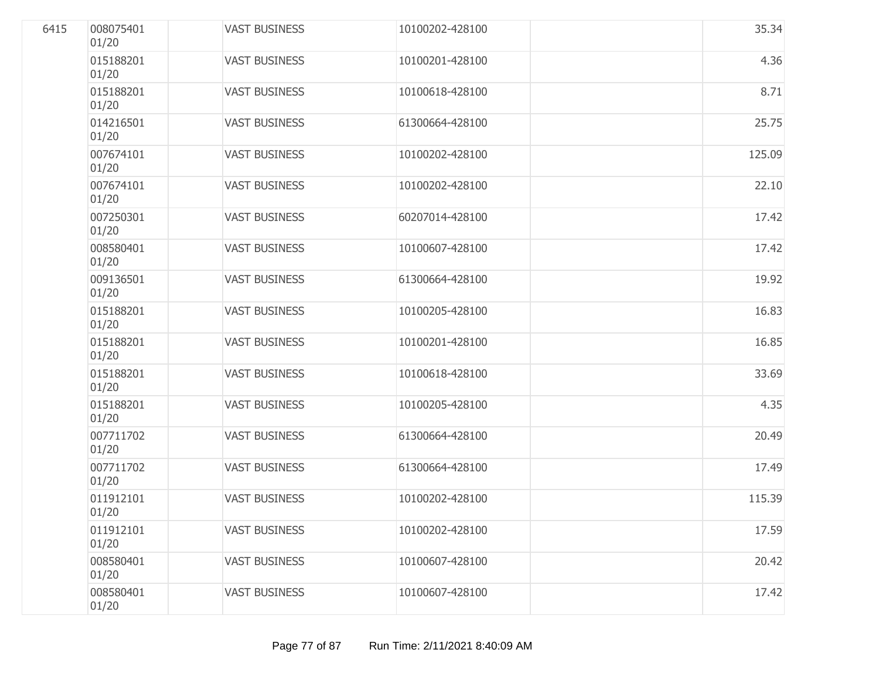| | | | | | | |
|---|---|---|---|---|---|---|
| 6415 | 008075401 01/20 | | VAST BUSINESS | 10100202-428100 | | 35.34 |
| | 015188201 01/20 | | VAST BUSINESS | 10100201-428100 | | 4.36 |
| | 015188201 01/20 | | VAST BUSINESS | 10100618-428100 | | 8.71 |
| | 014216501 01/20 | | VAST BUSINESS | 61300664-428100 | | 25.75 |
| | 007674101 01/20 | | VAST BUSINESS | 10100202-428100 | | 125.09 |
| | 007674101 01/20 | | VAST BUSINESS | 10100202-428100 | | 22.10 |
| | 007250301 01/20 | | VAST BUSINESS | 60207014-428100 | | 17.42 |
| | 008580401 01/20 | | VAST BUSINESS | 10100607-428100 | | 17.42 |
| | 009136501 01/20 | | VAST BUSINESS | 61300664-428100 | | 19.92 |
| | 015188201 01/20 | | VAST BUSINESS | 10100205-428100 | | 16.83 |
| | 015188201 01/20 | | VAST BUSINESS | 10100201-428100 | | 16.85 |
| | 015188201 01/20 | | VAST BUSINESS | 10100618-428100 | | 33.69 |
| | 015188201 01/20 | | VAST BUSINESS | 10100205-428100 | | 4.35 |
| | 007711702 01/20 | | VAST BUSINESS | 61300664-428100 | | 20.49 |
| | 007711702 01/20 | | VAST BUSINESS | 61300664-428100 | | 17.49 |
| | 011912101 01/20 | | VAST BUSINESS | 10100202-428100 | | 115.39 |
| | 011912101 01/20 | | VAST BUSINESS | 10100202-428100 | | 17.59 |
| | 008580401 01/20 | | VAST BUSINESS | 10100607-428100 | | 20.42 |
| | 008580401 01/20 | | VAST BUSINESS | 10100607-428100 | | 17.42 |

Run Time: 2/11/2021 8:40:09 AM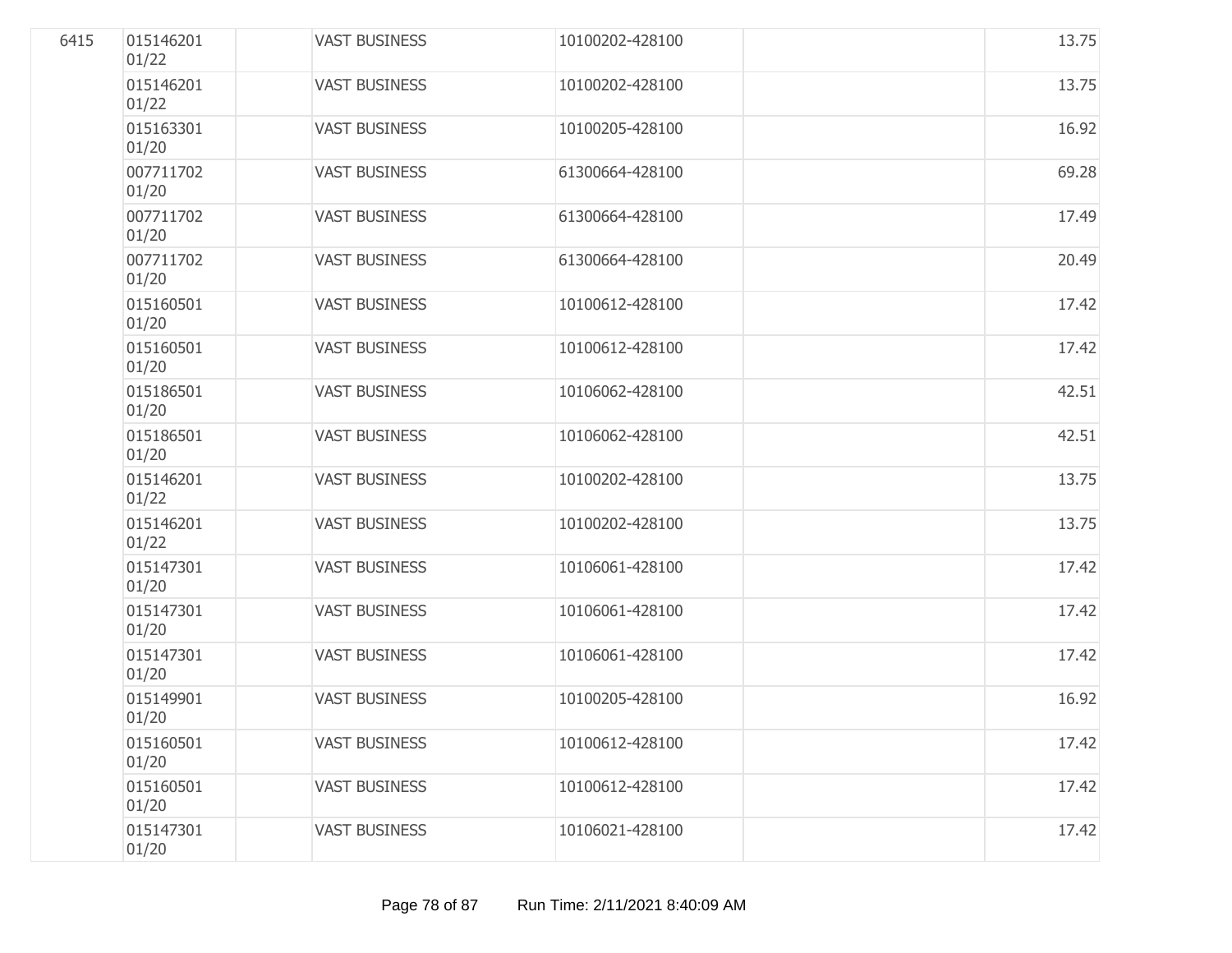| | | | | | | |
|---|---|---|---|---|---|---|
| 6415 | 015146201 01/22 | | VAST BUSINESS | 10100202-428100 | | 13.75 |
| | 015146201 01/22 | | VAST BUSINESS | 10100202-428100 | | 13.75 |
| | 015163301 01/20 | | VAST BUSINESS | 10100205-428100 | | 16.92 |
| | 007711702 01/20 | | VAST BUSINESS | 61300664-428100 | | 69.28 |
| | 007711702 01/20 | | VAST BUSINESS | 61300664-428100 | | 17.49 |
| | 007711702 01/20 | | VAST BUSINESS | 61300664-428100 | | 20.49 |
| | 015160501 01/20 | | VAST BUSINESS | 10100612-428100 | | 17.42 |
| | 015160501 01/20 | | VAST BUSINESS | 10100612-428100 | | 17.42 |
| | 015186501 01/20 | | VAST BUSINESS | 10106062-428100 | | 42.51 |
| | 015186501 01/20 | | VAST BUSINESS | 10106062-428100 | | 42.51 |
| | 015146201 01/22 | | VAST BUSINESS | 10100202-428100 | | 13.75 |
| | 015146201 01/22 | | VAST BUSINESS | 10100202-428100 | | 13.75 |
| | 015147301 01/20 | | VAST BUSINESS | 10106061-428100 | | 17.42 |
| | 015147301 01/20 | | VAST BUSINESS | 10106061-428100 | | 17.42 |
| | 015147301 01/20 | | VAST BUSINESS | 10106061-428100 | | 17.42 |
| | 015149901 01/20 | | VAST BUSINESS | 10100205-428100 | | 16.92 |
| | 015160501 01/20 | | VAST BUSINESS | 10100612-428100 | | 17.42 |
| | 015160501 01/20 | | VAST BUSINESS | 10100612-428100 | | 17.42 |
| | 015147301 01/20 | | VAST BUSINESS | 10106021-428100 | | 17.42 |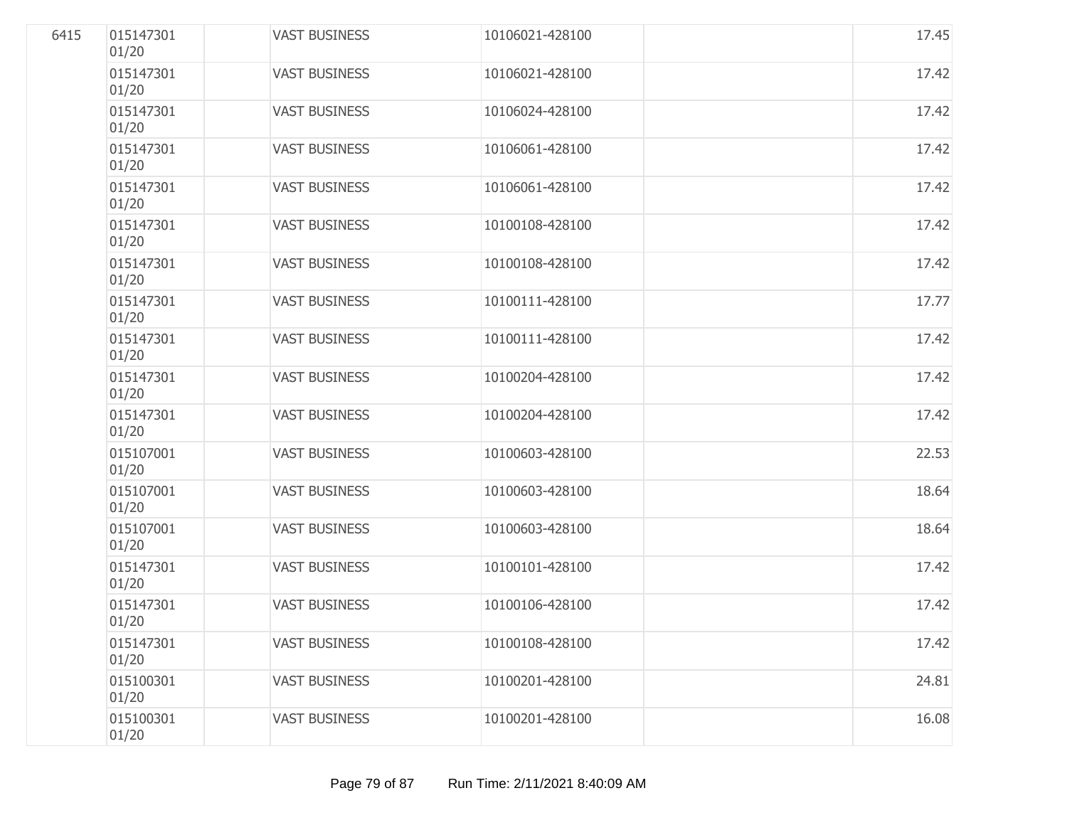| | | | | | | |
|---|---|---|---|---|---|---|
| 6415 | 015147301 01/20 | | VAST BUSINESS | 10106021-428100 | | 17.45 |
| | 015147301 01/20 | | VAST BUSINESS | 10106021-428100 | | 17.42 |
| | 015147301 01/20 | | VAST BUSINESS | 10106024-428100 | | 17.42 |
| | 015147301 01/20 | | VAST BUSINESS | 10106061-428100 | | 17.42 |
| | 015147301 01/20 | | VAST BUSINESS | 10106061-428100 | | 17.42 |
| | 015147301 01/20 | | VAST BUSINESS | 10100108-428100 | | 17.42 |
| | 015147301 01/20 | | VAST BUSINESS | 10100108-428100 | | 17.42 |
| | 015147301 01/20 | | VAST BUSINESS | 10100111-428100 | | 17.77 |
| | 015147301 01/20 | | VAST BUSINESS | 10100111-428100 | | 17.42 |
| | 015147301 01/20 | | VAST BUSINESS | 10100204-428100 | | 17.42 |
| | 015147301 01/20 | | VAST BUSINESS | 10100204-428100 | | 17.42 |
| | 015107001 01/20 | | VAST BUSINESS | 10100603-428100 | | 22.53 |
| | 015107001 01/20 | | VAST BUSINESS | 10100603-428100 | | 18.64 |
| | 015107001 01/20 | | VAST BUSINESS | 10100603-428100 | | 18.64 |
| | 015147301 01/20 | | VAST BUSINESS | 10100101-428100 | | 17.42 |
| | 015147301 01/20 | | VAST BUSINESS | 10100106-428100 | | 17.42 |
| | 015147301 01/20 | | VAST BUSINESS | 10100108-428100 | | 17.42 |
| | 015100301 01/20 | | VAST BUSINESS | 10100201-428100 | | 24.81 |
| | 015100301 01/20 | | VAST BUSINESS | 10100201-428100 | | 16.08 |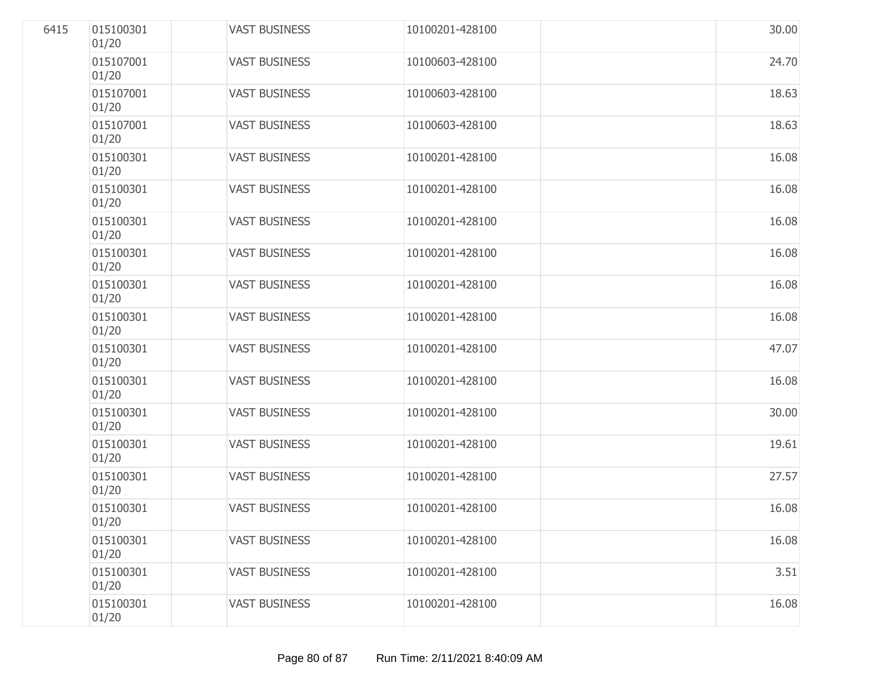| | | | | | | |
|---|---|---|---|---|---|---|
| 6415 | 015100301 01/20 | | VAST BUSINESS | 10100201-428100 | | 30.00 |
| | 015107001 01/20 | | VAST BUSINESS | 10100603-428100 | | 24.70 |
| | 015107001 01/20 | | VAST BUSINESS | 10100603-428100 | | 18.63 |
| | 015107001 01/20 | | VAST BUSINESS | 10100603-428100 | | 18.63 |
| | 015100301 01/20 | | VAST BUSINESS | 10100201-428100 | | 16.08 |
| | 015100301 01/20 | | VAST BUSINESS | 10100201-428100 | | 16.08 |
| | 015100301 01/20 | | VAST BUSINESS | 10100201-428100 | | 16.08 |
| | 015100301 01/20 | | VAST BUSINESS | 10100201-428100 | | 16.08 |
| | 015100301 01/20 | | VAST BUSINESS | 10100201-428100 | | 16.08 |
| | 015100301 01/20 | | VAST BUSINESS | 10100201-428100 | | 16.08 |
| | 015100301 01/20 | | VAST BUSINESS | 10100201-428100 | | 47.07 |
| | 015100301 01/20 | | VAST BUSINESS | 10100201-428100 | | 16.08 |
| | 015100301 01/20 | | VAST BUSINESS | 10100201-428100 | | 30.00 |
| | 015100301 01/20 | | VAST BUSINESS | 10100201-428100 | | 19.61 |
| | 015100301 01/20 | | VAST BUSINESS | 10100201-428100 | | 27.57 |
| | 015100301 01/20 | | VAST BUSINESS | 10100201-428100 | | 16.08 |
| | 015100301 01/20 | | VAST BUSINESS | 10100201-428100 | | 16.08 |
| | 015100301 01/20 | | VAST BUSINESS | 10100201-428100 | | 3.51 |
| | 015100301 01/20 | | VAST BUSINESS | 10100201-428100 | | 16.08 |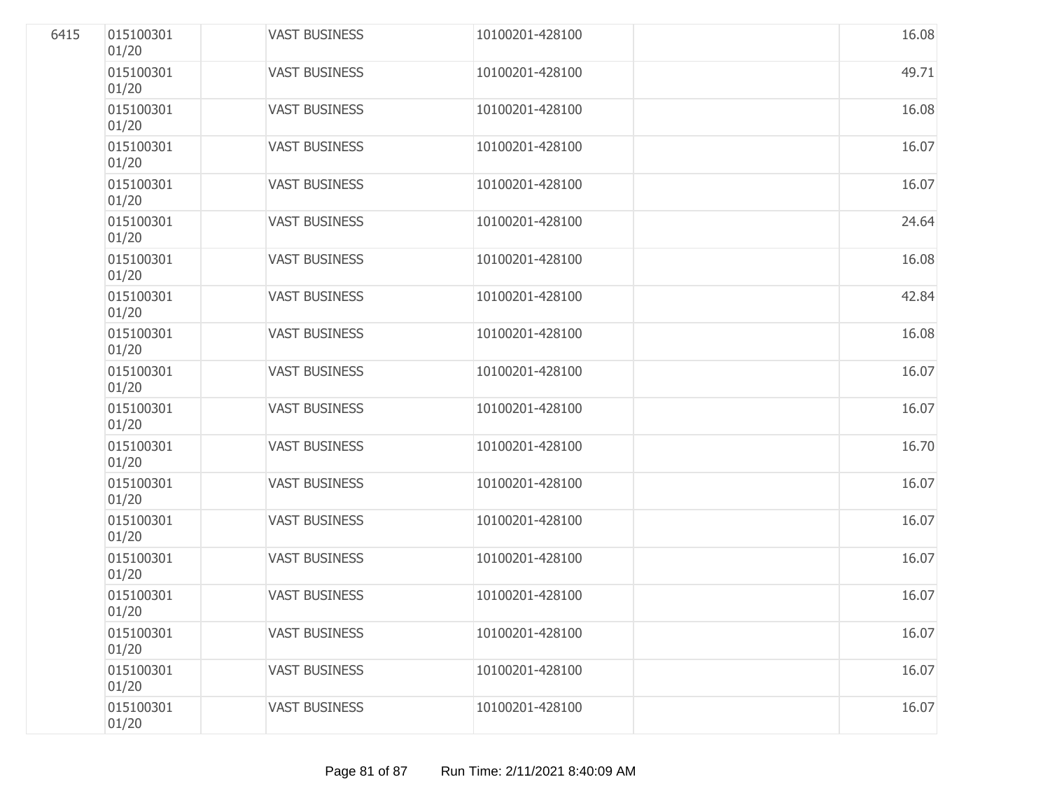| | | | | | | |
|---|---|---|---|---|---|---|
| 6415 | 015100301 01/20 | | VAST BUSINESS | 10100201-428100 | | 16.08 |
| | 015100301 01/20 | | VAST BUSINESS | 10100201-428100 | | 49.71 |
| | 015100301 01/20 | | VAST BUSINESS | 10100201-428100 | | 16.08 |
| | 015100301 01/20 | | VAST BUSINESS | 10100201-428100 | | 16.07 |
| | 015100301 01/20 | | VAST BUSINESS | 10100201-428100 | | 16.07 |
| | 015100301 01/20 | | VAST BUSINESS | 10100201-428100 | | 24.64 |
| | 015100301 01/20 | | VAST BUSINESS | 10100201-428100 | | 16.08 |
| | 015100301 01/20 | | VAST BUSINESS | 10100201-428100 | | 42.84 |
| | 015100301 01/20 | | VAST BUSINESS | 10100201-428100 | | 16.08 |
| | 015100301 01/20 | | VAST BUSINESS | 10100201-428100 | | 16.07 |
| | 015100301 01/20 | | VAST BUSINESS | 10100201-428100 | | 16.07 |
| | 015100301 01/20 | | VAST BUSINESS | 10100201-428100 | | 16.70 |
| | 015100301 01/20 | | VAST BUSINESS | 10100201-428100 | | 16.07 |
| | 015100301 01/20 | | VAST BUSINESS | 10100201-428100 | | 16.07 |
| | 015100301 01/20 | | VAST BUSINESS | 10100201-428100 | | 16.07 |
| | 015100301 01/20 | | VAST BUSINESS | 10100201-428100 | | 16.07 |
| | 015100301 01/20 | | VAST BUSINESS | 10100201-428100 | | 16.07 |
| | 015100301 01/20 | | VAST BUSINESS | 10100201-428100 | | 16.07 |
| | 015100301 01/20 | | VAST BUSINESS | 10100201-428100 | | 16.07 |

Run Time: 2/11/2021 8:40:09 AM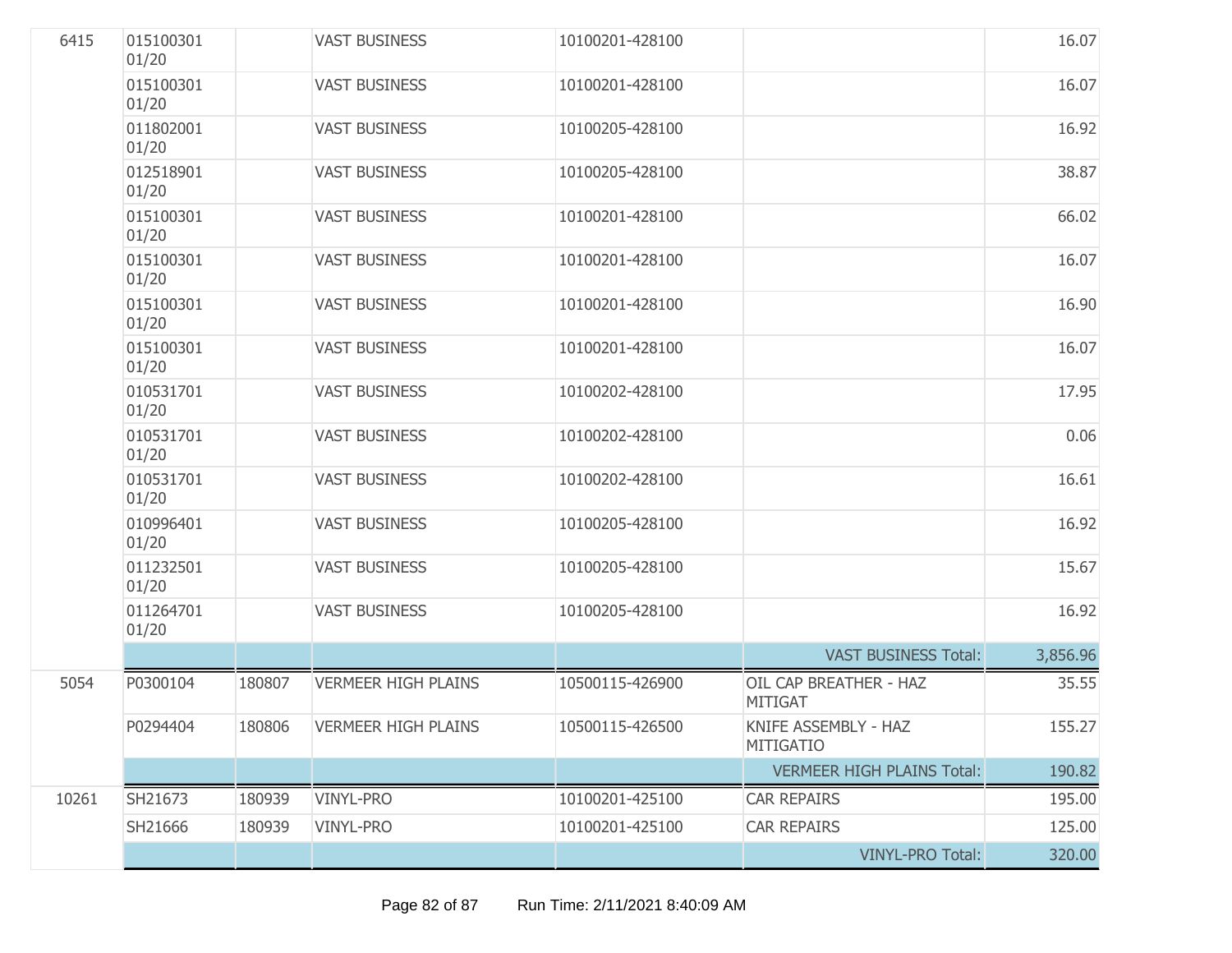| | | | | | | |
|---|---|---|---|---|---|---|
| 6415 | 015100301 01/20 | | VAST BUSINESS | 10100201-428100 | | 16.07 |
| | 015100301 01/20 | | VAST BUSINESS | 10100201-428100 | | 16.07 |
| | 011802001 01/20 | | VAST BUSINESS | 10100205-428100 | | 16.92 |
| | 012518901 01/20 | | VAST BUSINESS | 10100205-428100 | | 38.87 |
| | 015100301 01/20 | | VAST BUSINESS | 10100201-428100 | | 66.02 |
| | 015100301 01/20 | | VAST BUSINESS | 10100201-428100 | | 16.07 |
| | 015100301 01/20 | | VAST BUSINESS | 10100201-428100 | | 16.90 |
| | 015100301 01/20 | | VAST BUSINESS | 10100201-428100 | | 16.07 |
| | 010531701 01/20 | | VAST BUSINESS | 10100202-428100 | | 17.95 |
| | 010531701 01/20 | | VAST BUSINESS | 10100202-428100 | | 0.06 |
| | 010531701 01/20 | | VAST BUSINESS | 10100202-428100 | | 16.61 |
| | 010996401 01/20 | | VAST BUSINESS | 10100205-428100 | | 16.92 |
| | 011232501 01/20 | | VAST BUSINESS | 10100205-428100 | | 15.67 |
| | 011264701 01/20 | | VAST BUSINESS | 10100205-428100 | | 16.92 |
| | | | | | VAST BUSINESS Total: | 3,856.96 |
| 5054 | P0300104 | 180807 | VERMEER HIGH PLAINS | 10500115-426900 | OIL CAP BREATHER - HAZ MITIGAT | 35.55 |
| | P0294404 | 180806 | VERMEER HIGH PLAINS | 10500115-426500 | KNIFE ASSEMBLY - HAZ MITIGATIO | 155.27 |
| | | | | | VERMEER HIGH PLAINS Total: | 190.82 |
| 10261 | SH21673 | 180939 | VINYL-PRO | 10100201-425100 | CAR REPAIRS | 195.00 |
| | SH21666 | 180939 | VINYL-PRO | 10100201-425100 | CAR REPAIRS | 125.00 |
| | | | | | VINYL-PRO Total: | 320.00 |

Run Time: 2/11/2021 8:40:09 AM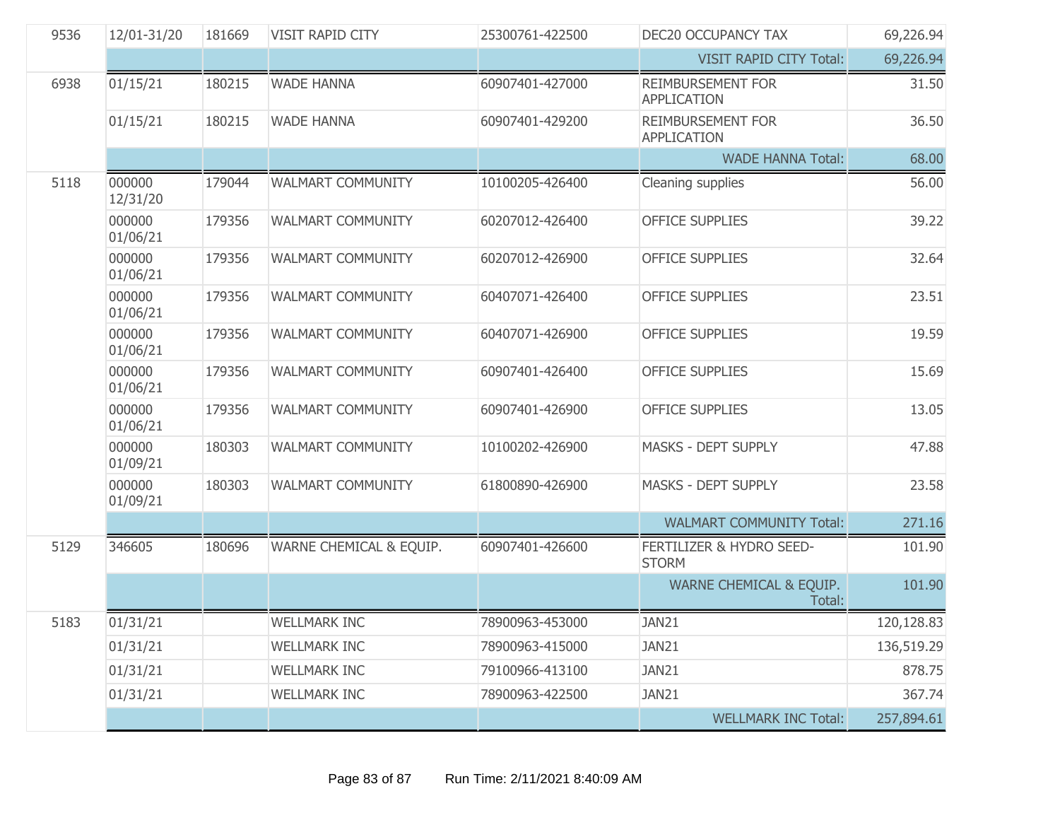| | | | | | | |
|---|---|---|---|---|---|---|
| 9536 | 12/01-31/20 | 181669 | VISIT RAPID CITY | 25300761-422500 | DEC20 OCCUPANCY TAX | 69,226.94 |
| | | | | | VISIT RAPID CITY Total: | 69,226.94 |
| 6938 | 01/15/21 | 180215 | WADE HANNA | 60907401-427000 | REIMBURSEMENT FOR APPLICATION | 31.50 |
| | 01/15/21 | 180215 | WADE HANNA | 60907401-429200 | REIMBURSEMENT FOR APPLICATION | 36.50 |
| | | | | | WADE HANNA Total: | 68.00 |
| 5118 | 000000 12/31/20 | 179044 | WALMART COMMUNITY | 10100205-426400 | Cleaning supplies | 56.00 |
| | 000000 01/06/21 | 179356 | WALMART COMMUNITY | 60207012-426400 | OFFICE SUPPLIES | 39.22 |
| | 000000 01/06/21 | 179356 | WALMART COMMUNITY | 60207012-426900 | OFFICE SUPPLIES | 32.64 |
| | 000000 01/06/21 | 179356 | WALMART COMMUNITY | 60407071-426400 | OFFICE SUPPLIES | 23.51 |
| | 000000 01/06/21 | 179356 | WALMART COMMUNITY | 60407071-426900 | OFFICE SUPPLIES | 19.59 |
| | 000000 01/06/21 | 179356 | WALMART COMMUNITY | 60907401-426400 | OFFICE SUPPLIES | 15.69 |
| | 000000 01/06/21 | 179356 | WALMART COMMUNITY | 60907401-426900 | OFFICE SUPPLIES | 13.05 |
| | 000000 01/09/21 | 180303 | WALMART COMMUNITY | 10100202-426900 | MASKS - DEPT SUPPLY | 47.88 |
| | 000000 01/09/21 | 180303 | WALMART COMMUNITY | 61800890-426900 | MASKS - DEPT SUPPLY | 23.58 |
| | | | | | WALMART COMMUNITY Total: | 271.16 |
| 5129 | 346605 | 180696 | WARNE CHEMICAL & EQUIP. | 60907401-426600 | FERTILIZER & HYDRO SEED-STORM | 101.90 |
| | | | | | WARNE CHEMICAL & EQUIP. Total: | 101.90 |
| 5183 | 01/31/21 | | WELLMARK INC | 78900963-453000 | JAN21 | 120,128.83 |
| | 01/31/21 | | WELLMARK INC | 78900963-415000 | JAN21 | 136,519.29 |
| | 01/31/21 | | WELLMARK INC | 79100966-413100 | JAN21 | 878.75 |
| | 01/31/21 | | WELLMARK INC | 78900963-422500 | JAN21 | 367.74 |
| | | | | | WELLMARK INC Total: | 257,894.61 |

Run Time: 2/11/2021 8:40:09 AM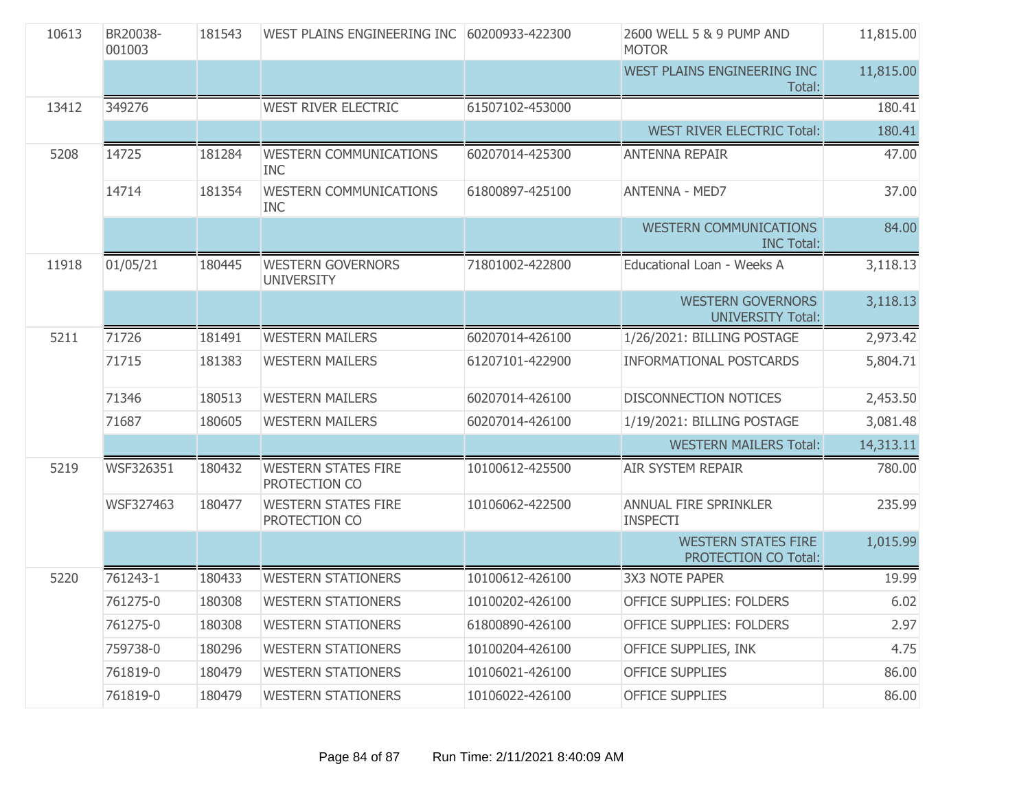| | | | | | | |
|---|---|---|---|---|---|---|
| 10613 | BR20038-001003 | 181543 | WEST PLAINS ENGINEERING INC | 60200933-422300 | 2600 WELL 5 & 9 PUMP AND MOTOR | 11,815.00 |
| | | | | | WEST PLAINS ENGINEERING INC Total: | 11,815.00 |
| 13412 | 349276 | | WEST RIVER ELECTRIC | 61507102-453000 | | 180.41 |
| | | | | | WEST RIVER ELECTRIC Total: | 180.41 |
| 5208 | 14725 | 181284 | WESTERN COMMUNICATIONS INC | 60207014-425300 | ANTENNA REPAIR | 47.00 |
| | 14714 | 181354 | WESTERN COMMUNICATIONS INC | 61800897-425100 | ANTENNA - MED7 | 37.00 |
| | | | | | WESTERN COMMUNICATIONS INC Total: | 84.00 |
| 11918 | 01/05/21 | 180445 | WESTERN GOVERNORS UNIVERSITY | 71801002-422800 | Educational Loan - Weeks A | 3,118.13 |
| | | | | | WESTERN GOVERNORS UNIVERSITY Total: | 3,118.13 |
| 5211 | 71726 | 181491 | WESTERN MAILERS | 60207014-426100 | 1/26/2021: BILLING POSTAGE | 2,973.42 |
| | 71715 | 181383 | WESTERN MAILERS | 61207101-422900 | INFORMATIONAL POSTCARDS | 5,804.71 |
| | 71346 | 180513 | WESTERN MAILERS | 60207014-426100 | DISCONNECTION NOTICES | 2,453.50 |
| | 71687 | 180605 | WESTERN MAILERS | 60207014-426100 | 1/19/2021: BILLING POSTAGE | 3,081.48 |
| | | | | | WESTERN MAILERS Total: | 14,313.11 |
| 5219 | WSF326351 | 180432 | WESTERN STATES FIRE PROTECTION CO | 10100612-425500 | AIR SYSTEM REPAIR | 780.00 |
| | WSF327463 | 180477 | WESTERN STATES FIRE PROTECTION CO | 10106062-422500 | ANNUAL FIRE SPRINKLER INSPECTI | 235.99 |
| | | | | | WESTERN STATES FIRE PROTECTION CO Total: | 1,015.99 |
| 5220 | 761243-1 | 180433 | WESTERN STATIONERS | 10100612-426100 | 3X3 NOTE PAPER | 19.99 |
| | 761275-0 | 180308 | WESTERN STATIONERS | 10100202-426100 | OFFICE SUPPLIES: FOLDERS | 6.02 |
| | 761275-0 | 180308 | WESTERN STATIONERS | 61800890-426100 | OFFICE SUPPLIES: FOLDERS | 2.97 |
| | 759738-0 | 180296 | WESTERN STATIONERS | 10100204-426100 | OFFICE SUPPLIES, INK | 4.75 |
| | 761819-0 | 180479 | WESTERN STATIONERS | 10106021-426100 | OFFICE SUPPLIES | 86.00 |
| | 761819-0 | 180479 | WESTERN STATIONERS | 10106022-426100 | OFFICE SUPPLIES | 86.00 |

Run Time: 2/11/2021 8:40:09 AM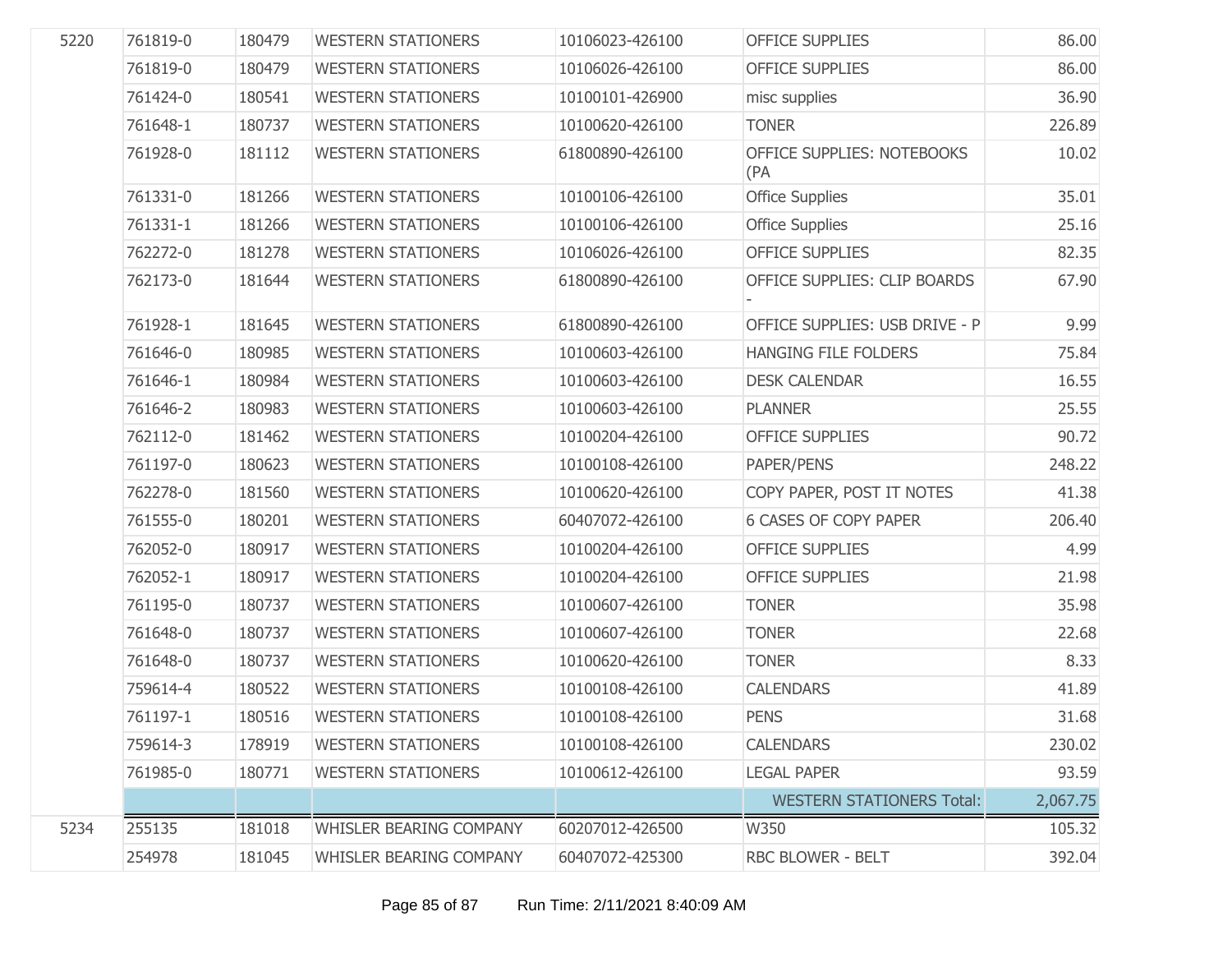| | | | | | | |
|---|---|---|---|---|---|---|
| 5220 | 761819-0 | 180479 | WESTERN STATIONERS | 10106023-426100 | OFFICE SUPPLIES | 86.00 |
| | 761819-0 | 180479 | WESTERN STATIONERS | 10106026-426100 | OFFICE SUPPLIES | 86.00 |
| | 761424-0 | 180541 | WESTERN STATIONERS | 10100101-426900 | misc supplies | 36.90 |
| | 761648-1 | 180737 | WESTERN STATIONERS | 10100620-426100 | TONER | 226.89 |
| | 761928-0 | 181112 | WESTERN STATIONERS | 61800890-426100 | OFFICE SUPPLIES: NOTEBOOKS (PA | 10.02 |
| | 761331-0 | 181266 | WESTERN STATIONERS | 10100106-426100 | Office Supplies | 35.01 |
| | 761331-1 | 181266 | WESTERN STATIONERS | 10100106-426100 | Office Supplies | 25.16 |
| | 762272-0 | 181278 | WESTERN STATIONERS | 10106026-426100 | OFFICE SUPPLIES | 82.35 |
| | 762173-0 | 181644 | WESTERN STATIONERS | 61800890-426100 | OFFICE SUPPLIES: CLIP BOARDS - | 67.90 |
| | 761928-1 | 181645 | WESTERN STATIONERS | 61800890-426100 | OFFICE SUPPLIES: USB DRIVE - P | 9.99 |
| | 761646-0 | 180985 | WESTERN STATIONERS | 10100603-426100 | HANGING FILE FOLDERS | 75.84 |
| | 761646-1 | 180984 | WESTERN STATIONERS | 10100603-426100 | DESK CALENDAR | 16.55 |
| | 761646-2 | 180983 | WESTERN STATIONERS | 10100603-426100 | PLANNER | 25.55 |
| | 762112-0 | 181462 | WESTERN STATIONERS | 10100204-426100 | OFFICE SUPPLIES | 90.72 |
| | 761197-0 | 180623 | WESTERN STATIONERS | 10100108-426100 | PAPER/PENS | 248.22 |
| | 762278-0 | 181560 | WESTERN STATIONERS | 10100620-426100 | COPY PAPER, POST IT NOTES | 41.38 |
| | 761555-0 | 180201 | WESTERN STATIONERS | 60407072-426100 | 6 CASES OF COPY PAPER | 206.40 |
| | 762052-0 | 180917 | WESTERN STATIONERS | 10100204-426100 | OFFICE SUPPLIES | 4.99 |
| | 762052-1 | 180917 | WESTERN STATIONERS | 10100204-426100 | OFFICE SUPPLIES | 21.98 |
| | 761195-0 | 180737 | WESTERN STATIONERS | 10100607-426100 | TONER | 35.98 |
| | 761648-0 | 180737 | WESTERN STATIONERS | 10100607-426100 | TONER | 22.68 |
| | 761648-0 | 180737 | WESTERN STATIONERS | 10100620-426100 | TONER | 8.33 |
| | 759614-4 | 180522 | WESTERN STATIONERS | 10100108-426100 | CALENDARS | 41.89 |
| | 761197-1 | 180516 | WESTERN STATIONERS | 10100108-426100 | PENS | 31.68 |
| | 759614-3 | 178919 | WESTERN STATIONERS | 10100108-426100 | CALENDARS | 230.02 |
| | 761985-0 | 180771 | WESTERN STATIONERS | 10100612-426100 | LEGAL PAPER | 93.59 |
| | | | | | WESTERN STATIONERS Total: | 2,067.75 |
| 5234 | 255135 | 181018 | WHISLER BEARING COMPANY | 60207012-426500 | W350 | 105.32 |
| | 254978 | 181045 | WHISLER BEARING COMPANY | 60407072-425300 | RBC BLOWER - BELT | 392.04 |

Run Time: 2/11/2021 8:40:09 AM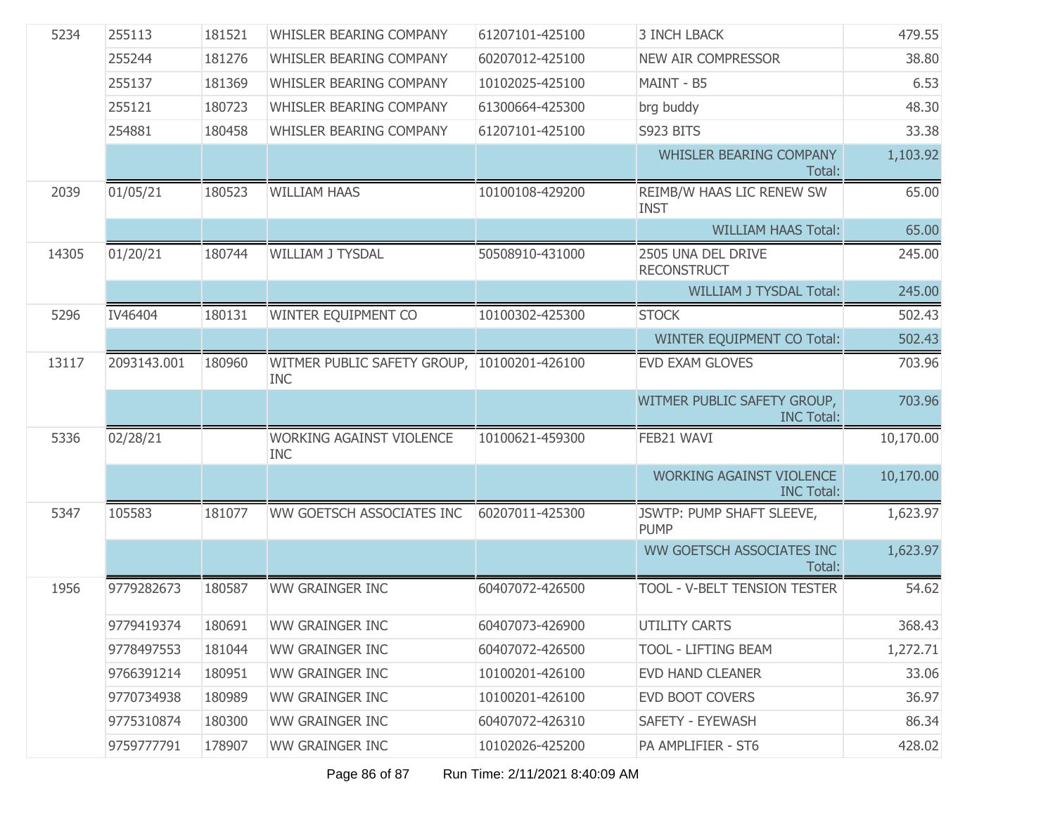| | | | | | | |
|---|---|---|---|---|---|---|
| 5234 | 255113 | 181521 | WHISLER BEARING COMPANY | 61207101-425100 | 3 INCH LBACK | 479.55 |
| | 255244 | 181276 | WHISLER BEARING COMPANY | 60207012-425100 | NEW AIR COMPRESSOR | 38.80 |
| | 255137 | 181369 | WHISLER BEARING COMPANY | 10102025-425100 | MAINT - B5 | 6.53 |
| | 255121 | 180723 | WHISLER BEARING COMPANY | 61300664-425300 | brg buddy | 48.30 |
| | 254881 | 180458 | WHISLER BEARING COMPANY | 61207101-425100 | S923 BITS | 33.38 |
| | | | | | WHISLER BEARING COMPANY Total: | 1,103.92 |
| 2039 | 01/05/21 | 180523 | WILLIAM HAAS | 10100108-429200 | REIMB/W HAAS LIC RENEW SW INST | 65.00 |
| | | | | | WILLIAM HAAS Total: | 65.00 |
| 14305 | 01/20/21 | 180744 | WILLIAM J TYSDAL | 50508910-431000 | 2505 UNA DEL DRIVE RECONSTRUCT | 245.00 |
| | | | | | WILLIAM J TYSDAL Total: | 245.00 |
| 5296 | IV46404 | 180131 | WINTER EQUIPMENT CO | 10100302-425300 | STOCK | 502.43 |
| | | | | | WINTER EQUIPMENT CO Total: | 502.43 |
| 13117 | 2093143.001 | 180960 | WITMER PUBLIC SAFETY GROUP, INC | 10100201-426100 | EVD EXAM GLOVES | 703.96 |
| | | | | | WITMER PUBLIC SAFETY GROUP, INC Total: | 703.96 |
| 5336 | 02/28/21 | | WORKING AGAINST VIOLENCE INC | 10100621-459300 | FEB21 WAVI | 10,170.00 |
| | | | | | WORKING AGAINST VIOLENCE INC Total: | 10,170.00 |
| 5347 | 105583 | 181077 | WW GOETSCH ASSOCIATES INC | 60207011-425300 | JSWTP: PUMP SHAFT SLEEVE, PUMP | 1,623.97 |
| | | | | | WW GOETSCH ASSOCIATES INC Total: | 1,623.97 |
| 1956 | 9779282673 | 180587 | WW GRAINGER INC | 60407072-426500 | TOOL - V-BELT TENSION TESTER | 54.62 |
| | 9779419374 | 180691 | WW GRAINGER INC | 60407073-426900 | UTILITY CARTS | 368.43 |
| | 9778497553 | 181044 | WW GRAINGER INC | 60407072-426500 | TOOL - LIFTING BEAM | 1,272.71 |
| | 9766391214 | 180951 | WW GRAINGER INC | 10100201-426100 | EVD HAND CLEANER | 33.06 |
| | 9770734938 | 180989 | WW GRAINGER INC | 10100201-426100 | EVD BOOT COVERS | 36.97 |
| | 9775310874 | 180300 | WW GRAINGER INC | 60407072-426310 | SAFETY - EYEWASH | 86.34 |
| | 9759777791 | 178907 | WW GRAINGER INC | 10102026-425200 | PA AMPLIFIER - ST6 | 428.02 |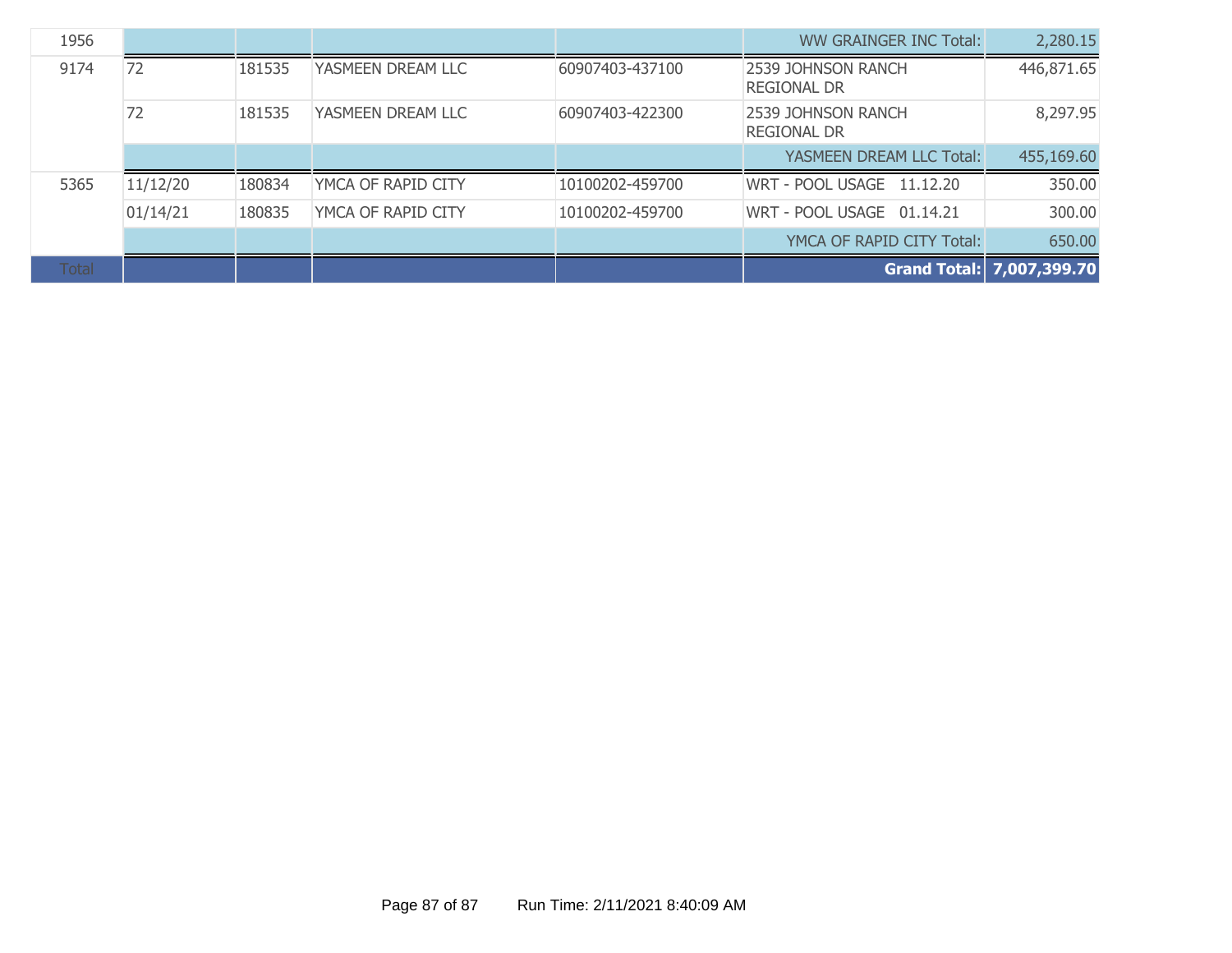| | | | | | | |
|---|---|---|---|---|---|---|
| 1956 | | | | | WW GRAINGER INC Total: | 2,280.15 |
| 9174 | 72 | 181535 | YASMEEN DREAM LLC | 60907403-437100 | 2539 JOHNSON RANCH REGIONAL DR | 446,871.65 |
| | 72 | 181535 | YASMEEN DREAM LLC | 60907403-422300 | 2539 JOHNSON RANCH REGIONAL DR | 8,297.95 |
| | | | | | YASMEEN DREAM LLC Total: | 455,169.60 |
| 5365 | 11/12/20 | 180834 | YMCA OF RAPID CITY | 10100202-459700 | WRT - POOL USAGE 11.12.20 | 350.00 |
| | 01/14/21 | 180835 | YMCA OF RAPID CITY | 10100202-459700 | WRT - POOL USAGE 01.14.21 | 300.00 |
| | | | | | YMCA OF RAPID CITY Total: | 650.00 |
| Total | | | | | **Grand Total:** | **7,007,399.70** |

Run Time: 2/11/2021 8:40:09 AM